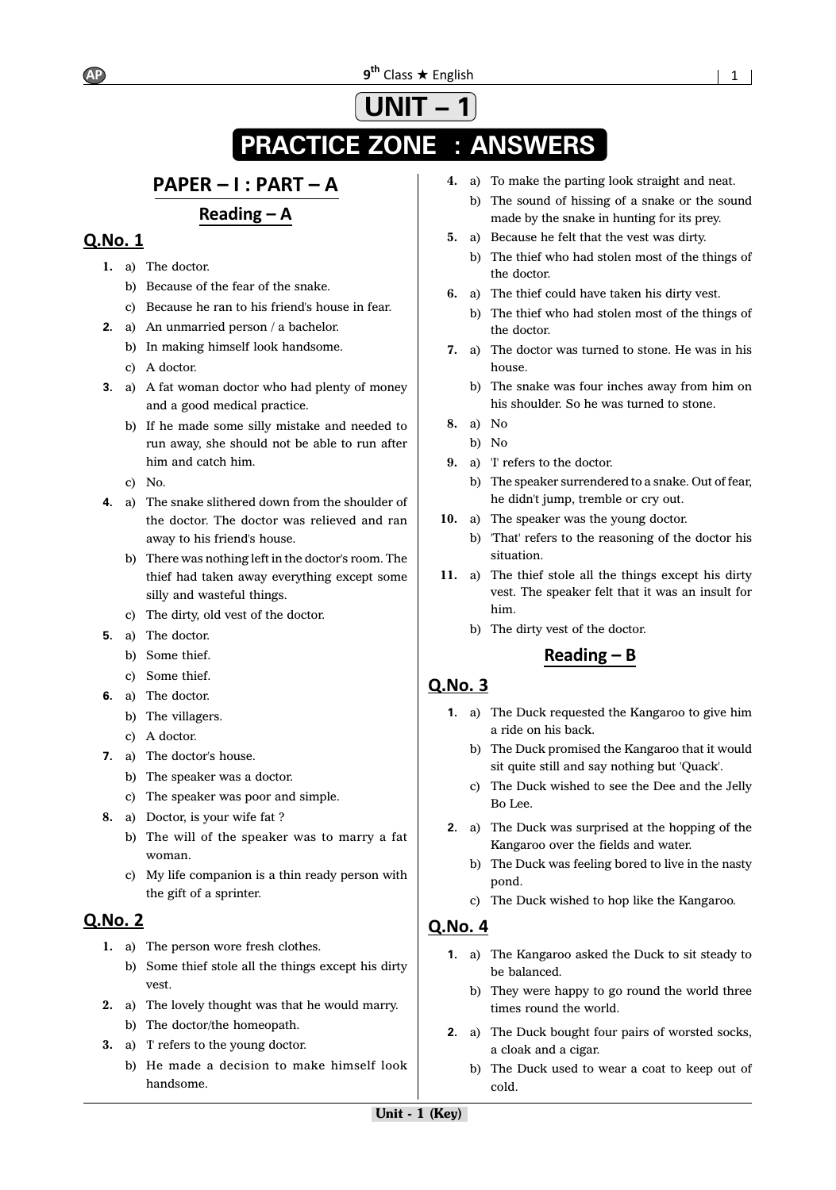# UNIT – 1

# PRACTICE ZONE : ANSWERS

## PAPER – I : PART – A

### Reading – A

### Q.No. 1

1. a) The doctor.
   b) Because of the fear of the snake.
   c) Because he ran to his friend's house in fear.
2. a) An unmarried person / a bachelor.
   b) In making himself look handsome.
   c) A doctor.
3. a) A fat woman doctor who had plenty of money and a good medical practice.
   b) If he made some silly mistake and needed to run away, she should not be able to run after him and catch him.
   c) No.
4. a) The snake slithered down from the shoulder of the doctor. The doctor was relieved and ran away to his friend's house.
   b) There was nothing left in the doctor's room. The thief had taken away everything except some silly and wasteful things.
   c) The dirty, old vest of the doctor.
5. a) The doctor.
   b) Some thief.
   c) Some thief.
6. a) The doctor.
   b) The villagers.
   c) A doctor.
7. a) The doctor's house.
   b) The speaker was a doctor.
   c) The speaker was poor and simple.
8. a) Doctor, is your wife fat ?
   b) The will of the speaker was to marry a fat woman.
   c) My life companion is a thin ready person with the gift of a sprinter.

### Q.No. 2

1. a) The person wore fresh clothes.
   b) Some thief stole all the things except his dirty vest.
2. a) The lovely thought was that he would marry.
   b) The doctor/the homeopath.
3. a) 'I' refers to the young doctor.
   b) He made a decision to make himself look handsome.
4. a) To make the parting look straight and neat.
   b) The sound of hissing of a snake or the sound made by the snake in hunting for its prey.
5. a) Because he felt that the vest was dirty.
   b) The thief who had stolen most of the things of the doctor.
6. a) The thief could have taken his dirty vest.
   b) The thief who had stolen most of the things of the doctor.
7. a) The doctor was turned to stone. He was in his house.
   b) The snake was four inches away from him on his shoulder. So he was turned to stone.
8. a) No
   b) No
9. a) 'I' refers to the doctor.
   b) The speaker surrendered to a snake. Out of fear, he didn't jump, tremble or cry out.
10. a) The speaker was the young doctor.
    b) 'That' refers to the reasoning of the doctor his situation.
11. a) The thief stole all the things except his dirty vest. The speaker felt that it was an insult for him.
    b) The dirty vest of the doctor.

### Reading – B

### Q.No. 3

1. a) The Duck requested the Kangaroo to give him a ride on his back.
   b) The Duck promised the Kangaroo that it would sit quite still and say nothing but 'Quack'.
   c) The Duck wished to see the Dee and the Jelly Bo Lee.
2. a) The Duck was surprised at the hopping of the Kangaroo over the fields and water.
   b) The Duck was feeling bored to live in the nasty pond.
   c) The Duck wished to hop like the Kangaroo.

### Q.No. 4

1. a) The Kangaroo asked the Duck to sit steady to be balanced.
   b) They were happy to go round the world three times round the world.
2. a) The Duck bought four pairs of worsted socks, a cloak and a cigar.
   b) The Duck used to wear a coat to keep out of cold.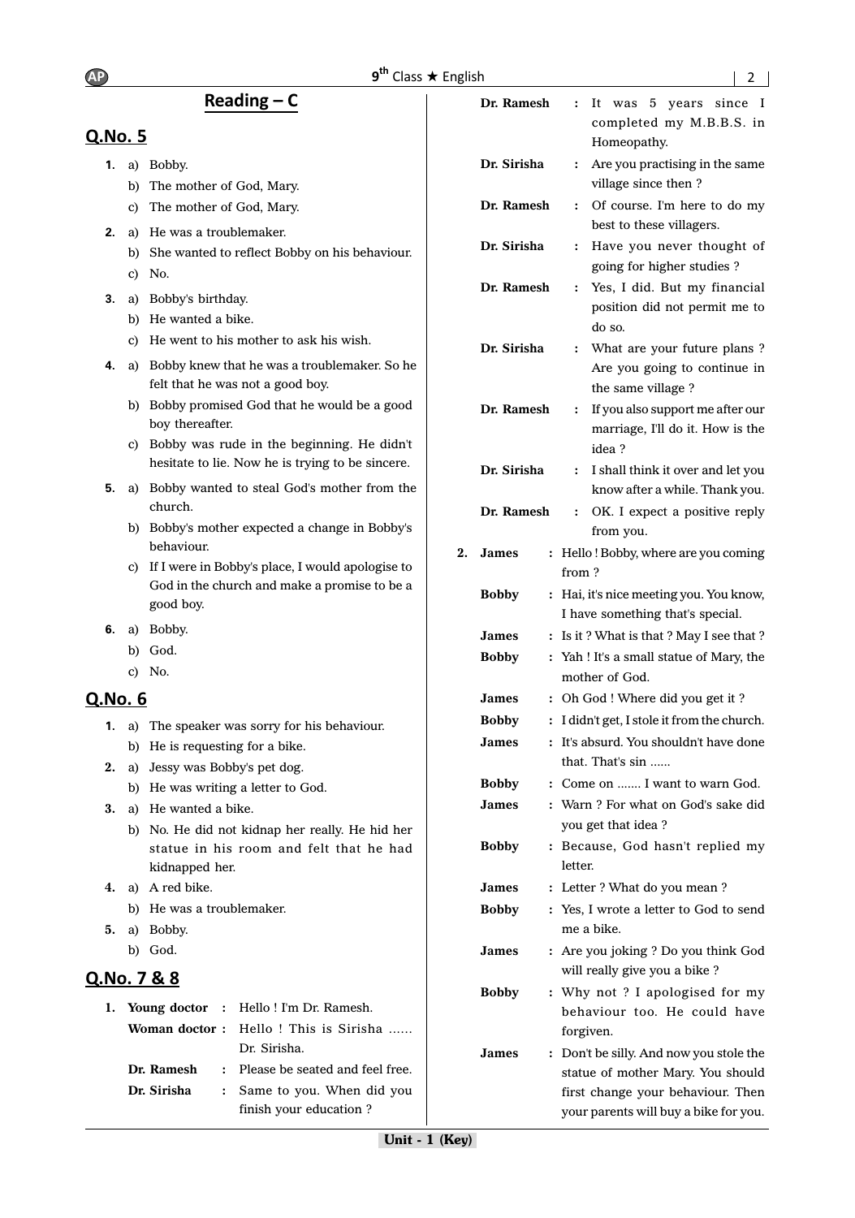## Reading – C

### Q.No. 5

1. a) Bobby.
   b) The mother of God, Mary.
   c) The mother of God, Mary.
2. a) He was a troublemaker.
   b) She wanted to reflect Bobby on his behaviour.
   c) No.
3. a) Bobby's birthday.
   b) He wanted a bike.
   c) He went to his mother to ask his wish.
4. a) Bobby knew that he was a troublemaker. So he felt that he was not a good boy.
   b) Bobby promised God that he would be a good boy thereafter.
   c) Bobby was rude in the beginning. He didn't hesitate to lie. Now he is trying to be sincere.
5. a) Bobby wanted to steal God's mother from the church.
   b) Bobby's mother expected a change in Bobby's behaviour.
   c) If I were in Bobby's place, I would apologise to God in the church and make a promise to be a good boy.
6. a) Bobby.
   b) God.
   c) No.

### Q.No. 6

1. a) The speaker was sorry for his behaviour.
   b) He is requesting for a bike.
2. a) Jessy was Bobby's pet dog.
   b) He was writing a letter to God.
3. a) He wanted a bike.
   b) No. He did not kidnap her really. He hid her statue in his room and felt that he had kidnapped her.
4. a) A red bike.
   b) He was a troublemaker.
5. a) Bobby.
   b) God.

### Q.No. 7 & 8

1. **Young doctor** : Hello ! I'm Dr. Ramesh.

   **Woman doctor :** Hello ! This is Sirisha ...... Dr. Sirisha.

   **Dr. Ramesh** : Please be seated and feel free.

   **Dr. Sirisha** : Same to you. When did you finish your education ?

   **Dr. Ramesh** : It was 5 years since I completed my M.B.B.S. in Homeopathy.

   **Dr. Sirisha** : Are you practising in the same village since then ?

   **Dr. Ramesh** : Of course. I'm here to do my best to these villagers.

   **Dr. Sirisha** : Have you never thought of going for higher studies ?

   **Dr. Ramesh** : Yes, I did. But my financial position did not permit me to do so.

   **Dr. Sirisha** : What are your future plans ? Are you going to continue in the same village ?

   **Dr. Ramesh** : If you also support me after our marriage, I'll do it. How is the idea ?

   **Dr. Sirisha** : I shall think it over and let you know after a while. Thank you.

   **Dr. Ramesh** : OK. I expect a positive reply from you.

2. **James** : Hello ! Bobby, where are you coming from ?

   **Bobby** : Hai, it's nice meeting you. You know, I have something that's special.

   **James** : Is it ? What is that ? May I see that ?

   **Bobby** : Yah ! It's a small statue of Mary, the mother of God.

   **James** : Oh God ! Where did you get it ?

   **Bobby** : I didn't get, I stole it from the church.

   **James** : It's absurd. You shouldn't have done that. That's sin ......

   **Bobby** : Come on ....... I want to warn God.

   **James** : Warn ? For what on God's sake did you get that idea ?

   **Bobby** : Because, God hasn't replied my letter.

   **James** : Letter ? What do you mean ?

   **Bobby** : Yes, I wrote a letter to God to send me a bike.

   **James** : Are you joking ? Do you think God will really give you a bike ?

   **Bobby** : Why not ? I apologised for my behaviour too. He could have forgiven.

   **James** : Don't be silly. And now you stole the statue of mother Mary. You should first change your behaviour. Then your parents will buy a bike for you.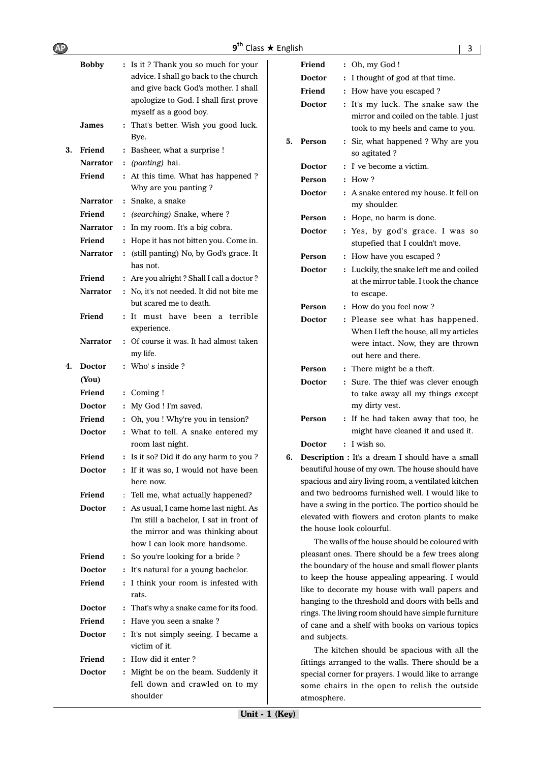**Bobby** : Is it ? Thank you so much for your advice. I shall go back to the church and give back God's mother. I shall apologize to God. I shall first prove myself as a good boy.

**James** : That's better. Wish you good luck. Bye.

**3.** **Friend** : Basheer, what a surprise !

**Narrator** : *(panting)* hai.

**Friend** : At this time. What has happened ? Why are you panting ?

**Narrator** : Snake, a snake

**Friend** : *(searching)* Snake, where ?

**Narrator** : In my room. It's a big cobra.

**Friend** : Hope it has not bitten you. Come in.

**Narrator** : (still panting) No, by God's grace. It has not.

**Friend** : Are you alright ? Shall I call a doctor ?

**Narrator** : No, it's not needed. It did not bite me but scared me to death.

**Friend** : It must have been a terrible experience.

**Narrator** : Of course it was. It had almost taken my life.

**4.** **Doctor (You)** : Who' s inside ?

**Friend** : Coming !

**Doctor** : My God ! I'm saved.

**Friend** : Oh, you ! Why're you in tension?

**Doctor** : What to tell. A snake entered my room last night.

**Friend** : Is it so? Did it do any harm to you ?

**Doctor** : If it was so, I would not have been here now.

**Friend** : Tell me, what actually happened?

**Doctor** : As usual, I came home last night. As I'm still a bachelor, I sat in front of the mirror and was thinking about how I can look more handsome.

**Friend** : So you're looking for a bride ?

**Doctor** : It's natural for a young bachelor.

**Friend** : I think your room is infested with rats.

**Doctor** : That's why a snake came for its food.

**Friend** : Have you seen a snake ?

**Doctor** : It's not simply seeing. I became a victim of it.

**Friend** : How did it enter ?

**Doctor** : Might be on the beam. Suddenly it fell down and crawled on to my shoulder

**Friend** : Oh, my God !

**Doctor** : I thought of god at that time.

**Friend** : How have you escaped ?

**Doctor** : It's my luck. The snake saw the mirror and coiled on the table. I just took to my heels and came to you.

**5.** **Person** : Sir, what happened ? Why are you so agitated ?

**Doctor** : I' ve become a victim.

**Person** : How ?

**Doctor** : A snake entered my house. It fell on my shoulder.

**Person** : Hope, no harm is done.

**Doctor** : Yes, by god's grace. I was so stupefied that I couldn't move.

**Person** : How have you escaped ?

**Doctor** : Luckily, the snake left me and coiled at the mirror table. I took the chance to escape.

**Person** : How do you feel now ?

**Doctor** : Please see what has happened. When I left the house, all my articles were intact. Now, they are thrown out here and there.

**Person** : There might be a theft.

**Doctor** : Sure. The thief was clever enough to take away all my things except my dirty vest.

**Person** : If he had taken away that too, he might have cleaned it and used it.

**Doctor** : I wish so.

**6.** **Description :** It's a dream I should have a small beautiful house of my own. The house should have spacious and airy living room, a ventilated kitchen and two bedrooms furnished well. I would like to have a swing in the portico. The portico should be elevated with flowers and croton plants to make the house look colourful.

The walls of the house should be coloured with pleasant ones. There should be a few trees along the boundary of the house and small flower plants to keep the house appealing appearing. I would like to decorate my house with wall papers and hanging to the threshold and doors with bells and rings. The living room should have simple furniture of cane and a shelf with books on various topics and subjects.

The kitchen should be spacious with all the fittings arranged to the walls. There should be a special corner for prayers. I would like to arrange some chairs in the open to relish the outside atmosphere.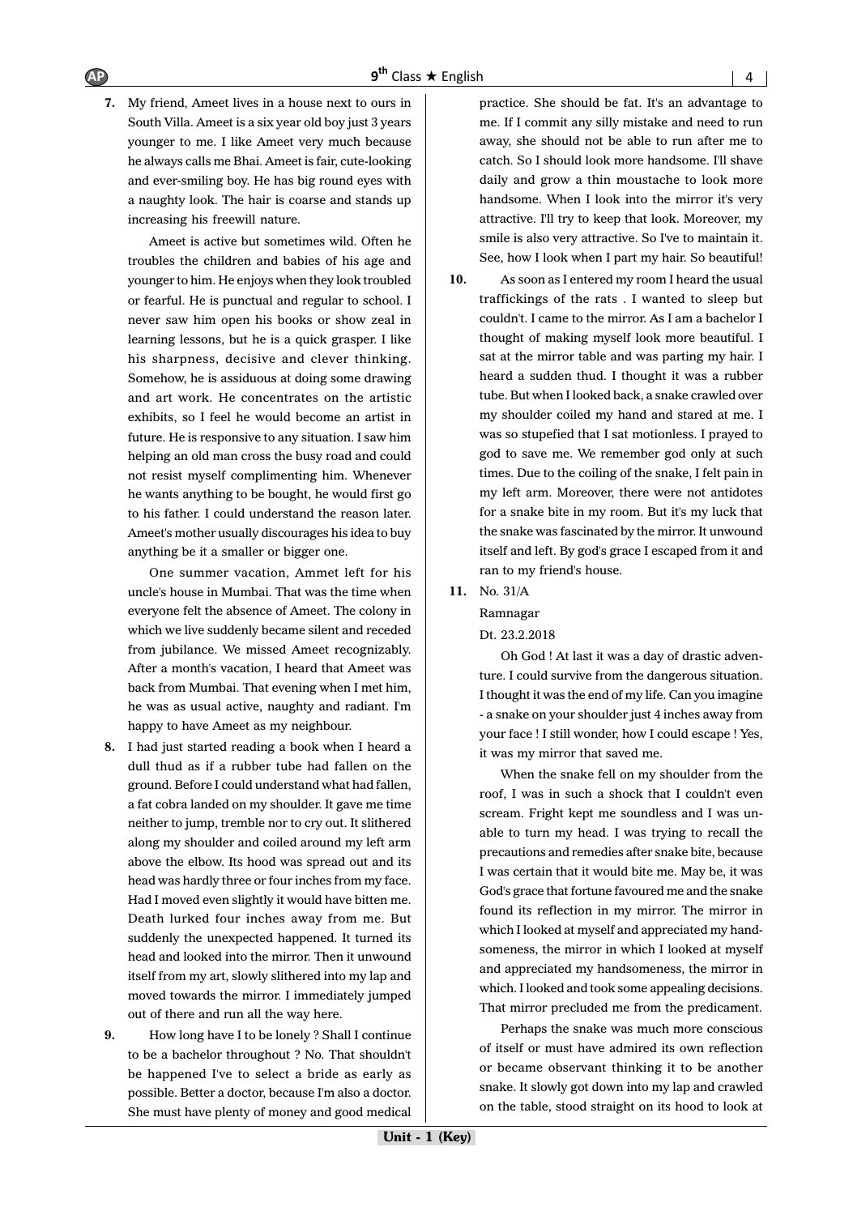7. My friend, Ameet lives in a house next to ours in South Villa. Ameet is a six year old boy just 3 years younger to me. I like Ameet very much because he always calls me Bhai. Ameet is fair, cute-looking and ever-smiling boy. He has big round eyes with a naughty look. The hair is coarse and stands up increasing his freewill nature.

   Ameet is active but sometimes wild. Often he troubles the children and babies of his age and younger to him. He enjoys when they look troubled or fearful. He is punctual and regular to school. I never saw him open his books or show zeal in learning lessons, but he is a quick grasper. I like his sharpness, decisive and clever thinking. Somehow, he is assiduous at doing some drawing and art work. He concentrates on the artistic exhibits, so I feel he would become an artist in future. He is responsive to any situation. I saw him helping an old man cross the busy road and could not resist myself complimenting him. Whenever he wants anything to be bought, he would first go to his father. I could understand the reason later. Ameet's mother usually discourages his idea to buy anything be it a smaller or bigger one.

   One summer vacation, Ammet left for his uncle's house in Mumbai. That was the time when everyone felt the absence of Ameet. The colony in which we live suddenly became silent and receded from jubilance. We missed Ameet recognizably. After a month's vacation, I heard that Ameet was back from Mumbai. That evening when I met him, he was as usual active, naughty and radiant. I'm happy to have Ameet as my neighbour.

8. I had just started reading a book when I heard a dull thud as if a rubber tube had fallen on the ground. Before I could understand what had fallen, a fat cobra landed on my shoulder. It gave me time neither to jump, tremble nor to cry out. It slithered along my shoulder and coiled around my left arm above the elbow. Its hood was spread out and its head was hardly three or four inches from my face. Had I moved even slightly it would have bitten me. Death lurked four inches away from me. But suddenly the unexpected happened. It turned its head and looked into the mirror. Then it unwound itself from my art, slowly slithered into my lap and moved towards the mirror. I immediately jumped out of there and run all the way here.

9. How long have I to be lonely ? Shall I continue to be a bachelor throughout ? No. That shouldn't be happened I've to select a bride as early as possible. Better a doctor, because I'm also a doctor. She must have plenty of money and good medical practice. She should be fat. It's an advantage to me. If I commit any silly mistake and need to run away, she should not be able to run after me to catch. So I should look more handsome. I'll shave daily and grow a thin moustache to look more handsome. When I look into the mirror it's very attractive. I'll try to keep that look. Moreover, my smile is also very attractive. So I've to maintain it. See, how I look when I part my hair. So beautiful!

10. As soon as I entered my room I heard the usual traffickings of the rats . I wanted to sleep but couldn't. I came to the mirror. As I am a bachelor I thought of making myself look more beautiful. I sat at the mirror table and was parting my hair. I heard a sudden thud. I thought it was a rubber tube. But when I looked back, a snake crawled over my shoulder coiled my hand and stared at me. I was so stupefied that I sat motionless. I prayed to god to save me. We remember god only at such times. Due to the coiling of the snake, I felt pain in my left arm. Moreover, there were not antidotes for a snake bite in my room. But it's my luck that the snake was fascinated by the mirror. It unwound itself and left. By god's grace I escaped from it and ran to my friend's house.

11. No. 31/A

    Ramnagar

    Dt. 23.2.2018

    Oh God ! At last it was a day of drastic adventure. I could survive from the dangerous situation. I thought it was the end of my life. Can you imagine - a snake on your shoulder just 4 inches away from your face ! I still wonder, how I could escape ! Yes, it was my mirror that saved me.

    When the snake fell on my shoulder from the roof, I was in such a shock that I couldn't even scream. Fright kept me soundless and I was unable to turn my head. I was trying to recall the precautions and remedies after snake bite, because I was certain that it would bite me. May be, it was God's grace that fortune favoured me and the snake found its reflection in my mirror. The mirror in which I looked at myself and appreciated my handsomeness, the mirror in which I looked at myself and appreciated my handsomeness, the mirror in which. I looked and took some appealing decisions. That mirror precluded me from the predicament.

    Perhaps the snake was much more conscious of itself or must have admired its own reflection or became observant thinking it to be another snake. It slowly got down into my lap and crawled on the table, stood straight on its hood to look at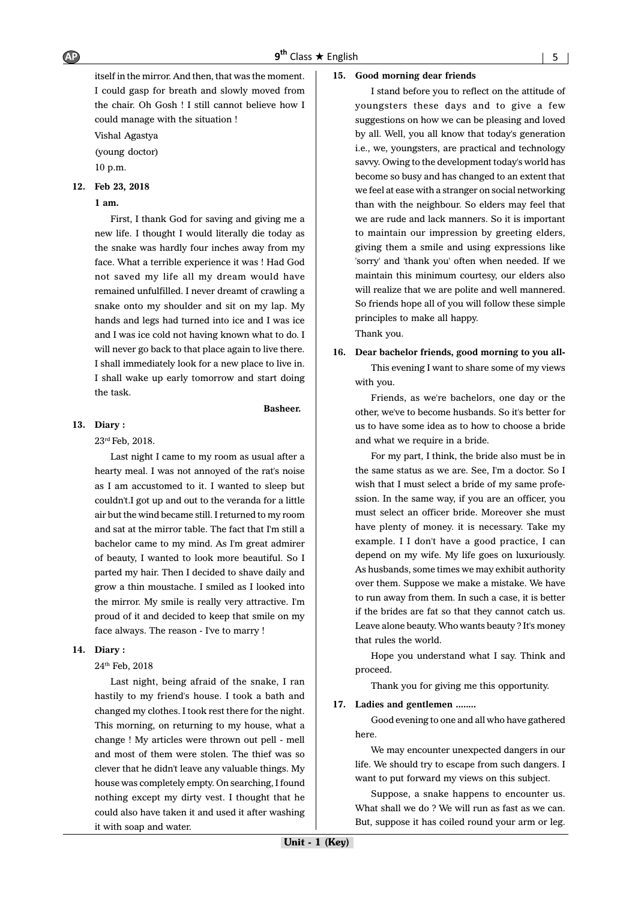itself in the mirror. And then, that was the moment. I could gasp for breath and slowly moved from the chair. Oh Gosh ! I still cannot believe how I could manage with the situation !

Vishal Agastya

(young doctor)

10 p.m.

**12. Feb 23, 2018**

**1 am.**

First, I thank God for saving and giving me a new life. I thought I would literally die today as the snake was hardly four inches away from my face. What a terrible experience it was ! Had God not saved my life all my dream would have remained unfulfilled. I never dreamt of crawling a snake onto my shoulder and sit on my lap. My hands and legs had turned into ice and I was ice and I was ice cold not having known what to do. I will never go back to that place again to live there. I shall immediately look for a new place to live in. I shall wake up early tomorrow and start doing the task.

**Basheer.**

**13. Diary :**

23rd Feb, 2018.

Last night I came to my room as usual after a hearty meal. I was not annoyed of the rat's noise as I am accustomed to it. I wanted to sleep but couldn't.I got up and out to the veranda for a little air but the wind became still. I returned to my room and sat at the mirror table. The fact that I'm still a bachelor came to my mind. As I'm great admirer of beauty, I wanted to look more beautiful. So I parted my hair. Then I decided to shave daily and grow a thin moustache. I smiled as I looked into the mirror. My smile is really very attractive. I'm proud of it and decided to keep that smile on my face always. The reason - I've to marry !

**14. Diary :**

24th Feb, 2018

Last night, being afraid of the snake, I ran hastily to my friend's house. I took a bath and changed my clothes. I took rest there for the night. This morning, on returning to my house, what a change ! My articles were thrown out pell - mell and most of them were stolen. The thief was so clever that he didn't leave any valuable things. My house was completely empty. On searching, I found nothing except my dirty vest. I thought that he could also have taken it and used it after washing it with soap and water.

**15. Good morning dear friends**

I stand before you to reflect on the attitude of youngsters these days and to give a few suggestions on how we can be pleasing and loved by all. Well, you all know that today's generation i.e., we, youngsters, are practical and technology savvy. Owing to the development today's world has become so busy and has changed to an extent that we feel at ease with a stranger on social networking than with the neighbour. So elders may feel that we are rude and lack manners. So it is important to maintain our impression by greeting elders, giving them a smile and using expressions like 'sorry' and 'thank you' often when needed. If we maintain this minimum courtesy, our elders also will realize that we are polite and well mannered. So friends hope all of you will follow these simple principles to make all happy.

Thank you.

**16. Dear bachelor friends, good morning to you all-**

This evening I want to share some of my views with you.

Friends, as we're bachelors, one day or the other, we've to become husbands. So it's better for us to have some idea as to how to choose a bride and what we require in a bride.

For my part, I think, the bride also must be in the same status as we are. See, I'm a doctor. So I wish that I must select a bride of my same profession. In the same way, if you are an officer, you must select an officer bride. Moreover she must have plenty of money. it is necessary. Take my example. I I don't have a good practice, I can depend on my wife. My life goes on luxuriously. As husbands, some times we may exhibit authority over them. Suppose we make a mistake. We have to run away from them. In such a case, it is better if the brides are fat so that they cannot catch us. Leave alone beauty. Who wants beauty ? It's money that rules the world.

Hope you understand what I say. Think and proceed.

Thank you for giving me this opportunity.

**17. Ladies and gentlemen ........**

Good evening to one and all who have gathered here.

We may encounter unexpected dangers in our life. We should try to escape from such dangers. I want to put forward my views on this subject.

Suppose, a snake happens to encounter us. What shall we do ? We will run as fast as we can. But, suppose it has coiled round your arm or leg.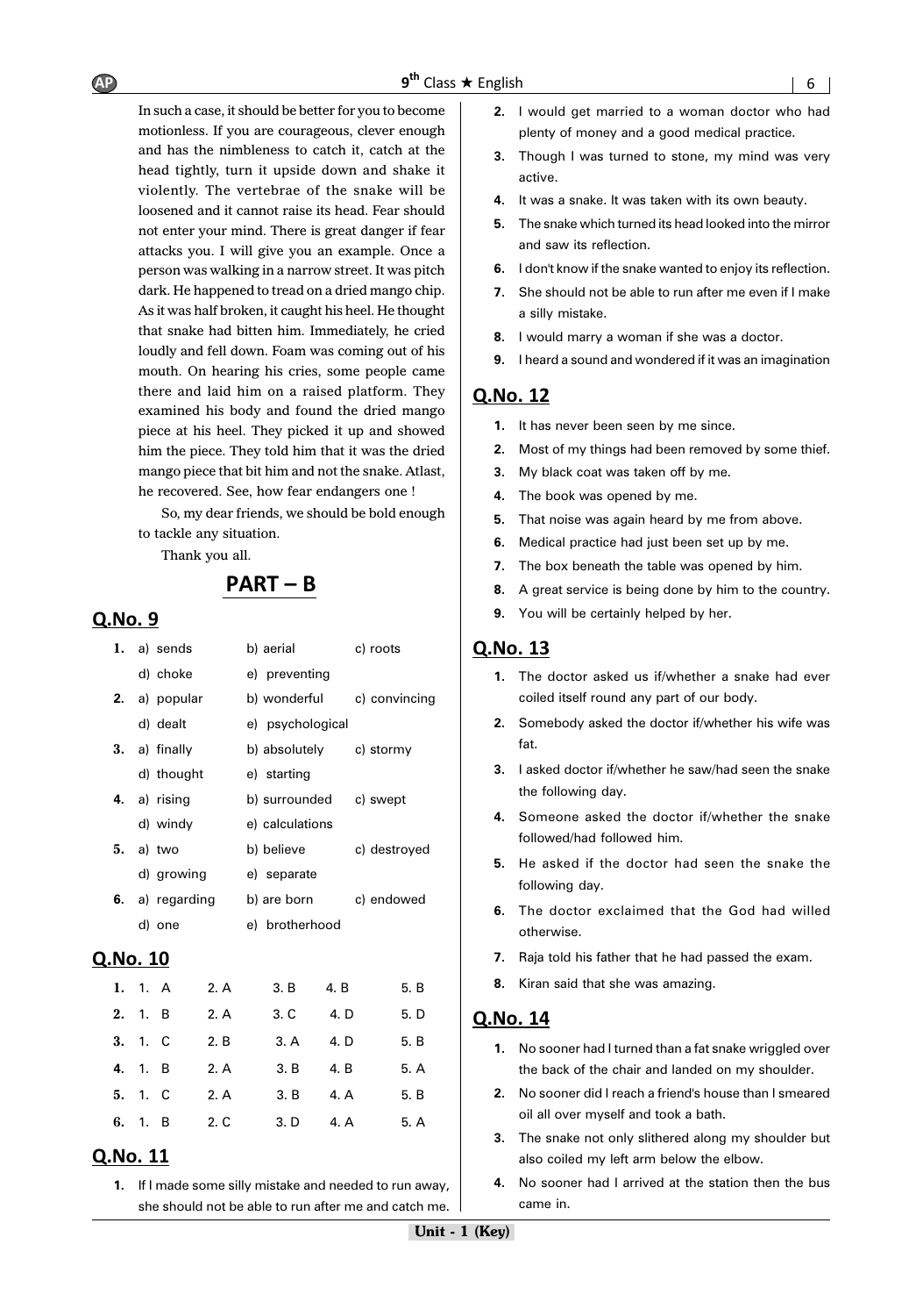In such a case, it should be better for you to become motionless. If you are courageous, clever enough and has the nimbleness to catch it, catch at the head tightly, turn it upside down and shake it violently. The vertebrae of the snake will be loosened and it cannot raise its head. Fear should not enter your mind. There is great danger if fear attacks you. I will give you an example. Once a person was walking in a narrow street. It was pitch dark. He happened to tread on a dried mango chip. As it was half broken, it caught his heel. He thought that snake had bitten him. Immediately, he cried loudly and fell down. Foam was coming out of his mouth. On hearing his cries, some people came there and laid him on a raised platform. They examined his body and found the dried mango piece at his heel. They picked it up and showed him the piece. They told him that it was the dried mango piece that bit him and not the snake. Atlast, he recovered. See, how fear endangers one !

So, my dear friends, we should be bold enough to tackle any situation.

Thank you all.

## PART – B

## Q.No. 9

| | | | |
|---|---|---|---|
| **1.** | a) sends | b) aerial | c) roots |
| | d) choke | e) preventing | |
| **2.** | a) popular | b) wonderful | c) convincing |
| | d) dealt | e) psychological | |
| **3.** | a) finally | b) absolutely | c) stormy |
| | d) thought | e) starting | |
| **4.** | a) rising | b) surrounded | c) swept |
| | d) windy | e) calculations | |
| **5.** | a) two | b) believe | c) destroyed |
| | d) growing | e) separate | |
| **6.** | a) regarding | b) are born | c) endowed |
| | d) one | e) brotherhood | |

## Q.No. 10

| | | | | | |
|---|---|---|---|---|---|
| **1.** | 1. A | 2. A | 3. B | 4. B | 5. B |
| **2.** | 1. B | 2. A | 3. C | 4. D | 5. D |
| **3.** | 1. C | 2. B | 3. A | 4. D | 5. B |
| **4.** | 1. B | 2. A | 3. B | 4. B | 5. A |
| **5.** | 1. C | 2. A | 3. B | 4. A | 5. B |
| **6.** | 1. B | 2. C | 3. D | 4. A | 5. A |

## Q.No. 11

1. If I made some silly mistake and needed to run away, she should not be able to run after me and catch me.
2. I would get married to a woman doctor who had plenty of money and a good medical practice.
3. Though I was turned to stone, my mind was very active.
4. It was a snake. It was taken with its own beauty.
5. The snake which turned its head looked into the mirror and saw its reflection.
6. I don't know if the snake wanted to enjoy its reflection.
7. She should not be able to run after me even if I make a silly mistake.
8. I would marry a woman if she was a doctor.
9. I heard a sound and wondered if it was an imagination

## Q.No. 12

1. It has never been seen by me since.
2. Most of my things had been removed by some thief.
3. My black coat was taken off by me.
4. The book was opened by me.
5. That noise was again heard by me from above.
6. Medical practice had just been set up by me.
7. The box beneath the table was opened by him.
8. A great service is being done by him to the country.
9. You will be certainly helped by her.

## Q.No. 13

1. The doctor asked us if/whether a snake had ever coiled itself round any part of our body.
2. Somebody asked the doctor if/whether his wife was fat.
3. I asked doctor if/whether he saw/had seen the snake the following day.
4. Someone asked the doctor if/whether the snake followed/had followed him.
5. He asked if the doctor had seen the snake the following day.
6. The doctor exclaimed that the God had willed otherwise.
7. Raja told his father that he had passed the exam.
8. Kiran said that she was amazing.

## Q.No. 14

1. No sooner had I turned than a fat snake wriggled over the back of the chair and landed on my shoulder.
2. No sooner did I reach a friend's house than I smeared oil all over myself and took a bath.
3. The snake not only slithered along my shoulder but also coiled my left arm below the elbow.
4. No sooner had I arrived at the station then the bus came in.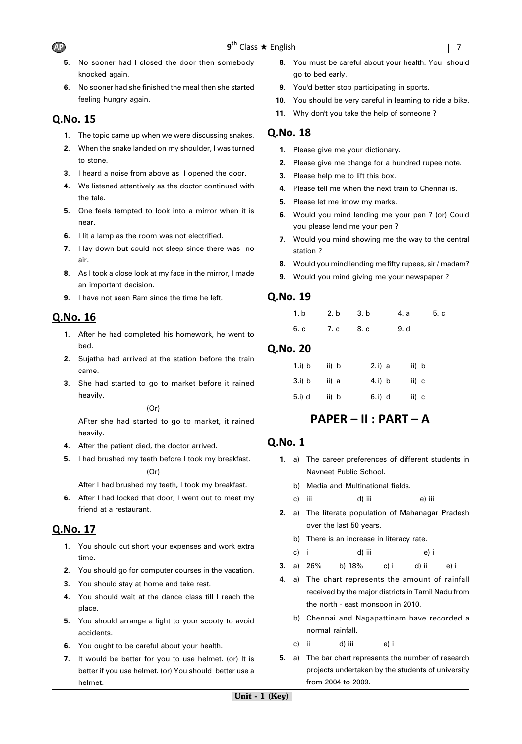5. No sooner had I closed the door then somebody knocked again.
6. No sooner had she finished the meal then she started feeling hungry again.

## Q.No. 15

1. The topic came up when we were discussing snakes.
2. When the snake landed on my shoulder, I was turned to stone.
3. I heard a noise from above as I opened the door.
4. We listened attentively as the doctor continued with the tale.
5. One feels tempted to look into a mirror when it is near.
6. I lit a lamp as the room was not electrified.
7. I lay down but could not sleep since there was no air.
8. As I took a close look at my face in the mirror, I made an important decision.
9. I have not seen Ram since the time he left.

## Q.No. 16

1. After he had completed his homework, he went to bed.
2. Sujatha had arrived at the station before the train came.
3. She had started to go to market before it rained heavily.

   (Or)

   AFter she had started to go to market, it rained heavily.
4. After the patient died, the doctor arrived.
5. I had brushed my teeth before I took my breakfast.

   (Or)

   After I had brushed my teeth, I took my breakfast.
6. After I had locked that door, I went out to meet my friend at a restaurant.

## Q.No. 17

1. You should cut short your expenses and work extra time.
2. You should go for computer courses in the vacation.
3. You should stay at home and take rest.
4. You should wait at the dance class till I reach the place.
5. You should arrange a light to your scooty to avoid accidents.
6. You ought to be careful about your health.
7. It would be better for you to use helmet. (or) It is better if you use helmet. (or) You should better use a helmet.
8. You must be careful about your health. You should go to bed early.
9. You'd better stop participating in sports.
10. You should be very careful in learning to ride a bike.
11. Why don't you take the help of someone ?

## Q.No. 18

1. Please give me your dictionary.
2. Please give me change for a hundred rupee note.
3. Please help me to lift this box.
4. Please tell me when the next train to Chennai is.
5. Please let me know my marks.
6. Would you mind lending me your pen ? (or) Could you please lend me your pen ?
7. Would you mind showing me the way to the central station ?
8. Would you mind lending me fifty rupees, sir / madam?
9. Would you mind giving me your newspaper ?

## Q.No. 19

1. b  2. b  3. b  4. a  5. c
6. c  7. c  8. c  9. d

## Q.No. 20

1. i) b  ii) b
2. i) a  ii) b
3. i) b  ii) a
4. i) b  ii) c
5. i) d  ii) b
6. i) d  ii) c

# PAPER – II : PART – A

## Q.No. 1

1. a) The career preferences of different students in Navneet Public School.
   b) Media and Multinational fields.
   c) iii  d) iii  e) iii
2. a) The literate population of Mahanagar Pradesh over the last 50 years.
   b) There is an increase in literacy rate.
   c) i  d) iii  e) i
3. a) 26%  b) 18%  c) i  d) ii  e) i
4. a) The chart represents the amount of rainfall received by the major districts in Tamil Nadu from the north - east monsoon in 2010.
   b) Chennai and Nagapattinam have recorded a normal rainfall.
   c) ii  d) iii  e) i
5. a) The bar chart represents the number of research projects undertaken by the students of university from 2004 to 2009.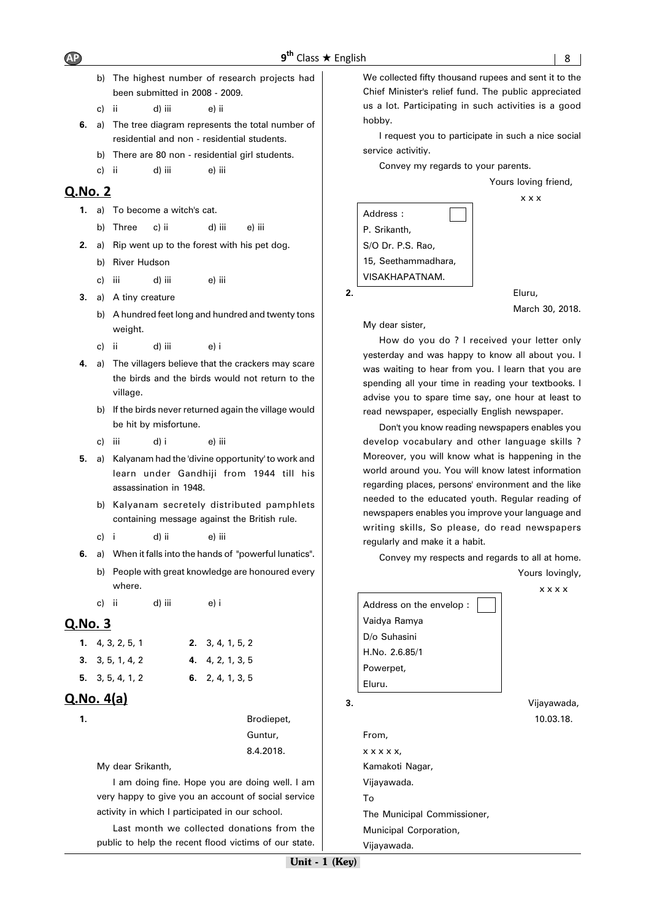b) The highest number of research projects had been submitted in 2008 - 2009.

c) ii  d) iii  e) ii

**6.** a) The tree diagram represents the total number of residential and non - residential students.

b) There are 80 non - residential girl students.

c) ii  d) iii  e) iii

## Q.No. 2

**1.** a) To become a witch's cat.

b) Three  c) ii  d) iii  e) iii

**2.** a) Rip went up to the forest with his pet dog.

b) River Hudson

c) iii  d) iii  e) iii

**3.** a) A tiny creature

b) A hundred feet long and hundred and twenty tons weight.

c) ii  d) iii  e) i

**4.** a) The villagers believe that the crackers may scare the birds and the birds would not return to the village.

b) If the birds never returned again the village would be hit by misfortune.

c) iii  d) i  e) iii

**5.** a) Kalyanam had the 'divine opportunity' to work and learn under Gandhiji from 1944 till his assassination in 1948.

b) Kalyanam secretely distributed pamphlets containing message against the British rule.

c) i  d) ii  e) iii

**6.** a) When it falls into the hands of "powerful lunatics".

b) People with great knowledge are honoured every where.

c) ii  d) iii  e) i

## Q.No. 3

**1.** 4, 3, 2, 5, 1  **2.** 3, 4, 1, 5, 2

**3.** 3, 5, 1, 4, 2  **4.** 4, 2, 1, 3, 5

**5.** 3, 5, 4, 1, 2  **6.** 2, 4, 1, 3, 5

## Q.No. 4(a)

**1.**

Brodiepet,
Guntur,
8.4.2018.

My dear Srikanth,

I am doing fine. Hope you are doing well. I am very happy to give you an account of social service activity in which I participated in our school.

Last month we collected donations from the public to help the recent flood victims of our state. We collected fifty thousand rupees and sent it to the Chief Minister's relief fund. The public appreciated us a lot. Participating in such activities is a good hobby.

I request you to participate in such a nice social service activitiy.

Convey my regards to your parents.

Yours loving friend,
x x x

Address :
P. Srikanth,
S/O Dr. P.S. Rao,
15, Seethammadhara,
VISAKHAPATNAM.

**2.**

Eluru,
March 30, 2018.

My dear sister,

How do you do ? I received your letter only yesterday and was happy to know all about you. I was waiting to hear from you. I learn that you are spending all your time in reading your textbooks. I advise you to spare time say, one hour at least to read newspaper, especially English newspaper.

Don't you know reading newspapers enables you develop vocabulary and other language skills ? Moreover, you will know what is happening in the world around you. You will know latest information regarding places, persons' environment and the like needed to the educated youth. Regular reading of newspapers enables you improve your language and writing skills, So please, do read newspapers regularly and make it a habit.

Convey my respects and regards to all at home.

Yours lovingly,
x x x x

Address on the envelop :
Vaidya Ramya
D/o Suhasini
H.No. 2.6.85/1
Powerpet,
Eluru.

**3.**

Vijayawada,
10.03.18.

From,
x x x x x,
Kamakoti Nagar,
Vijayawada.

To
The Municipal Commissioner,
Municipal Corporation,
Vijayawada.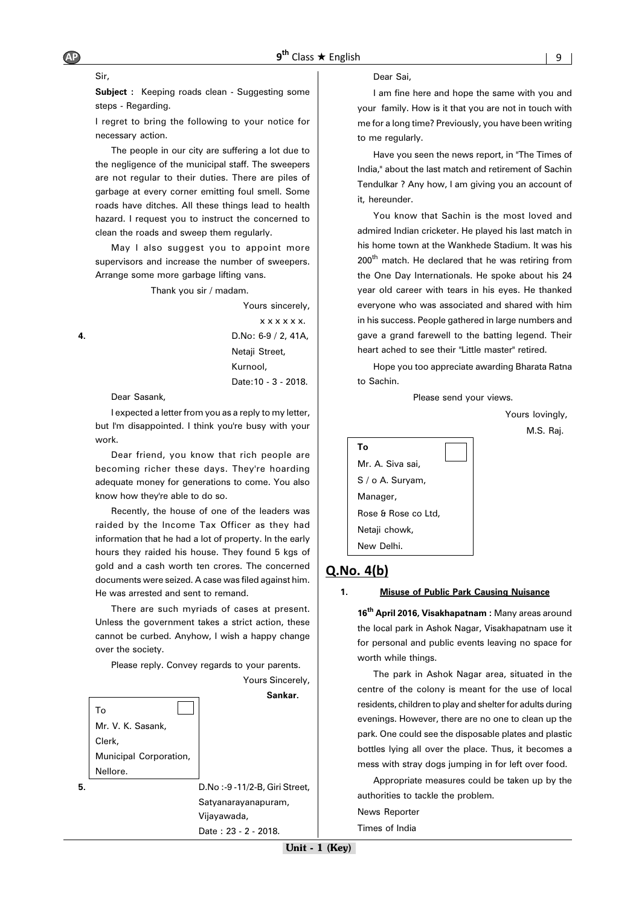Sir,

**Subject :** Keeping roads clean - Suggesting some steps - Regarding.

I regret to bring the following to your notice for necessary action.

The people in our city are suffering a lot due to the negligence of the municipal staff. The sweepers are not regular to their duties. There are piles of garbage at every corner emitting foul smell. Some roads have ditches. All these things lead to health hazard. I request you to instruct the concerned to clean the roads and sweep them regularly.

May I also suggest you to appoint more supervisors and increase the number of sweepers. Arrange some more garbage lifting vans.

Thank you sir / madam.

Yours sincerely,
x x x x x x.

**4.**

D.No: 6-9 / 2, 41A,
Netaji Street,
Kurnool,
Date:10 - 3 - 2018.

Dear Sasank,

I expected a letter from you as a reply to my letter, but I'm disappointed. I think you're busy with your work.

Dear friend, you know that rich people are becoming richer these days. They're hoarding adequate money for generations to come. You also know how they're able to do so.

Recently, the house of one of the leaders was raided by the Income Tax Officer as they had information that he had a lot of property. In the early hours they raided his house. They found 5 kgs of gold and a cash worth ten crores. The concerned documents were seized. A case was filed against him. He was arrested and sent to remand.

There are such myriads of cases at present. Unless the government takes a strict action, these cannot be curbed. Anyhow, I wish a happy change over the society.

Please reply. Convey regards to your parents.

Yours Sincerely,
**Sankar.**

To
Mr. V. K. Sasank,
Clerk,
Municipal Corporation,
Nellore.

**5.**

D.No :-9 -11/2-B, Giri Street,
Satyanarayanapuram,
Vijayawada,
Date : 23 - 2 - 2018.

Dear Sai,

I am fine here and hope the same with you and your family. How is it that you are not in touch with me for a long time? Previously, you have been writing to me regularly.

Have you seen the news report, in "The Times of India," about the last match and retirement of Sachin Tendulkar ? Any how, I am giving you an account of it, hereunder.

You know that Sachin is the most loved and admired Indian cricketer. He played his last match in his home town at the Wankhede Stadium. It was his 200th match. He declared that he was retiring from the One Day Internationals. He spoke about his 24 year old career with tears in his eyes. He thanked everyone who was associated and shared with him in his success. People gathered in large numbers and gave a grand farewell to the batting legend. Their heart ached to see their "Little master" retired.

Hope you too appreciate awarding Bharata Ratna to Sachin.

Please send your views.

Yours lovingly,
M.S. Raj.

**To**
Mr. A. Siva sai,
S / o A. Suryam,
Manager,
Rose & Rose co Ltd,
Netaji chowk,
New Delhi.

## Q.No. 4(b)

**1.** **Misuse of Public Park Causing Nuisance**

**16th April 2016, Visakhapatnam :** Many areas around the local park in Ashok Nagar, Visakhapatnam use it for personal and public events leaving no space for worth while things.

The park in Ashok Nagar area, situated in the centre of the colony is meant for the use of local residents, children to play and shelter for adults during evenings. However, there are no one to clean up the park. One could see the disposable plates and plastic bottles lying all over the place. Thus, it becomes a mess with stray dogs jumping in for left over food.

Appropriate measures could be taken up by the authorities to tackle the problem.

News Reporter
Times of India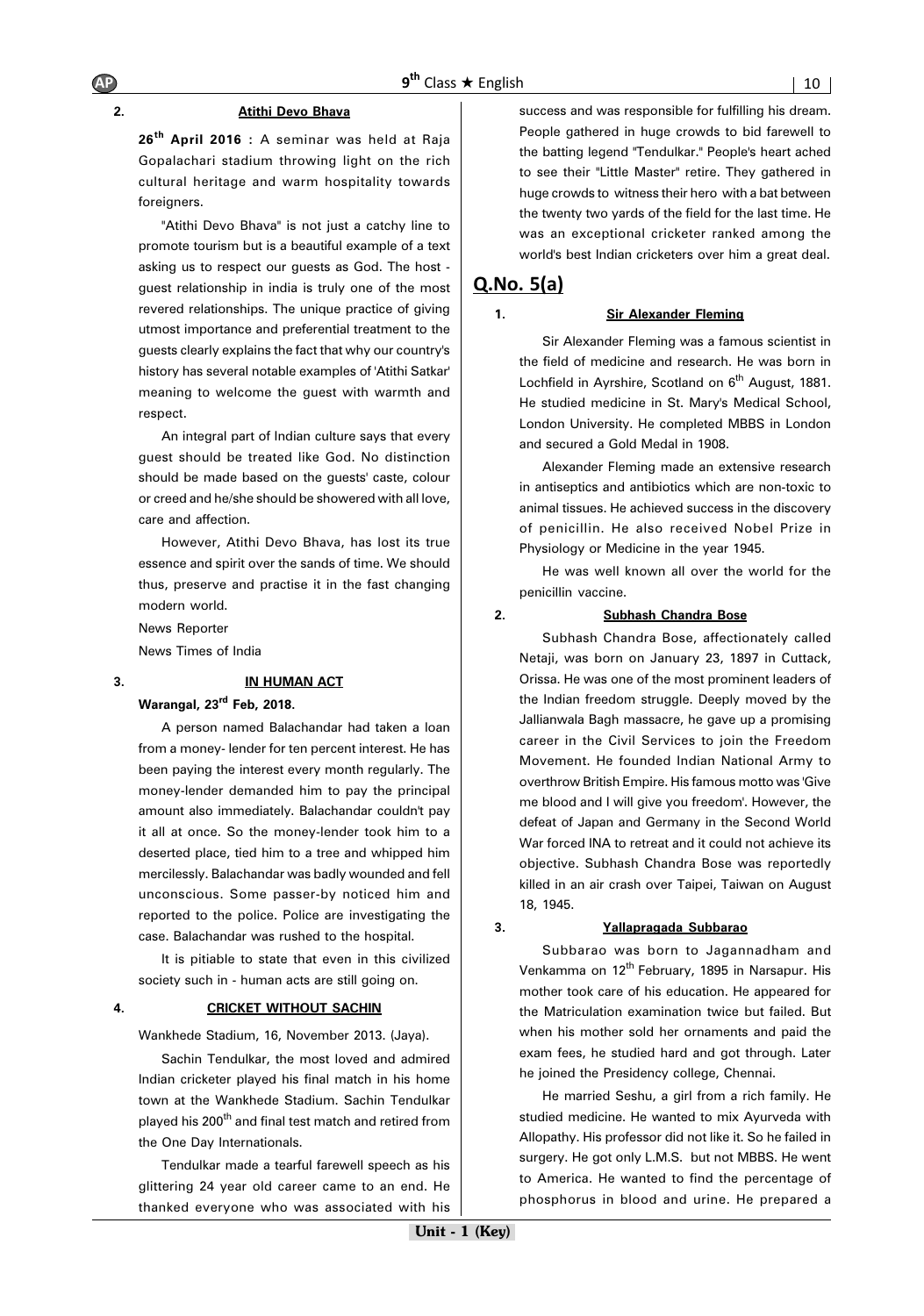**2.** **Atithi Devo Bhava**

**26th April 2016 :** A seminar was held at Raja Gopalachari stadium throwing light on the rich cultural heritage and warm hospitality towards foreigners.

"Atithi Devo Bhava" is not just a catchy line to promote tourism but is a beautiful example of a text asking us to respect our guests as God. The host - guest relationship in india is truly one of the most revered relationships. The unique practice of giving utmost importance and preferential treatment to the guests clearly explains the fact that why our country's history has several notable examples of 'Atithi Satkar' meaning to welcome the guest with warmth and respect.

An integral part of Indian culture says that every guest should be treated like God. No distinction should be made based on the guests' caste, colour or creed and he/she should be showered with all love, care and affection.

However, Atithi Devo Bhava, has lost its true essence and spirit over the sands of time. We should thus, preserve and practise it in the fast changing modern world.

News Reporter

News Times of India

**3.** **IN HUMAN ACT**

**Warangal, 23rd Feb, 2018.**

A person named Balachandar had taken a loan from a money- lender for ten percent interest. He has been paying the interest every month regularly. The money-lender demanded him to pay the principal amount also immediately. Balachandar couldn't pay it all at once. So the money-lender took him to a deserted place, tied him to a tree and whipped him mercilessly. Balachandar was badly wounded and fell unconscious. Some passer-by noticed him and reported to the police. Police are investigating the case. Balachandar was rushed to the hospital.

It is pitiable to state that even in this civilized society such in - human acts are still going on.

**4.** **CRICKET WITHOUT SACHIN**

Wankhede Stadium, 16, November 2013. (Jaya).

Sachin Tendulkar, the most loved and admired Indian cricketer played his final match in his home town at the Wankhede Stadium. Sachin Tendulkar played his 200th and final test match and retired from the One Day Internationals.

Tendulkar made a tearful farewell speech as his glittering 24 year old career came to an end. He thanked everyone who was associated with his success and was responsible for fulfilling his dream. People gathered in huge crowds to bid farewell to the batting legend "Tendulkar." People's heart ached to see their "Little Master" retire. They gathered in huge crowds to witness their hero with a bat between the twenty two yards of the field for the last time. He was an exceptional cricketer ranked among the world's best Indian cricketers over him a great deal.

## Q.No. 5(a)

**1.** **Sir Alexander Fleming**

Sir Alexander Fleming was a famous scientist in the field of medicine and research. He was born in Lochfield in Ayrshire, Scotland on 6th August, 1881. He studied medicine in St. Mary's Medical School, London University. He completed MBBS in London and secured a Gold Medal in 1908.

Alexander Fleming made an extensive research in antiseptics and antibiotics which are non-toxic to animal tissues. He achieved success in the discovery of penicillin. He also received Nobel Prize in Physiology or Medicine in the year 1945.

He was well known all over the world for the penicillin vaccine.

**2.** **Subhash Chandra Bose**

Subhash Chandra Bose, affectionately called Netaji, was born on January 23, 1897 in Cuttack, Orissa. He was one of the most prominent leaders of the Indian freedom struggle. Deeply moved by the Jallianwala Bagh massacre, he gave up a promising career in the Civil Services to join the Freedom Movement. He founded Indian National Army to overthrow British Empire. His famous motto was 'Give me blood and I will give you freedom'. However, the defeat of Japan and Germany in the Second World War forced INA to retreat and it could not achieve its objective. Subhash Chandra Bose was reportedly killed in an air crash over Taipei, Taiwan on August 18, 1945.

**3.** **Yallapragada Subbarao**

Subbarao was born to Jagannadham and Venkamma on 12th February, 1895 in Narsapur. His mother took care of his education. He appeared for the Matriculation examination twice but failed. But when his mother sold her ornaments and paid the exam fees, he studied hard and got through. Later he joined the Presidency college, Chennai.

He married Seshu, a girl from a rich family. He studied medicine. He wanted to mix Ayurveda with Allopathy. His professor did not like it. So he failed in surgery. He got only L.M.S. but not MBBS. He went to America. He wanted to find the percentage of phosphorus in blood and urine. He prepared a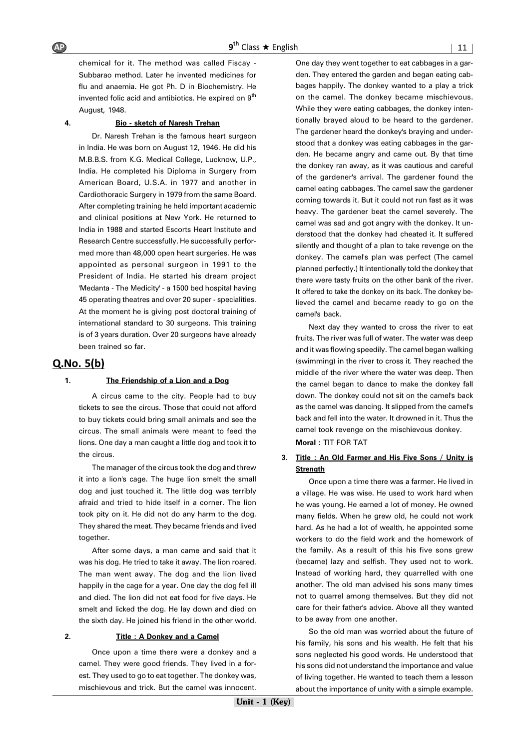chemical for it. The method was called Fiscay - Subbarao method. Later he invented medicines for flu and anaemia. He got Ph. D in Biochemistry. He invented folic acid and antibiotics. He expired on 9th August, 1948.

**4. Bio - sketch of Naresh Trehan**

Dr. Naresh Trehan is the famous heart surgeon in India. He was born on August 12, 1946. He did his M.B.B.S. from K.G. Medical College, Lucknow, U.P., India. He completed his Diploma in Surgery from American Board, U.S.A. in 1977 and another in Cardiothoracic Surgery in 1979 from the same Board. After completing training he held important academic and clinical positions at New York. He returned to India in 1988 and started Escorts Heart Institute and Research Centre successfully. He successfully performed more than 48,000 open heart surgeries. He was appointed as personal surgeon in 1991 to the President of India. He started his dream project 'Medanta - The Medicity' - a 1500 bed hospital having 45 operating theatres and over 20 super - specialities. At the moment he is giving post doctoral training of international standard to 30 surgeons. This training is of 3 years duration. Over 20 surgeons have already been trained so far.

## Q.No. 5(b)

**1. The Friendship of a Lion and a Dog**

A circus came to the city. People had to buy tickets to see the circus. Those that could not afford to buy tickets could bring small animals and see the circus. The small animals were meant to feed the lions. One day a man caught a little dog and took it to the circus.

The manager of the circus took the dog and threw it into a lion's cage. The huge lion smelt the small dog and just touched it. The little dog was terribly afraid and tried to hide itself in a corner. The lion took pity on it. He did not do any harm to the dog. They shared the meat. They became friends and lived together.

After some days, a man came and said that it was his dog. He tried to take it away. The lion roared. The man went away. The dog and the lion lived happily in the cage for a year. One day the dog fell ill and died. The lion did not eat food for five days. He smelt and licked the dog. He lay down and died on the sixth day. He joined his friend in the other world.

**2. Title : A Donkey and a Camel**

Once upon a time there were a donkey and a camel. They were good friends. They lived in a forest. They used to go to eat together. The donkey was, mischievous and trick. But the camel was innocent. One day they went together to eat cabbages in a garden. They entered the garden and began eating cabbages happily. The donkey wanted to a play a trick on the camel. The donkey became mischievous. While they were eating cabbages, the donkey intentionally brayed aloud to be heard to the gardener. The gardener heard the donkey's braying and understood that a donkey was eating cabbages in the garden. He became angry and came out. By that time the donkey ran away, as it was cautious and careful of the gardener's arrival. The gardener found the camel eating cabbages. The camel saw the gardener coming towards it. But it could not run fast as it was heavy. The gardener beat the camel severely. The camel was sad and got angry with the donkey. It understood that the donkey had cheated it. It suffered silently and thought of a plan to take revenge on the donkey. The camel's plan was perfect (The camel planned perfectly.) It intentionally told the donkey that there were tasty fruits on the other bank of the river. It offered to take the donkey on its back. The donkey believed the camel and became ready to go on the camel's back.

Next day they wanted to cross the river to eat fruits. The river was full of water. The water was deep and it was flowing speedily. The camel began walking (swimming) in the river to cross it. They reached the middle of the river where the water was deep. Then the camel began to dance to make the donkey fall down. The donkey could not sit on the camel's back as the camel was dancing. It slipped from the camel's back and fell into the water. It drowned in it. Thus the camel took revenge on the mischievous donkey.

**Moral :** TIT FOR TAT

**3. Title : An Old Farmer and His Five Sons / Unity is Strength**

Once upon a time there was a farmer. He lived in a village. He was wise. He used to work hard when he was young. He earned a lot of money. He owned many fields. When he grew old, he could not work hard. As he had a lot of wealth, he appointed some workers to do the field work and the homework of the family. As a result of this his five sons grew (became) lazy and selfish. They used not to work. Instead of working hard, they quarrelled with one another. The old man advised his sons many times not to quarrel among themselves. But they did not care for their father's advice. Above all they wanted to be away from one another.

So the old man was worried about the future of his family, his sons and his wealth. He felt that his sons neglected his good words. He understood that his sons did not understand the importance and value of living together. He wanted to teach them a lesson about the importance of unity with a simple example.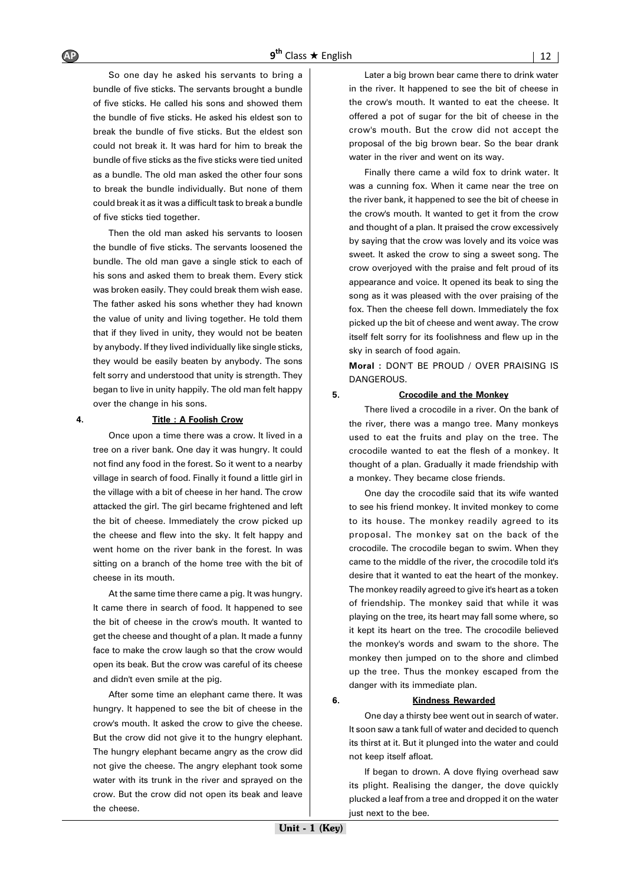So one day he asked his servants to bring a bundle of five sticks. The servants brought a bundle of five sticks. He called his sons and showed them the bundle of five sticks. He asked his eldest son to break the bundle of five sticks. But the eldest son could not break it. It was hard for him to break the bundle of five sticks as the five sticks were tied united as a bundle. The old man asked the other four sons to break the bundle individually. But none of them could break it as it was a difficult task to break a bundle of five sticks tied together.

Then the old man asked his servants to loosen the bundle of five sticks. The servants loosened the bundle. The old man gave a single stick to each of his sons and asked them to break them. Every stick was broken easily. They could break them wish ease. The father asked his sons whether they had known the value of unity and living together. He told them that if they lived in unity, they would not be beaten by anybody. If they lived individually like single sticks, they would be easily beaten by anybody. The sons felt sorry and understood that unity is strength. They began to live in unity happily. The old man felt happy over the change in his sons.

**4. Title : A Foolish Crow**

Once upon a time there was a crow. It lived in a tree on a river bank. One day it was hungry. It could not find any food in the forest. So it went to a nearby village in search of food. Finally it found a little girl in the village with a bit of cheese in her hand. The crow attacked the girl. The girl became frightened and left the bit of cheese. Immediately the crow picked up the cheese and flew into the sky. It felt happy and went home on the river bank in the forest. In was sitting on a branch of the home tree with the bit of cheese in its mouth.

At the same time there came a pig. It was hungry. It came there in search of food. It happened to see the bit of cheese in the crow's mouth. It wanted to get the cheese and thought of a plan. It made a funny face to make the crow laugh so that the crow would open its beak. But the crow was careful of its cheese and didn't even smile at the pig.

After some time an elephant came there. It was hungry. It happened to see the bit of cheese in the crow's mouth. It asked the crow to give the cheese. But the crow did not give it to the hungry elephant. The hungry elephant became angry as the crow did not give the cheese. The angry elephant took some water with its trunk in the river and sprayed on the crow. But the crow did not open its beak and leave the cheese.

Later a big brown bear came there to drink water in the river. It happened to see the bit of cheese in the crow's mouth. It wanted to eat the cheese. It offered a pot of sugar for the bit of cheese in the crow's mouth. But the crow did not accept the proposal of the big brown bear. So the bear drank water in the river and went on its way.

Finally there came a wild fox to drink water. It was a cunning fox. When it came near the tree on the river bank, it happened to see the bit of cheese in the crow's mouth. It wanted to get it from the crow and thought of a plan. It praised the crow excessively by saying that the crow was lovely and its voice was sweet. It asked the crow to sing a sweet song. The crow overjoyed with the praise and felt proud of its appearance and voice. It opened its beak to sing the song as it was pleased with the over praising of the fox. Then the cheese fell down. Immediately the fox picked up the bit of cheese and went away. The crow itself felt sorry for its foolishness and flew up in the sky in search of food again.

**Moral :** DON'T BE PROUD / OVER PRAISING IS DANGEROUS.

**5. Crocodile and the Monkey**

There lived a crocodile in a river. On the bank of the river, there was a mango tree. Many monkeys used to eat the fruits and play on the tree. The crocodile wanted to eat the flesh of a monkey. It thought of a plan. Gradually it made friendship with a monkey. They became close friends.

One day the crocodile said that its wife wanted to see his friend monkey. It invited monkey to come to its house. The monkey readily agreed to its proposal. The monkey sat on the back of the crocodile. The crocodile began to swim. When they came to the middle of the river, the crocodile told it's desire that it wanted to eat the heart of the monkey. The monkey readily agreed to give it's heart as a token of friendship. The monkey said that while it was playing on the tree, its heart may fall some where, so it kept its heart on the tree. The crocodile believed the monkey's words and swam to the shore. The monkey then jumped on to the shore and climbed up the tree. Thus the monkey escaped from the danger with its immediate plan.

**6. Kindness Rewarded**

One day a thirsty bee went out in search of water. It soon saw a tank full of water and decided to quench its thirst at it. But it plunged into the water and could not keep itself afloat.

If began to drown. A dove flying overhead saw its plight. Realising the danger, the dove quickly plucked a leaf from a tree and dropped it on the water just next to the bee.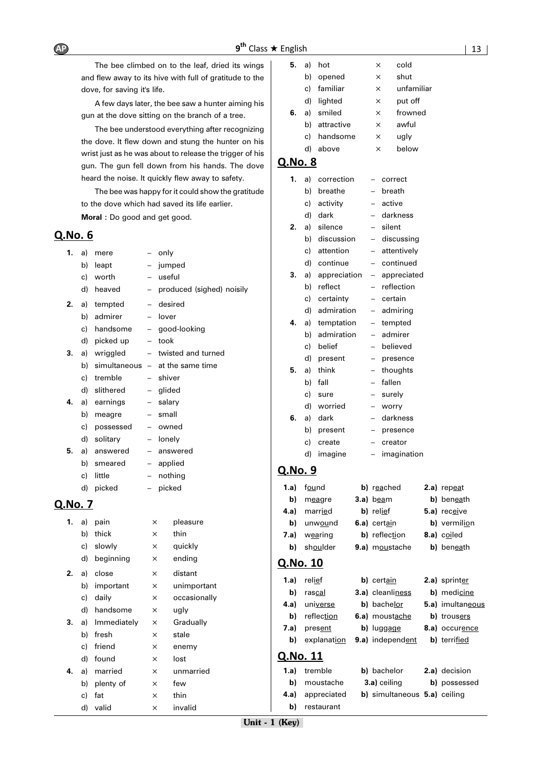The bee climbed on to the leaf, dried its wings and flew away to its hive with full of gratitude to the dove, for saving it's life.

A few days later, the bee saw a hunter aiming his gun at the dove sitting on the branch of a tree.

The bee understood everything after recognizing the dove. It flew down and stung the hunter on his wrist just as he was about to release the trigger of his gun. The gun fell down from his hands. The dove heard the noise. It quickly flew away to safety.

The bee was happy for it could show the gratitude to the dove which had saved its life earlier.

**Moral :** Do good and get good.

## Q.No. 6

**1.** a) mere – only
b) leapt – jumped
c) worth – useful
d) heaved – produced (sighed) noisily

**2.** a) tempted – desired
b) admirer – lover
c) handsome – good-looking
d) picked up – took

**3.** a) wriggled – twisted and turned
b) simultaneous – at the same time
c) tremble – shiver
d) slithered – glided

**4.** a) earnings – salary
b) meagre – small
c) possessed – owned
d) solitary – lonely

**5.** a) answered – answered
b) smeared – applied
c) little – nothing
d) picked – picked

## Q.No. 7

**1.** a) pain × pleasure
b) thick × thin
c) slowly × quickly
d) beginning × ending

**2.** a) close × distant
b) important × unimportant
c) daily × occasionally
d) handsome × ugly

**3.** a) Immediately × Gradually
b) fresh × stale
c) friend × enemy
d) found × lost

**4.** a) married × unmarried
b) plenty of × few
c) fat × thin
d) valid × invalid

**5.** a) hot × cold
b) opened × shut
c) familiar × unfamiliar
d) lighted × put off

**6.** a) smiled × frowned
b) attractive × awful
c) handsome × ugly
d) above × below

## Q.No. 8

**1.** a) correction – correct
b) breathe – breath
c) activity – active
d) dark – darkness

**2.** a) silence – silent
b) discussion – discussing
c) attention – attentively
d) continue – continued

**3.** a) appreciation – appreciated
b) reflect – reflection
c) certainty – certain
d) admiration – admiring

**4.** a) temptation – tempted
b) admiration – admirer
c) belief – believed
d) present – presence

**5.** a) think – thoughts
b) fall – fallen
c) sure – surely
d) worried – worry

**6.** a) dark – darkness
b) present – presence
c) create – creator
d) imagine – imagination

## Q.No. 9

**1.a)** f<u>ou</u>nd **b)** r<u>ea</u>ched **2.a)** rep<u>ea</u>t
**b)** m<u>ea</u>gre **3.a)** b<u>ea</u>m **b)** ben<u>ea</u>th
**4.a)** marr<u>ie</u>d **b)** rel<u>ie</u>f **5.a)** rec<u>ei</u>ve
**b)** unw<u>ou</u>nd **6.a)** cert<u>ai</u>n **b)** vermil<u>io</u>n
**7.a)** w<u>ea</u>ring **b)** reflect<u>io</u>n **8.a)** c<u>oi</u>led
**b)** sh<u>ou</u>lder **9.a)** m<u>ou</u>stache **b)** ben<u>ea</u>th

## Q.No. 10

**1.a)** rel<u>ief</u> **b)** cert<u>ain</u> **2.a)** sprint<u>er</u>
**b)** ras<u>cal</u> **3.a)** clean<u>li</u>ness **b)** medi<u>cine</u>
**4.a)** uni<u>verse</u> **b)** bache<u>lor</u> **5.a)** imultan<u>eous</u>
**b)** reflec<u>tion</u> **6.a)** mous<u>tache</u> **b)** trous<u>ers</u>
**7.a)** pres<u>ent</u> **b)** lugg<u>age</u> **8.a)** occur<u>ence</u>
**b)** explana<u>tion</u> **9.a)** independ<u>ent</u> **b)** terri<u>fied</u>

## Q.No. 11

**1.a)** tremble **b)** bachelor **2.a)** decision
**b)** moustache **3.a)** ceiling **b)** possessed
**4.a)** appreciated **b)** simultaneous **5.a)** ceiling
**b)** restaurant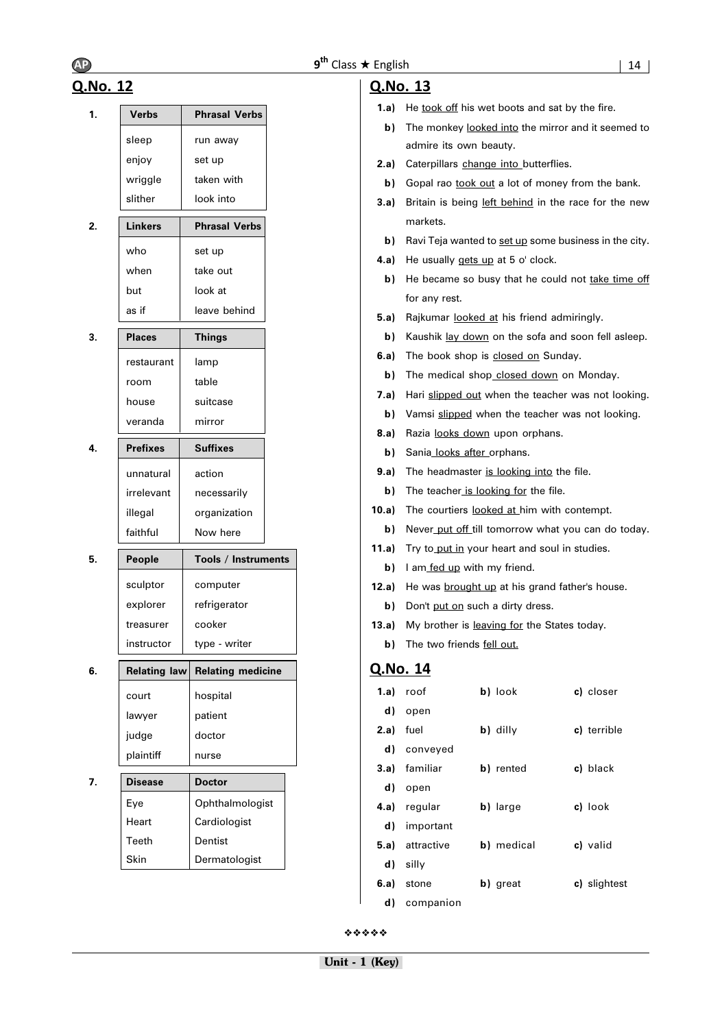## Q.No. 12

**1.**

| Verbs | Phrasal Verbs |
|---|---|
| sleep | run away |
| enjoy | set up |
| wriggle | taken with |
| slither | look into |

**2.**

| Linkers | Phrasal Verbs |
|---|---|
| who | set up |
| when | take out |
| but | look at |
| as if | leave behind |

**3.**

| Places | Things |
|---|---|
| restaurant | lamp |
| room | table |
| house | suitcase |
| veranda | mirror |

**4.**

| Prefixes | Suffixes |
|---|---|
| unnatural | action |
| irrelevant | necessarily |
| illegal | organization |
| faithful | Now here |

**5.**

| People | Tools / Instruments |
|---|---|
| sculptor | computer |
| explorer | refrigerator |
| treasurer | cooker |
| instructor | type - writer |

**6.**

| Relating law | Relating medicine |
|---|---|
| court | hospital |
| lawyer | patient |
| judge | doctor |
| plaintiff | nurse |

**7.**

| Disease | Doctor |
|---|---|
| Eye | Ophthalmologist |
| Heart | Cardiologist |
| Teeth | Dentist |
| Skin | Dermatologist |

## Q.No. 13

**1.a)** He took off his wet boots and sat by the fire.
**b)** The monkey looked into the mirror and it seemed to admire its own beauty.
**2.a)** Caterpillars change into butterflies.
**b)** Gopal rao took out a lot of money from the bank.
**3.a)** Britain is being left behind in the race for the new markets.
**b)** Ravi Teja wanted to set up some business in the city.
**4.a)** He usually gets up at 5 o' clock.
**b)** He became so busy that he could not take time off for any rest.
**5.a)** Rajkumar looked at his friend admiringly.
**b)** Kaushik lay down on the sofa and soon fell asleep.
**6.a)** The book shop is closed on Sunday.
**b)** The medical shop closed down on Monday.
**7.a)** Hari slipped out when the teacher was not looking.
**b)** Vamsi slipped when the teacher was not looking.
**8.a)** Razia looks down upon orphans.
**b)** Sania looks after orphans.
**9.a)** The headmaster is looking into the file.
**b)** The teacher is looking for the file.
**10.a)** The courtiers looked at him with contempt.
**b)** Never put off till tomorrow what you can do today.
**11.a)** Try to put in your heart and soul in studies.
**b)** I am fed up with my friend.
**12.a)** He was brought up at his grand father's house.
**b)** Don't put on such a dirty dress.
**13.a)** My brother is leaving for the States today.
**b)** The two friends fell out.

## Q.No. 14

**1.a)** roof **b)** look **c)** closer **d)** open
**2.a)** fuel **b)** dilly **c)** terrible **d)** conveyed
**3.a)** familiar **b)** rented **c)** black **d)** open
**4.a)** regular **b)** large **c)** look **d)** important
**5.a)** attractive **b)** medical **c)** valid **d)** silly
**6.a)** stone **b)** great **c)** slightest **d)** companion

❖❖❖❖❖

**Unit - 1 (Key)**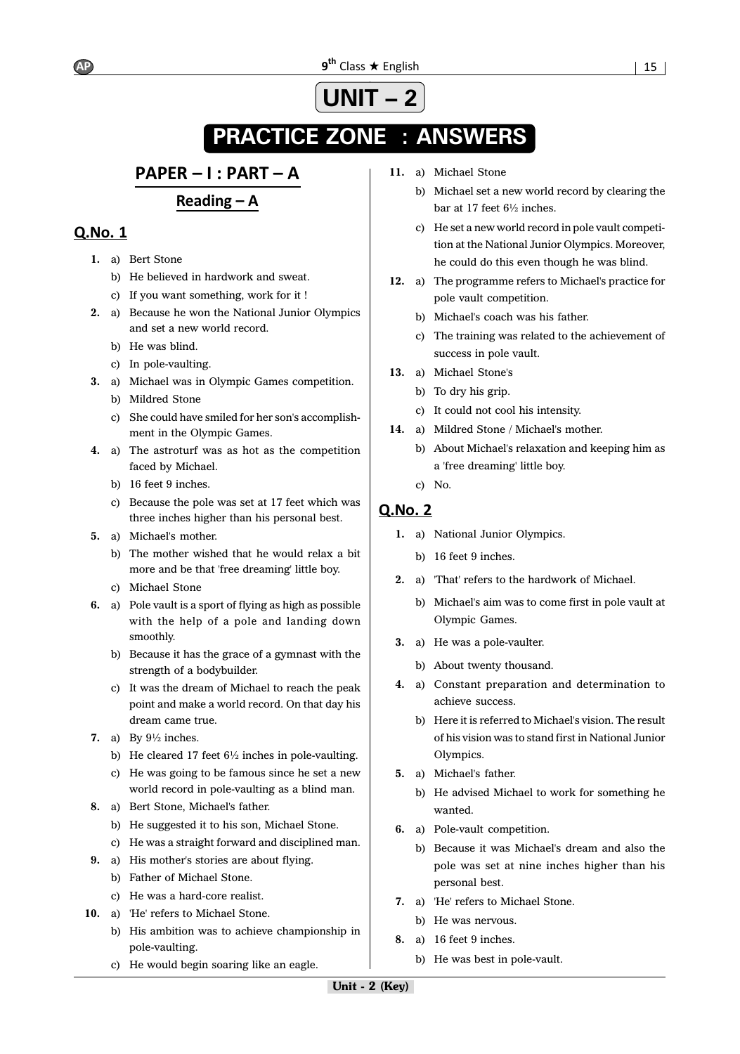# UNIT – 2

## PRACTICE ZONE : ANSWERS

## PAPER – I : PART – A

### Reading – A

### Q.No. 1

**1.** a) Bert Stone
   b) He believed in hardwork and sweat.
   c) If you want something, work for it !

**2.** a) Because he won the National Junior Olympics and set a new world record.
   b) He was blind.
   c) In pole-vaulting.

**3.** a) Michael was in Olympic Games competition.
   b) Mildred Stone
   c) She could have smiled for her son's accomplishment in the Olympic Games.

**4.** a) The astroturf was as hot as the competition faced by Michael.
   b) 16 feet 9 inches.
   c) Because the pole was set at 17 feet which was three inches higher than his personal best.

**5.** a) Michael's mother.
   b) The mother wished that he would relax a bit more and be that 'free dreaming' little boy.
   c) Michael Stone

**6.** a) Pole vault is a sport of flying as high as possible with the help of a pole and landing down smoothly.
   b) Because it has the grace of a gymnast with the strength of a bodybuilder.
   c) It was the dream of Michael to reach the peak point and make a world record. On that day his dream came true.

**7.** a) By 9½ inches.
   b) He cleared 17 feet 6½ inches in pole-vaulting.
   c) He was going to be famous since he set a new world record in pole-vaulting as a blind man.

**8.** a) Bert Stone, Michael's father.
   b) He suggested it to his son, Michael Stone.
   c) He was a straight forward and disciplined man.

**9.** a) His mother's stories are about flying.
   b) Father of Michael Stone.
   c) He was a hard-core realist.

**10.** a) 'He' refers to Michael Stone.
   b) His ambition was to achieve championship in pole-vaulting.
   c) He would begin soaring like an eagle.

**11.** a) Michael Stone
   b) Michael set a new world record by clearing the bar at 17 feet 6½ inches.
   c) He set a new world record in pole vault competition at the National Junior Olympics. Moreover, he could do this even though he was blind.

**12.** a) The programme refers to Michael's practice for pole vault competition.
   b) Michael's coach was his father.
   c) The training was related to the achievement of success in pole vault.

**13.** a) Michael Stone's
   b) To dry his grip.
   c) It could not cool his intensity.

**14.** a) Mildred Stone / Michael's mother.
   b) About Michael's relaxation and keeping him as a 'free dreaming' little boy.
   c) No.

### Q.No. 2

**1.** a) National Junior Olympics.
   b) 16 feet 9 inches.

**2.** a) 'That' refers to the hardwork of Michael.
   b) Michael's aim was to come first in pole vault at Olympic Games.

**3.** a) He was a pole-vaulter.
   b) About twenty thousand.

**4.** a) Constant preparation and determination to achieve success.
   b) Here it is referred to Michael's vision. The result of his vision was to stand first in National Junior Olympics.

**5.** a) Michael's father.
   b) He advised Michael to work for something he wanted.

**6.** a) Pole-vault competition.
   b) Because it was Michael's dream and also the pole was set at nine inches higher than his personal best.

**7.** a) 'He' refers to Michael Stone.
   b) He was nervous.

**8.** a) 16 feet 9 inches.
   b) He was best in pole-vault.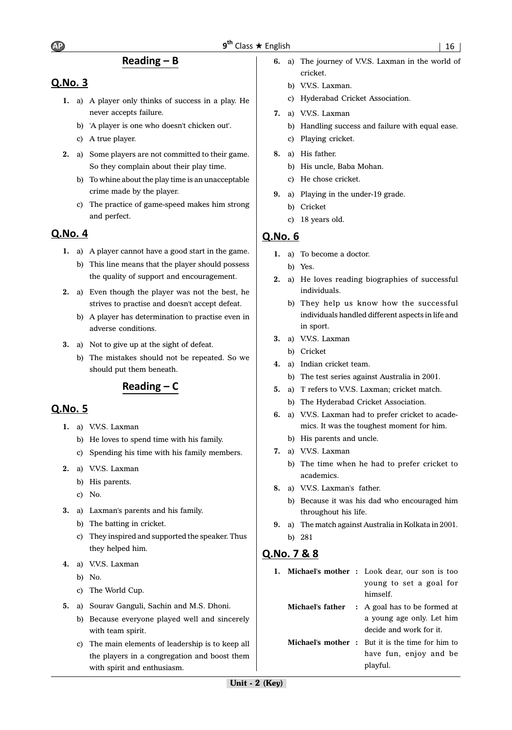## Reading – B

### Q.No. 3

1. a) A player only thinks of success in a play. He never accepts failure.
   b) 'A player is one who doesn't chicken out'.
   c) A true player.

2. a) Some players are not committed to their game. So they complain about their play time.
   b) To whine about the play time is an unacceptable crime made by the player.
   c) The practice of game-speed makes him strong and perfect.

### Q.No. 4

1. a) A player cannot have a good start in the game.
   b) This line means that the player should possess the quality of support and encouragement.

2. a) Even though the player was not the best, he strives to practise and doesn't accept defeat.
   b) A player has determination to practise even in adverse conditions.

3. a) Not to give up at the sight of defeat.
   b) The mistakes should not be repeated. So we should put them beneath.

## Reading – C

### Q.No. 5

1. a) V.V.S. Laxman
   b) He loves to spend time with his family.
   c) Spending his time with his family members.

2. a) V.V.S. Laxman
   b) His parents.
   c) No.

3. a) Laxman's parents and his family.
   b) The batting in cricket.
   c) They inspired and supported the speaker. Thus they helped him.

4. a) V.V.S. Laxman
   b) No.
   c) The World Cup.

5. a) Sourav Ganguli, Sachin and M.S. Dhoni.
   b) Because everyone played well and sincerely with team spirit.
   c) The main elements of leadership is to keep all the players in a congregation and boost them with spirit and enthusiasm.

6. a) The journey of V.V.S. Laxman in the world of cricket.
   b) V.V.S. Laxman.
   c) Hyderabad Cricket Association.

7. a) V.V.S. Laxman
   b) Handling success and failure with equal ease.
   c) Playing cricket.

8. a) His father.
   b) His uncle, Baba Mohan.
   c) He chose cricket.

9. a) Playing in the under-19 grade.
   b) Cricket
   c) 18 years old.

### Q.No. 6

1. a) To become a doctor.
   b) Yes.

2. a) He loves reading biographies of successful individuals.
   b) They help us know how the successful individuals handled different aspects in life and in sport.

3. a) V.V.S. Laxman
   b) Cricket

4. a) Indian cricket team.
   b) The test series against Australia in 2001.

5. a) 'I' refers to V.V.S. Laxman; cricket match.
   b) The Hyderabad Cricket Association.

6. a) V.V.S. Laxman had to prefer cricket to academics. It was the toughest moment for him.
   b) His parents and uncle.

7. a) V.V.S. Laxman
   b) The time when he had to prefer cricket to academics.

8. a) V.V.S. Laxman's father.
   b) Because it was his dad who encouraged him throughout his life.

9. a) The match against Australia in Kolkata in 2001.
   b) 281

### Q.No. 7 & 8

1. **Michael's mother :** Look dear, our son is too young to set a goal for himself.

   **Michael's father :** A goal has to be formed at a young age only. Let him decide and work for it.

   **Michael's mother :** But it is the time for him to have fun, enjoy and be playful.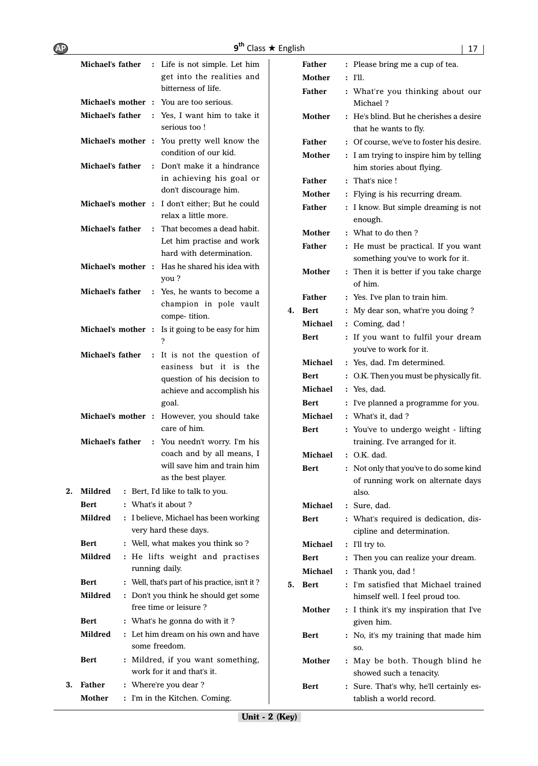**Michael's father** : Life is not simple. Let him get into the realities and bitterness of life.

**Michael's mother** : You are too serious.

**Michael's father** : Yes, I want him to take it serious too !

**Michael's mother** : You pretty well know the condition of our kid.

**Michael's father** : Don't make it a hindrance in achieving his goal or don't discourage him.

**Michael's mother** : I don't either; But he could relax a little more.

**Michael's father** : That becomes a dead habit. Let him practise and work hard with determination.

**Michael's mother** : Has he shared his idea with you ?

**Michael's father** : Yes, he wants to become a champion in pole vault compe- tition.

**Michael's mother** : Is it going to be easy for him ?

**Michael's father** : It is not the question of easiness but it is the question of his decision to achieve and accomplish his goal.

**Michael's mother** : However, you should take care of him.

**Michael's father** : You needn't worry. I'm his coach and by all means, I will save him and train him as the best player.

2. **Mildred** : Bert, I'd like to talk to you.

**Bert** : What's it about ?

**Mildred** : I believe, Michael has been working very hard these days.

**Bert** : Well, what makes you think so ?

**Mildred** : He lifts weight and practises running daily.

**Bert** : Well, that's part of his practice, isn't it ?

**Mildred** : Don't you think he should get some free time or leisure ?

**Bert** : What's he gonna do with it ?

**Mildred** : Let him dream on his own and have some freedom.

**Bert** : Mildred, if you want something, work for it and that's it.

3. **Father** : Where're you dear ?

**Mother** : I'm in the Kitchen. Coming.

**Father** : Please bring me a cup of tea.

**Mother** : I'll.

**Father** : What're you thinking about our Michael ?

**Mother** : He's blind. But he cherishes a desire that he wants to fly.

**Father** : Of course, we've to foster his desire.

**Mother** : I am trying to inspire him by telling him stories about flying.

**Father** : That's nice !

**Mother** : Flying is his recurring dream.

**Father** : I know. But simple dreaming is not enough.

**Mother** : What to do then ?

**Father** : He must be practical. If you want something you've to work for it.

**Mother** : Then it is better if you take charge of him.

**Father** : Yes. I've plan to train him.

4. **Bert** : My dear son, what're you doing ?

**Michael** : Coming, dad !

**Bert** : If you want to fulfil your dream you've to work for it.

**Michael** : Yes, dad. I'm determined.

**Bert** : O.K. Then you must be physically fit.

**Michael** : Yes, dad.

**Bert** : I've planned a programme for you.

**Michael** : What's it, dad ?

**Bert** : You've to undergo weight - lifting training. I've arranged for it.

**Michael** : O.K. dad.

**Bert** : Not only that you've to do some kind of running work on alternate days also.

**Michael** : Sure, dad.

**Bert** : What's required is dedication, dis- cipline and determination.

**Michael** : I'll try to.

**Bert** : Then you can realize your dream.

**Michael** : Thank you, dad !

5. **Bert** : I'm satisfied that Michael trained himself well. I feel proud too.

**Mother** : I think it's my inspiration that I've given him.

**Bert** : No, it's my training that made him so.

**Mother** : May be both. Though blind he showed such a tenacity.

**Bert** : Sure. That's why, he'll certainly es- tablish a world record.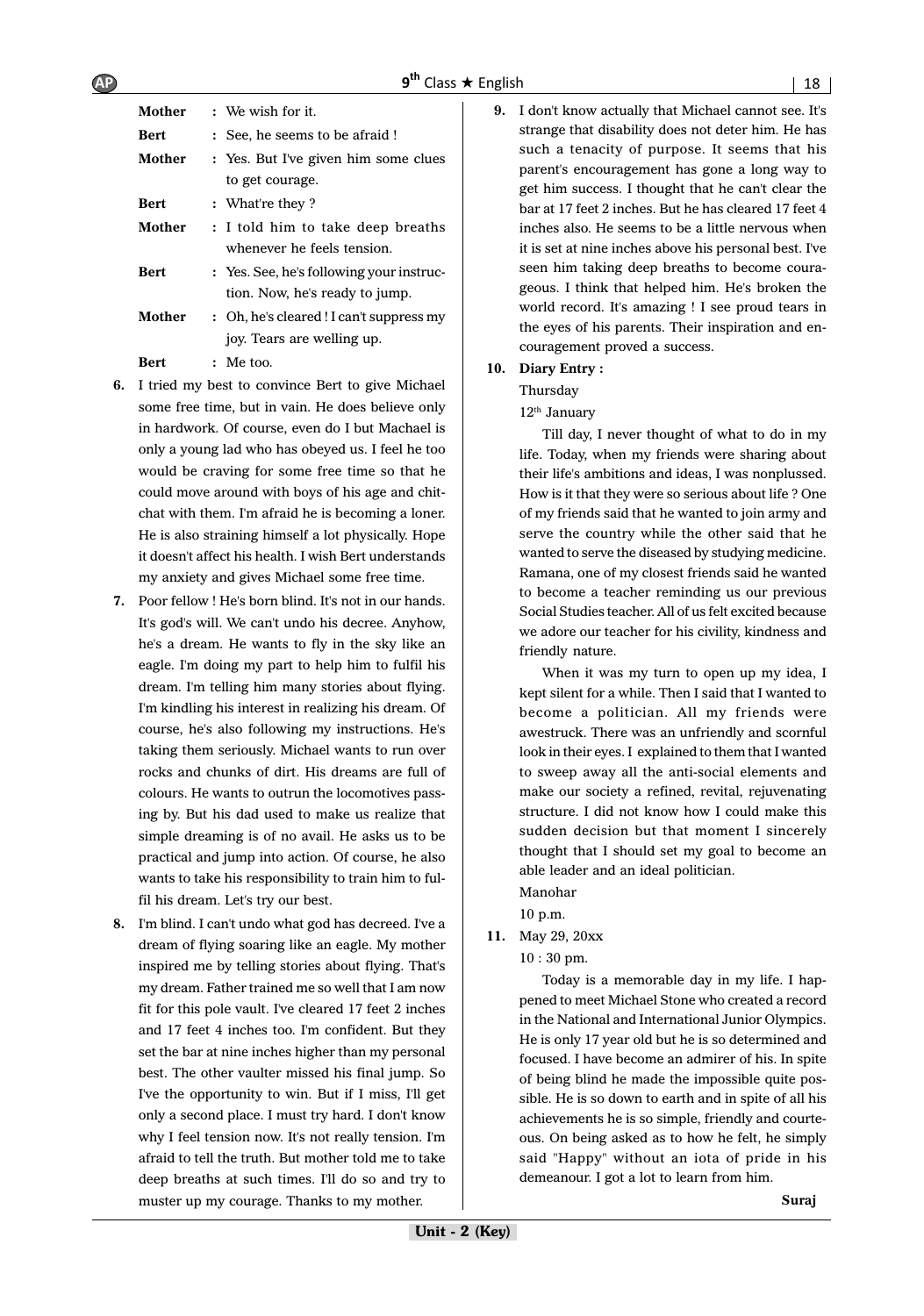**Mother** : We wish for it.

**Bert** : See, he seems to be afraid !

**Mother** : Yes. But I've given him some clues to get courage.

**Bert** : What're they ?

**Mother** : I told him to take deep breaths whenever he feels tension.

**Bert** : Yes. See, he's following your instruction. Now, he's ready to jump.

**Mother** : Oh, he's cleared ! I can't suppress my joy. Tears are welling up.

**Bert** : Me too.

6. I tried my best to convince Bert to give Michael some free time, but in vain. He does believe only in hardwork. Of course, even do I but Machael is only a young lad who has obeyed us. I feel he too would be craving for some free time so that he could move around with boys of his age and chit-chat with them. I'm afraid he is becoming a loner. He is also straining himself a lot physically. Hope it doesn't affect his health. I wish Bert understands my anxiety and gives Michael some free time.

7. Poor fellow ! He's born blind. It's not in our hands. It's god's will. We can't undo his decree. Anyhow, he's a dream. He wants to fly in the sky like an eagle. I'm doing my part to help him to fulfil his dream. I'm telling him many stories about flying. I'm kindling his interest in realizing his dream. Of course, he's also following my instructions. He's taking them seriously. Michael wants to run over rocks and chunks of dirt. His dreams are full of colours. He wants to outrun the locomotives passing by. But his dad used to make us realize that simple dreaming is of no avail. He asks us to be practical and jump into action. Of course, he also wants to take his responsibility to train him to fulfil his dream. Let's try our best.

8. I'm blind. I can't undo what god has decreed. I've a dream of flying soaring like an eagle. My mother inspired me by telling stories about flying. That's my dream. Father trained me so well that I am now fit for this pole vault. I've cleared 17 feet 2 inches and 17 feet 4 inches too. I'm confident. But they set the bar at nine inches higher than my personal best. The other vaulter missed his final jump. So I've the opportunity to win. But if I miss, I'll get only a second place. I must try hard. I don't know why I feel tension now. It's not really tension. I'm afraid to tell the truth. But mother told me to take deep breaths at such times. I'll do so and try to muster up my courage. Thanks to my mother.

9. I don't know actually that Michael cannot see. It's strange that disability does not deter him. He has such a tenacity of purpose. It seems that his parent's encouragement has gone a long way to get him success. I thought that he can't clear the bar at 17 feet 2 inches. But he has cleared 17 feet 4 inches also. He seems to be a little nervous when it is set at nine inches above his personal best. I've seen him taking deep breaths to become courageous. I think that helped him. He's broken the world record. It's amazing ! I see proud tears in the eyes of his parents. Their inspiration and encouragement proved a success.

10. **Diary Entry :**

Thursday

12th January

Till day, I never thought of what to do in my life. Today, when my friends were sharing about their life's ambitions and ideas, I was nonplussed. How is it that they were so serious about life ? One of my friends said that he wanted to join army and serve the country while the other said that he wanted to serve the diseased by studying medicine. Ramana, one of my closest friends said he wanted to become a teacher reminding us our previous Social Studies teacher. All of us felt excited because we adore our teacher for his civility, kindness and friendly nature.

When it was my turn to open up my idea, I kept silent for a while. Then I said that I wanted to become a politician. All my friends were awestruck. There was an unfriendly and scornful look in their eyes. I explained to them that I wanted to sweep away all the anti-social elements and make our society a refined, revital, rejuvenating structure. I did not know how I could make this sudden decision but that moment I sincerely thought that I should set my goal to become an able leader and an ideal politician.

Manohar

10 p.m.

11. May 29, 20xx

10 : 30 pm.

Today is a memorable day in my life. I happened to meet Michael Stone who created a record in the National and International Junior Olympics. He is only 17 year old but he is so determined and focused. I have become an admirer of his. In spite of being blind he made the impossible quite possible. He is so down to earth and in spite of all his achievements he is so simple, friendly and courteous. On being asked as to how he felt, he simply said "Happy" without an iota of pride in his demeanour. I got a lot to learn from him.

**Suraj**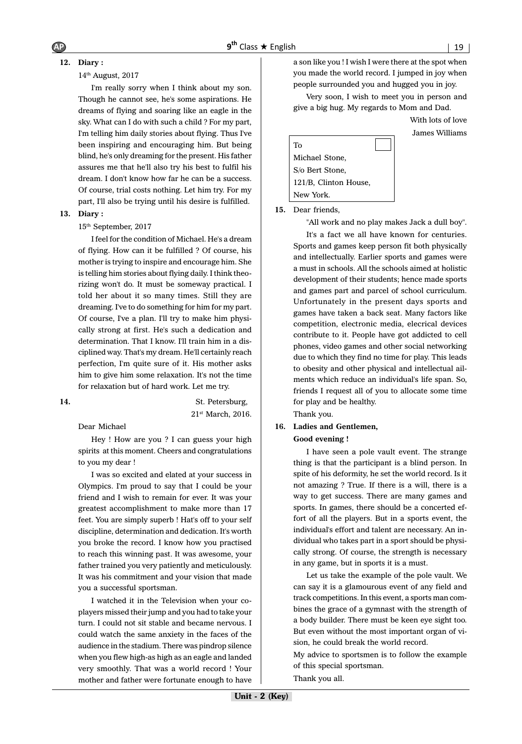**12. Diary :**

14th August, 2017

I'm really sorry when I think about my son. Though he cannot see, he's some aspirations. He dreams of flying and soaring like an eagle in the sky. What can I do with such a child ? For my part, I'm telling him daily stories about flying. Thus I've been inspiring and encouraging him. But being blind, he's only dreaming for the present. His father assures me that he'll also try his best to fulfil his dream. I don't know how far he can be a success. Of course, trial costs nothing. Let him try. For my part, I'll also be trying until his desire is fulfilled.

**13. Diary :**

15th September, 2017

I feel for the condition of Michael. He's a dream of flying. How can it be fulfilled ? Of course, his mother is trying to inspire and encourage him. She is telling him stories about flying daily. I think theorizing won't do. It must be someway practical. I told her about it so many times. Still they are dreaming. I've to do something for him for my part. Of course, I've a plan. I'll try to make him physically strong at first. He's such a dedication and determination. That I know. I'll train him in a disciplined way. That's my dream. He'll certainly reach perfection, I'm quite sure of it. His mother asks him to give him some relaxation. It's not the time for relaxation but of hard work. Let me try.

**14.**

St. Petersburg,
21st March, 2016.

Dear Michael

Hey ! How are you ? I can guess your high spirits at this moment. Cheers and congratulations to you my dear !

I was so excited and elated at your success in Olympics. I'm proud to say that I could be your friend and I wish to remain for ever. It was your greatest accomplishment to make more than 17 feet. You are simply superb ! Hat's off to your self discipline, determination and dedication. It's worth you broke the record. I know how you practised to reach this winning past. It was awesome, your father trained you very patiently and meticulously. It was his commitment and your vision that made you a successful sportsman.

I watched it in the Television when your co-players missed their jump and you had to take your turn. I could not sit stable and became nervous. I could watch the same anxiety in the faces of the audience in the stadium. There was pindrop silence when you flew high-as high as an eagle and landed very smoothly. That was a world record ! Your mother and father were fortunate enough to have a son like you ! I wish I were there at the spot when you made the world record. I jumped in joy when people surrounded you and hugged you in joy.

Very soon, I wish to meet you in person and give a big hug. My regards to Mom and Dad.

With lots of love
James Williams

To
Michael Stone,
S/o Bert Stone,
121/B, Clinton House,
New York.

**15.** Dear friends,

"All work and no play makes Jack a dull boy".

It's a fact we all have known for centuries. Sports and games keep person fit both physically and intellectually. Earlier sports and games were a must in schools. All the schools aimed at holistic development of their students; hence made sports and games part and parcel of school curriculum. Unfortunately in the present days sports and games have taken a back seat. Many factors like competition, electronic media, elecrical devices contribute to it. People have got addicted to cell phones, video games and other social networking due to which they find no time for play. This leads to obesity and other physical and intellectual ailments which reduce an individual's life span. So, friends I request all of you to allocate some time for play and be healthy.

Thank you.

**16. Ladies and Gentlemen,**

**Good evening !**

I have seen a pole vault event. The strange thing is that the participant is a blind person. In spite of his deformity, he set the world record. Is it not amazing ? True. If there is a will, there is a way to get success. There are many games and sports. In games, there should be a concerted effort of all the players. But in a sports event, the individual's effort and talent are necessary. An individual who takes part in a sport should be physically strong. Of course, the strength is necessary in any game, but in sports it is a must.

Let us take the example of the pole vault. We can say it is a glamourous event of any field and track competitions. In this event, a sports man combines the grace of a gymnast with the strength of a body builder. There must be keen eye sight too. But even without the most important organ of vision, he could break the world record.

My advice to sportsmen is to follow the example of this special sportsman.

Thank you all.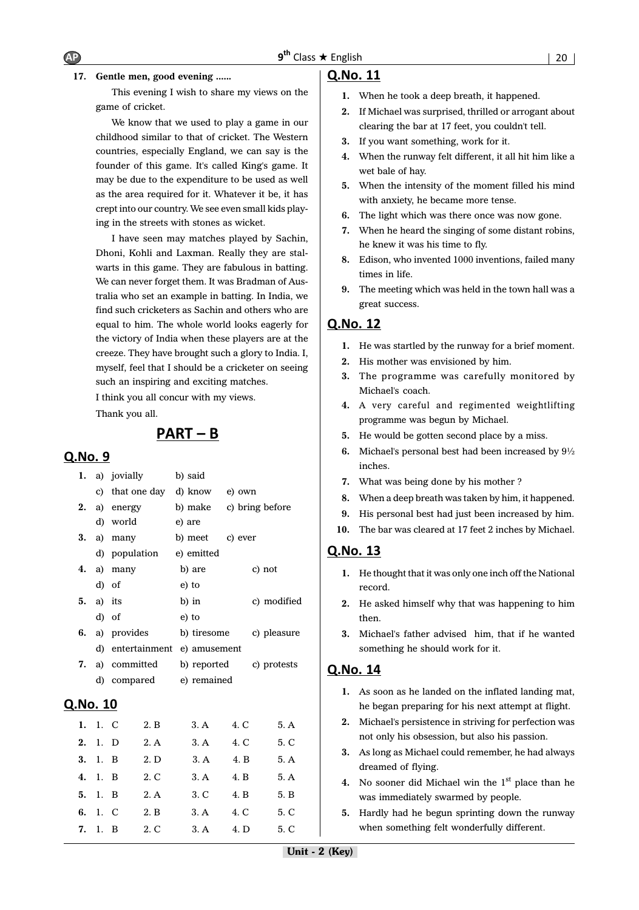**17. Gentle men, good evening ......**

This evening I wish to share my views on the game of cricket.

We know that we used to play a game in our childhood similar to that of cricket. The Western countries, especially England, we can say is the founder of this game. It's called King's game. It may be due to the expenditure to be used as well as the area required for it. Whatever it be, it has crept into our country. We see even small kids playing in the streets with stones as wicket.

I have seen may matches played by Sachin, Dhoni, Kohli and Laxman. Really they are stalwarts in this game. They are fabulous in batting. We can never forget them. It was Bradman of Australia who set an example in batting. In India, we find such cricketers as Sachin and others who are equal to him. The whole world looks eagerly for the victory of India when these players are at the creeze. They have brought such a glory to India. I, myself, feel that I should be a cricketer on seeing such an inspiring and exciting matches.

I think you all concur with my views.

Thank you all.

## PART – B

## Q.No. 9

1. a) jovially b) said c) that one day d) know e) own
2. a) energy b) make c) bring before d) world e) are
3. a) many b) meet c) ever d) population e) emitted
4. a) many b) are c) not d) of e) to
5. a) its b) in c) modified d) of e) to
6. a) provides b) tiresome c) pleasure d) entertainment e) amusement
7. a) committed b) reported c) protests d) compared e) remained

## Q.No. 10

| | | | | | |
|---|---|---|---|---|---|
| 1. | 1. C | 2. B | 3. A | 4. C | 5. A |
| 2. | 1. D | 2. A | 3. A | 4. C | 5. C |
| 3. | 1. B | 2. D | 3. A | 4. B | 5. A |
| 4. | 1. B | 2. C | 3. A | 4. B | 5. A |
| 5. | 1. B | 2. A | 3. C | 4. B | 5. B |
| 6. | 1. C | 2. B | 3. A | 4. C | 5. C |
| 7. | 1. B | 2. C | 3. A | 4. D | 5. C |

## Q.No. 11

1. When he took a deep breath, it happened.
2. If Michael was surprised, thrilled or arrogant about clearing the bar at 17 feet, you couldn't tell.
3. If you want something, work for it.
4. When the runway felt different, it all hit him like a wet bale of hay.
5. When the intensity of the moment filled his mind with anxiety, he became more tense.
6. The light which was there once was now gone.
7. When he heard the singing of some distant robins, he knew it was his time to fly.
8. Edison, who invented 1000 inventions, failed many times in life.
9. The meeting which was held in the town hall was a great success.

## Q.No. 12

1. He was startled by the runway for a brief moment.
2. His mother was envisioned by him.
3. The programme was carefully monitored by Michael's coach.
4. A very careful and regimented weightlifting programme was begun by Michael.
5. He would be gotten second place by a miss.
6. Michael's personal best had been increased by 9½ inches.
7. What was being done by his mother ?
8. When a deep breath was taken by him, it happened.
9. His personal best had just been increased by him.
10. The bar was cleared at 17 feet 2 inches by Michael.

## Q.No. 13

1. He thought that it was only one inch off the National record.
2. He asked himself why that was happening to him then.
3. Michael's father advised him, that if he wanted something he should work for it.

## Q.No. 14

1. As soon as he landed on the inflated landing mat, he began preparing for his next attempt at flight.
2. Michael's persistence in striving for perfection was not only his obsession, but also his passion.
3. As long as Michael could remember, he had always dreamed of flying.
4. No sooner did Michael win the 1st place than he was immediately swarmed by people.
5. Hardly had he begun sprinting down the runway when something felt wonderfully different.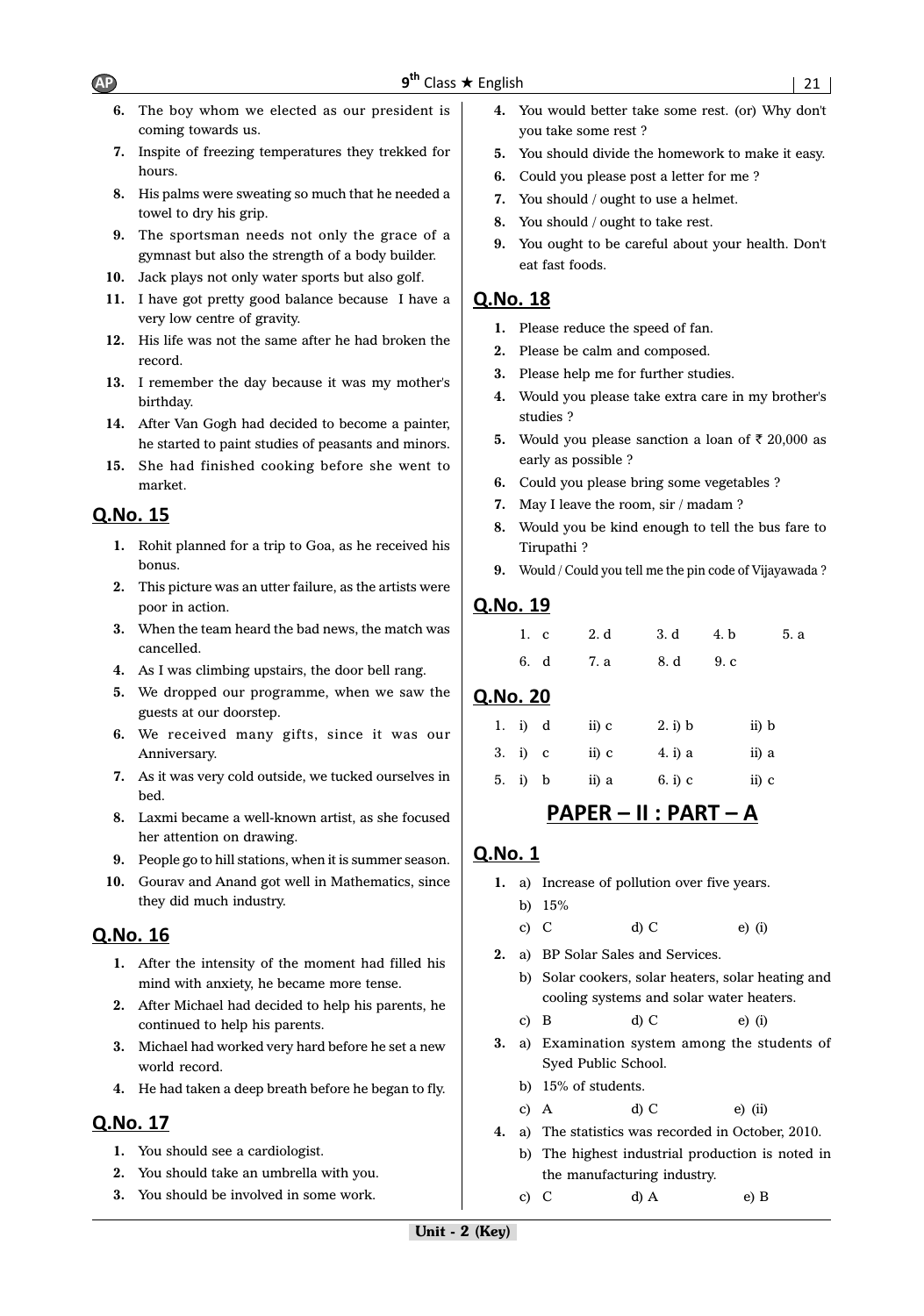6. The boy whom we elected as our president is coming towards us.
7. Inspite of freezing temperatures they trekked for hours.
8. His palms were sweating so much that he needed a towel to dry his grip.
9. The sportsman needs not only the grace of a gymnast but also the strength of a body builder.
10. Jack plays not only water sports but also golf.
11. I have got pretty good balance because I have a very low centre of gravity.
12. His life was not the same after he had broken the record.
13. I remember the day because it was my mother's birthday.
14. After Van Gogh had decided to become a painter, he started to paint studies of peasants and minors.
15. She had finished cooking before she went to market.

## Q.No. 15

1. Rohit planned for a trip to Goa, as he received his bonus.
2. This picture was an utter failure, as the artists were poor in action.
3. When the team heard the bad news, the match was cancelled.
4. As I was climbing upstairs, the door bell rang.
5. We dropped our programme, when we saw the guests at our doorstep.
6. We received many gifts, since it was our Anniversary.
7. As it was very cold outside, we tucked ourselves in bed.
8. Laxmi became a well-known artist, as she focused her attention on drawing.
9. People go to hill stations, when it is summer season.
10. Gourav and Anand got well in Mathematics, since they did much industry.

## Q.No. 16

1. After the intensity of the moment had filled his mind with anxiety, he became more tense.
2. After Michael had decided to help his parents, he continued to help his parents.
3. Michael had worked very hard before he set a new world record.
4. He had taken a deep breath before he began to fly.

## Q.No. 17

1. You should see a cardiologist.
2. You should take an umbrella with you.
3. You should be involved in some work.
4. You would better take some rest. (or) Why don't you take some rest ?
5. You should divide the homework to make it easy.
6. Could you please post a letter for me ?
7. You should / ought to use a helmet.
8. You should / ought to take rest.
9. You ought to be careful about your health. Don't eat fast foods.

## Q.No. 18

1. Please reduce the speed of fan.
2. Please be calm and composed.
3. Please help me for further studies.
4. Would you please take extra care in my brother's studies ?
5. Would you please sanction a loan of ₹ 20,000 as early as possible ?
6. Could you please bring some vegetables ?
7. May I leave the room, sir / madam ?
8. Would you be kind enough to tell the bus fare to Tirupathi ?
9. Would / Could you tell me the pin code of Vijayawada ?

## Q.No. 19

1. c 2. d 3. d 4. b 5. a
6. d 7. a 8. d 9. c

## Q.No. 20

1. i) d ii) c 2. i) b ii) b
3. i) c ii) c 4. i) a ii) a
5. i) b ii) a 6. i) c ii) c

# PAPER – II : PART – A

## Q.No. 1

1. a) Increase of pollution over five years.
   b) 15%
   c) C d) C e) (i)
2. a) BP Solar Sales and Services.
   b) Solar cookers, solar heaters, solar heating and cooling systems and solar water heaters.
   c) B d) C e) (i)
3. a) Examination system among the students of Syed Public School.
   b) 15% of students.
   c) A d) C e) (ii)
4. a) The statistics was recorded in October, 2010.
   b) The highest industrial production is noted in the manufacturing industry.
   c) C d) A e) B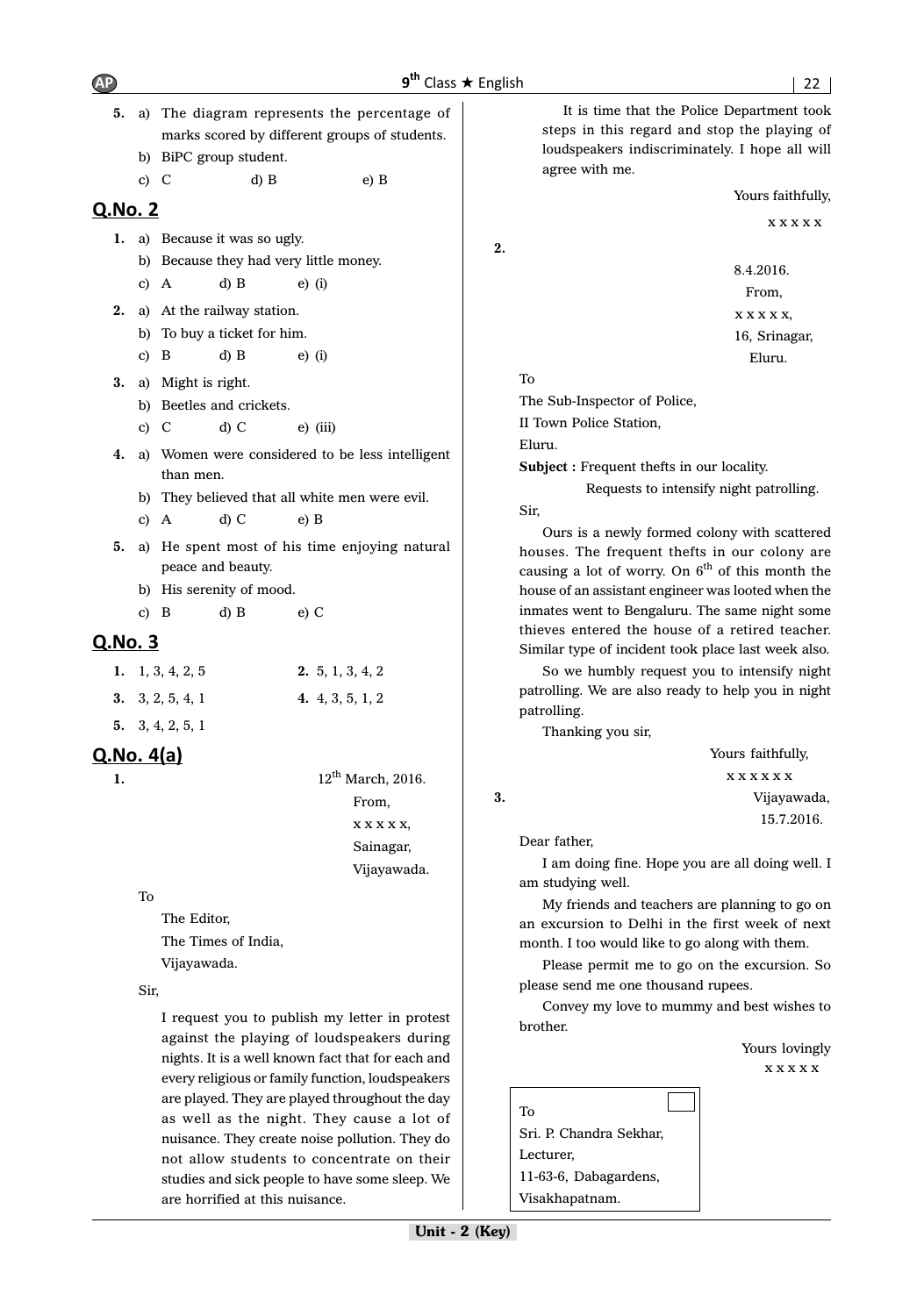5. a) The diagram represents the percentage of marks scored by different groups of students.
   b) BiPC group student.
   c) C   d) B   e) B

## Q.No. 2

1. a) Because it was so ugly.
   b) Because they had very little money.
   c) A   d) B   e) (i)

2. a) At the railway station.
   b) To buy a ticket for him.
   c) B   d) B   e) (i)

3. a) Might is right.
   b) Beetles and crickets.
   c) C   d) C   e) (iii)

4. a) Women were considered to be less intelligent than men.
   b) They believed that all white men were evil.
   c) A   d) C   e) B

5. a) He spent most of his time enjoying natural peace and beauty.
   b) His serenity of mood.
   c) B   d) B   e) C

## Q.No. 3

1. 1, 3, 4, 2, 5
2. 5, 1, 3, 4, 2
3. 3, 2, 5, 4, 1
4. 4, 3, 5, 1, 2
5. 3, 4, 2, 5, 1

## Q.No. 4(a)

**1.**

12th March, 2016.
From,
x x x x x,
Sainagar,
Vijayawada.

To
The Editor,
The Times of India,
Vijayawada.

Sir,

I request you to publish my letter in protest against the playing of loudspeakers during nights. It is a well known fact that for each and every religious or family function, loudspeakers are played. They are played throughout the day as well as the night. They cause a lot of nuisance. They create noise pollution. They do not allow students to concentrate on their studies and sick people to have some sleep. We are horrified at this nuisance.

It is time that the Police Department took steps in this regard and stop the playing of loudspeakers indiscriminately. I hope all will agree with me.

Yours faithfully,
x x x x x

**2.**

8.4.2016.
From,
x x x x x,
16, Srinagar,
Eluru.

To
The Sub-Inspector of Police,
II Town Police Station,
Eluru.

**Subject :** Frequent thefts in our locality.
Requests to intensify night patrolling.

Sir,

Ours is a newly formed colony with scattered houses. The frequent thefts in our colony are causing a lot of worry. On 6th of this month the house of an assistant engineer was looted when the inmates went to Bengaluru. The same night some thieves entered the house of a retired teacher. Similar type of incident took place last week also.

So we humbly request you to intensify night patrolling. We are also ready to help you in night patrolling.

Thanking you sir,

Yours faithfully,
x x x x x x

**3.**

Vijayawada,
15.7.2016.

Dear father,

I am doing fine. Hope you are all doing well. I am studying well.

My friends and teachers are planning to go on an excursion to Delhi in the first week of next month. I too would like to go along with them.

Please permit me to go on the excursion. So please send me one thousand rupees.

Convey my love to mummy and best wishes to brother.

Yours lovingly
x x x x x

To
Sri. P. Chandra Sekhar,
Lecturer,
11-63-6, Dabagardens,
Visakhapatnam.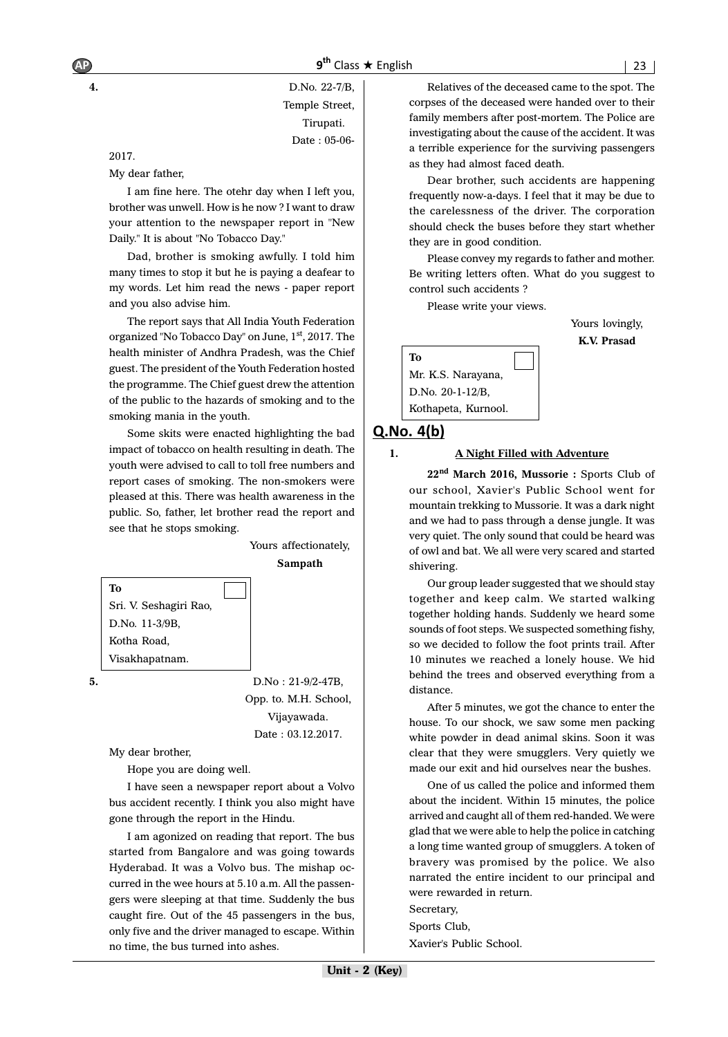**4.**

D.No. 22-7/B,
Temple Street,
Tirupati.
Date : 05-06-2017.

My dear father,

I am fine here. The otehr day when I left you, brother was unwell. How is he now ? I want to draw your attention to the newspaper report in "New Daily." It is about "No Tobacco Day."

Dad, brother is smoking awfully. I told him many times to stop it but he is paying a deafear to my words. Let him read the news - paper report and you also advise him.

The report says that All India Youth Federation organized "No Tobacco Day" on June, 1st, 2017. The health minister of Andhra Pradesh, was the Chief guest. The president of the Youth Federation hosted the programme. The Chief guest drew the attention of the public to the hazards of smoking and to the smoking mania in the youth.

Some skits were enacted highlighting the bad impact of tobacco on health resulting in death. The youth were advised to call to toll free numbers and report cases of smoking. The non-smokers were pleased at this. There was health awareness in the public. So, father, let brother read the report and see that he stops smoking.

Yours affectionately,
**Sampath**

**To**
Sri. V. Seshagiri Rao,
D.No. 11-3/9B,
Kotha Road,
Visakhapatnam.

**5.**

D.No : 21-9/2-47B,
Opp. to. M.H. School,
Vijayawada.
Date : 03.12.2017.

My dear brother,

Hope you are doing well.

I have seen a newspaper report about a Volvo bus accident recently. I think you also might have gone through the report in the Hindu.

I am agonized on reading that report. The bus started from Bangalore and was going towards Hyderabad. It was a Volvo bus. The mishap occurred in the wee hours at 5.10 a.m. All the passengers were sleeping at that time. Suddenly the bus caught fire. Out of the 45 passengers in the bus, only five and the driver managed to escape. Within no time, the bus turned into ashes.

Relatives of the deceased came to the spot. The corpses of the deceased were handed over to their family members after post-mortem. The Police are investigating about the cause of the accident. It was a terrible experience for the surviving passengers as they had almost faced death.

Dear brother, such accidents are happening frequently now-a-days. I feel that it may be due to the carelessness of the driver. The corporation should check the buses before they start whether they are in good condition.

Please convey my regards to father and mother. Be writing letters often. What do you suggest to control such accidents ?

Please write your views.

Yours lovingly,
**K.V. Prasad**

**To**
Mr. K.S. Narayana,
D.No. 20-1-12/B,
Kothapeta, Kurnool.

## Q.No. 4(b)

**1.** **A Night Filled with Adventure**

**22nd March 2016, Mussorie :** Sports Club of our school, Xavier's Public School went for mountain trekking to Mussorie. It was a dark night and we had to pass through a dense jungle. It was very quiet. The only sound that could be heard was of owl and bat. We all were very scared and started shivering.

Our group leader suggested that we should stay together and keep calm. We started walking together holding hands. Suddenly we heard some sounds of foot steps. We suspected something fishy, so we decided to follow the foot prints trail. After 10 minutes we reached a lonely house. We hid behind the trees and observed everything from a distance.

After 5 minutes, we got the chance to enter the house. To our shock, we saw some men packing white powder in dead animal skins. Soon it was clear that they were smugglers. Very quietly we made our exit and hid ourselves near the bushes.

One of us called the police and informed them about the incident. Within 15 minutes, the police arrived and caught all of them red-handed. We were glad that we were able to help the police in catching a long time wanted group of smugglers. A token of bravery was promised by the police. We also narrated the entire incident to our principal and were rewarded in return.

Secretary,
Sports Club,
Xavier's Public School.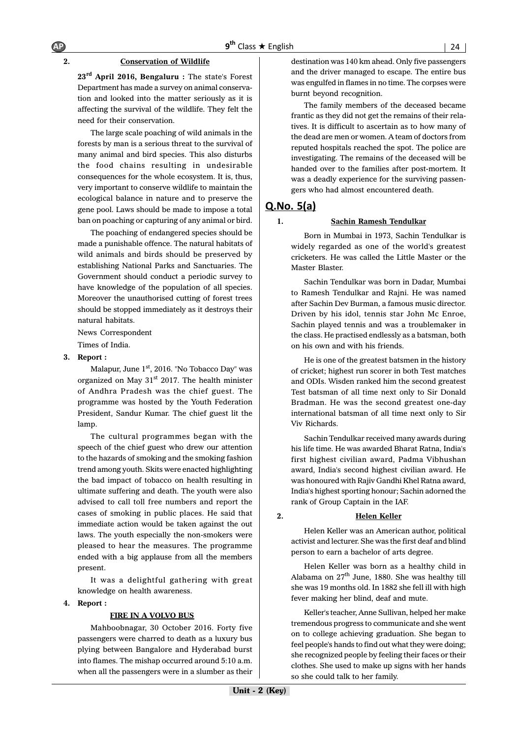**2.** **Conservation of Wildlife**

**23rd April 2016, Bengaluru :** The state's Forest Department has made a survey on animal conservation and looked into the matter seriously as it is affecting the survival of the wildlife. They felt the need for their conservation.

The large scale poaching of wild animals in the forests by man is a serious threat to the survival of many animal and bird species. This also disturbs the food chains resulting in undesirable consequences for the whole ecosystem. It is, thus, very important to conserve wildlife to maintain the ecological balance in nature and to preserve the gene pool. Laws should be made to impose a total ban on poaching or capturing of any animal or bird.

The poaching of endangered species should be made a punishable offence. The natural habitats of wild animals and birds should be preserved by establishing National Parks and Sanctuaries. The Government should conduct a periodic survey to have knowledge of the population of all species. Moreover the unauthorised cutting of forest trees should be stopped immediately as it destroys their natural habitats.

News Correspondent

Times of India.

**3. Report :**

Malapur, June 1st, 2016. "No Tobacco Day" was organized on May 31st 2017. The health minister of Andhra Pradesh was the chief guest. The programme was hosted by the Youth Federation President, Sandur Kumar. The chief guest lit the lamp.

The cultural programmes began with the speech of the chief guest who drew our attention to the hazards of smoking and the smoking fashion trend among youth. Skits were enacted highlighting the bad impact of tobacco on health resulting in ultimate suffering and death. The youth were also advised to call toll free numbers and report the cases of smoking in public places. He said that immediate action would be taken against the out laws. The youth especially the non-smokers were pleased to hear the measures. The programme ended with a big applause from all the members present.

It was a delightful gathering with great knowledge on health awareness.

**4. Report :**

**FIRE IN A VOLVO BUS**

Mahboobnagar, 30 October 2016. Forty five passengers were charred to death as a luxury bus plying between Bangalore and Hyderabad burst into flames. The mishap occurred around 5:10 a.m. when all the passengers were in a slumber as their destination was 140 km ahead. Only five passengers and the driver managed to escape. The entire bus was engulfed in flames in no time. The corpses were burnt beyond recognition.

The family members of the deceased became frantic as they did not get the remains of their relatives. It is difficult to ascertain as to how many of the dead are men or women. A team of doctors from reputed hospitals reached the spot. The police are investigating. The remains of the deceased will be handed over to the families after post-mortem. It was a deadly experience for the surviving passengers who had almost encountered death.

## Q.No. 5(a)

**1.** **Sachin Ramesh Tendulkar**

Born in Mumbai in 1973, Sachin Tendulkar is widely regarded as one of the world's greatest cricketers. He was called the Little Master or the Master Blaster.

Sachin Tendulkar was born in Dadar, Mumbai to Ramesh Tendulkar and Rajni. He was named after Sachin Dev Burman, a famous music director. Driven by his idol, tennis star John Mc Enroe, Sachin played tennis and was a troublemaker in the class. He practised endlessly as a batsman, both on his own and with his friends.

He is one of the greatest batsmen in the history of cricket; highest run scorer in both Test matches and ODIs. Wisden ranked him the second greatest Test batsman of all time next only to Sir Donald Bradman. He was the second greatest one-day international batsman of all time next only to Sir Viv Richards.

Sachin Tendulkar received many awards during his life time. He was awarded Bharat Ratna, India's first highest civilian award, Padma Vibhushan award, India's second highest civilian award. He was honoured with Rajiv Gandhi Khel Ratna award, India's highest sporting honour; Sachin adorned the rank of Group Captain in the IAF.

**2.** **Helen Keller**

Helen Keller was an American author, political activist and lecturer. She was the first deaf and blind person to earn a bachelor of arts degree.

Helen Keller was born as a healthy child in Alabama on 27th June, 1880. She was healthy till she was 19 months old. In 1882 she fell ill with high fever making her blind, deaf and mute.

Keller's teacher, Anne Sullivan, helped her make tremendous progress to communicate and she went on to college achieving graduation. She began to feel people's hands to find out what they were doing; she recognized people by feeling their faces or their clothes. She used to make up signs with her hands so she could talk to her family.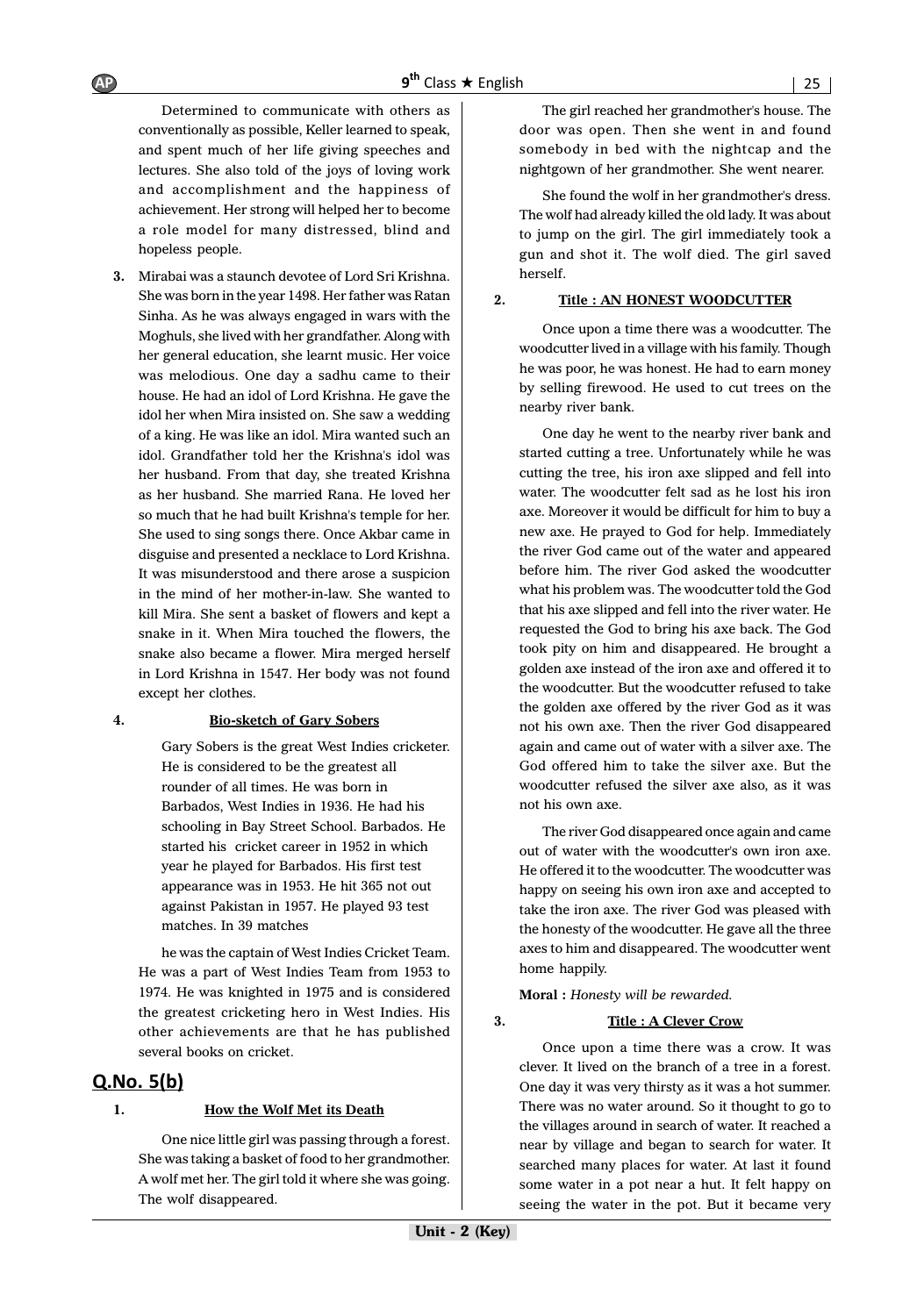Determined to communicate with others as conventionally as possible, Keller learned to speak, and spent much of her life giving speeches and lectures. She also told of the joys of loving work and accomplishment and the happiness of achievement. Her strong will helped her to become a role model for many distressed, blind and hopeless people.

3. Mirabai was a staunch devotee of Lord Sri Krishna. She was born in the year 1498. Her father was Ratan Sinha. As he was always engaged in wars with the Moghuls, she lived with her grandfather. Along with her general education, she learnt music. Her voice was melodious. One day a sadhu came to their house. He had an idol of Lord Krishna. He gave the idol her when Mira insisted on. She saw a wedding of a king. He was like an idol. Mira wanted such an idol. Grandfather told her the Krishna's idol was her husband. From that day, she treated Krishna as her husband. She married Rana. He loved her so much that he had built Krishna's temple for her. She used to sing songs there. Once Akbar came in disguise and presented a necklace to Lord Krishna. It was misunderstood and there arose a suspicion in the mind of her mother-in-law. She wanted to kill Mira. She sent a basket of flowers and kept a snake in it. When Mira touched the flowers, the snake also became a flower. Mira merged herself in Lord Krishna in 1547. Her body was not found except her clothes.

4. **Bio-sketch of Gary Sobers**

Gary Sobers is the great West Indies cricketer. He is considered to be the greatest all rounder of all times. He was born in Barbados, West Indies in 1936. He had his schooling in Bay Street School. Barbados. He started his cricket career in 1952 in which year he played for Barbados. His first test appearance was in 1953. He hit 365 not out against Pakistan in 1957. He played 93 test matches. In 39 matches

he was the captain of West Indies Cricket Team. He was a part of West Indies Team from 1953 to 1974. He was knighted in 1975 and is considered the greatest cricketing hero in West Indies. His other achievements are that he has published several books on cricket.

## Q.No. 5(b)

1. **How the Wolf Met its Death**

One nice little girl was passing through a forest. She was taking a basket of food to her grandmother. A wolf met her. The girl told it where she was going. The wolf disappeared.

The girl reached her grandmother's house. The door was open. Then she went in and found somebody in bed with the nightcap and the nightgown of her grandmother. She went nearer.

She found the wolf in her grandmother's dress. The wolf had already killed the old lady. It was about to jump on the girl. The girl immediately took a gun and shot it. The wolf died. The girl saved herself.

2. **Title : AN HONEST WOODCUTTER**

Once upon a time there was a woodcutter. The woodcutter lived in a village with his family. Though he was poor, he was honest. He had to earn money by selling firewood. He used to cut trees on the nearby river bank.

One day he went to the nearby river bank and started cutting a tree. Unfortunately while he was cutting the tree, his iron axe slipped and fell into water. The woodcutter felt sad as he lost his iron axe. Moreover it would be difficult for him to buy a new axe. He prayed to God for help. Immediately the river God came out of the water and appeared before him. The river God asked the woodcutter what his problem was. The woodcutter told the God that his axe slipped and fell into the river water. He requested the God to bring his axe back. The God took pity on him and disappeared. He brought a golden axe instead of the iron axe and offered it to the woodcutter. But the woodcutter refused to take the golden axe offered by the river God as it was not his own axe. Then the river God disappeared again and came out of water with a silver axe. The God offered him to take the silver axe. But the woodcutter refused the silver axe also, as it was not his own axe.

The river God disappeared once again and came out of water with the woodcutter's own iron axe. He offered it to the woodcutter. The woodcutter was happy on seeing his own iron axe and accepted to take the iron axe. The river God was pleased with the honesty of the woodcutter. He gave all the three axes to him and disappeared. The woodcutter went home happily.

**Moral :** *Honesty will be rewarded.*

3. **Title : A Clever Crow**

Once upon a time there was a crow. It was clever. It lived on the branch of a tree in a forest. One day it was very thirsty as it was a hot summer. There was no water around. So it thought to go to the villages around in search of water. It reached a near by village and began to search for water. It searched many places for water. At last it found some water in a pot near a hut. It felt happy on seeing the water in the pot. But it became very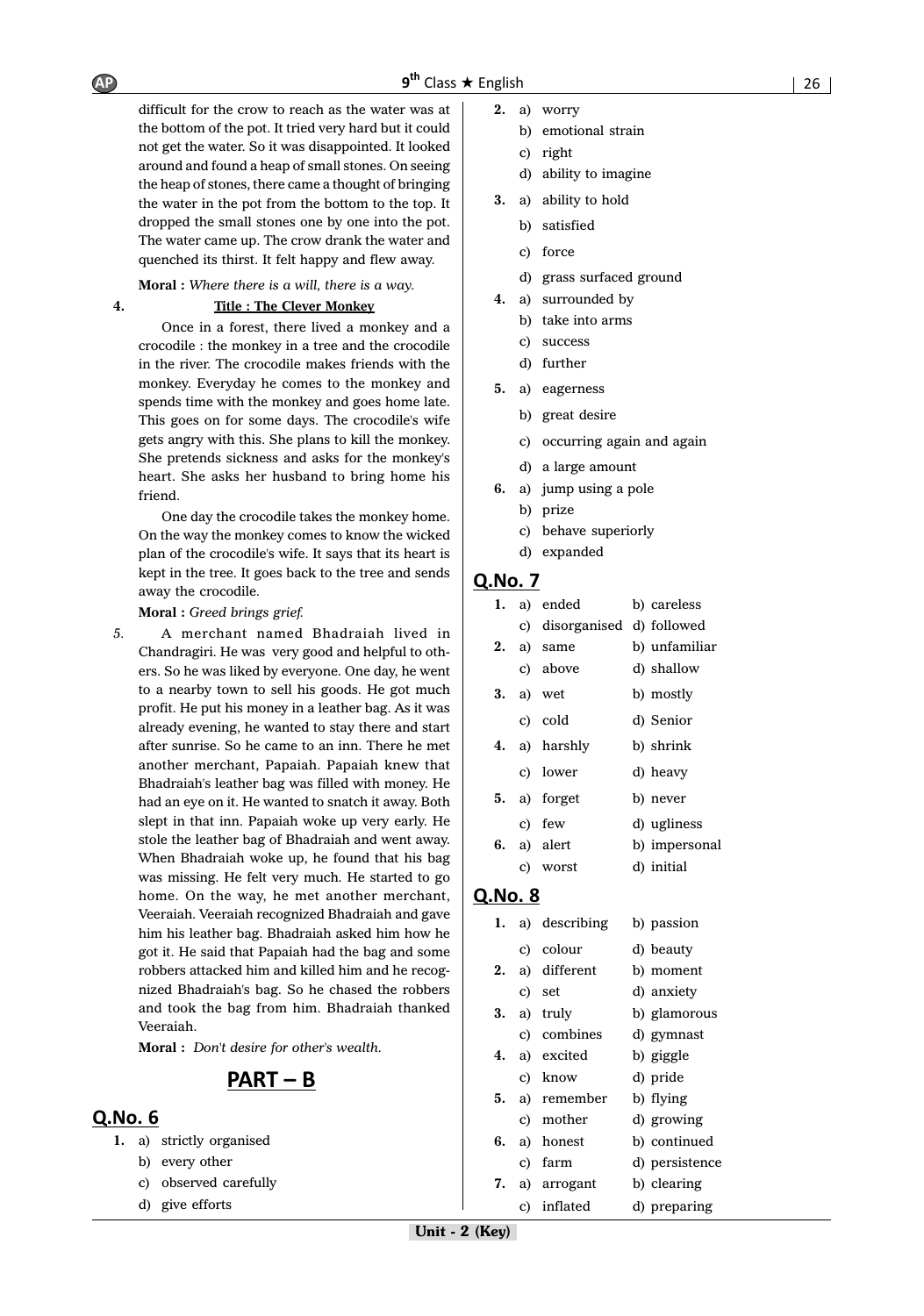difficult for the crow to reach as the water was at the bottom of the pot. It tried very hard but it could not get the water. So it was disappointed. It looked around and found a heap of small stones. On seeing the heap of stones, there came a thought of bringing the water in the pot from the bottom to the top. It dropped the small stones one by one into the pot. The water came up. The crow drank the water and quenched its thirst. It felt happy and flew away.

**Moral :** *Where there is a will, there is a way.*

**4.** **Title : The Clever Monkey**

Once in a forest, there lived a monkey and a crocodile : the monkey in a tree and the crocodile in the river. The crocodile makes friends with the monkey. Everyday he comes to the monkey and spends time with the monkey and goes home late. This goes on for some days. The crocodile's wife gets angry with this. She plans to kill the monkey. She pretends sickness and asks for the monkey's heart. She asks her husband to bring home his friend.

One day the crocodile takes the monkey home. On the way the monkey comes to know the wicked plan of the crocodile's wife. It says that its heart is kept in the tree. It goes back to the tree and sends away the crocodile.

**Moral :** *Greed brings grief.*

*5.* A merchant named Bhadraiah lived in Chandragiri. He was very good and helpful to others. So he was liked by everyone. One day, he went to a nearby town to sell his goods. He got much profit. He put his money in a leather bag. As it was already evening, he wanted to stay there and start after sunrise. So he came to an inn. There he met another merchant, Papaiah. Papaiah knew that Bhadraiah's leather bag was filled with money. He had an eye on it. He wanted to snatch it away. Both slept in that inn. Papaiah woke up very early. He stole the leather bag of Bhadraiah and went away. When Bhadraiah woke up, he found that his bag was missing. He felt very much. He started to go home. On the way, he met another merchant, Veeraiah. Veeraiah recognized Bhadraiah and gave him his leather bag. Bhadraiah asked him how he got it. He said that Papaiah had the bag and some robbers attacked him and killed him and he recognized Bhadraiah's bag. So he chased the robbers and took the bag from him. Bhadraiah thanked Veeraiah.

**Moral :** *Don't desire for other's wealth.*

# PART – B

## Q.No. 6

**1.** a) strictly organised
b) every other
c) observed carefully
d) give efforts

**2.** a) worry
b) emotional strain
c) right
d) ability to imagine

**3.** a) ability to hold
b) satisfied
c) force
d) grass surfaced ground

**4.** a) surrounded by
b) take into arms
c) success
d) further

**5.** a) eagerness
b) great desire
c) occurring again and again
d) a large amount

**6.** a) jump using a pole
b) prize
c) behave superiorly
d) expanded

## Q.No. 7

**1.** a) ended b) careless
c) disorganised d) followed

**2.** a) same b) unfamiliar
c) above d) shallow

**3.** a) wet b) mostly
c) cold d) Senior

**4.** a) harshly b) shrink
c) lower d) heavy

**5.** a) forget b) never
c) few d) ugliness

**6.** a) alert b) impersonal
c) worst d) initial

## Q.No. 8

**1.** a) describing b) passion
c) colour d) beauty

**2.** a) different b) moment
c) set d) anxiety

**3.** a) truly b) glamorous
c) combines d) gymnast

**4.** a) excited b) giggle
c) know d) pride

**5.** a) remember b) flying
c) mother d) growing

**6.** a) honest b) continued
c) farm d) persistence

**7.** a) arrogant b) clearing
c) inflated d) preparing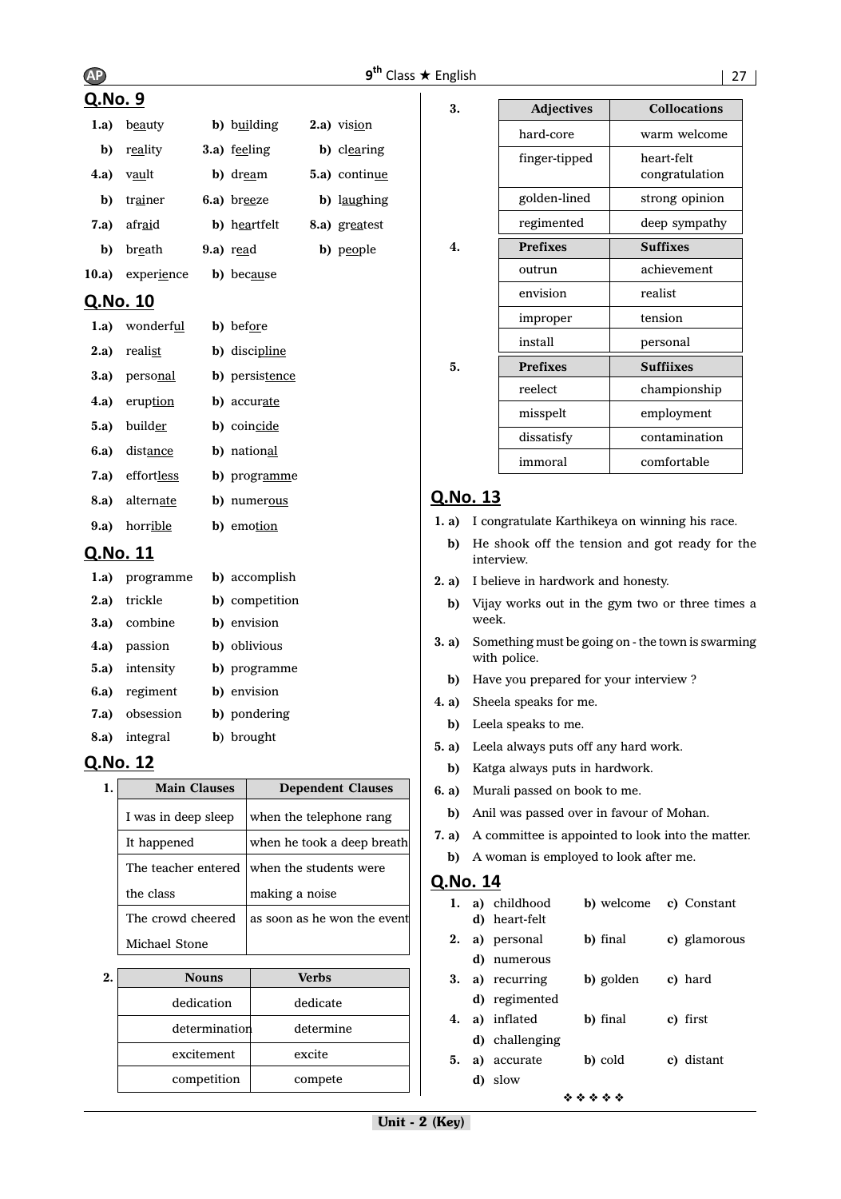## Q.No. 9

**1.a)** beauty **b)** building **2.a)** vision

**b)** reality **3.a)** feeling **b)** clearing

**4.a)** vault **b)** dream **5.a)** continue

**b)** trainer **6.a)** breeze **b)** laughing

**7.a)** afraid **b)** heartfelt **8.a)** greatest

**b)** breath **9.a)** read **b)** people

**10.a)** experience **b)** because

## Q.No. 10

**1.a)** wonderful **b)** before

**2.a)** realist **b)** discipline

**3.a)** personal **b)** persistence

**4.a)** eruption **b)** accurate

**5.a)** builder **b)** coincide

**6.a)** distance **b)** national

**7.a)** effortless **b)** programme

**8.a)** alternate **b)** numerous

**9.a)** horrible **b)** emotion

## Q.No. 11

**1.a)** programme **b)** accomplish

**2.a)** trickle **b)** competition

**3.a)** combine **b)** envision

**4.a)** passion **b)** oblivious

**5.a)** intensity **b)** programme

**6.a)** regiment **b)** envision

**7.a)** obsession **b)** pondering

**8.a)** integral **b)** brought

## Q.No. 12

**1.**

| Main Clauses | Dependent Clauses |
|---|---|
| I was in deep sleep | when the telephone rang |
| It happened | when he took a deep breath |
| The teacher entered the class | when the students were making a noise |
| The crowd cheered Michael Stone | as soon as he won the event |

**2.**

| Nouns | Verbs |
|---|---|
| dedication | dedicate |
| determination | determine |
| excitement | excite |
| competition | compete |

**3.**

| Adjectives | Collocations |
|---|---|
| hard-core | warm welcome |
| finger-tipped | heart-felt congratulation |
| golden-lined | strong opinion |
| regimented | deep sympathy |

**4.**

| Prefixes | Suffixes |
|---|---|
| outrun | achievement |
| envision | realist |
| improper | tension |
| install | personal |

**5.**

| Prefixes | Suffiixes |
|---|---|
| reelect | championship |
| misspelt | employment |
| dissatisfy | contamination |
| immoral | comfortable |

## Q.No. 13

**1. a)** I congratulate Karthikeya on winning his race.

**b)** He shook off the tension and got ready for the interview.

**2. a)** I believe in hardwork and honesty.

**b)** Vijay works out in the gym two or three times a week.

**3. a)** Something must be going on - the town is swarming with police.

**b)** Have you prepared for your interview ?

**4. a)** Sheela speaks for me.

**b)** Leela speaks to me.

**5. a)** Leela always puts off any hard work.

**b)** Katga always puts in hardwork.

**6. a)** Murali passed on book to me.

**b)** Anil was passed over in favour of Mohan.

**7. a)** A committee is appointed to look into the matter.

**b)** A woman is employed to look after me.

## Q.No. 14

**1. a)** childhood **b)** welcome **c)** Constant **d)** heart-felt

**2. a)** personal **b)** final **c)** glamorous **d)** numerous

**3. a)** recurring **b)** golden **c)** hard **d)** regimented

**4. a)** inflated **b)** final **c)** first **d)** challenging

**5. a)** accurate **b)** cold **c)** distant **d)** slow

❖ ❖ ❖ ❖ ❖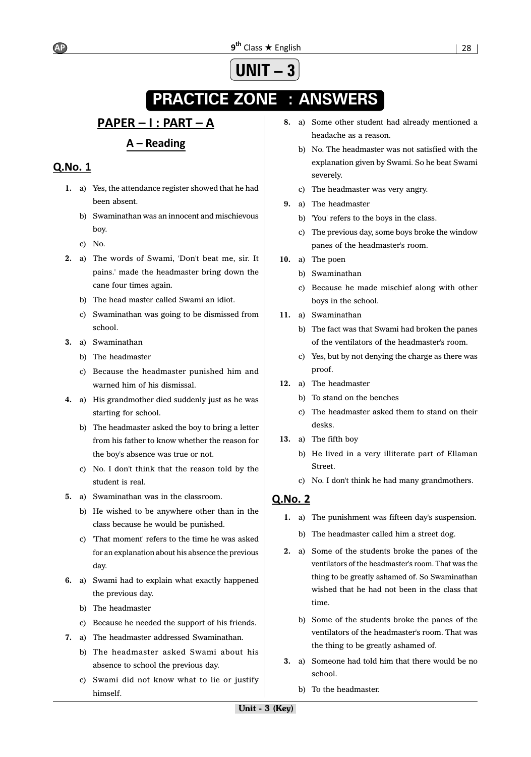# UNIT – 3

# PRACTICE ZONE : ANSWERS

## PAPER – I : PART – A

### A – Reading

### Q.No. 1

**1.** a) Yes, the attendance register showed that he had been absent.

b) Swaminathan was an innocent and mischievous boy.

c) No.

**2.** a) The words of Swami, 'Don't beat me, sir. It pains.' made the headmaster bring down the cane four times again.

b) The head master called Swami an idiot.

c) Swaminathan was going to be dismissed from school.

**3.** a) Swaminathan

b) The headmaster

c) Because the headmaster punished him and warned him of his dismissal.

**4.** a) His grandmother died suddenly just as he was starting for school.

b) The headmaster asked the boy to bring a letter from his father to know whether the reason for the boy's absence was true or not.

c) No. I don't think that the reason told by the student is real.

**5.** a) Swaminathan was in the classroom.

b) He wished to be anywhere other than in the class because he would be punished.

c) 'That moment' refers to the time he was asked for an explanation about his absence the previous day.

**6.** a) Swami had to explain what exactly happened the previous day.

b) The headmaster

c) Because he needed the support of his friends.

**7.** a) The headmaster addressed Swaminathan.

b) The headmaster asked Swami about his absence to school the previous day.

c) Swami did not know what to lie or justify himself.

**8.** a) Some other student had already mentioned a headache as a reason.

b) No. The headmaster was not satisfied with the explanation given by Swami. So he beat Swami severely.

c) The headmaster was very angry.

**9.** a) The headmaster

b) 'You' refers to the boys in the class.

c) The previous day, some boys broke the window panes of the headmaster's room.

**10.** a) The poen

b) Swaminathan

c) Because he made mischief along with other boys in the school.

**11.** a) Swaminathan

b) The fact was that Swami had broken the panes of the ventilators of the headmaster's room.

c) Yes, but by not denying the charge as there was proof.

**12.** a) The headmaster

b) To stand on the benches

c) The headmaster asked them to stand on their desks.

**13.** a) The fifth boy

b) He lived in a very illiterate part of Ellaman Street.

c) No. I don't think he had many grandmothers.

### Q.No. 2

**1.** a) The punishment was fifteen day's suspension.

b) The headmaster called him a street dog.

**2.** a) Some of the students broke the panes of the ventilators of the headmaster's room. That was the thing to be greatly ashamed of. So Swaminathan wished that he had not been in the class that time.

b) Some of the students broke the panes of the ventilators of the headmaster's room. That was the thing to be greatly ashamed of.

**3.** a) Someone had told him that there would be no school.

b) To the headmaster.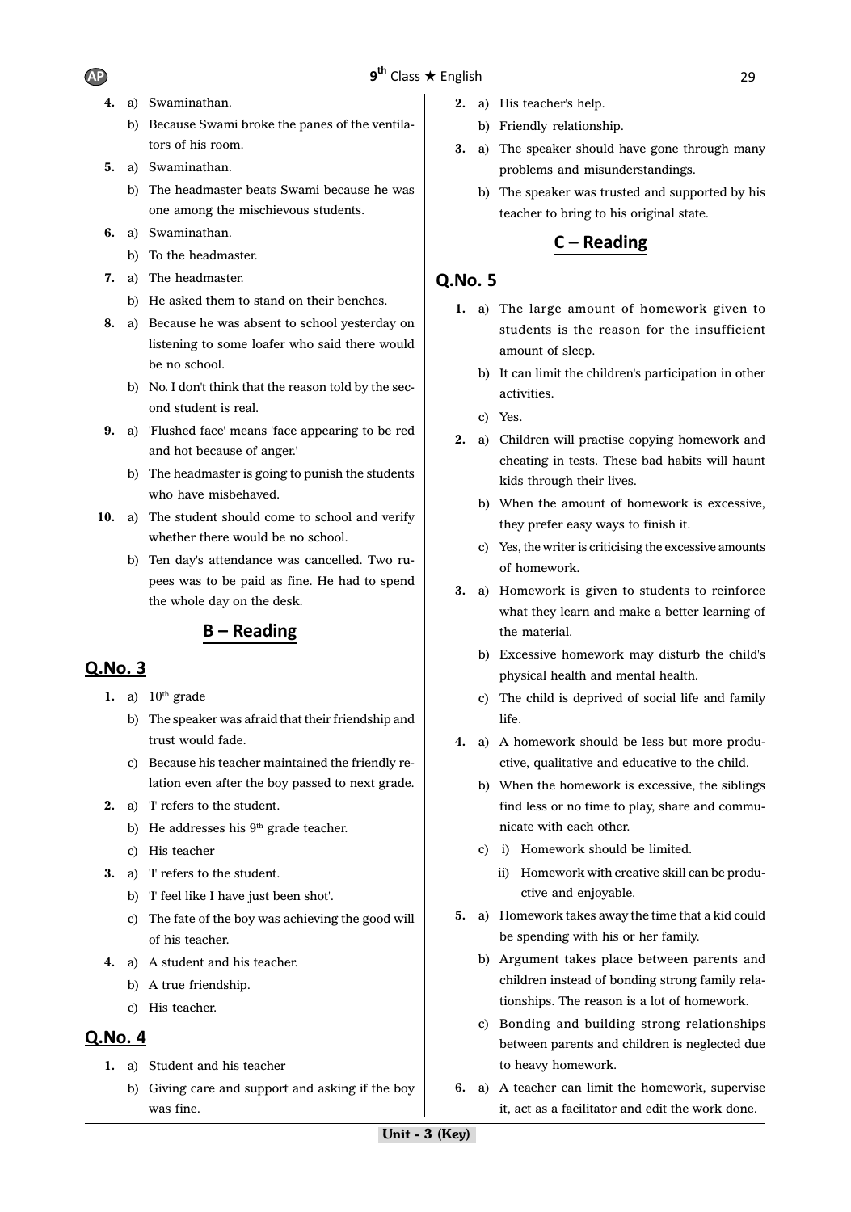4. a) Swaminathan.
   b) Because Swami broke the panes of the ventilators of his room.
5. a) Swaminathan.
   b) The headmaster beats Swami because he was one among the mischievous students.
6. a) Swaminathan.
   b) To the headmaster.
7. a) The headmaster.
   b) He asked them to stand on their benches.
8. a) Because he was absent to school yesterday on listening to some loafer who said there would be no school.
   b) No. I don't think that the reason told by the second student is real.
9. a) 'Flushed face' means 'face appearing to be red and hot because of anger.'
   b) The headmaster is going to punish the students who have misbehaved.
10. a) The student should come to school and verify whether there would be no school.
    b) Ten day's attendance was cancelled. Two rupees was to be paid as fine. He had to spend the whole day on the desk.

## B – Reading

### Q.No. 3

1. a) 10th grade
   b) The speaker was afraid that their friendship and trust would fade.
   c) Because his teacher maintained the friendly relation even after the boy passed to next grade.
2. a) 'I' refers to the student.
   b) He addresses his 9th grade teacher.
   c) His teacher
3. a) 'I' refers to the student.
   b) 'I feel like I have just been shot'.
   c) The fate of the boy was achieving the good will of his teacher.
4. a) A student and his teacher.
   b) A true friendship.
   c) His teacher.

### Q.No. 4

1. a) Student and his teacher
   b) Giving care and support and asking if the boy was fine.
2. a) His teacher's help.
   b) Friendly relationship.
3. a) The speaker should have gone through many problems and misunderstandings.
   b) The speaker was trusted and supported by his teacher to bring to his original state.

## C – Reading

### Q.No. 5

1. a) The large amount of homework given to students is the reason for the insufficient amount of sleep.
   b) It can limit the children's participation in other activities.
   c) Yes.
2. a) Children will practise copying homework and cheating in tests. These bad habits will haunt kids through their lives.
   b) When the amount of homework is excessive, they prefer easy ways to finish it.
   c) Yes, the writer is criticising the excessive amounts of homework.
3. a) Homework is given to students to reinforce what they learn and make a better learning of the material.
   b) Excessive homework may disturb the child's physical health and mental health.
   c) The child is deprived of social life and family life.
4. a) A homework should be less but more productive, qualitative and educative to the child.
   b) When the homework is excessive, the siblings find less or no time to play, share and communicate with each other.
   c) i) Homework should be limited.
      ii) Homework with creative skill can be productive and enjoyable.
5. a) Homework takes away the time that a kid could be spending with his or her family.
   b) Argument takes place between parents and children instead of bonding strong family relationships. The reason is a lot of homework.
   c) Bonding and building strong relationships between parents and children is neglected due to heavy homework.
6. a) A teacher can limit the homework, supervise it, act as a facilitator and edit the work done.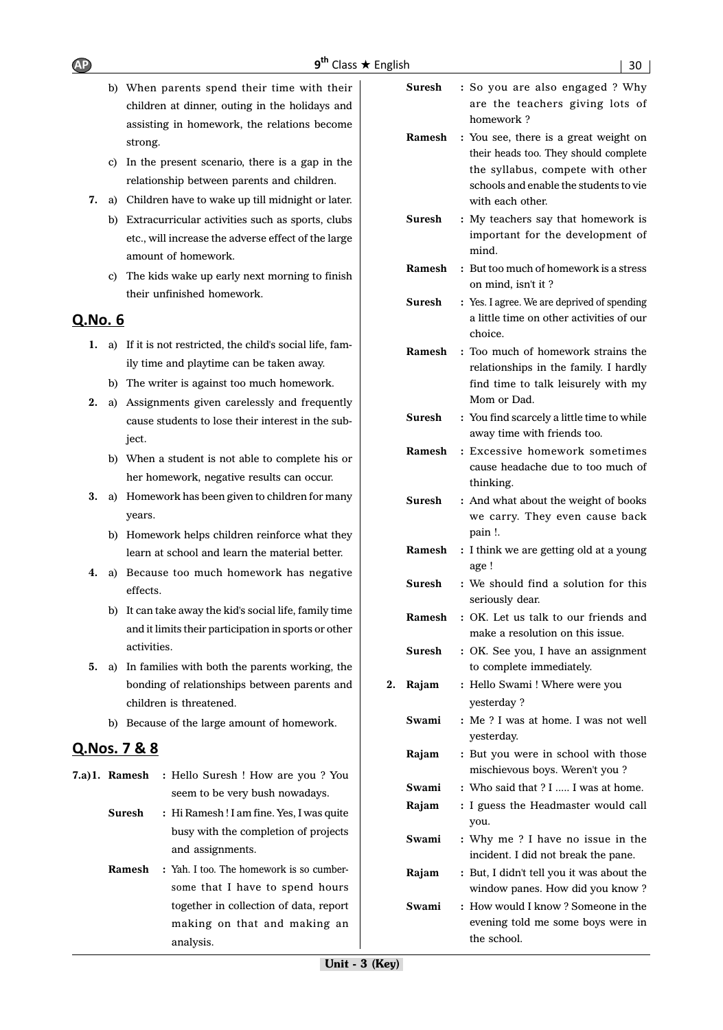b) When parents spend their time with their children at dinner, outing in the holidays and assisting in homework, the relations become strong.

c) In the present scenario, there is a gap in the relationship between parents and children.

**7.** a) Children have to wake up till midnight or later.

b) Extracurricular activities such as sports, clubs etc., will increase the adverse effect of the large amount of homework.

c) The kids wake up early next morning to finish their unfinished homework.

## Q.No. 6

**1.** a) If it is not restricted, the child's social life, family time and playtime can be taken away.

b) The writer is against too much homework.

**2.** a) Assignments given carelessly and frequently cause students to lose their interest in the subject.

b) When a student is not able to complete his or her homework, negative results can occur.

**3.** a) Homework has been given to children for many years.

b) Homework helps children reinforce what they learn at school and learn the material better.

**4.** a) Because too much homework has negative effects.

b) It can take away the kid's social life, family time and it limits their participation in sports or other activities.

**5.** a) In families with both the parents working, the bonding of relationships between parents and children is threatened.

b) Because of the large amount of homework.

## Q.Nos. 7 & 8

**7.a)1.**

**Ramesh** : Hello Suresh ! How are you ? You seem to be very bush nowadays.

**Suresh** : Hi Ramesh ! I am fine. Yes, I was quite busy with the completion of projects and assignments.

**Ramesh** : Yah. I too. The homework is so cumbersome that I have to spend hours together in collection of data, report making on that and making an analysis.

**Suresh** : So you are also engaged ? Why are the teachers giving lots of homework ?

**Ramesh** : You see, there is a great weight on their heads too. They should complete the syllabus, compete with other schools and enable the students to vie with each other.

**Suresh** : My teachers say that homework is important for the development of mind.

**Ramesh** : But too much of homework is a stress on mind, isn't it ?

**Suresh** : Yes. I agree. We are deprived of spending a little time on other activities of our choice.

**Ramesh** : Too much of homework strains the relationships in the family. I hardly find time to talk leisurely with my Mom or Dad.

**Suresh** : You find scarcely a little time to while away time with friends too.

**Ramesh** : Excessive homework sometimes cause headache due to too much of thinking.

**Suresh** : And what about the weight of books we carry. They even cause back pain !.

**Ramesh** : I think we are getting old at a young age !

**Suresh** : We should find a solution for this seriously dear.

**Ramesh** : OK. Let us talk to our friends and make a resolution on this issue.

**Suresh** : OK. See you, I have an assignment to complete immediately.

**2.**

**Rajam** : Hello Swami ! Where were you yesterday ?

**Swami** : Me ? I was at home. I was not well yesterday.

**Rajam** : But you were in school with those mischievous boys. Weren't you ?

**Swami** : Who said that ? I ..... I was at home.

**Rajam** : I guess the Headmaster would call you.

**Swami** : Why me ? I have no issue in the incident. I did not break the pane.

**Rajam** : But, I didn't tell you it was about the window panes. How did you know ?

**Swami** : How would I know ? Someone in the evening told me some boys were in the school.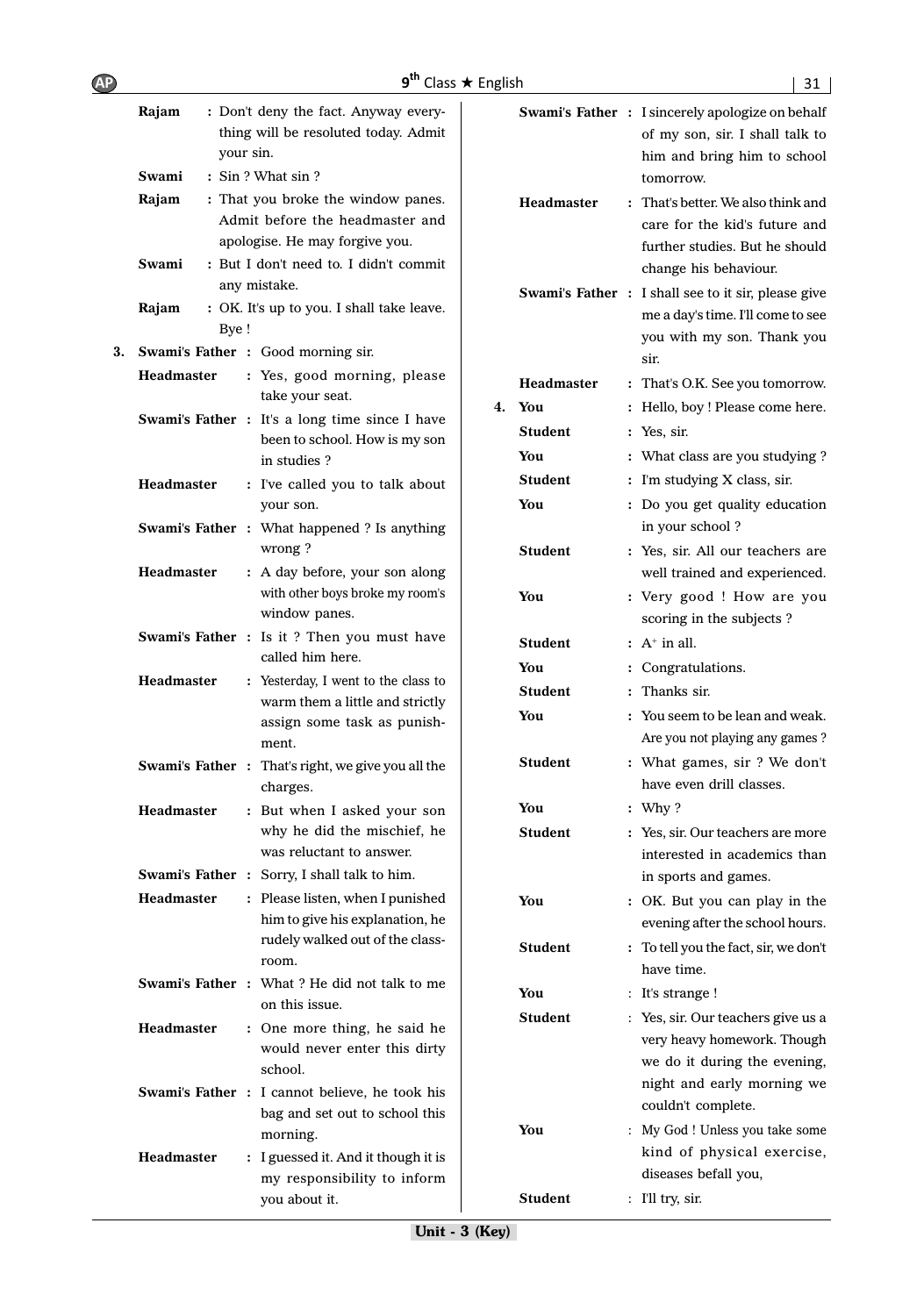**Rajam** : Don't deny the fact. Anyway everything will be resoluted today. Admit your sin.

**Swami** : Sin ? What sin ?

**Rajam** : That you broke the window panes. Admit before the headmaster and apologise. He may forgive you.

**Swami** : But I don't need to. I didn't commit any mistake.

**Rajam** : OK. It's up to you. I shall take leave. Bye !

3. **Swami's Father** : Good morning sir.

**Headmaster** : Yes, good morning, please take your seat.

**Swami's Father** : It's a long time since I have been to school. How is my son in studies ?

**Headmaster** : I've called you to talk about your son.

**Swami's Father** : What happened ? Is anything wrong ?

**Headmaster** : A day before, your son along with other boys broke my room's window panes.

**Swami's Father** : Is it ? Then you must have called him here.

**Headmaster** : Yesterday, I went to the class to warm them a little and strictly assign some task as punishment.

**Swami's Father** : That's right, we give you all the charges.

**Headmaster** : But when I asked your son why he did the mischief, he was reluctant to answer.

**Swami's Father** : Sorry, I shall talk to him.

**Headmaster** : Please listen, when I punished him to give his explanation, he rudely walked out of the classroom.

**Swami's Father** : What ? He did not talk to me on this issue.

**Headmaster** : One more thing, he said he would never enter this dirty school.

**Swami's Father** : I cannot believe, he took his bag and set out to school this morning.

**Headmaster** : I guessed it. And it though it is my responsibility to inform you about it.

**Swami's Father** : I sincerely apologize on behalf of my son, sir. I shall talk to him and bring him to school tomorrow.

**Headmaster** : That's better. We also think and care for the kid's future and further studies. But he should change his behaviour.

**Swami's Father** : I shall see to it sir, please give me a day's time. I'll come to see you with my son. Thank you sir.

**Headmaster** : That's O.K. See you tomorrow.

4. **You** : Hello, boy ! Please come here.

**Student** : Yes, sir.

**You** : What class are you studying ?

**Student** : I'm studying X class, sir.

**You** : Do you get quality education in your school ?

**Student** : Yes, sir. All our teachers are well trained and experienced.

**You** : Very good ! How are you scoring in the subjects ?

**Student** : A+ in all.

**You** : Congratulations.

**Student** : Thanks sir.

**You** : You seem to be lean and weak. Are you not playing any games ?

**Student** : What games, sir ? We don't have even drill classes.

**You** : Why ?

**Student** : Yes, sir. Our teachers are more interested in academics than in sports and games.

**You** : OK. But you can play in the evening after the school hours.

**Student** : To tell you the fact, sir, we don't have time.

**You** : It's strange !

**Student** : Yes, sir. Our teachers give us a very heavy homework. Though we do it during the evening, night and early morning we couldn't complete.

**You** : My God ! Unless you take some kind of physical exercise, diseases befall you,

**Student** : I'll try, sir.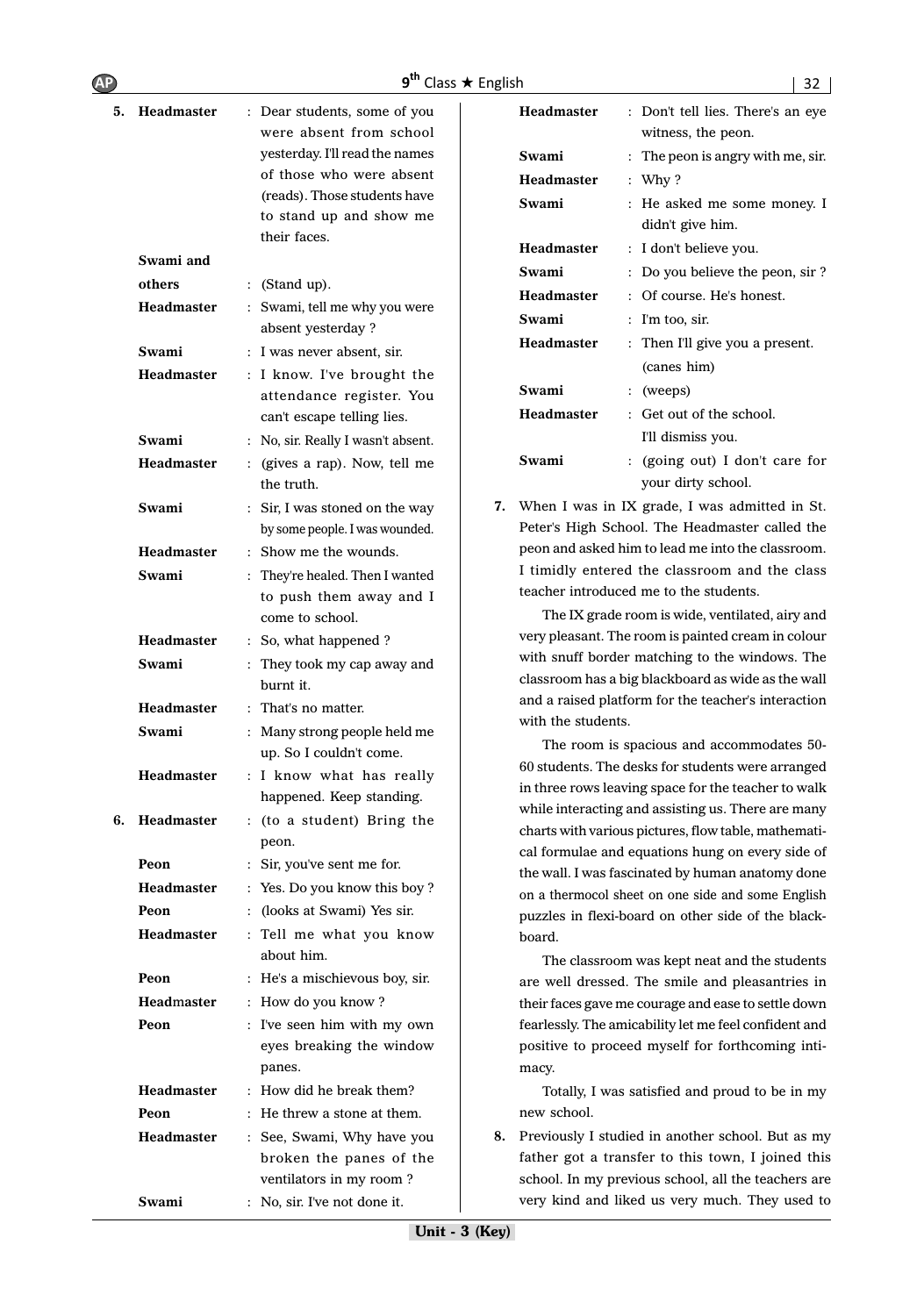5. **Headmaster** : Dear students, some of you were absent from school yesterday. I'll read the names of those who were absent (reads). Those students have to stand up and show me their faces.

**Swami and others** : (Stand up).

**Headmaster** : Swami, tell me why you were absent yesterday ?

**Swami** : I was never absent, sir.

**Headmaster** : I know. I've brought the attendance register. You can't escape telling lies.

**Swami** : No, sir. Really I wasn't absent.

**Headmaster** : (gives a rap). Now, tell me the truth.

**Swami** : Sir, I was stoned on the way by some people. I was wounded.

**Headmaster** : Show me the wounds.

**Swami** : They're healed. Then I wanted to push them away and I come to school.

**Headmaster** : So, what happened ?

**Swami** : They took my cap away and burnt it.

**Headmaster** : That's no matter.

**Swami** : Many strong people held me up. So I couldn't come.

**Headmaster** : I know what has really happened. Keep standing.

6. **Headmaster** : (to a student) Bring the peon.

**Peon** : Sir, you've sent me for.

**Headmaster** : Yes. Do you know this boy ?

**Peon** : (looks at Swami) Yes sir.

**Headmaster** : Tell me what you know about him.

**Peon** : He's a mischievous boy, sir.

**Headmaster** : How do you know ?

**Peon** : I've seen him with my own eyes breaking the window panes.

**Headmaster** : How did he break them?

**Peon** : He threw a stone at them.

**Headmaster** : See, Swami, Why have you broken the panes of the ventilators in my room ?

**Swami** : No, sir. I've not done it.

**Headmaster** : Don't tell lies. There's an eye witness, the peon.

**Swami** : The peon is angry with me, sir.

**Headmaster** : Why ?

**Swami** : He asked me some money. I didn't give him.

**Headmaster** : I don't believe you.

**Swami** : Do you believe the peon, sir ?

**Headmaster** : Of course. He's honest.

**Swami** : I'm too, sir.

**Headmaster** : Then I'll give you a present. (canes him)

**Swami** : (weeps)

**Headmaster** : Get out of the school. I'll dismiss you.

**Swami** : (going out) I don't care for your dirty school.

7. When I was in IX grade, I was admitted in St. Peter's High School. The Headmaster called the peon and asked him to lead me into the classroom. I timidly entered the classroom and the class teacher introduced me to the students.

The IX grade room is wide, ventilated, airy and very pleasant. The room is painted cream in colour with snuff border matching to the windows. The classroom has a big blackboard as wide as the wall and a raised platform for the teacher's interaction with the students.

The room is spacious and accommodates 50-60 students. The desks for students were arranged in three rows leaving space for the teacher to walk while interacting and assisting us. There are many charts with various pictures, flow table, mathematical formulae and equations hung on every side of the wall. I was fascinated by human anatomy done on a thermocol sheet on one side and some English puzzles in flexi-board on other side of the blackboard.

The classroom was kept neat and the students are well dressed. The smile and pleasantries in their faces gave me courage and ease to settle down fearlessly. The amicability let me feel confident and positive to proceed myself for forthcoming intimacy.

Totally, I was satisfied and proud to be in my new school.

8. Previously I studied in another school. But as my father got a transfer to this town, I joined this school. In my previous school, all the teachers are very kind and liked us very much. They used to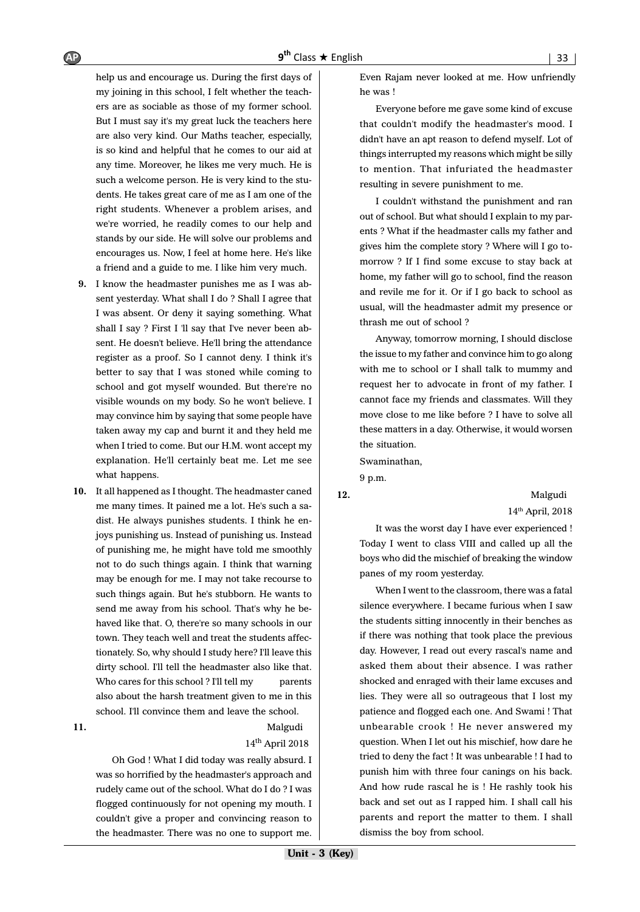help us and encourage us. During the first days of my joining in this school, I felt whether the teachers are as sociable as those of my former school. But I must say it's my great luck the teachers here are also very kind. Our Maths teacher, especially, is so kind and helpful that he comes to our aid at any time. Moreover, he likes me very much. He is such a welcome person. He is very kind to the students. He takes great care of me as I am one of the right students. Whenever a problem arises, and we're worried, he readily comes to our help and stands by our side. He will solve our problems and encourages us. Now, I feel at home here. He's like a friend and a guide to me. I like him very much.

**9.** I know the headmaster punishes me as I was absent yesterday. What shall I do ? Shall I agree that I was absent. Or deny it saying something. What shall I say ? First I 'll say that I've never been absent. He doesn't believe. He'll bring the attendance register as a proof. So I cannot deny. I think it's better to say that I was stoned while coming to school and got myself wounded. But there're no visible wounds on my body. So he won't believe. I may convince him by saying that some people have taken away my cap and burnt it and they held me when I tried to come. But our H.M. wont accept my explanation. He'll certainly beat me. Let me see what happens.

**10.** It all happened as I thought. The headmaster caned me many times. It pained me a lot. He's such a sadist. He always punishes students. I think he enjoys punishing us. Instead of punishing us. Instead of punishing me, he might have told me smoothly not to do such things again. I think that warning may be enough for me. I may not take recourse to such things again. But he's stubborn. He wants to send me away from his school. That's why he behaved like that. O, there're so many schools in our town. They teach well and treat the students affectionately. So, why should I study here? I'll leave this dirty school. I'll tell the headmaster also like that. Who cares for this school ? I'll tell my parents also about the harsh treatment given to me in this school. I'll convince them and leave the school.

**11.**

Malgudi
14th April 2018

Oh God ! What I did today was really absurd. I was so horrified by the headmaster's approach and rudely came out of the school. What do I do ? I was flogged continuously for not opening my mouth. I couldn't give a proper and convincing reason to the headmaster. There was no one to support me. Even Rajam never looked at me. How unfriendly he was !

Everyone before me gave some kind of excuse that couldn't modify the headmaster's mood. I didn't have an apt reason to defend myself. Lot of things interrupted my reasons which might be silly to mention. That infuriated the headmaster resulting in severe punishment to me.

I couldn't withstand the punishment and ran out of school. But what should I explain to my parents ? What if the headmaster calls my father and gives him the complete story ? Where will I go tomorrow ? If I find some excuse to stay back at home, my father will go to school, find the reason and revile me for it. Or if I go back to school as usual, will the headmaster admit my presence or thrash me out of school ?

Anyway, tomorrow morning, I should disclose the issue to my father and convince him to go along with me to school or I shall talk to mummy and request her to advocate in front of my father. I cannot face my friends and classmates. Will they move close to me like before ? I have to solve all these matters in a day. Otherwise, it would worsen the situation.

Swaminathan,

9 p.m.

**12.**

Malgudi
14th April, 2018

It was the worst day I have ever experienced ! Today I went to class VIII and called up all the boys who did the mischief of breaking the window panes of my room yesterday.

When I went to the classroom, there was a fatal silence everywhere. I became furious when I saw the students sitting innocently in their benches as if there was nothing that took place the previous day. However, I read out every rascal's name and asked them about their absence. I was rather shocked and enraged with their lame excuses and lies. They were all so outrageous that I lost my patience and flogged each one. And Swami ! That unbearable crook ! He never answered my question. When I let out his mischief, how dare he tried to deny the fact ! It was unbearable ! I had to punish him with three four canings on his back. And how rude rascal he is ! He rashly took his back and set out as I rapped him. I shall call his parents and report the matter to them. I shall dismiss the boy from school.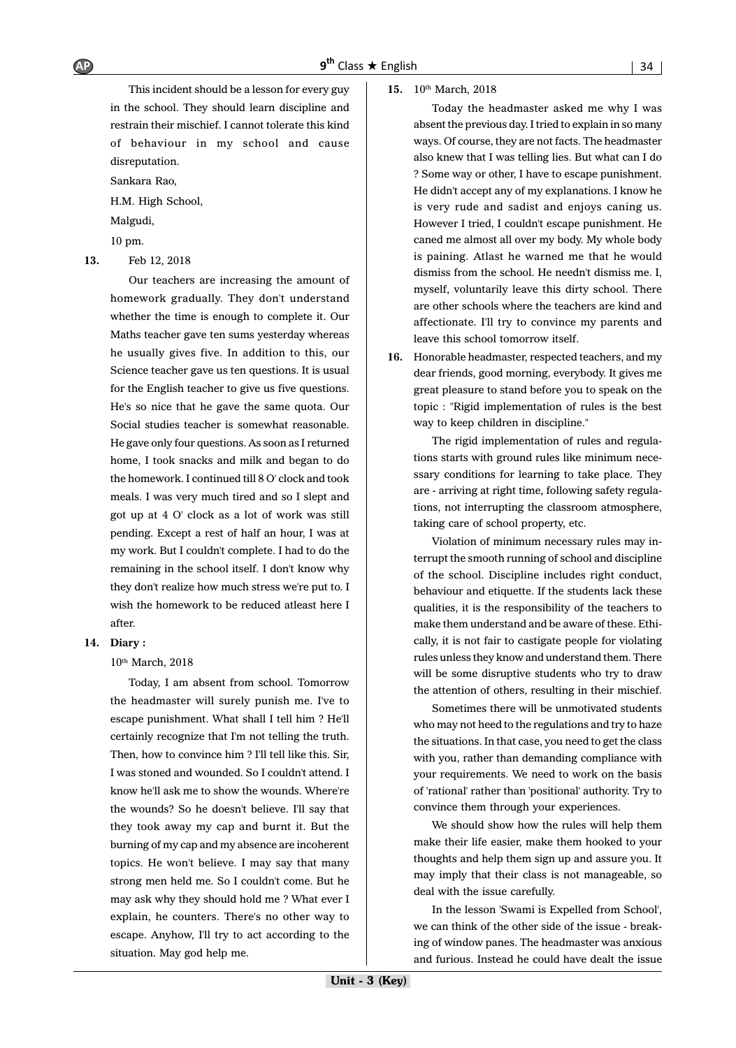This incident should be a lesson for every guy in the school. They should learn discipline and restrain their mischief. I cannot tolerate this kind of behaviour in my school and cause disreputation.

Sankara Rao,

H.M. High School,

Malgudi,

10 pm.

**13.** Feb 12, 2018

Our teachers are increasing the amount of homework gradually. They don't understand whether the time is enough to complete it. Our Maths teacher gave ten sums yesterday whereas he usually gives five. In addition to this, our Science teacher gave us ten questions. It is usual for the English teacher to give us five questions. He's so nice that he gave the same quota. Our Social studies teacher is somewhat reasonable. He gave only four questions. As soon as I returned home, I took snacks and milk and began to do the homework. I continued till 8 O' clock and took meals. I was very much tired and so I slept and got up at 4 O' clock as a lot of work was still pending. Except a rest of half an hour, I was at my work. But I couldn't complete. I had to do the remaining in the school itself. I don't know why they don't realize how much stress we're put to. I wish the homework to be reduced atleast here I after.

**14. Diary :**

10th March, 2018

Today, I am absent from school. Tomorrow the headmaster will surely punish me. I've to escape punishment. What shall I tell him ? He'll certainly recognize that I'm not telling the truth. Then, how to convince him ? I'll tell like this. Sir, I was stoned and wounded. So I couldn't attend. I know he'll ask me to show the wounds. Where're the wounds? So he doesn't believe. I'll say that they took away my cap and burnt it. But the burning of my cap and my absence are incoherent topics. He won't believe. I may say that many strong men held me. So I couldn't come. But he may ask why they should hold me ? What ever I explain, he counters. There's no other way to escape. Anyhow, I'll try to act according to the situation. May god help me.

**15.** 10th March, 2018

Today the headmaster asked me why I was absent the previous day. I tried to explain in so many ways. Of course, they are not facts. The headmaster also knew that I was telling lies. But what can I do ? Some way or other, I have to escape punishment. He didn't accept any of my explanations. I know he is very rude and sadist and enjoys caning us. However I tried, I couldn't escape punishment. He caned me almost all over my body. My whole body is paining. Atlast he warned me that he would dismiss from the school. He needn't dismiss me. I, myself, voluntarily leave this dirty school. There are other schools where the teachers are kind and affectionate. I'll try to convince my parents and leave this school tomorrow itself.

**16.** Honorable headmaster, respected teachers, and my dear friends, good morning, everybody. It gives me great pleasure to stand before you to speak on the topic : "Rigid implementation of rules is the best way to keep children in discipline."

The rigid implementation of rules and regulations starts with ground rules like minimum necessary conditions for learning to take place. They are - arriving at right time, following safety regulations, not interrupting the classroom atmosphere, taking care of school property, etc.

Violation of minimum necessary rules may interrupt the smooth running of school and discipline of the school. Discipline includes right conduct, behaviour and etiquette. If the students lack these qualities, it is the responsibility of the teachers to make them understand and be aware of these. Ethically, it is not fair to castigate people for violating rules unless they know and understand them. There will be some disruptive students who try to draw the attention of others, resulting in their mischief.

Sometimes there will be unmotivated students who may not heed to the regulations and try to haze the situations. In that case, you need to get the class with you, rather than demanding compliance with your requirements. We need to work on the basis of 'rational' rather than 'positional' authority. Try to convince them through your experiences.

We should show how the rules will help them make their life easier, make them hooked to your thoughts and help them sign up and assure you. It may imply that their class is not manageable, so deal with the issue carefully.

In the lesson 'Swami is Expelled from School', we can think of the other side of the issue - breaking of window panes. The headmaster was anxious and furious. Instead he could have dealt the issue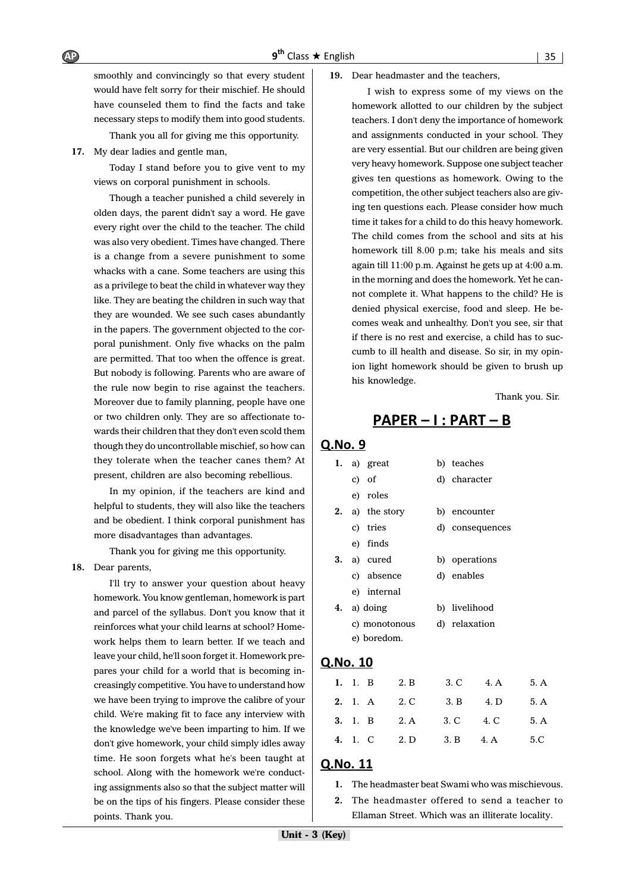smoothly and convincingly so that every student would have felt sorry for their mischief. He should have counseled them to find the facts and take necessary steps to modify them into good students.

Thank you all for giving me this opportunity.

**17.** My dear ladies and gentle man,

Today I stand before you to give vent to my views on corporal punishment in schools.

Though a teacher punished a child severely in olden days, the parent didn't say a word. He gave every right over the child to the teacher. The child was also very obedient. Times have changed. There is a change from a severe punishment to some whacks with a cane. Some teachers are using this as a privilege to beat the child in whatever way they like. They are beating the children in such way that they are wounded. We see such cases abundantly in the papers. The government objected to the corporal punishment. Only five whacks on the palm are permitted. That too when the offence is great. But nobody is following. Parents who are aware of the rule now begin to rise against the teachers. Moreover due to family planning, people have one or two children only. They are so affectionate towards their children that they don't even scold them though they do uncontrollable mischief, so how can they tolerate when the teacher canes them? At present, children are also becoming rebellious.

In my opinion, if the teachers are kind and helpful to students, they will also like the teachers and be obedient. I think corporal punishment has more disadvantages than advantages.

Thank you for giving me this opportunity.

**18.** Dear parents,

I'll try to answer your question about heavy homework. You know gentleman, homework is part and parcel of the syllabus. Don't you know that it reinforces what your child learns at school? Homework helps them to learn better. If we teach and leave your child, he'll soon forget it. Homework prepares your child for a world that is becoming increasingly competitive. You have to understand how we have been trying to improve the calibre of your child. We're making fit to face any interview with the knowledge we've been imparting to him. If we don't give homework, your child simply idles away time. He soon forgets what he's been taught at school. Along with the homework we're conducting assignments also so that the subject matter will be on the tips of his fingers. Please consider these points. Thank you.

**19.** Dear headmaster and the teachers,

I wish to express some of my views on the homework allotted to our children by the subject teachers. I don't deny the importance of homework and assignments conducted in your school. They are very essential. But our children are being given very heavy homework. Suppose one subject teacher gives ten questions as homework. Owing to the competition, the other subject teachers also are giving ten questions each. Please consider how much time it takes for a child to do this heavy homework. The child comes from the school and sits at his homework till 8.00 p.m; take his meals and sits again till 11:00 p.m. Against he gets up at 4:00 a.m. in the morning and does the homework. Yet he cannot complete it. What happens to the child? He is denied physical exercise, food and sleep. He becomes weak and unhealthy. Don't you see, sir that if there is no rest and exercise, a child has to succumb to ill health and disease. So sir, in my opinion light homework should be given to brush up his knowledge.

Thank you. Sir.

## PAPER – I : PART – B

### Q.No. 9

**1.** a) great b) teaches
c) of d) character
e) roles

**2.** a) the story b) encounter
c) tries d) consequences
e) finds

**3.** a) cured b) operations
c) absence d) enables
e) internal

**4.** a) doing b) livelihood
c) monotonous d) relaxation
e) boredom.

### Q.No. 10

| | | | | | |
|---|---|---|---|---|---|
| **1.** | 1. B | 2. B | 3. C | 4. A | 5. A |
| **2.** | 1. A | 2. C | 3. B | 4. D | 5. A |
| **3.** | 1. B | 2. A | 3. C | 4. C | 5. A |
| **4.** | 1. C | 2. D | 3. B | 4. A | 5.C |

### Q.No. 11

1. The headmaster beat Swami who was mischievous.
2. The headmaster offered to send a teacher to Ellaman Street. Which was an illiterate locality.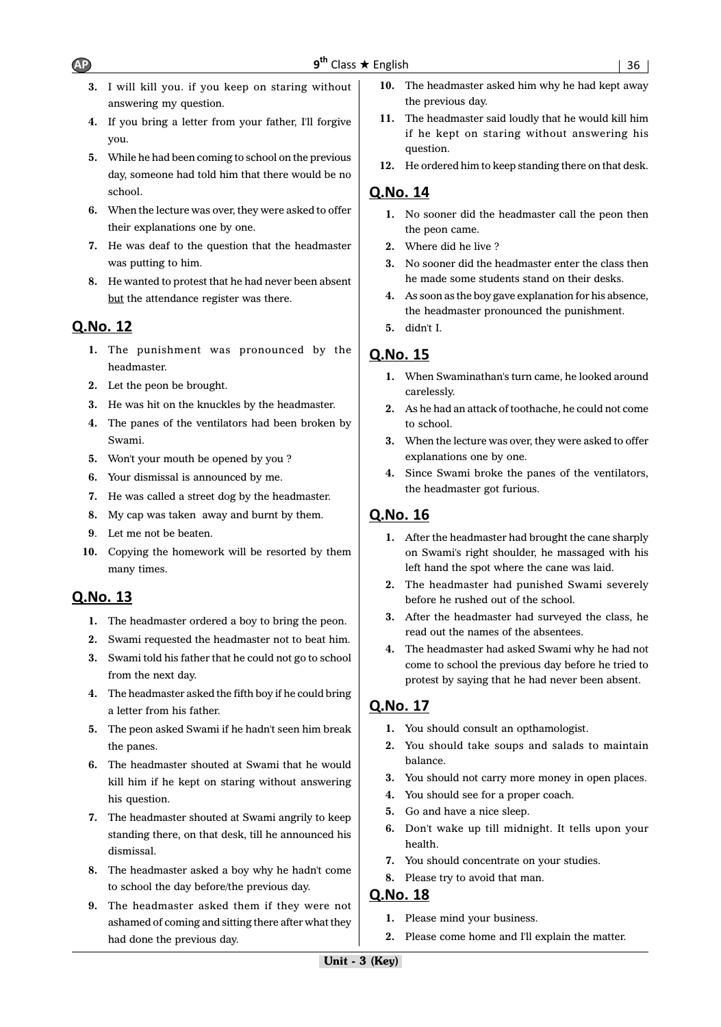3. I will kill you. if you keep on staring without answering my question.
4. If you bring a letter from your father, I'll forgive you.
5. While he had been coming to school on the previous day, someone had told him that there would be no school.
6. When the lecture was over, they were asked to offer their explanations one by one.
7. He was deaf to the question that the headmaster was putting to him.
8. He wanted to protest that he had never been absent but the attendance register was there.

## Q.No. 12

1. The punishment was pronounced by the headmaster.
2. Let the peon be brought.
3. He was hit on the knuckles by the headmaster.
4. The panes of the ventilators had been broken by Swami.
5. Won't your mouth be opened by you ?
6. Your dismissal is announced by me.
7. He was called a street dog by the headmaster.
8. My cap was taken away and burnt by them.
9. Let me not be beaten.
10. Copying the homework will be resorted by them many times.

## Q.No. 13

1. The headmaster ordered a boy to bring the peon.
2. Swami requested the headmaster not to beat him.
3. Swami told his father that he could not go to school from the next day.
4. The headmaster asked the fifth boy if he could bring a letter from his father.
5. The peon asked Swami if he hadn't seen him break the panes.
6. The headmaster shouted at Swami that he would kill him if he kept on staring without answering his question.
7. The headmaster shouted at Swami angrily to keep standing there, on that desk, till he announced his dismissal.
8. The headmaster asked a boy why he hadn't come to school the day before/the previous day.
9. The headmaster asked them if they were not ashamed of coming and sitting there after what they had done the previous day.
10. The headmaster asked him why he had kept away the previous day.
11. The headmaster said loudly that he would kill him if he kept on staring without answering his question.
12. He ordered him to keep standing there on that desk.

## Q.No. 14

1. No sooner did the headmaster call the peon then the peon came.
2. Where did he live ?
3. No sooner did the headmaster enter the class then he made some students stand on their desks.
4. As soon as the boy gave explanation for his absence, the headmaster pronounced the punishment.
5. didn't I.

## Q.No. 15

1. When Swaminathan's turn came, he looked around carelessly.
2. As he had an attack of toothache, he could not come to school.
3. When the lecture was over, they were asked to offer explanations one by one.
4. Since Swami broke the panes of the ventilators, the headmaster got furious.

## Q.No. 16

1. After the headmaster had brought the cane sharply on Swami's right shoulder, he massaged with his left hand the spot where the cane was laid.
2. The headmaster had punished Swami severely before he rushed out of the school.
3. After the headmaster had surveyed the class, he read out the names of the absentees.
4. The headmaster had asked Swami why he had not come to school the previous day before he tried to protest by saying that he had never been absent.

## Q.No. 17

1. You should consult an opthamologist.
2. You should take soups and salads to maintain balance.
3. You should not carry more money in open places.
4. You should see for a proper coach.
5. Go and have a nice sleep.
6. Don't wake up till midnight. It tells upon your health.
7. You should concentrate on your studies.
8. Please try to avoid that man.

## Q.No. 18

1. Please mind your business.
2. Please come home and I'll explain the matter.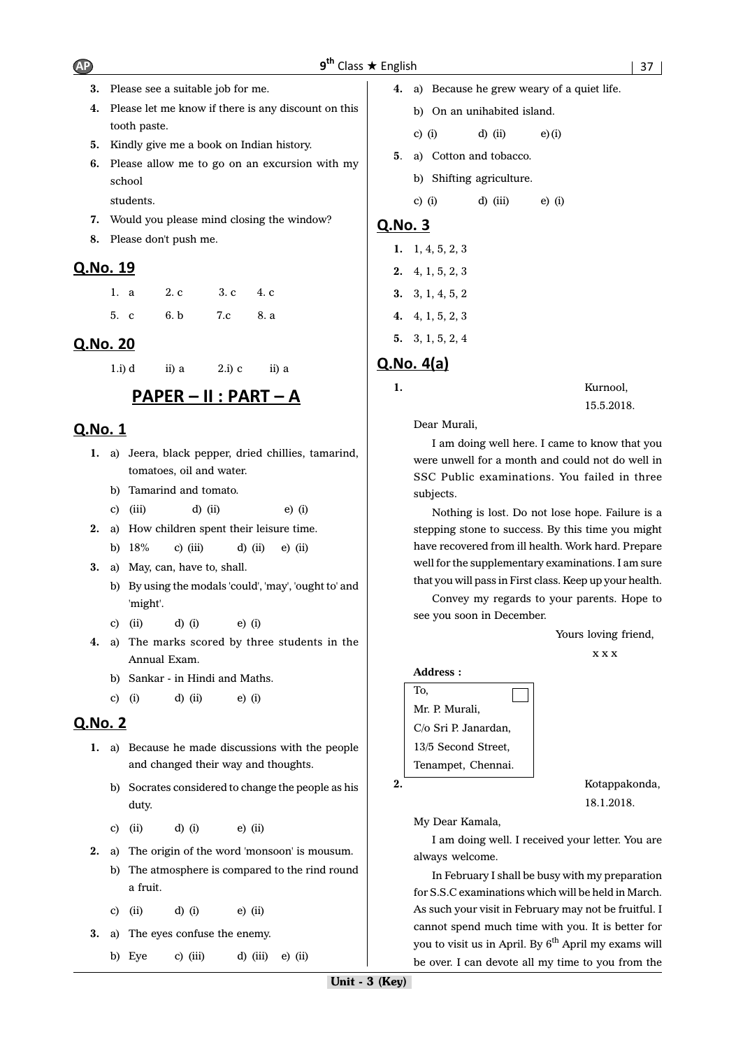3. Please see a suitable job for me.
4. Please let me know if there is any discount on this tooth paste.
5. Kindly give me a book on Indian history.
6. Please allow me to go on an excursion with my school
   students.
7. Would you please mind closing the window?
8. Please don't push me.

## Q.No. 19

1. a 2. c 3. c 4. c
5. c 6. b 7.c 8. a

## Q.No. 20

1.i) d ii) a 2.i) c ii) a

# PAPER – II : PART – A

## Q.No. 1

1. a) Jeera, black pepper, dried chillies, tamarind, tomatoes, oil and water.
   b) Tamarind and tomato.
   c) (iii) d) (ii) e) (i)
2. a) How children spent their leisure time.
   b) 18% c) (iii) d) (ii) e) (ii)
3. a) May, can, have to, shall.
   b) By using the modals 'could', 'may', 'ought to' and 'might'.
   c) (ii) d) (i) e) (i)
4. a) The marks scored by three students in the Annual Exam.
   b) Sankar - in Hindi and Maths.
   c) (i) d) (ii) e) (i)

## Q.No. 2

1. a) Because he made discussions with the people and changed their way and thoughts.
   b) Socrates considered to change the people as his duty.
   c) (ii) d) (i) e) (ii)
2. a) The origin of the word 'monsoon' is mousum.
   b) The atmosphere is compared to the rind round a fruit.
   c) (ii) d) (i) e) (ii)
3. a) The eyes confuse the enemy.
   b) Eye c) (iii) d) (iii) e) (ii)
4. a) Because he grew weary of a quiet life.
   b) On an unihabited island.
   c) (i) d) (ii) e) (i)
5. a) Cotton and tobacco.
   b) Shifting agriculture.
   c) (i) d) (iii) e) (i)

## Q.No. 3

1. 1, 4, 5, 2, 3
2. 4, 1, 5, 2, 3
3. 3, 1, 4, 5, 2
4. 4, 1, 5, 2, 3
5. 3, 1, 5, 2, 4

## Q.No. 4(a)

1.

Kurnool,
15.5.2018.

Dear Murali,

I am doing well here. I came to know that you were unwell for a month and could not do well in SSC Public examinations. You failed in three subjects.

Nothing is lost. Do not lose hope. Failure is a stepping stone to success. By this time you might have recovered from ill health. Work hard. Prepare well for the supplementary examinations. I am sure that you will pass in First class. Keep up your health.

Convey my regards to your parents. Hope to see you soon in December.

Yours loving friend,
x x x

**Address :**

To,
Mr. P. Murali,
C/o Sri P. Janardan,
13/5 Second Street,
Tenampet, Chennai.

2.

Kotappakonda,
18.1.2018.

My Dear Kamala,

I am doing well. I received your letter. You are always welcome.

In February I shall be busy with my preparation for S.S.C examinations which will be held in March. As such your visit in February may not be fruitful. I cannot spend much time with you. It is better for you to visit us in April. By 6th April my exams will be over. I can devote all my time to you from the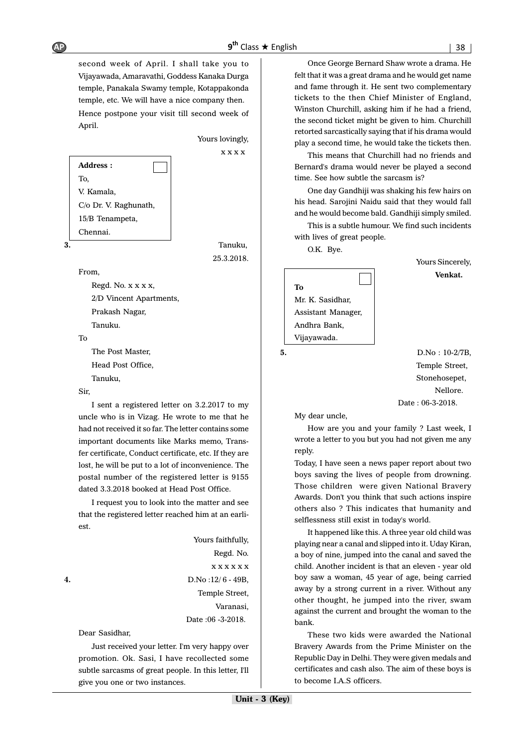second week of April. I shall take you to Vijayawada, Amaravathi, Goddess Kanaka Durga temple, Panakala Swamy temple, Kotappakonda temple, etc. We will have a nice company then. Hence postpone your visit till second week of April.

Yours lovingly,

x x x x

**Address :**

To,
V. Kamala,
C/o Dr. V. Raghunath,
15/B Tenampeta,
Chennai.

**3.**

Tanuku,
25.3.2018.

From,

Regd. No. x x x x,
2/D Vincent Apartments,
Prakash Nagar,
Tanuku.

To

The Post Master,
Head Post Office,
Tanuku,

Sir,

I sent a registered letter on 3.2.2017 to my uncle who is in Vizag. He wrote to me that he had not received it so far. The letter contains some important documents like Marks memo, Transfer certificate, Conduct certificate, etc. If they are lost, he will be put to a lot of inconvenience. The postal number of the registered letter is 9155 dated 3.3.2018 booked at Head Post Office.

I request you to look into the matter and see that the registered letter reached him at an earliest.

Yours faithfully,
Regd. No.
x x x x x x

**4.**

D.No :12/ 6 - 49B,
Temple Street,
Varanasi,
Date :06 -3-2018.

Dear Sasidhar,

Just received your letter. I'm very happy over promotion. Ok. Sasi, I have recollected some subtle sarcasms of great people. In this letter, I'll give you one or two instances.

Once George Bernard Shaw wrote a drama. He felt that it was a great drama and he would get name and fame through it. He sent two complementary tickets to the then Chief Minister of England, Winston Churchill, asking him if he had a friend, the second ticket might be given to him. Churchill retorted sarcastically saying that if his drama would play a second time, he would take the tickets then.

This means that Churchill had no friends and Bernard's drama would never be played a second time. See how subtle the sarcasm is?

One day Gandhiji was shaking his few hairs on his head. Sarojini Naidu said that they would fall and he would become bald. Gandhiji simply smiled.

This is a subtle humour. We find such incidents with lives of great people.

O.K. Bye.

Yours Sincerely,
**Venkat.**

**To**
Mr. K. Sasidhar,
Assistant Manager,
Andhra Bank,
Vijayawada.

**5.**

D.No : 10-2/7B,
Temple Street,
Stonehosepet,
Nellore.
Date : 06-3-2018.

My dear uncle,

How are you and your family ? Last week, I wrote a letter to you but you had not given me any reply.

Today, I have seen a news paper report about two boys saving the lives of people from drowning. Those children were given National Bravery Awards. Don't you think that such actions inspire others also ? This indicates that humanity and selflessness still exist in today's world.

It happened like this. A three year old child was playing near a canal and slipped into it. Uday Kiran, a boy of nine, jumped into the canal and saved the child. Another incident is that an eleven - year old boy saw a woman, 45 year of age, being carried away by a strong current in a river. Without any other thought, he jumped into the river, swam against the current and brought the woman to the bank.

These two kids were awarded the National Bravery Awards from the Prime Minister on the Republic Day in Delhi. They were given medals and certificates and cash also. The aim of these boys is to become I.A.S officers.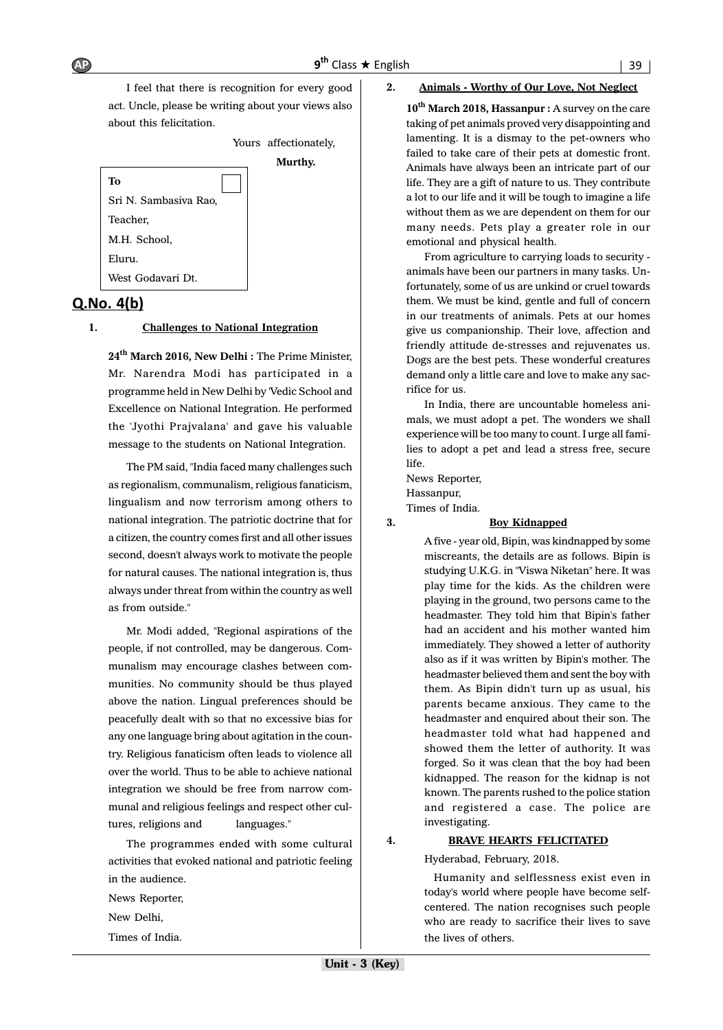I feel that there is recognition for every good act. Uncle, please be writing about your views also about this felicitation.

Yours affectionately,

**Murthy.**

**To**
Sri N. Sambasiva Rao,
Teacher,
M.H. School,
Eluru.
West Godavari Dt.

## Q.No. 4(b)

**1. Challenges to National Integration**

**24th March 2016, New Delhi :** The Prime Minister, Mr. Narendra Modi has participated in a programme held in New Delhi by 'Vedic School and Excellence on National Integration. He performed the 'Jyothi Prajvalana' and gave his valuable message to the students on National Integration.

The PM said, "India faced many challenges such as regionalism, communalism, religious fanaticism, lingualism and now terrorism among others to national integration. The patriotic doctrine that for a citizen, the country comes first and all other issues second, doesn't always work to motivate the people for natural causes. The national integration is, thus always under threat from within the country as well as from outside."

Mr. Modi added, "Regional aspirations of the people, if not controlled, may be dangerous. Communalism may encourage clashes between communities. No community should be thus played above the nation. Lingual preferences should be peacefully dealt with so that no excessive bias for any one language bring about agitation in the country. Religious fanaticism often leads to violence all over the world. Thus to be able to achieve national integration we should be free from narrow communal and religious feelings and respect other cultures, religions and languages."

The programmes ended with some cultural activities that evoked national and patriotic feeling in the audience.

News Reporter,
New Delhi,
Times of India.

**2. Animals - Worthy of Our Love, Not Neglect**

**10th March 2018, Hassanpur :** A survey on the care taking of pet animals proved very disappointing and lamenting. It is a dismay to the pet-owners who failed to take care of their pets at domestic front. Animals have always been an intricate part of our life. They are a gift of nature to us. They contribute a lot to our life and it will be tough to imagine a life without them as we are dependent on them for our many needs. Pets play a greater role in our emotional and physical health.

From agriculture to carrying loads to security - animals have been our partners in many tasks. Unfortunately, some of us are unkind or cruel towards them. We must be kind, gentle and full of concern in our treatments of animals. Pets at our homes give us companionship. Their love, affection and friendly attitude de-stresses and rejuvenates us. Dogs are the best pets. These wonderful creatures demand only a little care and love to make any sacrifice for us.

In India, there are uncountable homeless animals, we must adopt a pet. The wonders we shall experience will be too many to count. I urge all families to adopt a pet and lead a stress free, secure life.

News Reporter,
Hassanpur,
Times of India.

**3. Boy Kidnapped**

A five - year old, Bipin, was kidnapped by some miscreants, the details are as follows. Bipin is studying U.K.G. in "Viswa Niketan" here. It was play time for the kids. As the children were playing in the ground, two persons came to the headmaster. They told him that Bipin's father had an accident and his mother wanted him immediately. They showed a letter of authority also as if it was written by Bipin's mother. The headmaster believed them and sent the boy with them. As Bipin didn't turn up as usual, his parents became anxious. They came to the headmaster and enquired about their son. The headmaster told what had happened and showed them the letter of authority. It was forged. So it was clean that the boy had been kidnapped. The reason for the kidnap is not known. The parents rushed to the police station and registered a case. The police are investigating.

**4. BRAVE HEARTS FELICITATED**

Hyderabad, February, 2018.

Humanity and selflessness exist even in today's world where people have become self-centered. The nation recognises such people who are ready to sacrifice their lives to save the lives of others.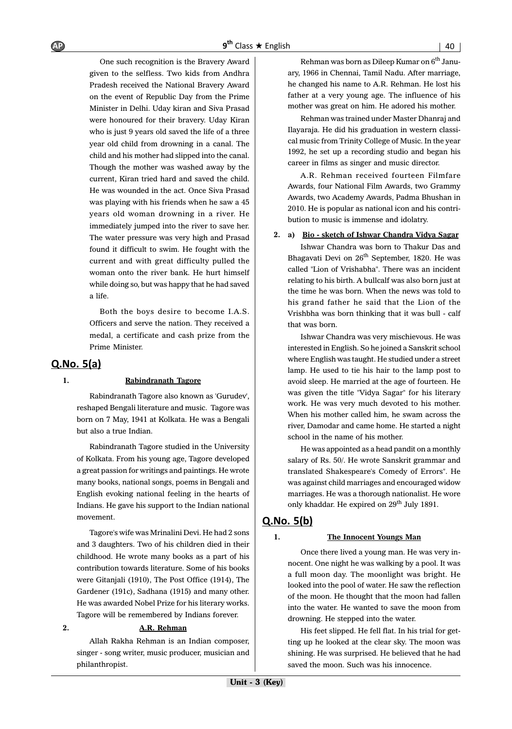One such recognition is the Bravery Award given to the selfless. Two kids from Andhra Pradesh received the National Bravery Award on the event of Republic Day from the Prime Minister in Delhi. Uday kiran and Siva Prasad were honoured for their bravery. Uday Kiran who is just 9 years old saved the life of a three year old child from drowning in a canal. The child and his mother had slipped into the canal. Though the mother was washed away by the current, Kiran tried hard and saved the child. He was wounded in the act. Once Siva Prasad was playing with his friends when he saw a 45 years old woman drowning in a river. He immediately jumped into the river to save her. The water pressure was very high and Prasad found it difficult to swim. He fought with the current and with great difficulty pulled the woman onto the river bank. He hurt himself while doing so, but was happy that he had saved a life.

Both the boys desire to become I.A.S. Officers and serve the nation. They received a medal, a certificate and cash prize from the Prime Minister.

## Q.No. 5(a)

**1. Rabindranath Tagore**

Rabindranath Tagore also known as 'Gurudev', reshaped Bengali literature and music. Tagore was born on 7 May, 1941 at Kolkata. He was a Bengali but also a true Indian.

Rabindranath Tagore studied in the University of Kolkata. From his young age, Tagore developed a great passion for writings and paintings. He wrote many books, national songs, poems in Bengali and English evoking national feeling in the hearts of Indians. He gave his support to the Indian national movement.

Tagore's wife was Mrinalini Devi. He had 2 sons and 3 daughters. Two of his children died in their childhood. He wrote many books as a part of his contribution towards literature. Some of his books were Gitanjali (1910), The Post Office (1914), The Gardener (191c), Sadhana (1915) and many other. He was awarded Nobel Prize for his literary works. Tagore will be remembered by Indians forever.

**2. A.R. Rehman**

Allah Rakha Rehman is an Indian composer, singer - song writer, music producer, musician and philanthropist.

Rehman was born as Dileep Kumar on 6th January, 1966 in Chennai, Tamil Nadu. After marriage, he changed his name to A.R. Rehman. He lost his father at a very young age. The influence of his mother was great on him. He adored his mother.

Rehman was trained under Master Dhanraj and Ilayaraja. He did his graduation in western classical music from Trinity College of Music. In the year 1992, he set up a recording studio and began his career in films as singer and music director.

A.R. Rehman received fourteen Filmfare Awards, four National Film Awards, two Grammy Awards, two Academy Awards, Padma Bhushan in 2010. He is popular as national icon and his contribution to music is immense and idolatry.

**2. a) Bio - sketch of Ishwar Chandra Vidya Sagar**

Ishwar Chandra was born to Thakur Das and Bhagavati Devi on 26th September, 1820. He was called "Lion of Vrishabha". There was an incident relating to his birth. A bullcalf was also born just at the time he was born. When the news was told to his grand father he said that the Lion of the Vrishbha was born thinking that it was bull - calf that was born.

Ishwar Chandra was very mischievous. He was interested in English. So he joined a Sanskrit school where English was taught. He studied under a street lamp. He used to tie his hair to the lamp post to avoid sleep. He married at the age of fourteen. He was given the title "Vidya Sagar" for his literary work. He was very much devoted to his mother. When his mother called him, he swam across the river, Damodar and came home. He started a night school in the name of his mother.

He was appointed as a head pandit on a monthly salary of Rs. 50/. He wrote Sanskrit grammar and translated Shakespeare's Comedy of Errors". He was against child marriages and encouraged widow marriages. He was a thorough nationalist. He wore only khaddar. He expired on 29th July 1891.

## Q.No. 5(b)

**1. The Innocent Youngs Man**

Once there lived a young man. He was very innocent. One night he was walking by a pool. It was a full moon day. The moonlight was bright. He looked into the pool of water. He saw the reflection of the moon. He thought that the moon had fallen into the water. He wanted to save the moon from drowning. He stepped into the water.

His feet slipped. He fell flat. In his trial for getting up he looked at the clear sky. The moon was shining. He was surprised. He believed that he had saved the moon. Such was his innocence.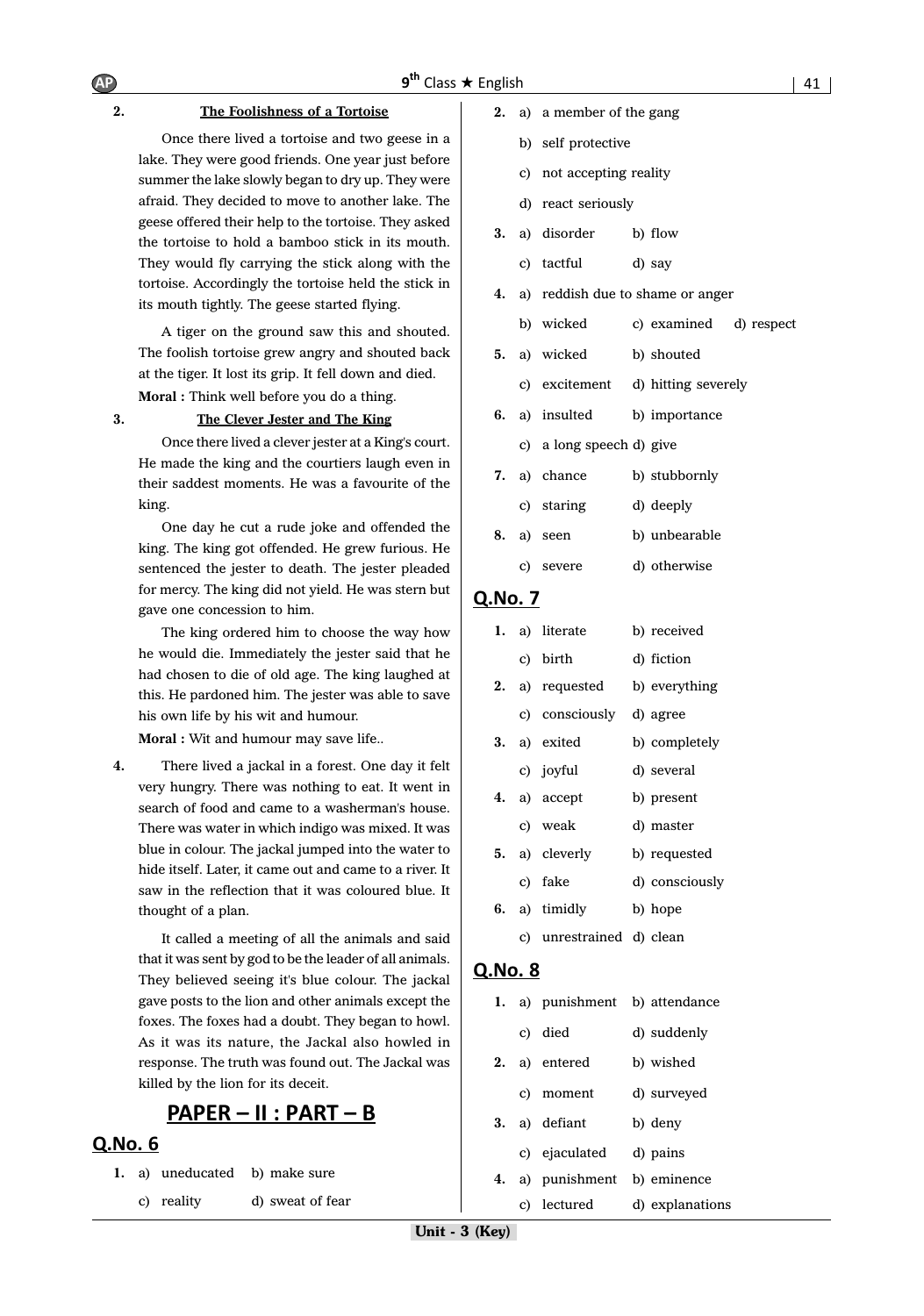2. **The Foolishness of a Tortoise**

Once there lived a tortoise and two geese in a lake. They were good friends. One year just before summer the lake slowly began to dry up. They were afraid. They decided to move to another lake. The geese offered their help to the tortoise. They asked the tortoise to hold a bamboo stick in its mouth. They would fly carrying the stick along with the tortoise. Accordingly the tortoise held the stick in its mouth tightly. The geese started flying.

A tiger on the ground saw this and shouted. The foolish tortoise grew angry and shouted back at the tiger. It lost its grip. It fell down and died.

**Moral :** Think well before you do a thing.

3. **The Clever Jester and The King**

Once there lived a clever jester at a King's court. He made the king and the courtiers laugh even in their saddest moments. He was a favourite of the king.

One day he cut a rude joke and offended the king. The king got offended. He grew furious. He sentenced the jester to death. The jester pleaded for mercy. The king did not yield. He was stern but gave one concession to him.

The king ordered him to choose the way how he would die. Immediately the jester said that he had chosen to die of old age. The king laughed at this. He pardoned him. The jester was able to save his own life by his wit and humour.

**Moral :** Wit and humour may save life..

4. There lived a jackal in a forest. One day it felt very hungry. There was nothing to eat. It went in search of food and came to a washerman's house. There was water in which indigo was mixed. It was blue in colour. The jackal jumped into the water to hide itself. Later, it came out and came to a river. It saw in the reflection that it was coloured blue. It thought of a plan.

It called a meeting of all the animals and said that it was sent by god to be the leader of all animals. They believed seeing it's blue colour. The jackal gave posts to the lion and other animals except the foxes. The foxes had a doubt. They began to howl. As it was its nature, the Jackal also howled in response. The truth was found out. The Jackal was killed by the lion for its deceit.

## PAPER – II : PART – B

## Q.No. 6

1. a) uneducated b) make sure c) reality d) sweat of fear
2. a) a member of the gang b) self protective c) not accepting reality d) react seriously
3. a) disorder b) flow c) tactful d) say
4. a) reddish due to shame or anger b) wicked c) examined d) respect
5. a) wicked b) shouted c) excitement d) hitting severely
6. a) insulted b) importance c) a long speech d) give
7. a) chance b) stubbornly c) staring d) deeply
8. a) seen b) unbearable c) severe d) otherwise

## Q.No. 7

1. a) literate b) received c) birth d) fiction
2. a) requested b) everything c) consciously d) agree
3. a) exited b) completely c) joyful d) several
4. a) accept b) present c) weak d) master
5. a) cleverly b) requested c) fake d) consciously
6. a) timidly b) hope c) unrestrained d) clean

## Q.No. 8

1. a) punishment b) attendance c) died d) suddenly
2. a) entered b) wished c) moment d) surveyed
3. a) defiant b) deny c) ejaculated d) pains
4. a) punishment b) eminence c) lectured d) explanations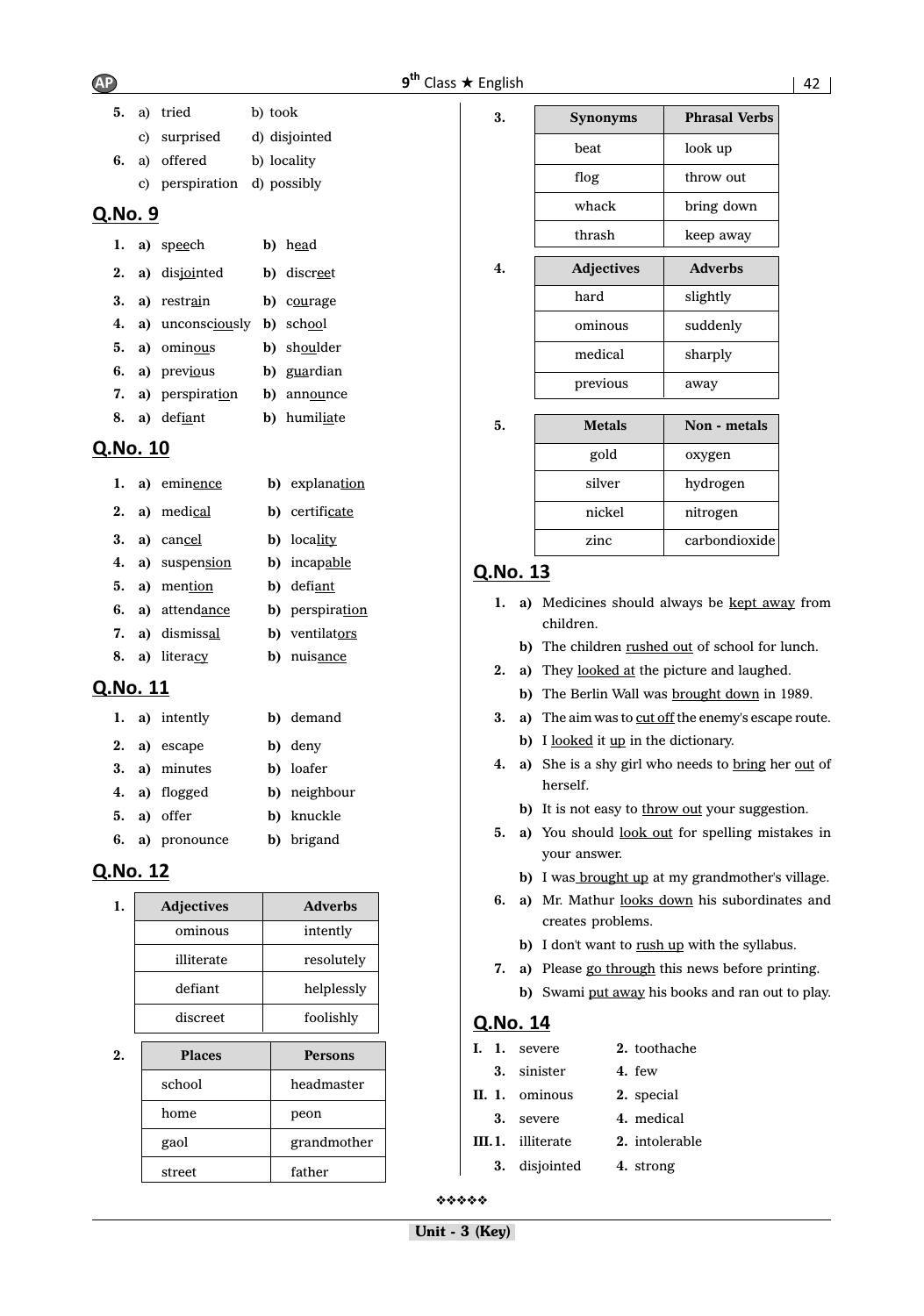5. a) tried b) took
   c) surprised d) disjointed
6. a) offered b) locality
   c) perspiration d) possibly

## Q.No. 9

1. **a)** speech **b)** head
2. **a)** disjointed **b)** discreet
3. **a)** restrain **b)** courage
4. **a)** unconsciously **b)** school
5. **a)** ominous **b)** shoulder
6. **a)** previous **b)** guardian
7. **a)** perspiration **b)** announce
8. **a)** defiant **b)** humiliate

## Q.No. 10

1. **a)** eminence **b)** explanation
2. **a)** medical **b)** certificate
3. **a)** cancel **b)** locality
4. **a)** suspension **b)** incapable
5. **a)** mention **b)** defiant
6. **a)** attendance **b)** perspiration
7. **a)** dismissal **b)** ventilators
8. **a)** literacy **b)** nuisance

## Q.No. 11

1. **a)** intently **b)** demand
2. **a)** escape **b)** deny
3. **a)** minutes **b)** loafer
4. **a)** flogged **b)** neighbour
5. **a)** offer **b)** knuckle
6. **a)** pronounce **b)** brigand

## Q.No. 12

**1.**

| Adjectives | Adverbs |
|---|---|
| ominous | intently |
| illiterate | resolutely |
| defiant | helplessly |
| discreet | foolishly |

**2.**

| Places | Persons |
|---|---|
| school | headmaster |
| home | peon |
| gaol | grandmother |
| street | father |

**3.**

| Synonyms | Phrasal Verbs |
|---|---|
| beat | look up |
| flog | throw out |
| whack | bring down |
| thrash | keep away |

**4.**

| Adjectives | Adverbs |
|---|---|
| hard | slightly |
| ominous | suddenly |
| medical | sharply |
| previous | away |

**5.**

| Metals | Non - metals |
|---|---|
| gold | oxygen |
| silver | hydrogen |
| nickel | nitrogen |
| zinc | carbondioxide |

## Q.No. 13

1. **a)** Medicines should always be kept away from children.
   **b)** The children rushed out of school for lunch.
2. **a)** They looked at the picture and laughed.
   **b)** The Berlin Wall was brought down in 1989.
3. **a)** The aim was to cut off the enemy's escape route.
   **b)** I looked it up in the dictionary.
4. **a)** She is a shy girl who needs to bring her out of herself.
   **b)** It is not easy to throw out your suggestion.
5. **a)** You should look out for spelling mistakes in your answer.
   **b)** I was brought up at my grandmother's village.
6. **a)** Mr. Mathur looks down his subordinates and creates problems.
   **b)** I don't want to rush up with the syllabus.
7. **a)** Please go through this news before printing.
   **b)** Swami put away his books and ran out to play.

## Q.No. 14

**I.** **1.** severe **2.** toothache
   **3.** sinister **4.** few

**II.** **1.** ominous **2.** special
   **3.** severe **4.** medical

**III.** **1.** illiterate **2.** intolerable
   **3.** disjointed **4.** strong

❖❖❖❖❖

**Unit - 3 (Key)**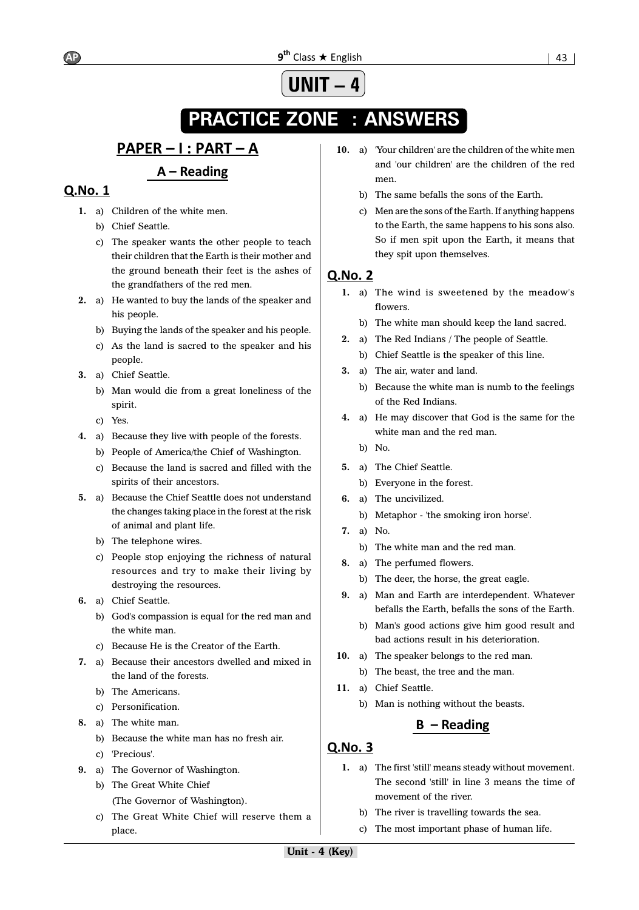# UNIT – 4

# PRACTICE ZONE : ANSWERS

## PAPER – I : PART – A

### A – Reading

### Q.No. 1

1. a) Children of the white men.
   b) Chief Seattle.
   c) The speaker wants the other people to teach their children that the Earth is their mother and the ground beneath their feet is the ashes of the grandfathers of the red men.
2. a) He wanted to buy the lands of the speaker and his people.
   b) Buying the lands of the speaker and his people.
   c) As the land is sacred to the speaker and his people.
3. a) Chief Seattle.
   b) Man would die from a great loneliness of the spirit.
   c) Yes.
4. a) Because they live with people of the forests.
   b) People of America/the Chief of Washington.
   c) Because the land is sacred and filled with the spirits of their ancestors.
5. a) Because the Chief Seattle does not understand the changes taking place in the forest at the risk of animal and plant life.
   b) The telephone wires.
   c) People stop enjoying the richness of natural resources and try to make their living by destroying the resources.
6. a) Chief Seattle.
   b) God's compassion is equal for the red man and the white man.
   c) Because He is the Creator of the Earth.
7. a) Because their ancestors dwelled and mixed in the land of the forests.
   b) The Americans.
   c) Personification.
8. a) The white man.
   b) Because the white man has no fresh air.
   c) 'Precious'.
9. a) The Governor of Washington.
   b) The Great White Chief
      (The Governor of Washington).
   c) The Great White Chief will reserve them a place.
10. a) 'Your children' are the children of the white men and 'our children' are the children of the red men.
    b) The same befalls the sons of the Earth.
    c) Men are the sons of the Earth. If anything happens to the Earth, the same happens to his sons also. So if men spit upon the Earth, it means that they spit upon themselves.

### Q.No. 2

1. a) The wind is sweetened by the meadow's flowers.
   b) The white man should keep the land sacred.
2. a) The Red Indians / The people of Seattle.
   b) Chief Seattle is the speaker of this line.
3. a) The air, water and land.
   b) Because the white man is numb to the feelings of the Red Indians.
4. a) He may discover that God is the same for the white man and the red man.
   b) No.
5. a) The Chief Seattle.
   b) Everyone in the forest.
6. a) The uncivilized.
   b) Metaphor - 'the smoking iron horse'.
7. a) No.
   b) The white man and the red man.
8. a) The perfumed flowers.
   b) The deer, the horse, the great eagle.
9. a) Man and Earth are interdependent. Whatever befalls the Earth, befalls the sons of the Earth.
   b) Man's good actions give him good result and bad actions result in his deterioration.
10. a) The speaker belongs to the red man.
    b) The beast, the tree and the man.
11. a) Chief Seattle.
    b) Man is nothing without the beasts.

### B – Reading

### Q.No. 3

1. a) The first 'still' means steady without movement. The second 'still' in line 3 means the time of movement of the river.
   b) The river is travelling towards the sea.
   c) The most important phase of human life.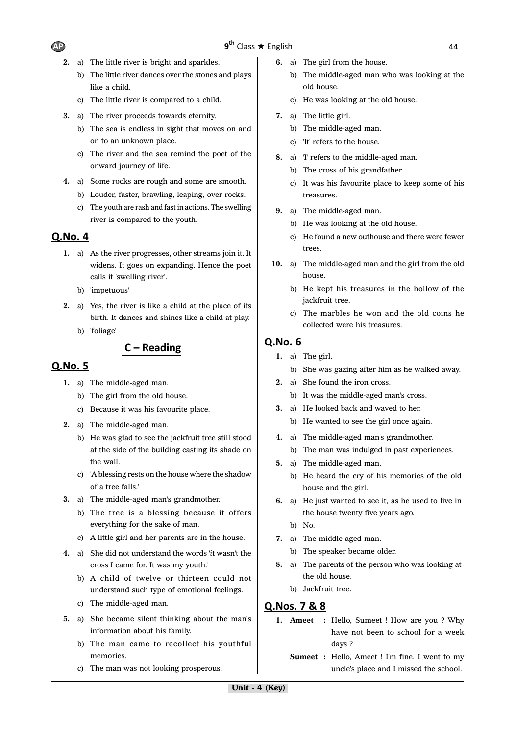2. a) The little river is bright and sparkles.
   b) The little river dances over the stones and plays like a child.
   c) The little river is compared to a child.

3. a) The river proceeds towards eternity.
   b) The sea is endless in sight that moves on and on to an unknown place.
   c) The river and the sea remind the poet of the onward journey of life.

4. a) Some rocks are rough and some are smooth.
   b) Louder, faster, brawling, leaping, over rocks.
   c) The youth are rash and fast in actions. The swelling river is compared to the youth.

## Q.No. 4

1. a) As the river progresses, other streams join it. It widens. It goes on expanding. Hence the poet calls it 'swelling river'.
   b) 'impetuous'

2. a) Yes, the river is like a child at the place of its birth. It dances and shines like a child at play.
   b) 'foliage'

## C – Reading

## Q.No. 5

1. a) The middle-aged man.
   b) The girl from the old house.
   c) Because it was his favourite place.

2. a) The middle-aged man.
   b) He was glad to see the jackfruit tree still stood at the side of the building casting its shade on the wall.
   c) 'A blessing rests on the house where the shadow of a tree falls.'

3. a) The middle-aged man's grandmother.
   b) The tree is a blessing because it offers everything for the sake of man.
   c) A little girl and her parents are in the house.

4. a) She did not understand the words 'it wasn't the cross I came for. It was my youth.'
   b) A child of twelve or thirteen could not understand such type of emotional feelings.
   c) The middle-aged man.

5. a) She became silent thinking about the man's information about his family.
   b) The man came to recollect his youthful memories.
   c) The man was not looking prosperous.

6. a) The girl from the house.
   b) The middle-aged man who was looking at the old house.
   c) He was looking at the old house.

7. a) The little girl.
   b) The middle-aged man.
   c) 'It' refers to the house.

8. a) 'I' refers to the middle-aged man.
   b) The cross of his grandfather.
   c) It was his favourite place to keep some of his treasures.

9. a) The middle-aged man.
   b) He was looking at the old house.
   c) He found a new outhouse and there were fewer trees.

10. a) The middle-aged man and the girl from the old house.
    b) He kept his treasures in the hollow of the jackfruit tree.
    c) The marbles he won and the old coins he collected were his treasures.

## Q.No. 6

1. a) The girl.
   b) She was gazing after him as he walked away.

2. a) She found the iron cross.
   b) It was the middle-aged man's cross.

3. a) He looked back and waved to her.
   b) He wanted to see the girl once again.

4. a) The middle-aged man's grandmother.
   b) The man was indulged in past experiences.

5. a) The middle-aged man.
   b) He heard the cry of his memories of the old house and the girl.

6. a) He just wanted to see it, as he used to live in the house twenty five years ago.
   b) No.

7. a) The middle-aged man.
   b) The speaker became older.

8. a) The parents of the person who was looking at the old house.
   b) Jackfruit tree.

## Q.Nos. 7 & 8

1. **Ameet** : Hello, Sumeet ! How are you ? Why have not been to school for a week days ?

   **Sumeet** : Hello, Ameet ! I'm fine. I went to my uncle's place and I missed the school.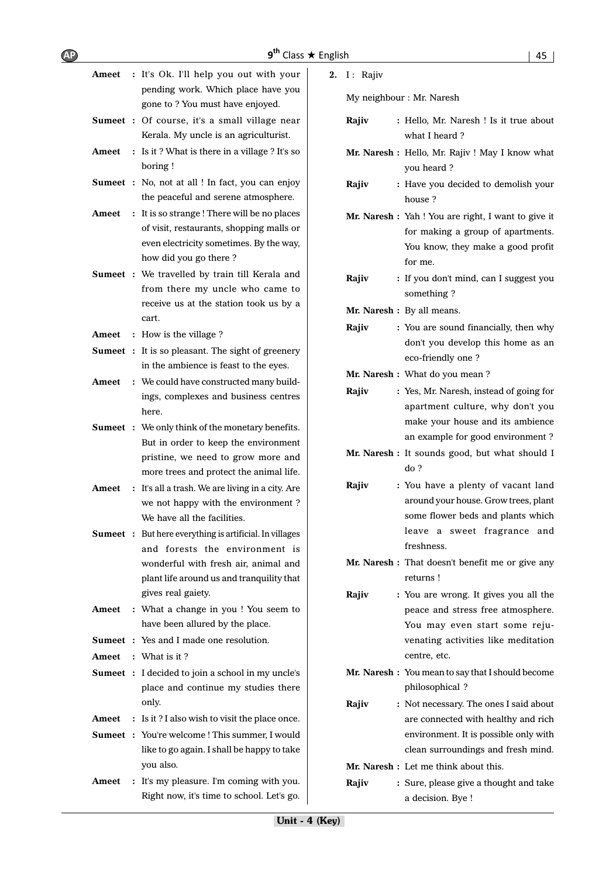**Ameet** : It's Ok. I'll help you out with your pending work. Which place have you gone to ? You must have enjoyed.

**Sumeet** : Of course, it's a small village near Kerala. My uncle is an agriculturist.

**Ameet** : Is it ? What is there in a village ? It's so boring !

**Sumeet** : No, not at all ! In fact, you can enjoy the peaceful and serene atmosphere.

**Ameet** : It is so strange ! There will be no places of visit, restaurants, shopping malls or even electricity sometimes. By the way, how did you go there ?

**Sumeet** : We travelled by train till Kerala and from there my uncle who came to receive us at the station took us by a cart.

**Ameet** : How is the village ?

**Sumeet** : It is so pleasant. The sight of greenery in the ambience is feast to the eyes.

**Ameet** : We could have constructed many buildings, complexes and business centres here.

**Sumeet** : We only think of the monetary benefits. But in order to keep the environment pristine, we need to grow more and more trees and protect the animal life.

**Ameet** : It's all a trash. We are living in a city. Are we not happy with the environment ? We have all the facilities.

**Sumeet** : But here everything is artificial. In villages and forests the environment is wonderful with fresh air, animal and plant life around us and tranquility that gives real gaiety.

**Ameet** : What a change in you ! You seem to have been allured by the place.

**Sumeet** : Yes and I made one resolution.

**Ameet** : What is it ?

**Sumeet** : I decided to join a school in my uncle's place and continue my studies there only.

**Ameet** : Is it ? I also wish to visit the place once.

**Sumeet** : You're welcome ! This summer, I would like to go again. I shall be happy to take you also.

**Ameet** : It's my pleasure. I'm coming with you. Right now, it's time to school. Let's go.

**2.** I : Rajiv

My neighbour : Mr. Naresh

**Rajiv** : Hello, Mr. Naresh ! Is it true about what I heard ?

**Mr. Naresh** : Hello, Mr. Rajiv ! May I know what you heard ?

**Rajiv** : Have you decided to demolish your house ?

**Mr. Naresh** : Yah ! You are right, I want to give it for making a group of apartments. You know, they make a good profit for me.

**Rajiv** : If you don't mind, can I suggest you something ?

**Mr. Naresh** : By all means.

**Rajiv** : You are sound financially, then why don't you develop this home as an eco-friendly one ?

**Mr. Naresh** : What do you mean ?

**Rajiv** : Yes, Mr. Naresh, instead of going for apartment culture, why don't you make your house and its ambience an example for good environment ?

**Mr. Naresh** : It sounds good, but what should I do ?

**Rajiv** : You have a plenty of vacant land around your house. Grow trees, plant some flower beds and plants which leave a sweet fragrance and freshness.

**Mr. Naresh** : That doesn't benefit me or give any returns !

**Rajiv** : You are wrong. It gives you all the peace and stress free atmosphere. You may even start some rejuvenating activities like meditation centre, etc.

**Mr. Naresh** : You mean to say that I should become philosophical ?

**Rajiv** : Not necessary. The ones I said about are connected with healthy and rich environment. It is possible only with clean surroundings and fresh mind.

**Mr. Naresh** : Let me think about this.

**Rajiv** : Sure, please give a thought and take a decision. Bye !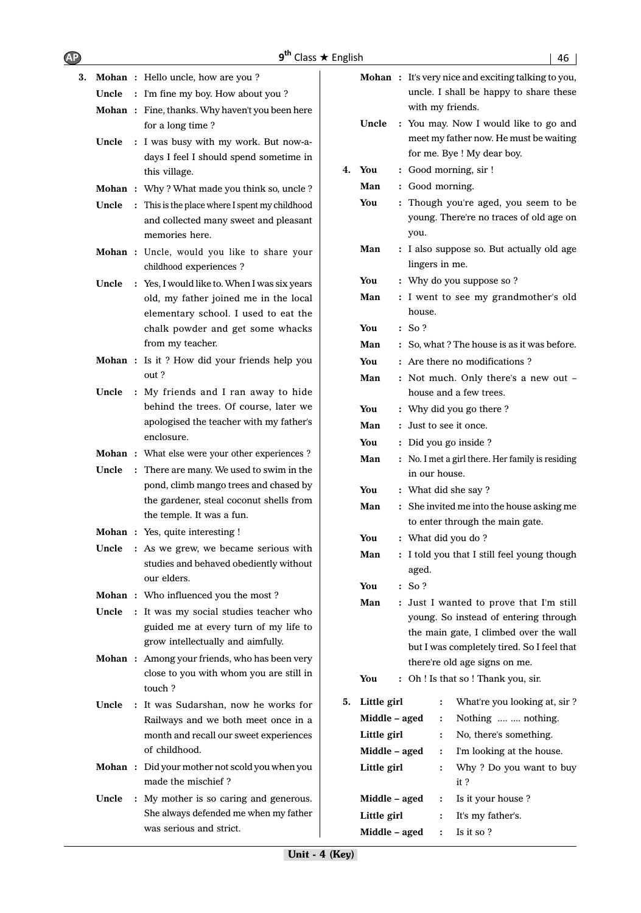3. **Mohan** : Hello uncle, how are you ?

**Uncle** : I'm fine my boy. How about you ?

**Mohan** : Fine, thanks. Why haven't you been here for a long time ?

**Uncle** : I was busy with my work. But now-a-days I feel I should spend sometime in this village.

**Mohan** : Why ? What made you think so, uncle ?

**Uncle** : This is the place where I spent my childhood and collected many sweet and pleasant memories here.

**Mohan** : Uncle, would you like to share your childhood experiences ?

**Uncle** : Yes, I would like to. When I was six years old, my father joined me in the local elementary school. I used to eat the chalk powder and get some whacks from my teacher.

**Mohan** : Is it ? How did your friends help you out ?

**Uncle** : My friends and I ran away to hide behind the trees. Of course, later we apologised the teacher with my father's enclosure.

**Mohan** : What else were your other experiences ?

**Uncle** : There are many. We used to swim in the pond, climb mango trees and chased by the gardener, steal coconut shells from the temple. It was a fun.

**Mohan** : Yes, quite interesting !

**Uncle** : As we grew, we became serious with studies and behaved obediently without our elders.

**Mohan** : Who influenced you the most ?

**Uncle** : It was my social studies teacher who guided me at every turn of my life to grow intellectually and aimfully.

**Mohan** : Among your friends, who has been very close to you with whom you are still in touch ?

**Uncle** : It was Sudarshan, now he works for Railways and we both meet once in a month and recall our sweet experiences of childhood.

**Mohan** : Did your mother not scold you when you made the mischief ?

**Uncle** : My mother is so caring and generous. She always defended me when my father was serious and strict.

**Mohan** : It's very nice and exciting talking to you, uncle. I shall be happy to share these with my friends.

**Uncle** : You may. Now I would like to go and meet my father now. He must be waiting for me. Bye ! My dear boy.

4. **You** : Good morning, sir !

**Man** : Good morning.

**You** : Though you're aged, you seem to be young. There're no traces of old age on you.

**Man** : I also suppose so. But actually old age lingers in me.

**You** : Why do you suppose so ?

**Man** : I went to see my grandmother's old house.

**You** : So ?

**Man** : So, what ? The house is as it was before.

**You** : Are there no modifications ?

**Man** : Not much. Only there's a new out – house and a few trees.

**You** : Why did you go there ?

**Man** : Just to see it once.

**You** : Did you go inside ?

**Man** : No. I met a girl there. Her family is residing in our house.

**You** : What did she say ?

**Man** : She invited me into the house asking me to enter through the main gate.

**You** : What did you do ?

**Man** : I told you that I still feel young though aged.

**You** : So ?

**Man** : Just I wanted to prove that I'm still young. So instead of entering through the main gate, I climbed over the wall but I was completely tired. So I feel that there're old age signs on me.

**You** : Oh ! Is that so ! Thank you, sir.

5. **Little girl** : What're you looking at, sir ?

**Middle – aged** : Nothing .... .... nothing.

**Little girl** : No, there's something.

**Middle – aged** : I'm looking at the house.

**Little girl** : Why ? Do you want to buy it ?

**Middle – aged** : Is it your house ?

**Little girl** : It's my father's.

**Middle – aged** : Is it so ?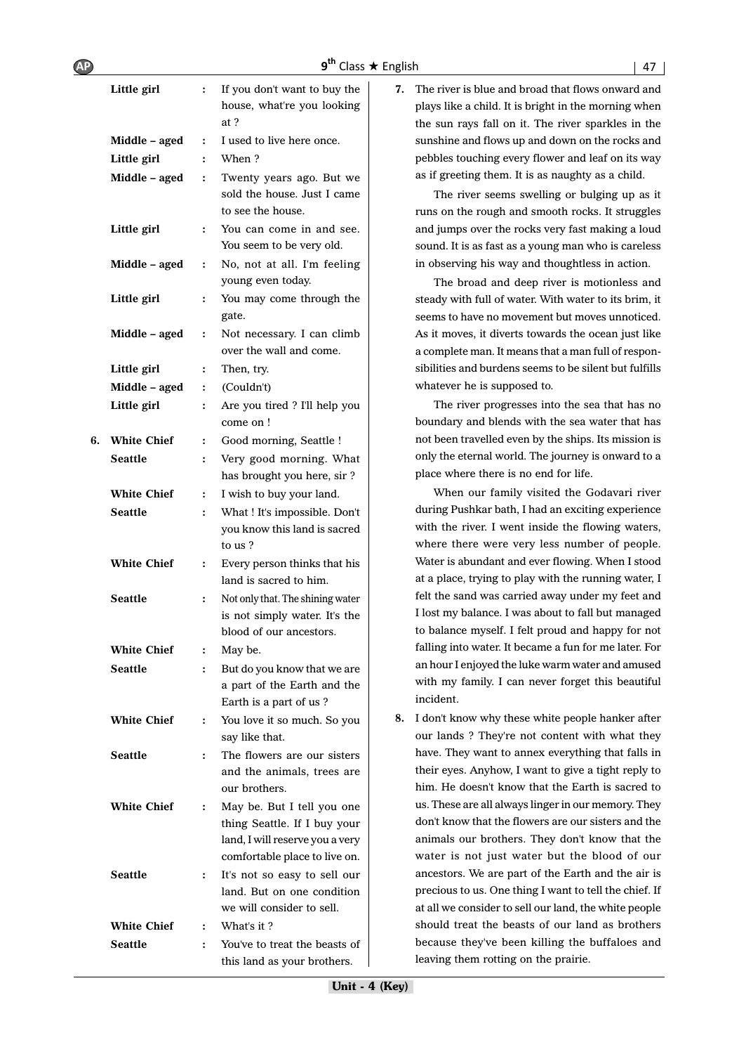| | | | |
|---|---|---|---|
| | **Little girl** | : | If you don't want to buy the house, what're you looking at ? |
| | **Middle – aged** | : | I used to live here once. |
| | **Little girl** | : | When ? |
| | **Middle – aged** | : | Twenty years ago. But we sold the house. Just I came to see the house. |
| | **Little girl** | : | You can come in and see. You seem to be very old. |
| | **Middle – aged** | : | No, not at all. I'm feeling young even today. |
| | **Little girl** | : | You may come through the gate. |
| | **Middle – aged** | : | Not necessary. I can climb over the wall and come. |
| | **Little girl** | : | Then, try. |
| | **Middle – aged** | : | (Couldn't) |
| | **Little girl** | : | Are you tired ? I'll help you come on ! |
| **6.** | **White Chief** | : | Good morning, Seattle ! |
| | **Seattle** | : | Very good morning. What has brought you here, sir ? |
| | **White Chief** | : | I wish to buy your land. |
| | **Seattle** | : | What ! It's impossible. Don't you know this land is sacred to us ? |
| | **White Chief** | : | Every person thinks that his land is sacred to him. |
| | **Seattle** | : | Not only that. The shining water is not simply water. It's the blood of our ancestors. |
| | **White Chief** | : | May be. |
| | **Seattle** | : | But do you know that we are a part of the Earth and the Earth is a part of us ? |
| | **White Chief** | : | You love it so much. So you say like that. |
| | **Seattle** | : | The flowers are our sisters and the animals, trees are our brothers. |
| | **White Chief** | : | May be. But I tell you one thing Seattle. If I buy your land, I will reserve you a very comfortable place to live on. |
| | **Seattle** | : | It's not so easy to sell our land. But on one condition we will consider to sell. |
| | **White Chief** | : | What's it ? |
| | **Seattle** | : | You've to treat the beasts of this land as your brothers. |

**7.** The river is blue and broad that flows onward and plays like a child. It is bright in the morning when the sun rays fall on it. The river sparkles in the sunshine and flows up and down on the rocks and pebbles touching every flower and leaf on its way as if greeting them. It is as naughty as a child.

The river seems swelling or bulging up as it runs on the rough and smooth rocks. It struggles and jumps over the rocks very fast making a loud sound. It is as fast as a young man who is careless in observing his way and thoughtless in action.

The broad and deep river is motionless and steady with full of water. With water to its brim, it seems to have no movement but moves unnoticed. As it moves, it diverts towards the ocean just like a complete man. It means that a man full of responsibilities and burdens seems to be silent but fulfills whatever he is supposed to.

The river progresses into the sea that has no boundary and blends with the sea water that has not been travelled even by the ships. Its mission is only the eternal world. The journey is onward to a place where there is no end for life.

When our family visited the Godavari river during Pushkar bath, I had an exciting experience with the river. I went inside the flowing waters, where there were very less number of people. Water is abundant and ever flowing. When I stood at a place, trying to play with the running water, I felt the sand was carried away under my feet and I lost my balance. I was about to fall but managed to balance myself. I felt proud and happy for not falling into water. It became a fun for me later. For an hour I enjoyed the luke warm water and amused with my family. I can never forget this beautiful incident.

**8.** I don't know why these white people hanker after our lands ? They're not content with what they have. They want to annex everything that falls in their eyes. Anyhow, I want to give a tight reply to him. He doesn't know that the Earth is sacred to us. These are all always linger in our memory. They don't know that the flowers are our sisters and the animals our brothers. They don't know that the water is not just water but the blood of our ancestors. We are part of the Earth and the air is precious to us. One thing I want to tell the chief. If at all we consider to sell our land, the white people should treat the beasts of our land as brothers because they've been killing the buffaloes and leaving them rotting on the prairie.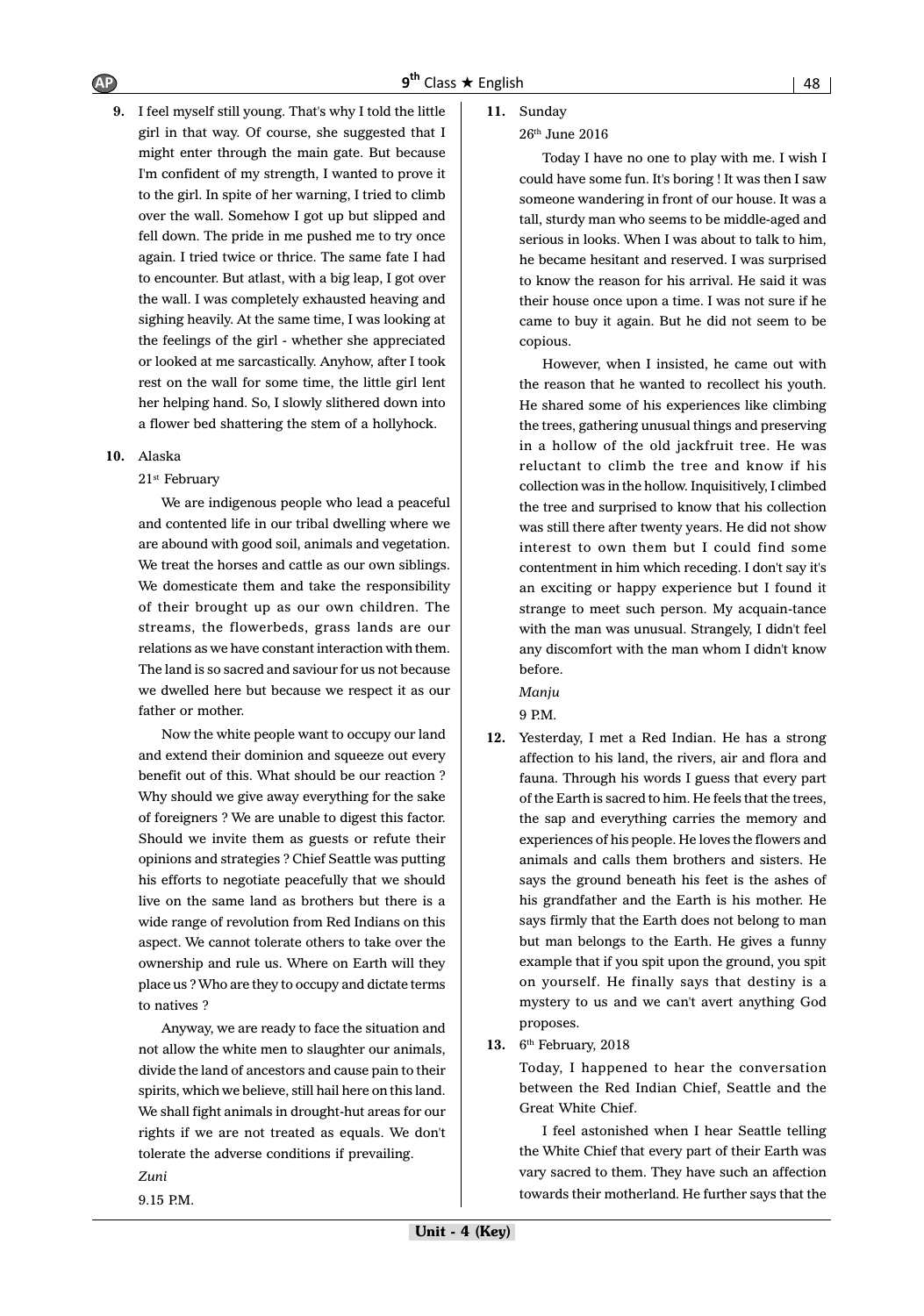**9.** I feel myself still young. That's why I told the little girl in that way. Of course, she suggested that I might enter through the main gate. But because I'm confident of my strength, I wanted to prove it to the girl. In spite of her warning, I tried to climb over the wall. Somehow I got up but slipped and fell down. The pride in me pushed me to try once again. I tried twice or thrice. The same fate I had to encounter. But atlast, with a big leap, I got over the wall. I was completely exhausted heaving and sighing heavily. At the same time, I was looking at the feelings of the girl - whether she appreciated or looked at me sarcastically. Anyhow, after I took rest on the wall for some time, the little girl lent her helping hand. So, I slowly slithered down into a flower bed shattering the stem of a hollyhock.

**10.** Alaska

21st February

We are indigenous people who lead a peaceful and contented life in our tribal dwelling where we are abound with good soil, animals and vegetation. We treat the horses and cattle as our own siblings. We domesticate them and take the responsibility of their brought up as our own children. The streams, the flowerbeds, grass lands are our relations as we have constant interaction with them. The land is so sacred and saviour for us not because we dwelled here but because we respect it as our father or mother.

Now the white people want to occupy our land and extend their dominion and squeeze out every benefit out of this. What should be our reaction ? Why should we give away everything for the sake of foreigners ? We are unable to digest this factor. Should we invite them as guests or refute their opinions and strategies ? Chief Seattle was putting his efforts to negotiate peacefully that we should live on the same land as brothers but there is a wide range of revolution from Red Indians on this aspect. We cannot tolerate others to take over the ownership and rule us. Where on Earth will they place us ? Who are they to occupy and dictate terms to natives ?

Anyway, we are ready to face the situation and not allow the white men to slaughter our animals, divide the land of ancestors and cause pain to their spirits, which we believe, still hail here on this land. We shall fight animals in drought-hut areas for our rights if we are not treated as equals. We don't tolerate the adverse conditions if prevailing.

*Zuni*

9.15 P.M.

**11.** Sunday

26th June 2016

Today I have no one to play with me. I wish I could have some fun. It's boring ! It was then I saw someone wandering in front of our house. It was a tall, sturdy man who seems to be middle-aged and serious in looks. When I was about to talk to him, he became hesitant and reserved. I was surprised to know the reason for his arrival. He said it was their house once upon a time. I was not sure if he came to buy it again. But he did not seem to be copious.

However, when I insisted, he came out with the reason that he wanted to recollect his youth. He shared some of his experiences like climbing the trees, gathering unusual things and preserving in a hollow of the old jackfruit tree. He was reluctant to climb the tree and know if his collection was in the hollow. Inquisitively, I climbed the tree and surprised to know that his collection was still there after twenty years. He did not show interest to own them but I could find some contentment in him which receding. I don't say it's an exciting or happy experience but I found it strange to meet such person. My acquain-tance with the man was unusual. Strangely, I didn't feel any discomfort with the man whom I didn't know before.

*Manju*

9 P.M.

**12.** Yesterday, I met a Red Indian. He has a strong affection to his land, the rivers, air and flora and fauna. Through his words I guess that every part of the Earth is sacred to him. He feels that the trees, the sap and everything carries the memory and experiences of his people. He loves the flowers and animals and calls them brothers and sisters. He says the ground beneath his feet is the ashes of his grandfather and the Earth is his mother. He says firmly that the Earth does not belong to man but man belongs to the Earth. He gives a funny example that if you spit upon the ground, you spit on yourself. He finally says that destiny is a mystery to us and we can't avert anything God proposes.

**13.** 6th February, 2018

Today, I happened to hear the conversation between the Red Indian Chief, Seattle and the Great White Chief.

I feel astonished when I hear Seattle telling the White Chief that every part of their Earth was vary sacred to them. They have such an affection towards their motherland. He further says that the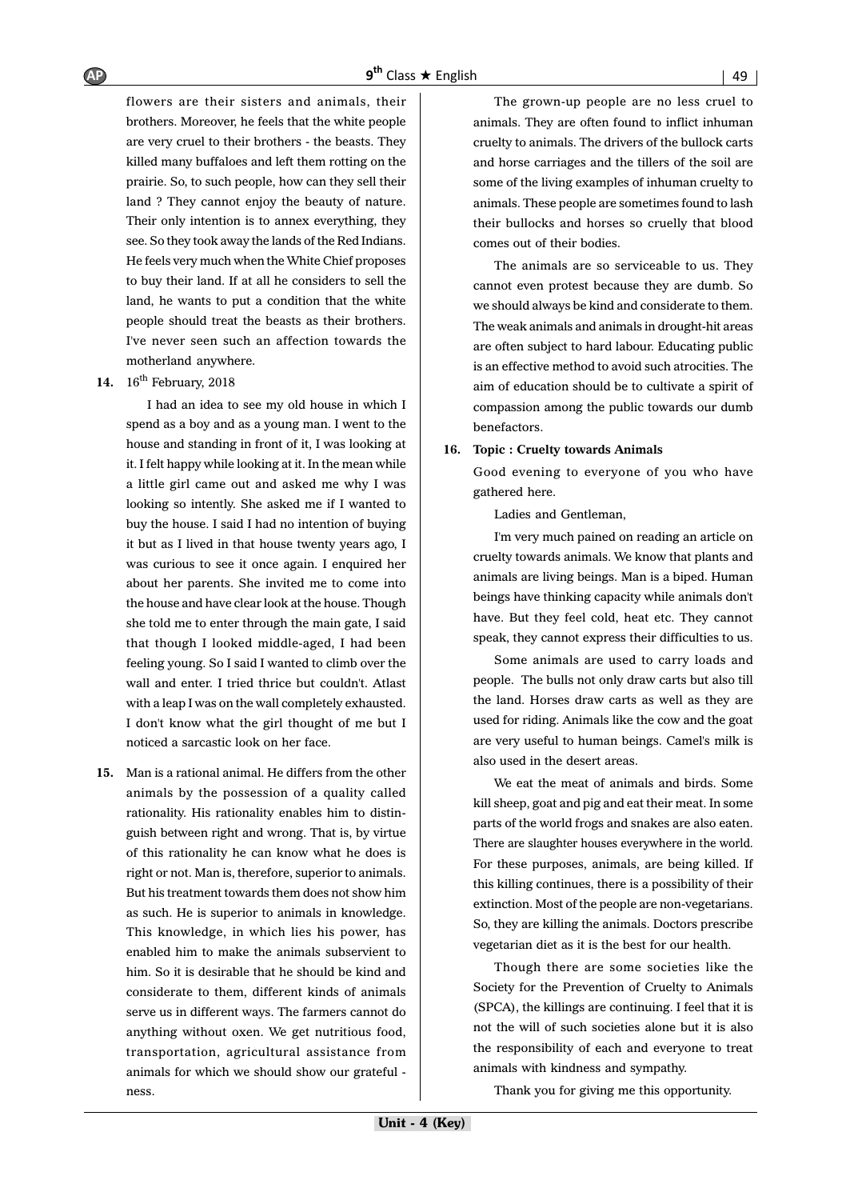flowers are their sisters and animals, their brothers. Moreover, he feels that the white people are very cruel to their brothers - the beasts. They killed many buffaloes and left them rotting on the prairie. So, to such people, how can they sell their land ? They cannot enjoy the beauty of nature. Their only intention is to annex everything, they see. So they took away the lands of the Red Indians. He feels very much when the White Chief proposes to buy their land. If at all he considers to sell the land, he wants to put a condition that the white people should treat the beasts as their brothers. I've never seen such an affection towards the motherland anywhere.

**14.** 16th February, 2018

I had an idea to see my old house in which I spend as a boy and as a young man. I went to the house and standing in front of it, I was looking at it. I felt happy while looking at it. In the mean while a little girl came out and asked me why I was looking so intently. She asked me if I wanted to buy the house. I said I had no intention of buying it but as I lived in that house twenty years ago, I was curious to see it once again. I enquired her about her parents. She invited me to come into the house and have clear look at the house. Though she told me to enter through the main gate, I said that though I looked middle-aged, I had been feeling young. So I said I wanted to climb over the wall and enter. I tried thrice but couldn't. Atlast with a leap I was on the wall completely exhausted. I don't know what the girl thought of me but I noticed a sarcastic look on her face.

**15.** Man is a rational animal. He differs from the other animals by the possession of a quality called rationality. His rationality enables him to distinguish between right and wrong. That is, by virtue of this rationality he can know what he does is right or not. Man is, therefore, superior to animals. But his treatment towards them does not show him as such. He is superior to animals in knowledge. This knowledge, in which lies his power, has enabled him to make the animals subservient to him. So it is desirable that he should be kind and considerate to them, different kinds of animals serve us in different ways. The farmers cannot do anything without oxen. We get nutritious food, transportation, agricultural assistance from animals for which we should show our grateful - ness.

The grown-up people are no less cruel to animals. They are often found to inflict inhuman cruelty to animals. The drivers of the bullock carts and horse carriages and the tillers of the soil are some of the living examples of inhuman cruelty to animals. These people are sometimes found to lash their bullocks and horses so cruelly that blood comes out of their bodies.

The animals are so serviceable to us. They cannot even protest because they are dumb. So we should always be kind and considerate to them. The weak animals and animals in drought-hit areas are often subject to hard labour. Educating public is an effective method to avoid such atrocities. The aim of education should be to cultivate a spirit of compassion among the public towards our dumb benefactors.

**16. Topic : Cruelty towards Animals**

Good evening to everyone of you who have gathered here.

Ladies and Gentleman,

I'm very much pained on reading an article on cruelty towards animals. We know that plants and animals are living beings. Man is a biped. Human beings have thinking capacity while animals don't have. But they feel cold, heat etc. They cannot speak, they cannot express their difficulties to us.

Some animals are used to carry loads and people. The bulls not only draw carts but also till the land. Horses draw carts as well as they are used for riding. Animals like the cow and the goat are very useful to human beings. Camel's milk is also used in the desert areas.

We eat the meat of animals and birds. Some kill sheep, goat and pig and eat their meat. In some parts of the world frogs and snakes are also eaten. There are slaughter houses everywhere in the world. For these purposes, animals, are being killed. If this killing continues, there is a possibility of their extinction. Most of the people are non-vegetarians. So, they are killing the animals. Doctors prescribe vegetarian diet as it is the best for our health.

Though there are some societies like the Society for the Prevention of Cruelty to Animals (SPCA), the killings are continuing. I feel that it is not the will of such societies alone but it is also the responsibility of each and everyone to treat animals with kindness and sympathy.

Thank you for giving me this opportunity.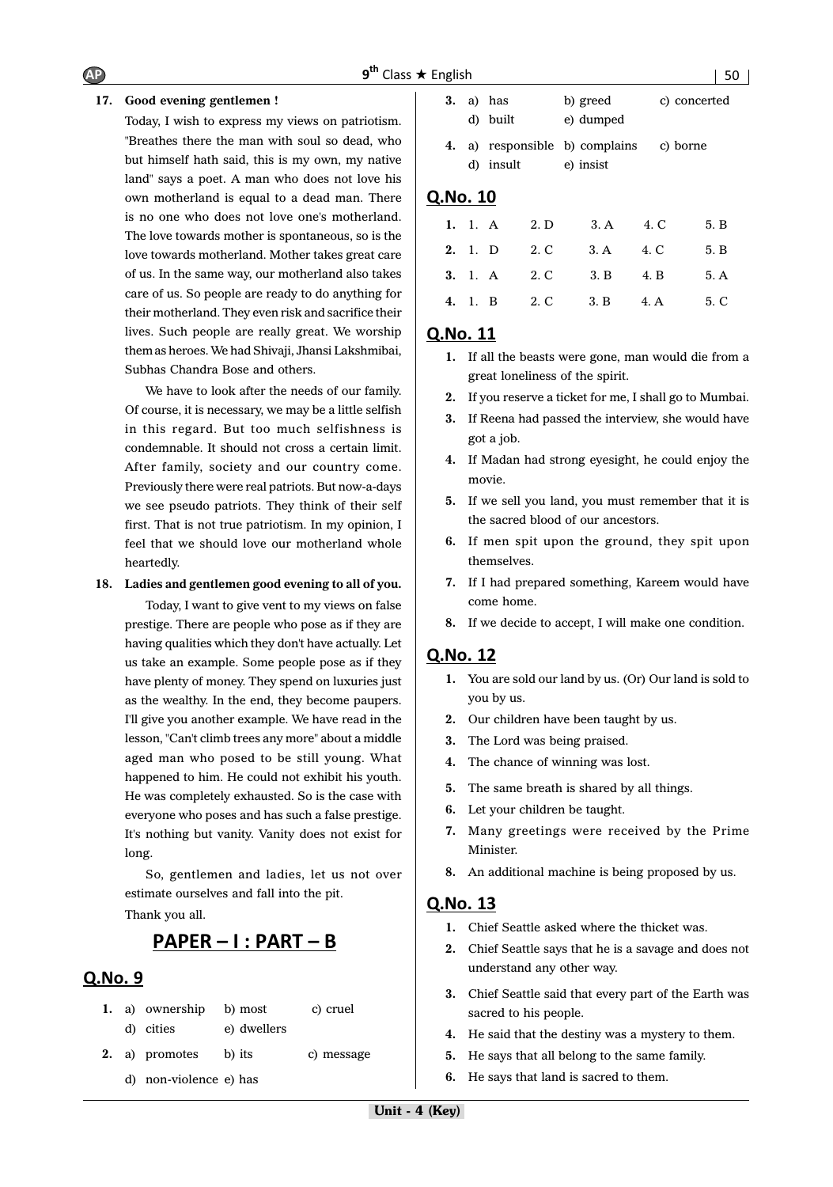**17. Good evening gentlemen !**

Today, I wish to express my views on patriotism. "Breathes there the man with soul so dead, who but himself hath said, this is my own, my native land" says a poet. A man who does not love his own motherland is equal to a dead man. There is no one who does not love one's motherland. The love towards mother is spontaneous, so is the love towards motherland. Mother takes great care of us. In the same way, our motherland also takes care of us. So people are ready to do anything for their motherland. They even risk and sacrifice their lives. Such people are really great. We worship them as heroes. We had Shivaji, Jhansi Lakshmibai, Subhas Chandra Bose and others.

We have to look after the needs of our family. Of course, it is necessary, we may be a little selfish in this regard. But too much selfishness is condemnable. It should not cross a certain limit. After family, society and our country come. Previously there were real patriots. But now-a-days we see pseudo patriots. They think of their self first. That is not true patriotism. In my opinion, I feel that we should love our motherland whole heartedly.

**18. Ladies and gentlemen good evening to all of you.**

Today, I want to give vent to my views on false prestige. There are people who pose as if they are having qualities which they don't have actually. Let us take an example. Some people pose as if they have plenty of money. They spend on luxuries just as the wealthy. In the end, they become paupers. I'll give you another example. We have read in the lesson, "Can't climb trees any more" about a middle aged man who posed to be still young. What happened to him. He could not exhibit his youth. He was completely exhausted. So is the case with everyone who poses and has such a false prestige. It's nothing but vanity. Vanity does not exist for long.

So, gentlemen and ladies, let us not over estimate ourselves and fall into the pit.

Thank you all.

## PAPER – I : PART – B

## Q.No. 9

1. a) ownership b) most c) cruel d) cities e) dwellers
2. a) promotes b) its c) message d) non-violence e) has
3. a) has b) greed c) concerted d) built e) dumped
4. a) responsible b) complains c) borne d) insult e) insist

## Q.No. 10

| | | | | | |
|---|---|---|---|---|---|
| **1.** | 1. A | 2. D | 3. A | 4. C | 5. B |
| **2.** | 1. D | 2. C | 3. A | 4. C | 5. B |
| **3.** | 1. A | 2. C | 3. B | 4. B | 5. A |
| **4.** | 1. B | 2. C | 3. B | 4. A | 5. C |

## Q.No. 11

1. If all the beasts were gone, man would die from a great loneliness of the spirit.
2. If you reserve a ticket for me, I shall go to Mumbai.
3. If Reena had passed the interview, she would have got a job.
4. If Madan had strong eyesight, he could enjoy the movie.
5. If we sell you land, you must remember that it is the sacred blood of our ancestors.
6. If men spit upon the ground, they spit upon themselves.
7. If I had prepared something, Kareem would have come home.
8. If we decide to accept, I will make one condition.

## Q.No. 12

1. You are sold our land by us. (Or) Our land is sold to you by us.
2. Our children have been taught by us.
3. The Lord was being praised.
4. The chance of winning was lost.
5. The same breath is shared by all things.
6. Let your children be taught.
7. Many greetings were received by the Prime Minister.
8. An additional machine is being proposed by us.

## Q.No. 13

1. Chief Seattle asked where the thicket was.
2. Chief Seattle says that he is a savage and does not understand any other way.
3. Chief Seattle said that every part of the Earth was sacred to his people.
4. He said that the destiny was a mystery to them.
5. He says that all belong to the same family.
6. He says that land is sacred to them.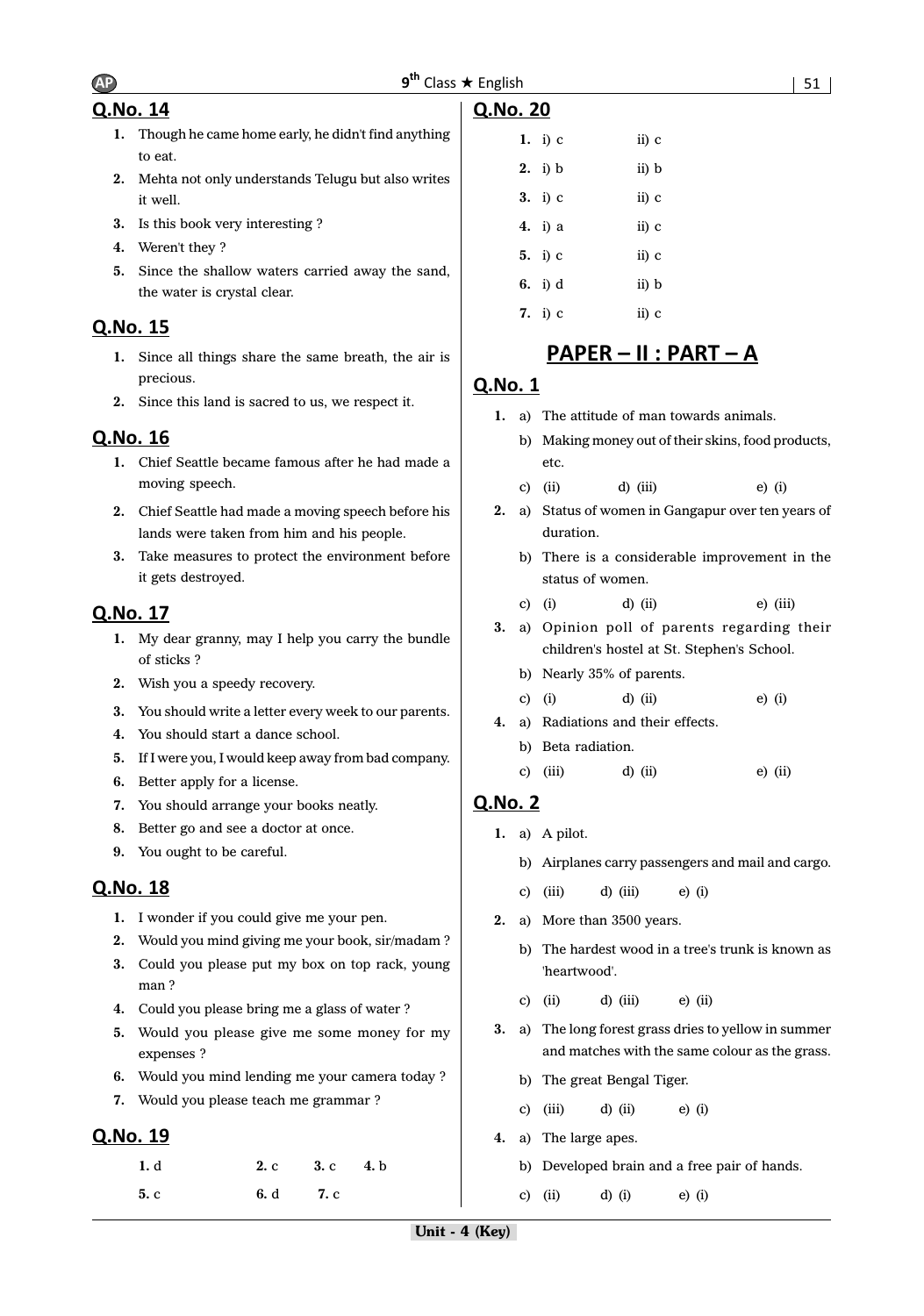## Q.No. 14

1. Though he came home early, he didn't find anything to eat.
2. Mehta not only understands Telugu but also writes it well.
3. Is this book very interesting ?
4. Weren't they ?
5. Since the shallow waters carried away the sand, the water is crystal clear.

## Q.No. 15

1. Since all things share the same breath, the air is precious.
2. Since this land is sacred to us, we respect it.

## Q.No. 16

1. Chief Seattle became famous after he had made a moving speech.
2. Chief Seattle had made a moving speech before his lands were taken from him and his people.
3. Take measures to protect the environment before it gets destroyed.

## Q.No. 17

1. My dear granny, may I help you carry the bundle of sticks ?
2. Wish you a speedy recovery.
3. You should write a letter every week to our parents.
4. You should start a dance school.
5. If I were you, I would keep away from bad company.
6. Better apply for a license.
7. You should arrange your books neatly.
8. Better go and see a doctor at once.
9. You ought to be careful.

## Q.No. 18

1. I wonder if you could give me your pen.
2. Would you mind giving me your book, sir/madam ?
3. Could you please put my box on top rack, young man ?
4. Could you please bring me a glass of water ?
5. Would you please give me some money for my expenses ?
6. Would you mind lending me your camera today ?
7. Would you please teach me grammar ?

## Q.No. 19

**1.** d **2.** c **3.** c **4.** b

**5.** c **6.** d **7.** c

## Q.No. 20

1. i) c ii) c
2. i) b ii) b
3. i) c ii) c
4. i) a ii) c
5. i) c ii) c
6. i) d ii) b
7. i) c ii) c

# PAPER – II : PART – A

## Q.No. 1

1. a) The attitude of man towards animals.
   b) Making money out of their skins, food products, etc.
   c) (ii) d) (iii) e) (i)
2. a) Status of women in Gangapur over ten years of duration.
   b) There is a considerable improvement in the status of women.
   c) (i) d) (ii) e) (iii)
3. a) Opinion poll of parents regarding their children's hostel at St. Stephen's School.
   b) Nearly 35% of parents.
   c) (i) d) (ii) e) (i)
4. a) Radiations and their effects.
   b) Beta radiation.
   c) (iii) d) (ii) e) (ii)

## Q.No. 2

1. a) A pilot.
   b) Airplanes carry passengers and mail and cargo.
   c) (iii) d) (iii) e) (i)
2. a) More than 3500 years.
   b) The hardest wood in a tree's trunk is known as 'heartwood'.
   c) (ii) d) (iii) e) (ii)
3. a) The long forest grass dries to yellow in summer and matches with the same colour as the grass.
   b) The great Bengal Tiger.
   c) (iii) d) (ii) e) (i)
4. a) The large apes.
   b) Developed brain and a free pair of hands.
   c) (ii) d) (i) e) (i)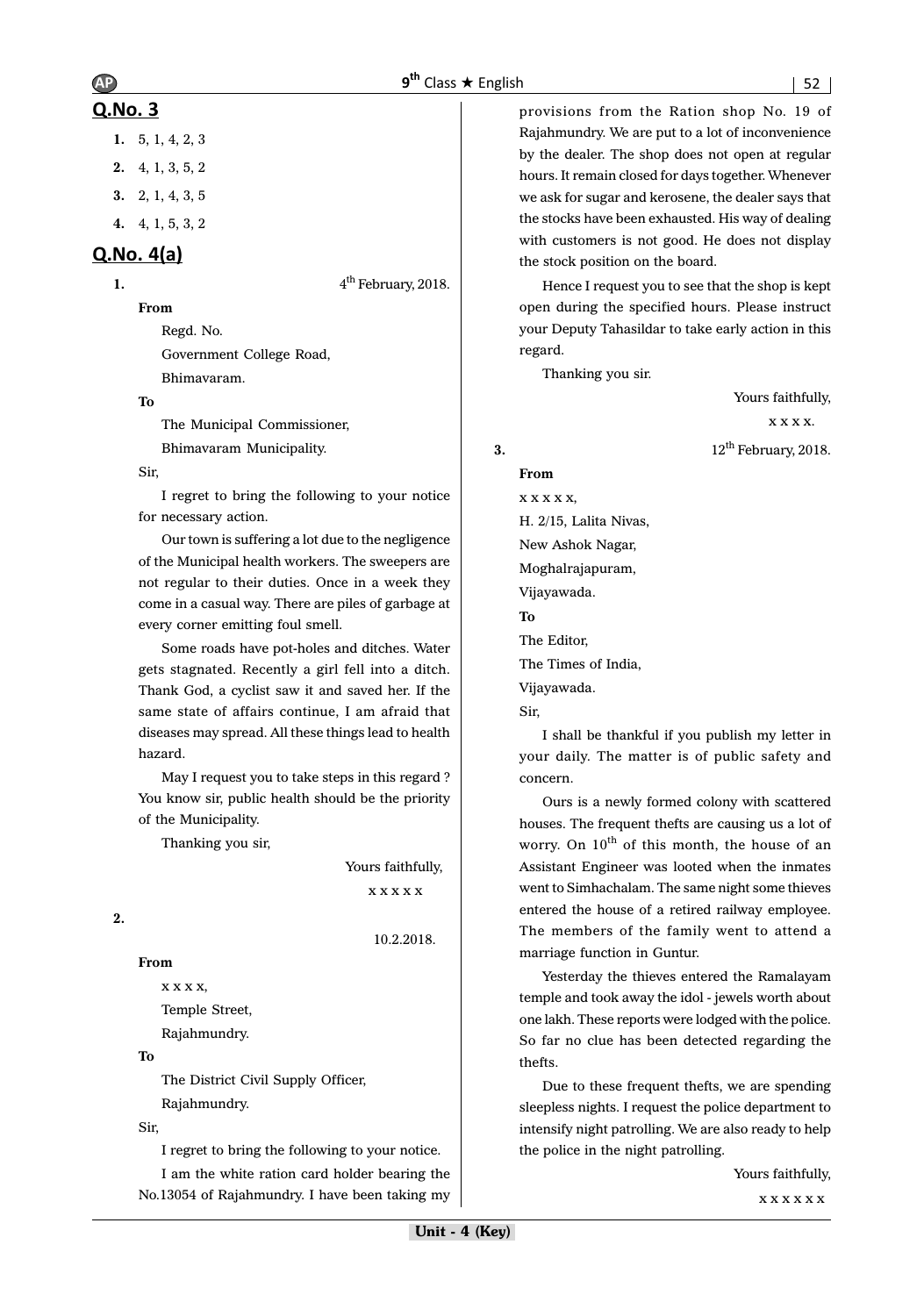## Q.No. 3

1. 5, 1, 4, 2, 3
2. 4, 1, 3, 5, 2
3. 2, 1, 4, 3, 5
4. 4, 1, 5, 3, 2

## Q.No. 4(a)

**1.** 4th February, 2018.

**From**

Regd. No.
Government College Road,
Bhimavaram.

**To**

The Municipal Commissioner,
Bhimavaram Municipality.

Sir,

I regret to bring the following to your notice for necessary action.

Our town is suffering a lot due to the negligence of the Municipal health workers. The sweepers are not regular to their duties. Once in a week they come in a casual way. There are piles of garbage at every corner emitting foul smell.

Some roads have pot-holes and ditches. Water gets stagnated. Recently a girl fell into a ditch. Thank God, a cyclist saw it and saved her. If the same state of affairs continue, I am afraid that diseases may spread. All these things lead to health hazard.

May I request you to take steps in this regard ? You know sir, public health should be the priority of the Municipality.

Thanking you sir,

Yours faithfully,
x x x x x

**2.** 10.2.2018.

**From**

x x x x,
Temple Street,
Rajahmundry.

**To**

The District Civil Supply Officer,
Rajahmundry.

Sir,

I regret to bring the following to your notice.

I am the white ration card holder bearing the No.13054 of Rajahmundry. I have been taking my provisions from the Ration shop No. 19 of Rajahmundry. We are put to a lot of inconvenience by the dealer. The shop does not open at regular hours. It remain closed for days together. Whenever we ask for sugar and kerosene, the dealer says that the stocks have been exhausted. His way of dealing with customers is not good. He does not display the stock position on the board.

Hence I request you to see that the shop is kept open during the specified hours. Please instruct your Deputy Tahasildar to take early action in this regard.

Thanking you sir.

Yours faithfully,
x x x x.

**3.** 12th February, 2018.

**From**

x x x x x,
H. 2/15, Lalita Nivas,
New Ashok Nagar,
Moghalrajapuram,
Vijayawada.

**To**

The Editor,
The Times of India,
Vijayawada.

Sir,

I shall be thankful if you publish my letter in your daily. The matter is of public safety and concern.

Ours is a newly formed colony with scattered houses. The frequent thefts are causing us a lot of worry. On 10th of this month, the house of an Assistant Engineer was looted when the inmates went to Simhachalam. The same night some thieves entered the house of a retired railway employee. The members of the family went to attend a marriage function in Guntur.

Yesterday the thieves entered the Ramalayam temple and took away the idol - jewels worth about one lakh. These reports were lodged with the police. So far no clue has been detected regarding the thefts.

Due to these frequent thefts, we are spending sleepless nights. I request the police department to intensify night patrolling. We are also ready to help the police in the night patrolling.

Yours faithfully,
x x x x x x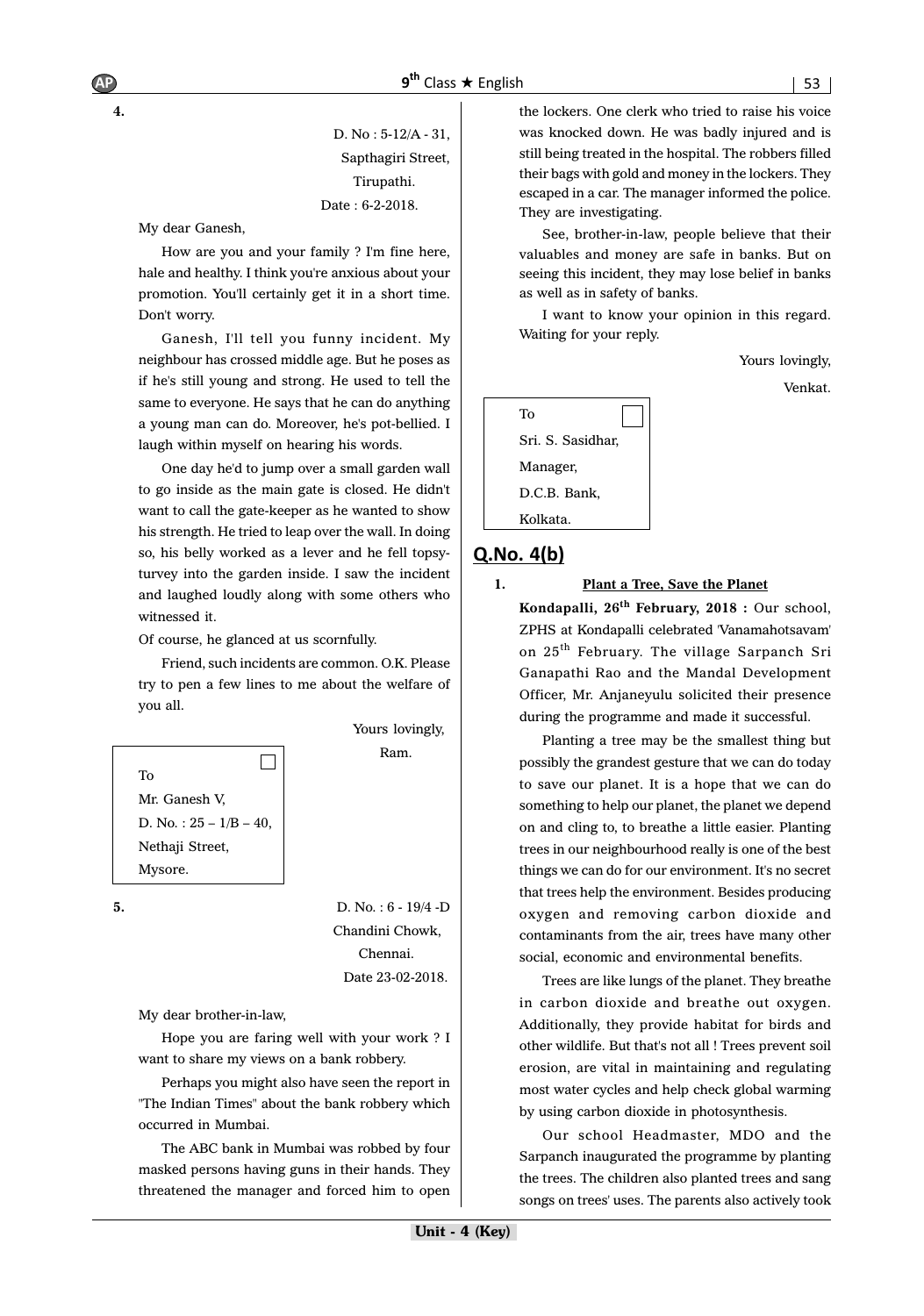**4.**

D. No : 5-12/A - 31,
Sapthagiri Street,
Tirupathi.
Date : 6-2-2018.

My dear Ganesh,

How are you and your family ? I'm fine here, hale and healthy. I think you're anxious about your promotion. You'll certainly get it in a short time. Don't worry.

Ganesh, I'll tell you funny incident. My neighbour has crossed middle age. But he poses as if he's still young and strong. He used to tell the same to everyone. He says that he can do anything a young man can do. Moreover, he's pot-bellied. I laugh within myself on hearing his words.

One day he'd to jump over a small garden wall to go inside as the main gate is closed. He didn't want to call the gate-keeper as he wanted to show his strength. He tried to leap over the wall. In doing so, his belly worked as a lever and he fell topsy-turvey into the garden inside. I saw the incident and laughed loudly along with some others who witnessed it.

Of course, he glanced at us scornfully.

Friend, such incidents are common. O.K. Please try to pen a few lines to me about the welfare of you all.

Yours lovingly,
Ram.

To
Mr. Ganesh V,
D. No. : 25 – 1/B – 40,
Nethaji Street,
Mysore.

**5.**

D. No. : 6 - 19/4 -D
Chandini Chowk,
Chennai.
Date 23-02-2018.

My dear brother-in-law,

Hope you are faring well with your work ? I want to share my views on a bank robbery.

Perhaps you might also have seen the report in "The Indian Times" about the bank robbery which occurred in Mumbai.

The ABC bank in Mumbai was robbed by four masked persons having guns in their hands. They threatened the manager and forced him to open the lockers. One clerk who tried to raise his voice was knocked down. He was badly injured and is still being treated in the hospital. The robbers filled their bags with gold and money in the lockers. They escaped in a car. The manager informed the police. They are investigating.

See, brother-in-law, people believe that their valuables and money are safe in banks. But on seeing this incident, they may lose belief in banks as well as in safety of banks.

I want to know your opinion in this regard. Waiting for your reply.

Yours lovingly,
Venkat.

To
Sri. S. Sasidhar,
Manager,
D.C.B. Bank,
Kolkata.

## Q.No. 4(b)

**1.** **Plant a Tree, Save the Planet**

**Kondapalli, 26th February, 2018 :** Our school, ZPHS at Kondapalli celebrated 'Vanamahotsavam' on 25th February. The village Sarpanch Sri Ganapathi Rao and the Mandal Development Officer, Mr. Anjaneyulu solicited their presence during the programme and made it successful.

Planting a tree may be the smallest thing but possibly the grandest gesture that we can do today to save our planet. It is a hope that we can do something to help our planet, the planet we depend on and cling to, to breathe a little easier. Planting trees in our neighbourhood really is one of the best things we can do for our environment. It's no secret that trees help the environment. Besides producing oxygen and removing carbon dioxide and contaminants from the air, trees have many other social, economic and environmental benefits.

Trees are like lungs of the planet. They breathe in carbon dioxide and breathe out oxygen. Additionally, they provide habitat for birds and other wildlife. But that's not all ! Trees prevent soil erosion, are vital in maintaining and regulating most water cycles and help check global warming by using carbon dioxide in photosynthesis.

Our school Headmaster, MDO and the Sarpanch inaugurated the programme by planting the trees. The children also planted trees and sang songs on trees' uses. The parents also actively took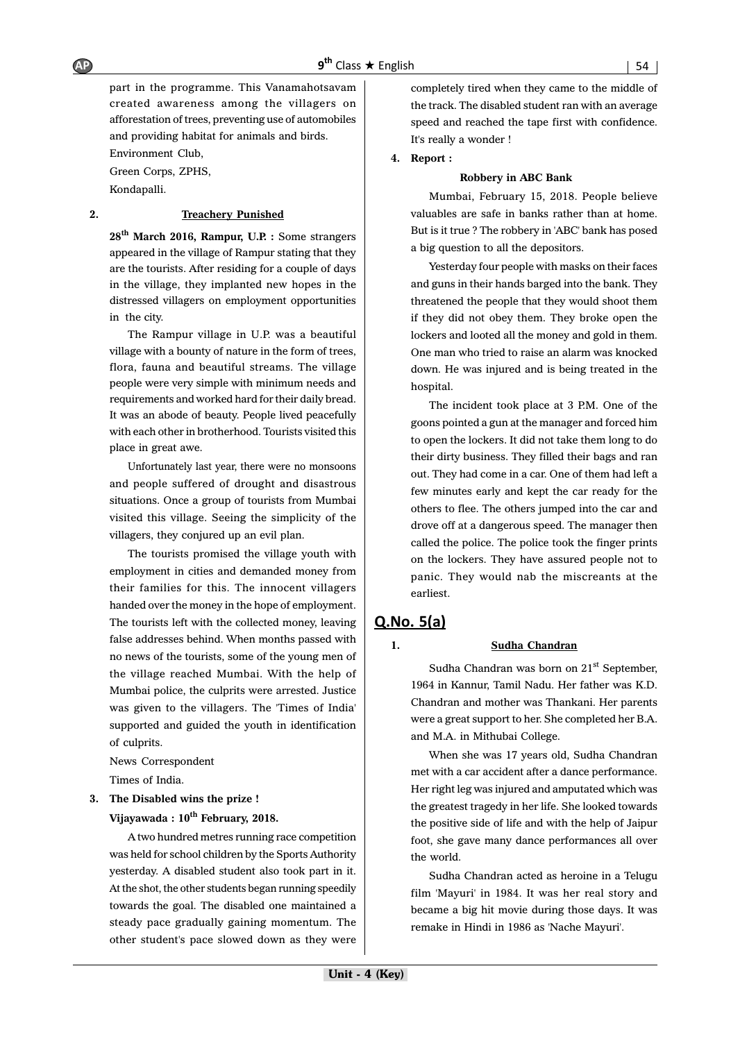part in the programme. This Vanamahotsavam created awareness among the villagers on afforestation of trees, preventing use of automobiles and providing habitat for animals and birds.

Environment Club,

Green Corps, ZPHS,

Kondapalli.

**2. Treachery Punished**

**28th March 2016, Rampur, U.P. :** Some strangers appeared in the village of Rampur stating that they are the tourists. After residing for a couple of days in the village, they implanted new hopes in the distressed villagers on employment opportunities in the city.

The Rampur village in U.P. was a beautiful village with a bounty of nature in the form of trees, flora, fauna and beautiful streams. The village people were very simple with minimum needs and requirements and worked hard for their daily bread. It was an abode of beauty. People lived peacefully with each other in brotherhood. Tourists visited this place in great awe.

Unfortunately last year, there were no monsoons and people suffered of drought and disastrous situations. Once a group of tourists from Mumbai visited this village. Seeing the simplicity of the villagers, they conjured up an evil plan.

The tourists promised the village youth with employment in cities and demanded money from their families for this. The innocent villagers handed over the money in the hope of employment. The tourists left with the collected money, leaving false addresses behind. When months passed with no news of the tourists, some of the young men of the village reached Mumbai. With the help of Mumbai police, the culprits were arrested. Justice was given to the villagers. The 'Times of India' supported and guided the youth in identification of culprits.

News Correspondent

Times of India.

**3. The Disabled wins the prize !**

**Vijayawada : 10th February, 2018.**

A two hundred metres running race competition was held for school children by the Sports Authority yesterday. A disabled student also took part in it. At the shot, the other students began running speedily towards the goal. The disabled one maintained a steady pace gradually gaining momentum. The other student's pace slowed down as they were completely tired when they came to the middle of the track. The disabled student ran with an average speed and reached the tape first with confidence. It's really a wonder !

**4. Report :**

**Robbery in ABC Bank**

Mumbai, February 15, 2018. People believe valuables are safe in banks rather than at home. But is it true ? The robbery in 'ABC' bank has posed a big question to all the depositors.

Yesterday four people with masks on their faces and guns in their hands barged into the bank. They threatened the people that they would shoot them if they did not obey them. They broke open the lockers and looted all the money and gold in them. One man who tried to raise an alarm was knocked down. He was injured and is being treated in the hospital.

The incident took place at 3 P.M. One of the goons pointed a gun at the manager and forced him to open the lockers. It did not take them long to do their dirty business. They filled their bags and ran out. They had come in a car. One of them had left a few minutes early and kept the car ready for the others to flee. The others jumped into the car and drove off at a dangerous speed. The manager then called the police. The police took the finger prints on the lockers. They have assured people not to panic. They would nab the miscreants at the earliest.

## Q.No. 5(a)

**1. Sudha Chandran**

Sudha Chandran was born on 21st September, 1964 in Kannur, Tamil Nadu. Her father was K.D. Chandran and mother was Thankani. Her parents were a great support to her. She completed her B.A. and M.A. in Mithubai College.

When she was 17 years old, Sudha Chandran met with a car accident after a dance performance. Her right leg was injured and amputated which was the greatest tragedy in her life. She looked towards the positive side of life and with the help of Jaipur foot, she gave many dance performances all over the world.

Sudha Chandran acted as heroine in a Telugu film 'Mayuri' in 1984. It was her real story and became a big hit movie during those days. It was remake in Hindi in 1986 as 'Nache Mayuri'.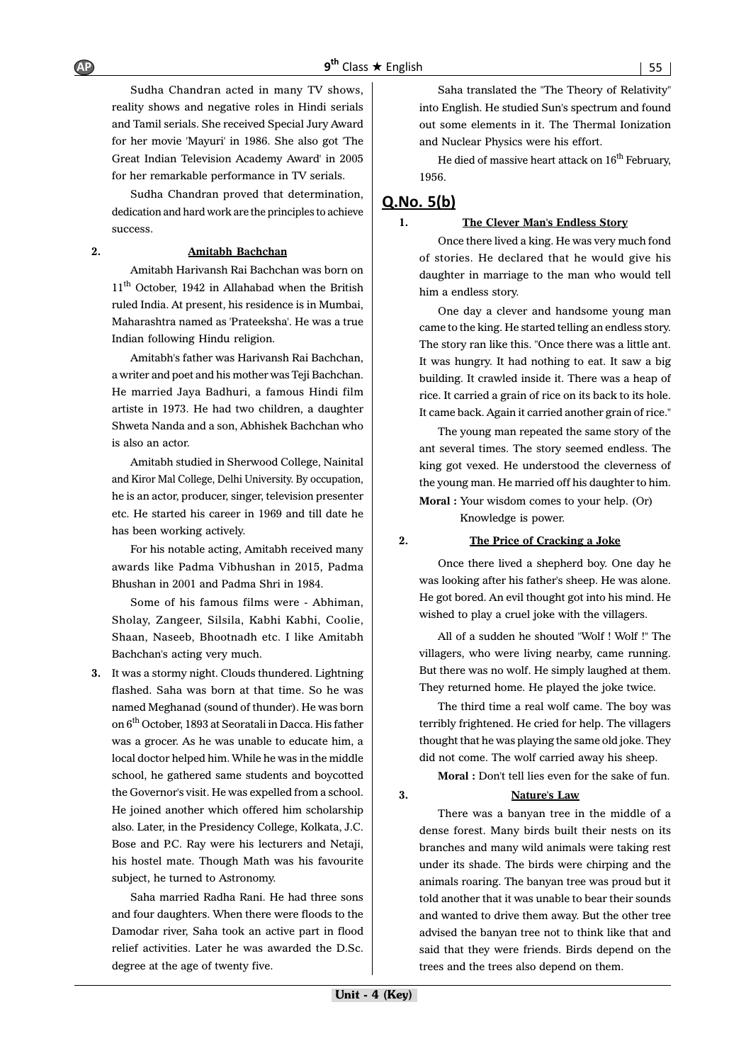Sudha Chandran acted in many TV shows, reality shows and negative roles in Hindi serials and Tamil serials. She received Special Jury Award for her movie 'Mayuri' in 1986. She also got 'The Great Indian Television Academy Award' in 2005 for her remarkable performance in TV serials.

Sudha Chandran proved that determination, dedication and hard work are the principles to achieve success.

**2. Amitabh Bachchan**

Amitabh Harivansh Rai Bachchan was born on 11th October, 1942 in Allahabad when the British ruled India. At present, his residence is in Mumbai, Maharashtra named as 'Prateeksha'. He was a true Indian following Hindu religion.

Amitabh's father was Harivansh Rai Bachchan, a writer and poet and his mother was Teji Bachchan. He married Jaya Badhuri, a famous Hindi film artiste in 1973. He had two children, a daughter Shweta Nanda and a son, Abhishek Bachchan who is also an actor.

Amitabh studied in Sherwood College, Nainital and Kiror Mal College, Delhi University. By occupation, he is an actor, producer, singer, television presenter etc. He started his career in 1969 and till date he has been working actively.

For his notable acting, Amitabh received many awards like Padma Vibhushan in 2015, Padma Bhushan in 2001 and Padma Shri in 1984.

Some of his famous films were - Abhiman, Sholay, Zangeer, Silsila, Kabhi Kabhi, Coolie, Shaan, Naseeb, Bhootnadh etc. I like Amitabh Bachchan's acting very much.

**3.** It was a stormy night. Clouds thundered. Lightning flashed. Saha was born at that time. So he was named Meghanad (sound of thunder). He was born on 6th October, 1893 at Seoratali in Dacca. His father was a grocer. As he was unable to educate him, a local doctor helped him. While he was in the middle school, he gathered same students and boycotted the Governor's visit. He was expelled from a school. He joined another which offered him scholarship also. Later, in the Presidency College, Kolkata, J.C. Bose and P.C. Ray were his lecturers and Netaji, his hostel mate. Though Math was his favourite subject, he turned to Astronomy.

Saha married Radha Rani. He had three sons and four daughters. When there were floods to the Damodar river, Saha took an active part in flood relief activities. Later he was awarded the D.Sc. degree at the age of twenty five.

Saha translated the "The Theory of Relativity" into English. He studied Sun's spectrum and found out some elements in it. The Thermal Ionization and Nuclear Physics were his effort.

He died of massive heart attack on 16th February, 1956.

## Q.No. 5(b)

**1. The Clever Man's Endless Story**

Once there lived a king. He was very much fond of stories. He declared that he would give his daughter in marriage to the man who would tell him a endless story.

One day a clever and handsome young man came to the king. He started telling an endless story. The story ran like this. "Once there was a little ant. It was hungry. It had nothing to eat. It saw a big building. It crawled inside it. There was a heap of rice. It carried a grain of rice on its back to its hole. It came back. Again it carried another grain of rice."

The young man repeated the same story of the ant several times. The story seemed endless. The king got vexed. He understood the cleverness of the young man. He married off his daughter to him.

**Moral :** Your wisdom comes to your help. (Or)
Knowledge is power.

**2. The Price of Cracking a Joke**

Once there lived a shepherd boy. One day he was looking after his father's sheep. He was alone. He got bored. An evil thought got into his mind. He wished to play a cruel joke with the villagers.

All of a sudden he shouted "Wolf ! Wolf !" The villagers, who were living nearby, came running. But there was no wolf. He simply laughed at them. They returned home. He played the joke twice.

The third time a real wolf came. The boy was terribly frightened. He cried for help. The villagers thought that he was playing the same old joke. They did not come. The wolf carried away his sheep.

**Moral :** Don't tell lies even for the sake of fun.

**3. Nature's Law**

There was a banyan tree in the middle of a dense forest. Many birds built their nests on its branches and many wild animals were taking rest under its shade. The birds were chirping and the animals roaring. The banyan tree was proud but it told another that it was unable to bear their sounds and wanted to drive them away. But the other tree advised the banyan tree not to think like that and said that they were friends. Birds depend on the trees and the trees also depend on them.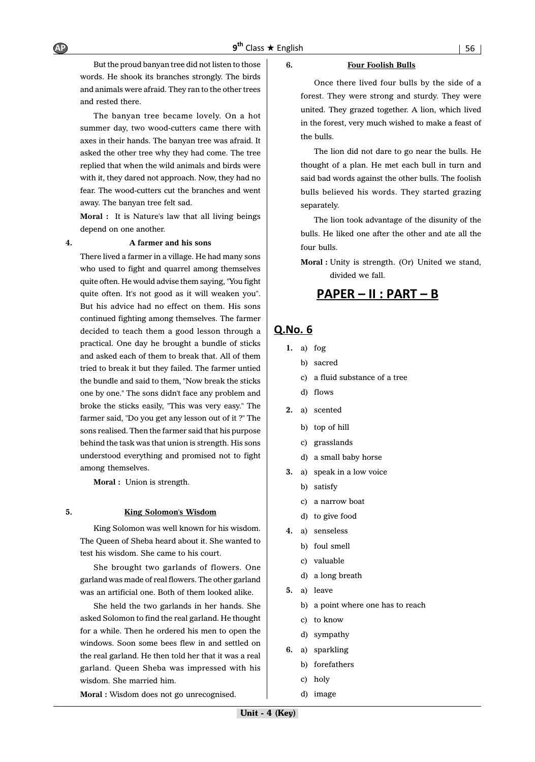But the proud banyan tree did not listen to those words. He shook its branches strongly. The birds and animals were afraid. They ran to the other trees and rested there.

The banyan tree became lovely. On a hot summer day, two wood-cutters came there with axes in their hands. The banyan tree was afraid. It asked the other tree why they had come. The tree replied that when the wild animals and birds were with it, they dared not approach. Now, they had no fear. The wood-cutters cut the branches and went away. The banyan tree felt sad.

**Moral :** It is Nature's law that all living beings depend on one another.

**4. A farmer and his sons**

There lived a farmer in a village. He had many sons who used to fight and quarrel among themselves quite often. He would advise them saying, "You fight quite often. It's not good as it will weaken you". But his advice had no effect on them. His sons continued fighting among themselves. The farmer decided to teach them a good lesson through a practical. One day he brought a bundle of sticks and asked each of them to break that. All of them tried to break it but they failed. The farmer untied the bundle and said to them, "Now break the sticks one by one." The sons didn't face any problem and broke the sticks easily, "This was very easy." The farmer said, "Do you get any lesson out of it ?" The sons realised. Then the farmer said that his purpose behind the task was that union is strength. His sons understood everything and promised not to fight among themselves.

**Moral :** Union is strength.

**5. King Solomon's Wisdom**

King Solomon was well known for his wisdom. The Queen of Sheba heard about it. She wanted to test his wisdom. She came to his court.

She brought two garlands of flowers. One garland was made of real flowers. The other garland was an artificial one. Both of them looked alike.

She held the two garlands in her hands. She asked Solomon to find the real garland. He thought for a while. Then he ordered his men to open the windows. Soon some bees flew in and settled on the real garland. He then told her that it was a real garland. Queen Sheba was impressed with his wisdom. She married him.

**Moral :** Wisdom does not go unrecognised.

**6. Four Foolish Bulls**

Once there lived four bulls by the side of a forest. They were strong and sturdy. They were united. They grazed together. A lion, which lived in the forest, very much wished to make a feast of the bulls.

The lion did not dare to go near the bulls. He thought of a plan. He met each bull in turn and said bad words against the other bulls. The foolish bulls believed his words. They started grazing separately.

The lion took advantage of the disunity of the bulls. He liked one after the other and ate all the four bulls.

**Moral :** Unity is strength. (Or) United we stand, divided we fall.

## PAPER – II : PART – B

### Q.No. 6

1. a) fog
   b) sacred
   c) a fluid substance of a tree
   d) flows
2. a) scented
   b) top of hill
   c) grasslands
   d) a small baby horse
3. a) speak in a low voice
   b) satisfy
   c) a narrow boat
   d) to give food
4. a) senseless
   b) foul smell
   c) valuable
   d) a long breath
5. a) leave
   b) a point where one has to reach
   c) to know
   d) sympathy
6. a) sparkling
   b) forefathers
   c) holy
   d) image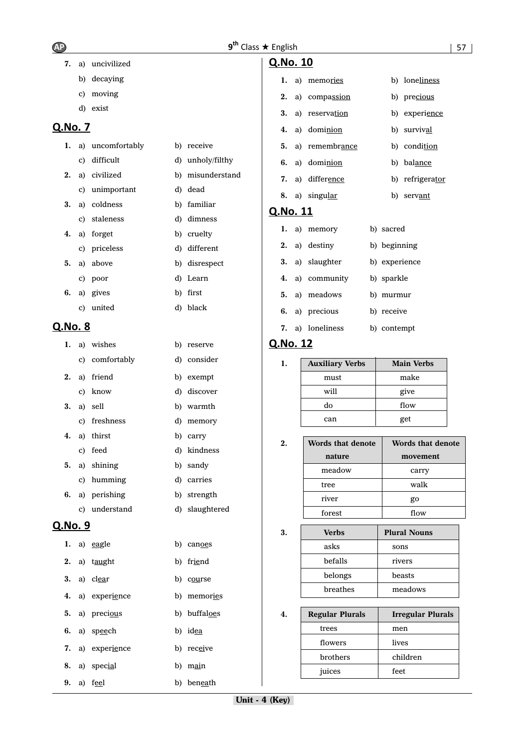7. a) uncivilized
   b) decaying
   c) moving
   d) exist

## Q.No. 7

1. a) uncomfortably b) receive c) difficult d) unholy/filthy
2. a) civilized b) misunderstand c) unimportant d) dead
3. a) coldness b) familiar c) staleness d) dimness
4. a) forget b) cruelty c) priceless d) different
5. a) above b) disrespect c) poor d) Learn
6. a) gives b) first c) united d) black

## Q.No. 8

1. a) wishes b) reserve c) comfortably d) consider
2. a) friend b) exempt c) know d) discover
3. a) sell b) warmth c) freshness d) memory
4. a) thirst b) carry c) feed d) kindness
5. a) shining b) sandy c) humming d) carries
6. a) perishing b) strength c) understand d) slaughtered

## Q.No. 9

1. a) eagle b) canoes
2. a) taught b) friend
3. a) clear b) course
4. a) experience b) memories
5. a) precious b) buffaloes
6. a) speech b) idea
7. a) experience b) receive
8. a) special b) main
9. a) feel b) beneath

## Q.No. 10

1. a) memories b) loneliness
2. a) compassion b) precious
3. a) reservation b) experience
4. a) dominion b) survival
5. a) remembrance b) condition
6. a) dominion b) balance
7. a) difference b) refrigerator
8. a) singular b) servant

## Q.No. 11

1. a) memory b) sacred
2. a) destiny b) beginning
3. a) slaughter b) experience
4. a) community b) sparkle
5. a) meadows b) murmur
6. a) precious b) receive
7. a) loneliness b) contempt

## Q.No. 12

1.

| Auxiliary Verbs | Main Verbs |
|---|---|
| must | make |
| will | give |
| do | flow |
| can | get |

2.

| Words that denote nature | Words that denote movement |
|---|---|
| meadow | carry |
| tree | walk |
| river | go |
| forest | flow |

3.

| Verbs | Plural Nouns |
|---|---|
| asks | sons |
| befalls | rivers |
| belongs | beasts |
| breathes | meadows |

4.

| Regular Plurals | Irregular Plurals |
|---|---|
| trees | men |
| flowers | lives |
| brothers | children |
| juices | feet |

Unit - 4 (Key)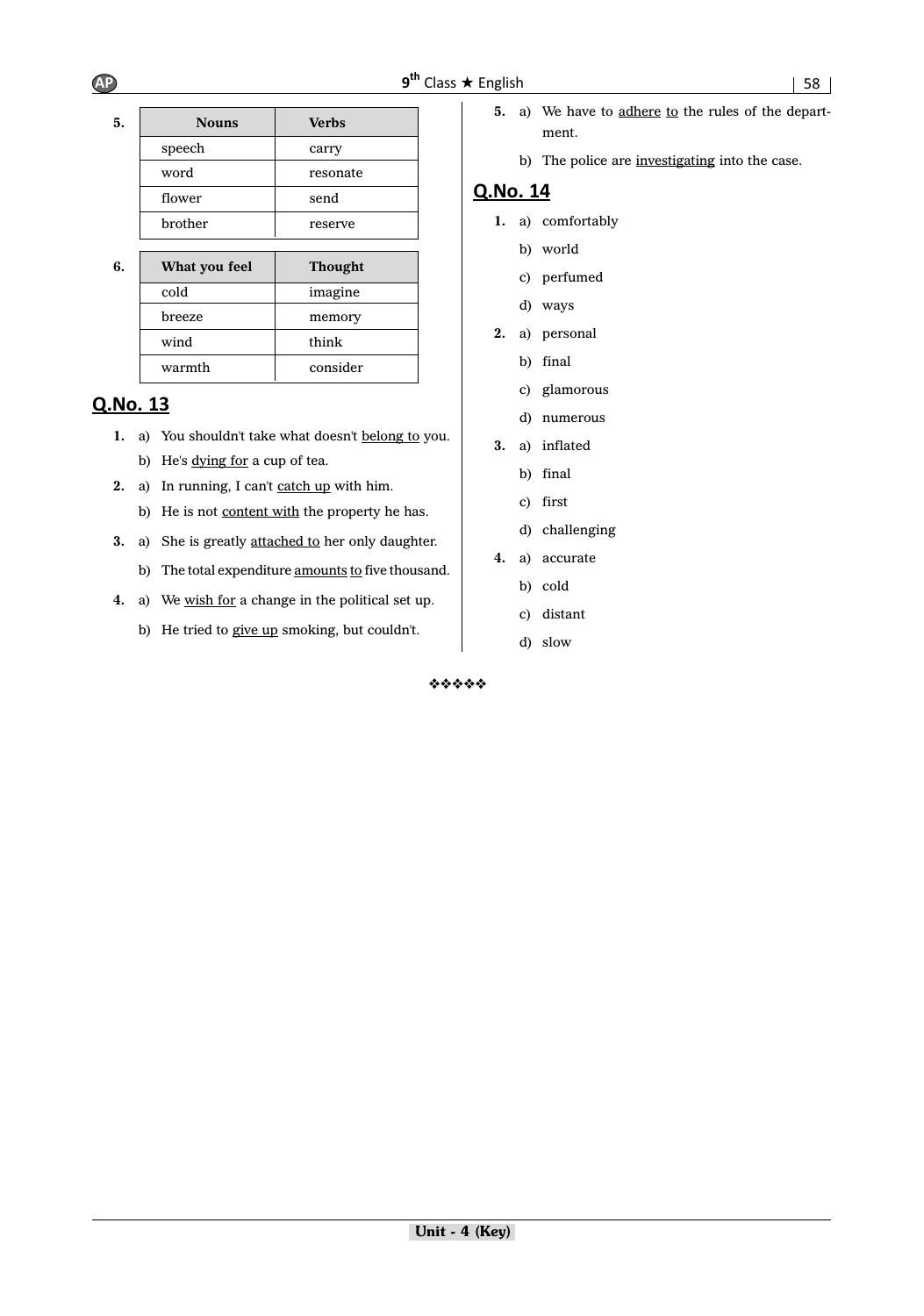5.

| Nouns | Verbs |
|---|---|
| speech | carry |
| word | resonate |
| flower | send |
| brother | reserve |

6.

| What you feel | Thought |
|---|---|
| cold | imagine |
| breeze | memory |
| wind | think |
| warmth | consider |

## Q.No. 13

1. a) You shouldn't take what doesn't belong to you.
   b) He's dying for a cup of tea.
2. a) In running, I can't catch up with him.
   b) He is not content with the property he has.
3. a) She is greatly attached to her only daughter.
   b) The total expenditure amounts to five thousand.
4. a) We wish for a change in the political set up.
   b) He tried to give up smoking, but couldn't.
5. a) We have to adhere to the rules of the department.
   b) The police are investigating into the case.

## Q.No. 14

1. a) comfortably
   b) world
   c) perfumed
   d) ways
2. a) personal
   b) final
   c) glamorous
   d) numerous
3. a) inflated
   b) final
   c) first
   d) challenging
4. a) accurate
   b) cold
   c) distant
   d) slow

❖❖❖❖❖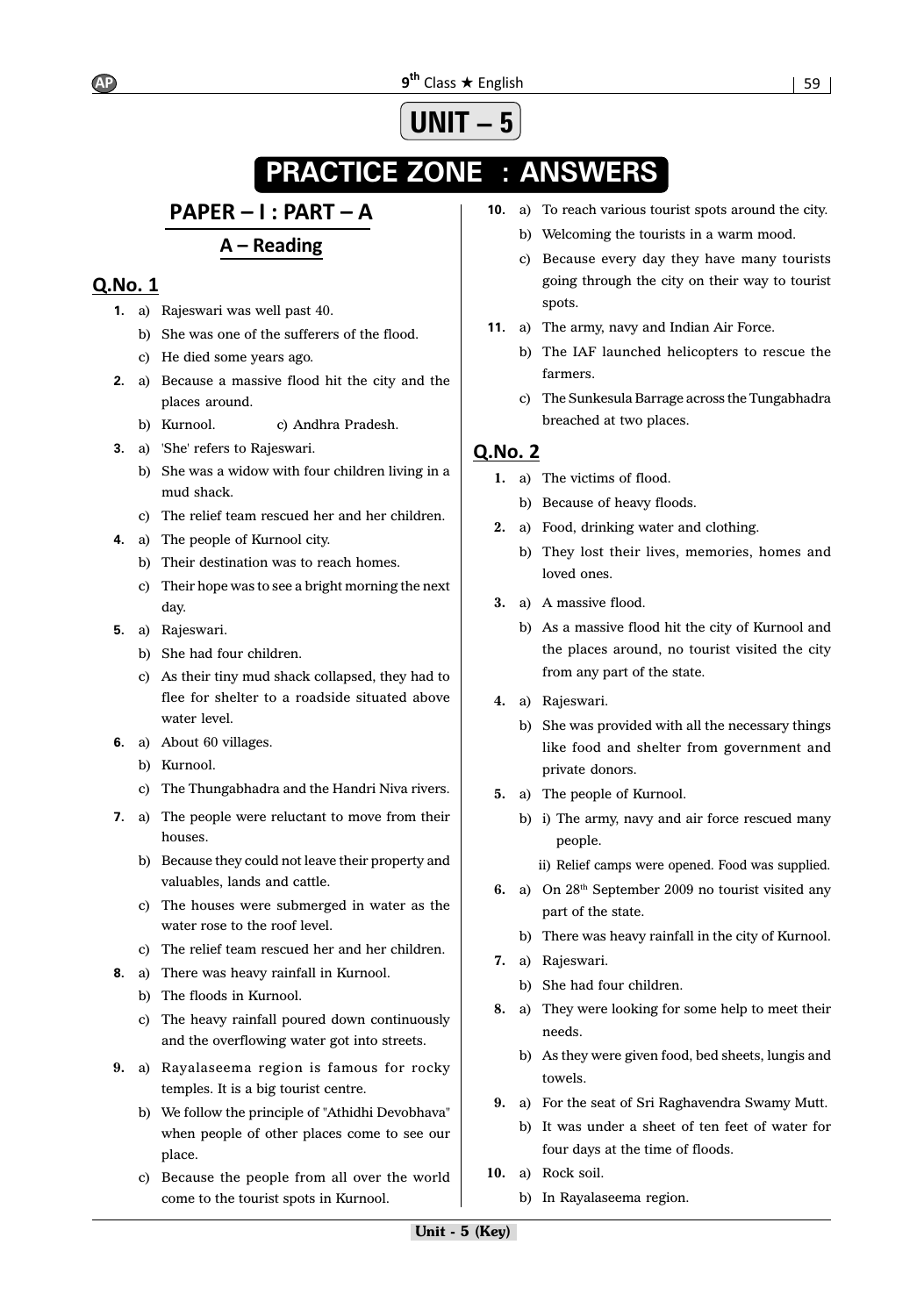# UNIT – 5

# PRACTICE ZONE : ANSWERS

## PAPER – I : PART – A

### A – Reading

### Q.No. 1

**1.** a) Rajeswari was well past 40.
   b) She was one of the sufferers of the flood.
   c) He died some years ago.

**2.** a) Because a massive flood hit the city and the places around.
   b) Kurnool. c) Andhra Pradesh.

**3.** a) 'She' refers to Rajeswari.
   b) She was a widow with four children living in a mud shack.
   c) The relief team rescued her and her children.

**4.** a) The people of Kurnool city.
   b) Their destination was to reach homes.
   c) Their hope was to see a bright morning the next day.

**5.** a) Rajeswari.
   b) She had four children.
   c) As their tiny mud shack collapsed, they had to flee for shelter to a roadside situated above water level.

**6.** a) About 60 villages.
   b) Kurnool.
   c) The Thungabhadra and the Handri Niva rivers.

**7.** a) The people were reluctant to move from their houses.
   b) Because they could not leave their property and valuables, lands and cattle.
   c) The houses were submerged in water as the water rose to the roof level.
   c) The relief team rescued her and her children.

**8.** a) There was heavy rainfall in Kurnool.
   b) The floods in Kurnool.
   c) The heavy rainfall poured down continuously and the overflowing water got into streets.

**9.** a) Rayalaseema region is famous for rocky temples. It is a big tourist centre.
   b) We follow the principle of "Athidhi Devobhava" when people of other places come to see our place.
   c) Because the people from all over the world come to the tourist spots in Kurnool.

**10.** a) To reach various tourist spots around the city.
   b) Welcoming the tourists in a warm mood.
   c) Because every day they have many tourists going through the city on their way to tourist spots.

**11.** a) The army, navy and Indian Air Force.
   b) The IAF launched helicopters to rescue the farmers.
   c) The Sunkesula Barrage across the Tungabhadra breached at two places.

### Q.No. 2

**1.** a) The victims of flood.
   b) Because of heavy floods.

**2.** a) Food, drinking water and clothing.
   b) They lost their lives, memories, homes and loved ones.

**3.** a) A massive flood.
   b) As a massive flood hit the city of Kurnool and the places around, no tourist visited the city from any part of the state.

**4.** a) Rajeswari.
   b) She was provided with all the necessary things like food and shelter from government and private donors.

**5.** a) The people of Kurnool.
   b) i) The army, navy and air force rescued many people.
      ii) Relief camps were opened. Food was supplied.

**6.** a) On 28th September 2009 no tourist visited any part of the state.
   b) There was heavy rainfall in the city of Kurnool.

**7.** a) Rajeswari.
   b) She had four children.

**8.** a) They were looking for some help to meet their needs.
   b) As they were given food, bed sheets, lungis and towels.

**9.** a) For the seat of Sri Raghavendra Swamy Mutt.
   b) It was under a sheet of ten feet of water for four days at the time of floods.

**10.** a) Rock soil.
   b) In Rayalaseema region.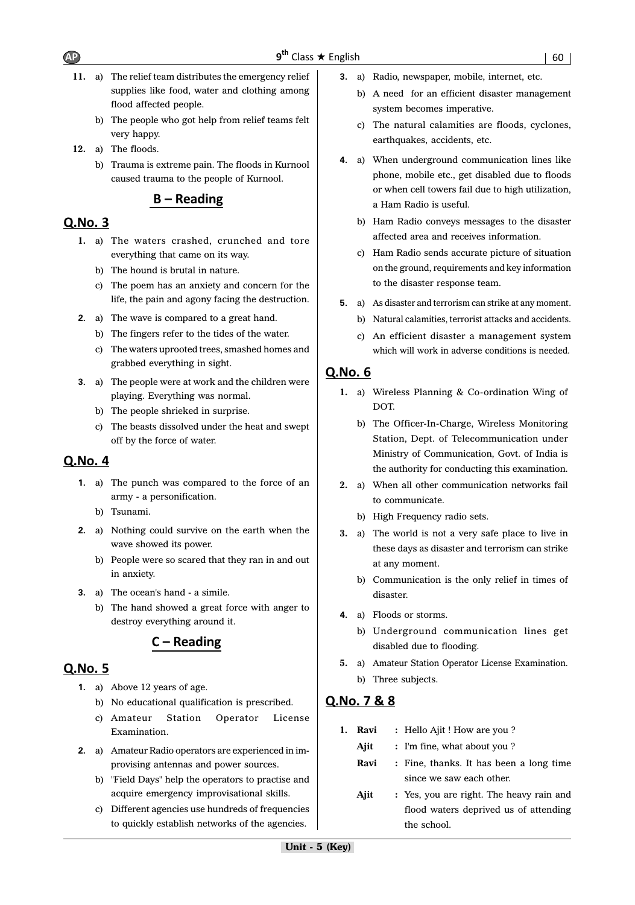11. a) The relief team distributes the emergency relief supplies like food, water and clothing among flood affected people.
    b) The people who got help from relief teams felt very happy.
12. a) The floods.
    b) Trauma is extreme pain. The floods in Kurnool caused trauma to the people of Kurnool.

## B – Reading

### Q.No. 3

1. a) The waters crashed, crunched and tore everything that came on its way.
   b) The hound is brutal in nature.
   c) The poem has an anxiety and concern for the life, the pain and agony facing the destruction.
2. a) The wave is compared to a great hand.
   b) The fingers refer to the tides of the water.
   c) The waters uprooted trees, smashed homes and grabbed everything in sight.
3. a) The people were at work and the children were playing. Everything was normal.
   b) The people shrieked in surprise.
   c) The beasts dissolved under the heat and swept off by the force of water.

### Q.No. 4

1. a) The punch was compared to the force of an army - a personification.
   b) Tsunami.
2. a) Nothing could survive on the earth when the wave showed its power.
   b) People were so scared that they ran in and out in anxiety.
3. a) The ocean's hand - a simile.
   b) The hand showed a great force with anger to destroy everything around it.

## C – Reading

### Q.No. 5

1. a) Above 12 years of age.
   b) No educational qualification is prescribed.
   c) Amateur Station Operator License Examination.
2. a) Amateur Radio operators are experienced in improvising antennas and power sources.
   b) "Field Days" help the operators to practise and acquire emergency improvisational skills.
   c) Different agencies use hundreds of frequencies to quickly establish networks of the agencies.
3. a) Radio, newspaper, mobile, internet, etc.
   b) A need for an efficient disaster management system becomes imperative.
   c) The natural calamities are floods, cyclones, earthquakes, accidents, etc.
4. a) When underground communication lines like phone, mobile etc., get disabled due to floods or when cell towers fail due to high utilization, a Ham Radio is useful.
   b) Ham Radio conveys messages to the disaster affected area and receives information.
   c) Ham Radio sends accurate picture of situation on the ground, requirements and key information to the disaster response team.
5. a) As disaster and terrorism can strike at any moment.
   b) Natural calamities, terrorist attacks and accidents.
   c) An efficient disaster a management system which will work in adverse conditions is needed.

### Q.No. 6

1. a) Wireless Planning & Co-ordination Wing of DOT.
   b) The Officer-In-Charge, Wireless Monitoring Station, Dept. of Telecommunication under Ministry of Communication, Govt. of India is the authority for conducting this examination.
2. a) When all other communication networks fail to communicate.
   b) High Frequency radio sets.
3. a) The world is not a very safe place to live in these days as disaster and terrorism can strike at any moment.
   b) Communication is the only relief in times of disaster.
4. a) Floods or storms.
   b) Underground communication lines get disabled due to flooding.
5. a) Amateur Station Operator License Examination.
   b) Three subjects.

### Q.No. 7 & 8

1. **Ravi** : Hello Ajit ! How are you ?
   **Ajit** : I'm fine, what about you ?
   **Ravi** : Fine, thanks. It has been a long time since we saw each other.
   **Ajit** : Yes, you are right. The heavy rain and flood waters deprived us of attending the school.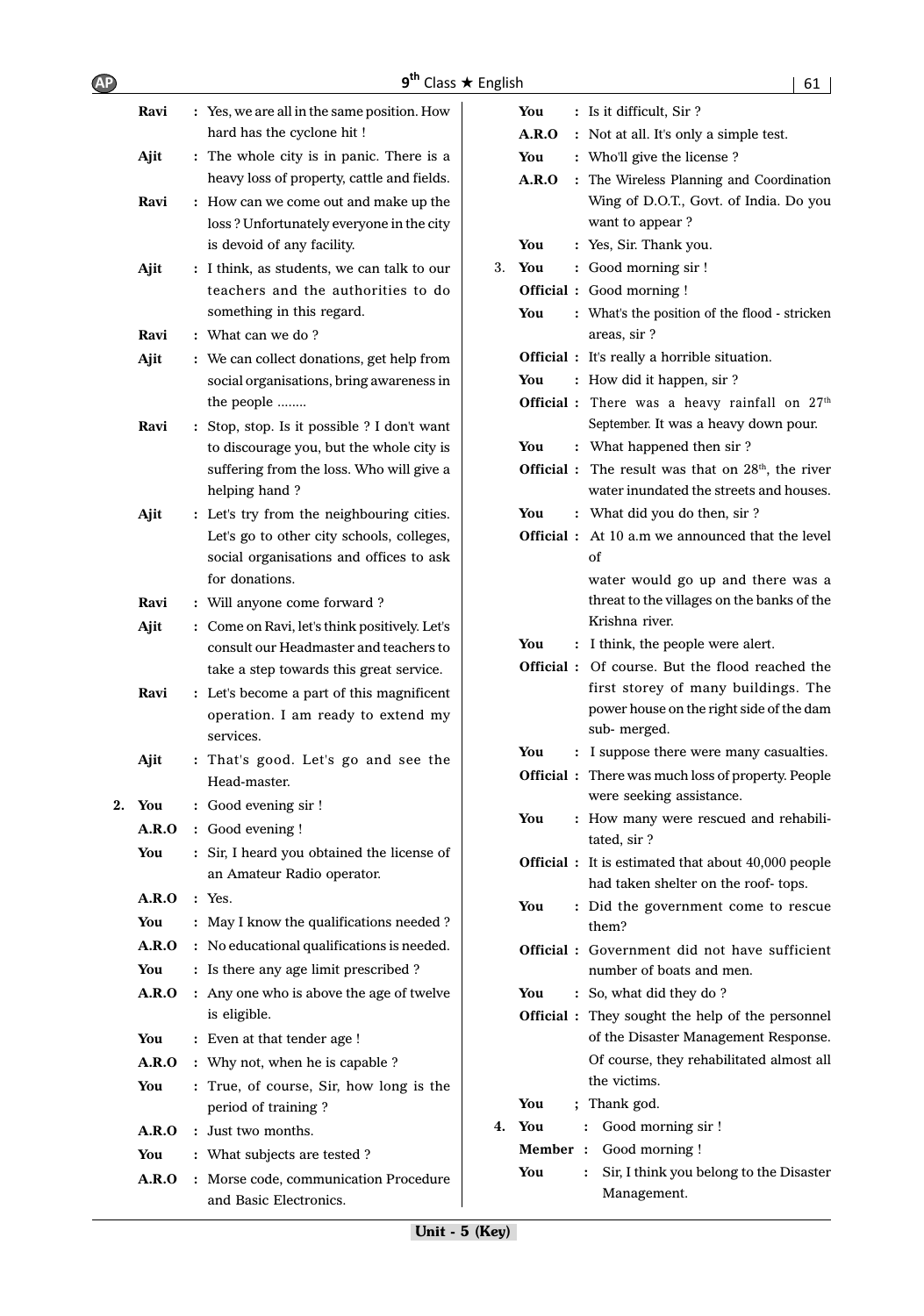**Ravi** : Yes, we are all in the same position. How hard has the cyclone hit !

**Ajit** : The whole city is in panic. There is a heavy loss of property, cattle and fields.

**Ravi** : How can we come out and make up the loss ? Unfortunately everyone in the city is devoid of any facility.

**Ajit** : I think, as students, we can talk to our teachers and the authorities to do something in this regard.

**Ravi** : What can we do ?

**Ajit** : We can collect donations, get help from social organisations, bring awareness in the people ........

**Ravi** : Stop, stop. Is it possible ? I don't want to discourage you, but the whole city is suffering from the loss. Who will give a helping hand ?

**Ajit** : Let's try from the neighbouring cities. Let's go to other city schools, colleges, social organisations and offices to ask for donations.

**Ravi** : Will anyone come forward ?

**Ajit** : Come on Ravi, let's think positively. Let's consult our Headmaster and teachers to take a step towards this great service.

**Ravi** : Let's become a part of this magnificent operation. I am ready to extend my services.

**Ajit** : That's good. Let's go and see the Head-master.

**2. You** : Good evening sir !

**A.R.O** : Good evening !

**You** : Sir, I heard you obtained the license of an Amateur Radio operator.

**A.R.O** : Yes.

**You** : May I know the qualifications needed ?

**A.R.O** : No educational qualifications is needed.

**You** : Is there any age limit prescribed ?

**A.R.O** : Any one who is above the age of twelve is eligible.

**You** : Even at that tender age !

**A.R.O** : Why not, when he is capable ?

**You** : True, of course, Sir, how long is the period of training ?

**A.R.O** : Just two months.

**You** : What subjects are tested ?

**A.R.O** : Morse code, communication Procedure and Basic Electronics.

**You** : Is it difficult, Sir ?

**A.R.O** : Not at all. It's only a simple test.

**You** : Who'll give the license ?

**A.R.O** : The Wireless Planning and Coordination Wing of D.O.T., Govt. of India. Do you want to appear ?

**You** : Yes, Sir. Thank you.

3. **You** : Good morning sir !

**Official :** Good morning !

**You** : What's the position of the flood - stricken areas, sir ?

**Official :** It's really a horrible situation.

**You** : How did it happen, sir ?

**Official :** There was a heavy rainfall on 27th September. It was a heavy down pour.

**You** : What happened then sir ?

**Official :** The result was that on 28th, the river water inundated the streets and houses.

**You** : What did you do then, sir ?

**Official :** At 10 a.m we announced that the level of

water would go up and there was a threat to the villages on the banks of the Krishna river.

**You** : I think, the people were alert.

**Official :** Of course. But the flood reached the first storey of many buildings. The power house on the right side of the dam sub- merged.

**You** : I suppose there were many casualties.

**Official :** There was much loss of property. People were seeking assistance.

**You** : How many were rescued and rehabilitated, sir ?

**Official :** It is estimated that about 40,000 people had taken shelter on the roof- tops.

**You** : Did the government come to rescue them?

**Official :** Government did not have sufficient number of boats and men.

**You** : So, what did they do ?

**Official :** They sought the help of the personnel of the Disaster Management Response. Of course, they rehabilitated almost all the victims.

**You** ; Thank god.

**4. You** : Good morning sir !

**Member :** Good morning !

**You** : Sir, I think you belong to the Disaster Management.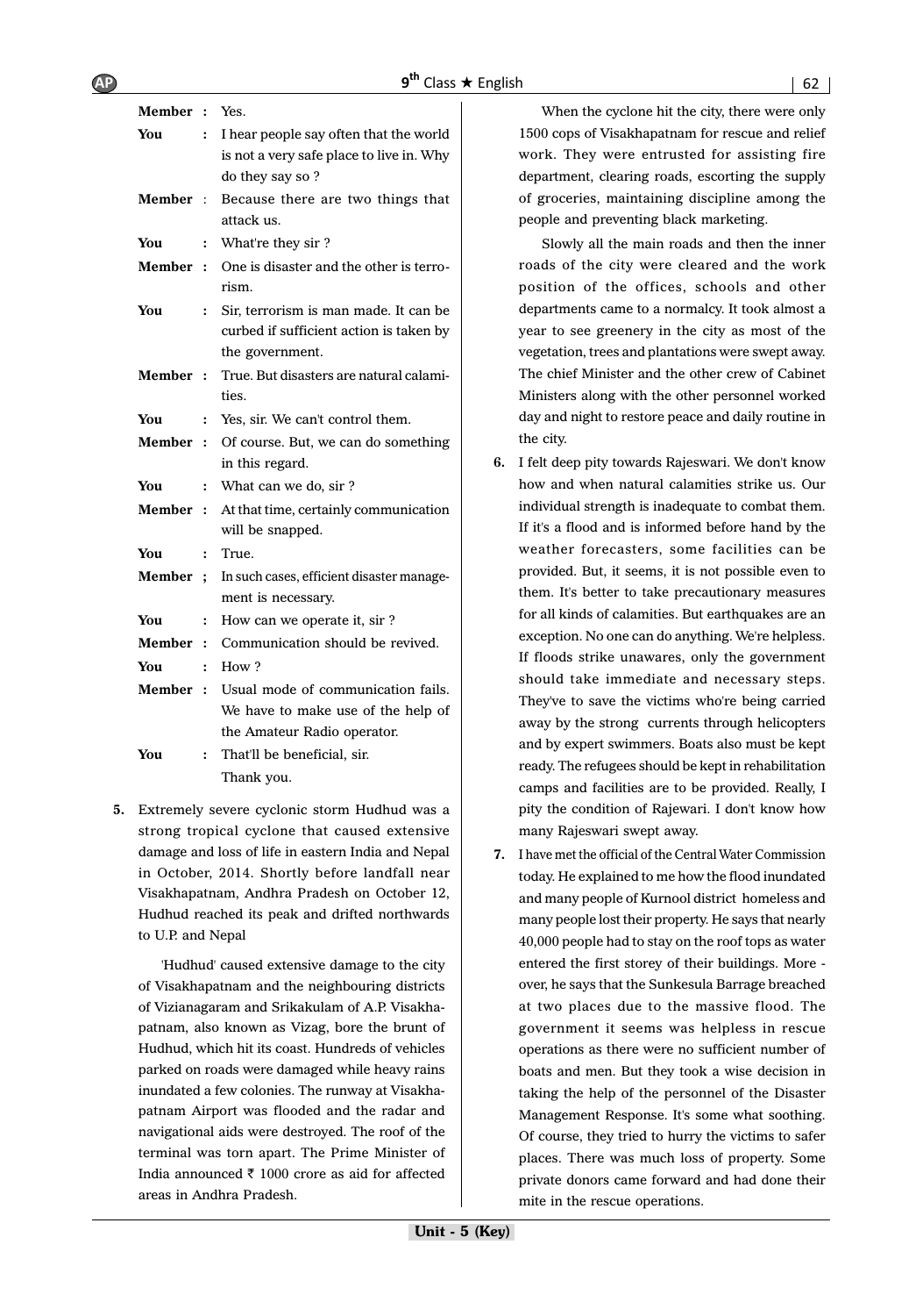**Member** : Yes.

**You** : I hear people say often that the world is not a very safe place to live in. Why do they say so ?

**Member** : Because there are two things that attack us.

**You** : What're they sir ?

**Member** : One is disaster and the other is terrorism.

**You** : Sir, terrorism is man made. It can be curbed if sufficient action is taken by the government.

**Member** : True. But disasters are natural calamities.

**You** : Yes, sir. We can't control them.

**Member** : Of course. But, we can do something in this regard.

**You** : What can we do, sir ?

**Member** : At that time, certainly communication will be snapped.

**You** : True.

**Member** ; In such cases, efficient disaster management is necessary.

**You** : How can we operate it, sir ?

**Member** : Communication should be revived.

**You** : How ?

**Member** : Usual mode of communication fails. We have to make use of the help of the Amateur Radio operator.

**You** : That'll be beneficial, sir.
Thank you.

**5.** Extremely severe cyclonic storm Hudhud was a strong tropical cyclone that caused extensive damage and loss of life in eastern India and Nepal in October, 2014. Shortly before landfall near Visakhapatnam, Andhra Pradesh on October 12, Hudhud reached its peak and drifted northwards to U.P. and Nepal

'Hudhud' caused extensive damage to the city of Visakhapatnam and the neighbouring districts of Vizianagaram and Srikakulam of A.P. Visakhapatnam, also known as Vizag, bore the brunt of Hudhud, which hit its coast. Hundreds of vehicles parked on roads were damaged while heavy rains inundated a few colonies. The runway at Visakhapatnam Airport was flooded and the radar and navigational aids were destroyed. The roof of the terminal was torn apart. The Prime Minister of India announced ₹ 1000 crore as aid for affected areas in Andhra Pradesh.

When the cyclone hit the city, there were only 1500 cops of Visakhapatnam for rescue and relief work. They were entrusted for assisting fire department, clearing roads, escorting the supply of groceries, maintaining discipline among the people and preventing black marketing.

Slowly all the main roads and then the inner roads of the city were cleared and the work position of the offices, schools and other departments came to a normalcy. It took almost a year to see greenery in the city as most of the vegetation, trees and plantations were swept away. The chief Minister and the other crew of Cabinet Ministers along with the other personnel worked day and night to restore peace and daily routine in the city.

**6.** I felt deep pity towards Rajeswari. We don't know how and when natural calamities strike us. Our individual strength is inadequate to combat them. If it's a flood and is informed before hand by the weather forecasters, some facilities can be provided. But, it seems, it is not possible even to them. It's better to take precautionary measures for all kinds of calamities. But earthquakes are an exception. No one can do anything. We're helpless. If floods strike unawares, only the government should take immediate and necessary steps. They've to save the victims who're being carried away by the strong currents through helicopters and by expert swimmers. Boats also must be kept ready. The refugees should be kept in rehabilitation camps and facilities are to be provided. Really, I pity the condition of Rajewari. I don't know how many Rajeswari swept away.

**7.** I have met the official of the Central Water Commission today. He explained to me how the flood inundated and many people of Kurnool district homeless and many people lost their property. He says that nearly 40,000 people had to stay on the roof tops as water entered the first storey of their buildings. More - over, he says that the Sunkesula Barrage breached at two places due to the massive flood. The government it seems was helpless in rescue operations as there were no sufficient number of boats and men. But they took a wise decision in taking the help of the personnel of the Disaster Management Response. It's some what soothing. Of course, they tried to hurry the victims to safer places. There was much loss of property. Some private donors came forward and had done their mite in the rescue operations.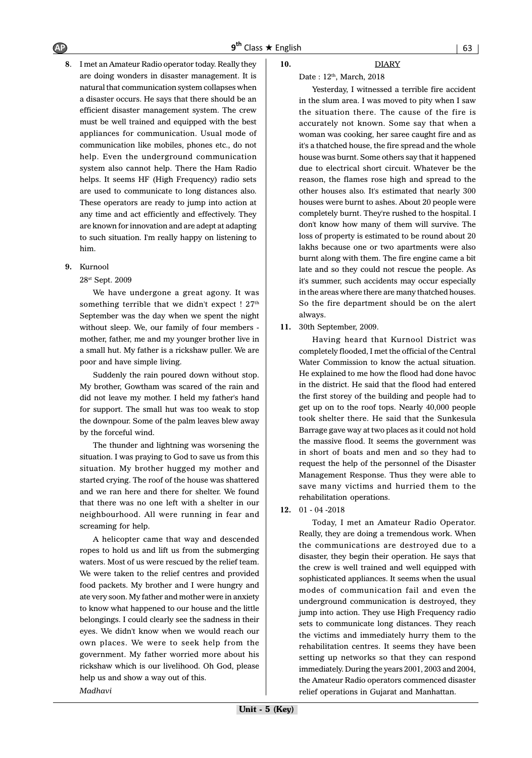**8.** I met an Amateur Radio operator today. Really they are doing wonders in disaster management. It is natural that communication system collapses when a disaster occurs. He says that there should be an efficient disaster management system. The crew must be well trained and equipped with the best appliances for communication. Usual mode of communication like mobiles, phones etc., do not help. Even the underground communication system also cannot help. There the Ham Radio helps. It seems HF (High Frequency) radio sets are used to communicate to long distances also. These operators are ready to jump into action at any time and act efficiently and effectively. They are known for innovation and are adept at adapting to such situation. I'm really happy on listening to him.

**9.** Kurnool

28st Sept. 2009

We have undergone a great agony. It was something terrible that we didn't expect ! 27th September was the day when we spent the night without sleep. We, our family of four members - mother, father, me and my younger brother live in a small hut. My father is a rickshaw puller. We are poor and have simple living.

Suddenly the rain poured down without stop. My brother, Gowtham was scared of the rain and did not leave my mother. I held my father's hand for support. The small hut was too weak to stop the downpour. Some of the palm leaves blew away by the forceful wind.

The thunder and lightning was worsening the situation. I was praying to God to save us from this situation. My brother hugged my mother and started crying. The roof of the house was shattered and we ran here and there for shelter. We found that there was no one left with a shelter in our neighbourhood. All were running in fear and screaming for help.

A helicopter came that way and descended ropes to hold us and lift us from the submerging waters. Most of us were rescued by the relief team. We were taken to the relief centres and provided food packets. My brother and I were hungry and ate very soon. My father and mother were in anxiety to know what happened to our house and the little belongings. I could clearly see the sadness in their eyes. We didn't know when we would reach our own places. We were to seek help from the government. My father worried more about his rickshaw which is our livelihood. Oh God, please help us and show a way out of this.

*Madhavi*

**10.** DIARY

Date : 12th, March, 2018

Yesterday, I witnessed a terrible fire accident in the slum area. I was moved to pity when I saw the situation there. The cause of the fire is accurately not known. Some say that when a woman was cooking, her saree caught fire and as it's a thatched house, the fire spread and the whole house was burnt. Some others say that it happened due to electrical short circuit. Whatever be the reason, the flames rose high and spread to the other houses also. It's estimated that nearly 300 houses were burnt to ashes. About 20 people were completely burnt. They're rushed to the hospital. I don't know how many of them will survive. The loss of property is estimated to be round about 20 lakhs because one or two apartments were also burnt along with them. The fire engine came a bit late and so they could not rescue the people. As it's summer, such accidents may occur especially in the areas where there are many thatched houses. So the fire department should be on the alert always.

**11.** 30th September, 2009.

Having heard that Kurnool District was completely flooded, I met the official of the Central Water Commission to know the actual situation. He explained to me how the flood had done havoc in the district. He said that the flood had entered the first storey of the building and people had to get up on to the roof tops. Nearly 40,000 people took shelter there. He said that the Sunkesula Barrage gave way at two places as it could not hold the massive flood. It seems the government was in short of boats and men and so they had to request the help of the personnel of the Disaster Management Response. Thus they were able to save many victims and hurried them to the rehabilitation operations.

**12.** 01 - 04 -2018

Today, I met an Amateur Radio Operator. Really, they are doing a tremendous work. When the communications are destroyed due to a disaster, they begin their operation. He says that the crew is well trained and well equipped with sophisticated appliances. It seems when the usual modes of communication fail and even the underground communication is destroyed, they jump into action. They use High Frequency radio sets to communicate long distances. They reach the victims and immediately hurry them to the rehabilitation centres. It seems they have been setting up networks so that they can respond immediately. During the years 2001, 2003 and 2004, the Amateur Radio operators commenced disaster relief operations in Gujarat and Manhattan.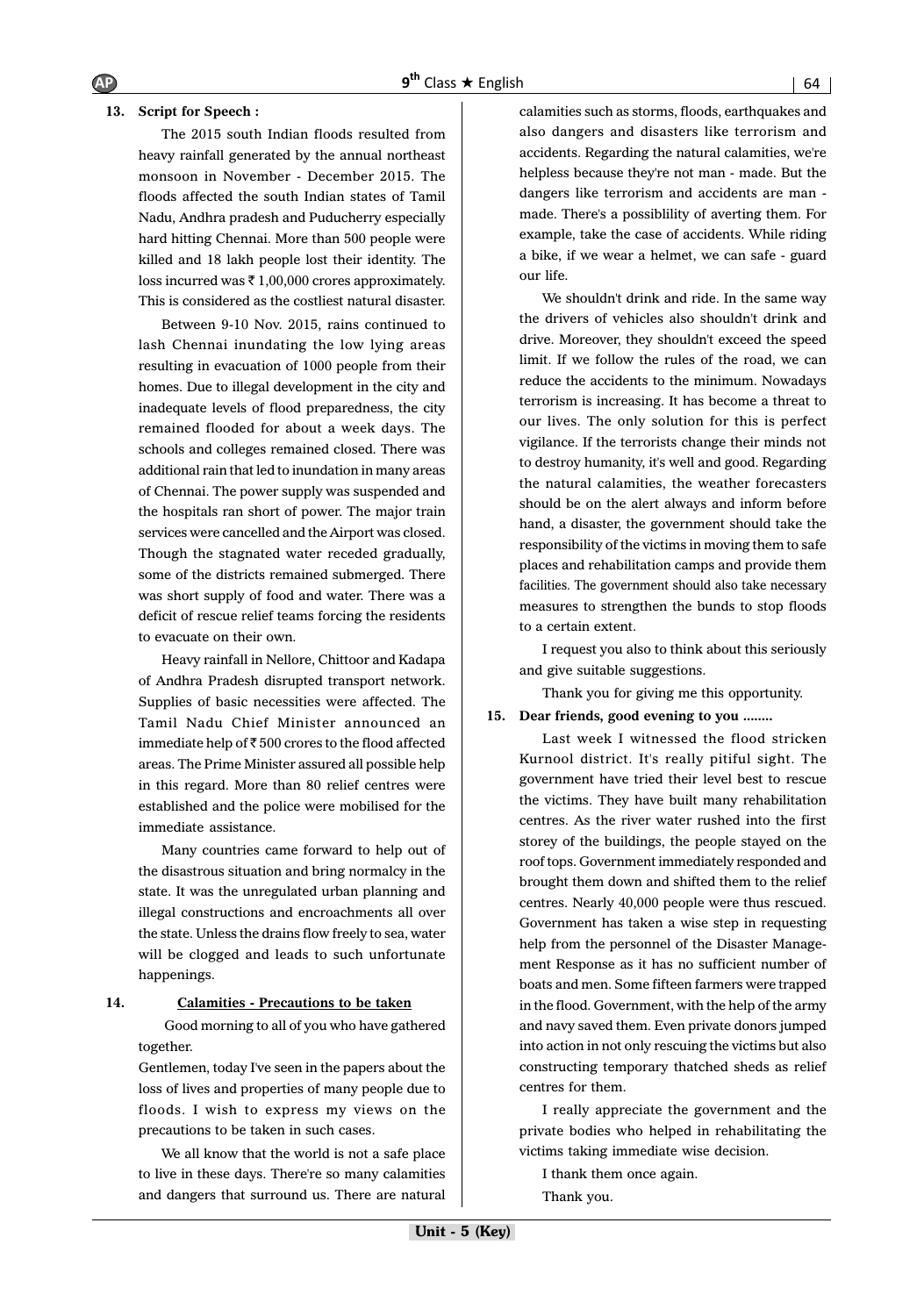**13. Script for Speech :**

The 2015 south Indian floods resulted from heavy rainfall generated by the annual northeast monsoon in November - December 2015. The floods affected the south Indian states of Tamil Nadu, Andhra pradesh and Puducherry especially hard hitting Chennai. More than 500 people were killed and 18 lakh people lost their identity. The loss incurred was ₹ 1,00,000 crores approximately. This is considered as the costliest natural disaster.

Between 9-10 Nov. 2015, rains continued to lash Chennai inundating the low lying areas resulting in evacuation of 1000 people from their homes. Due to illegal development in the city and inadequate levels of flood preparedness, the city remained flooded for about a week days. The schools and colleges remained closed. There was additional rain that led to inundation in many areas of Chennai. The power supply was suspended and the hospitals ran short of power. The major train services were cancelled and the Airport was closed. Though the stagnated water receded gradually, some of the districts remained submerged. There was short supply of food and water. There was a deficit of rescue relief teams forcing the residents to evacuate on their own.

Heavy rainfall in Nellore, Chittoor and Kadapa of Andhra Pradesh disrupted transport network. Supplies of basic necessities were affected. The Tamil Nadu Chief Minister announced an immediate help of ₹ 500 crores to the flood affected areas. The Prime Minister assured all possible help in this regard. More than 80 relief centres were established and the police were mobilised for the immediate assistance.

Many countries came forward to help out of the disastrous situation and bring normalcy in the state. It was the unregulated urban planning and illegal constructions and encroachments all over the state. Unless the drains flow freely to sea, water will be clogged and leads to such unfortunate happenings.

**14. <u>Calamities - Precautions to be taken</u>**

Good morning to all of you who have gathered together.

Gentlemen, today I've seen in the papers about the loss of lives and properties of many people due to floods. I wish to express my views on the precautions to be taken in such cases.

We all know that the world is not a safe place to live in these days. There're so many calamities and dangers that surround us. There are natural calamities such as storms, floods, earthquakes and also dangers and disasters like terrorism and accidents. Regarding the natural calamities, we're helpless because they're not man - made. But the dangers like terrorism and accidents are man - made. There's a possiblility of averting them. For example, take the case of accidents. While riding a bike, if we wear a helmet, we can safe - guard our life.

We shouldn't drink and ride. In the same way the drivers of vehicles also shouldn't drink and drive. Moreover, they shouldn't exceed the speed limit. If we follow the rules of the road, we can reduce the accidents to the minimum. Nowadays terrorism is increasing. It has become a threat to our lives. The only solution for this is perfect vigilance. If the terrorists change their minds not to destroy humanity, it's well and good. Regarding the natural calamities, the weather forecasters should be on the alert always and inform before hand, a disaster, the government should take the responsibility of the victims in moving them to safe places and rehabilitation camps and provide them facilities. The government should also take necessary measures to strengthen the bunds to stop floods to a certain extent.

I request you also to think about this seriously and give suitable suggestions.

Thank you for giving me this opportunity.

**15. Dear friends, good evening to you ........**

Last week I witnessed the flood stricken Kurnool district. It's really pitiful sight. The government have tried their level best to rescue the victims. They have built many rehabilitation centres. As the river water rushed into the first storey of the buildings, the people stayed on the roof tops. Government immediately responded and brought them down and shifted them to the relief centres. Nearly 40,000 people were thus rescued. Government has taken a wise step in requesting help from the personnel of the Disaster Management Response as it has no sufficient number of boats and men. Some fifteen farmers were trapped in the flood. Government, with the help of the army and navy saved them. Even private donors jumped into action in not only rescuing the victims but also constructing temporary thatched sheds as relief centres for them.

I really appreciate the government and the private bodies who helped in rehabilitating the victims taking immediate wise decision.

I thank them once again.

Thank you.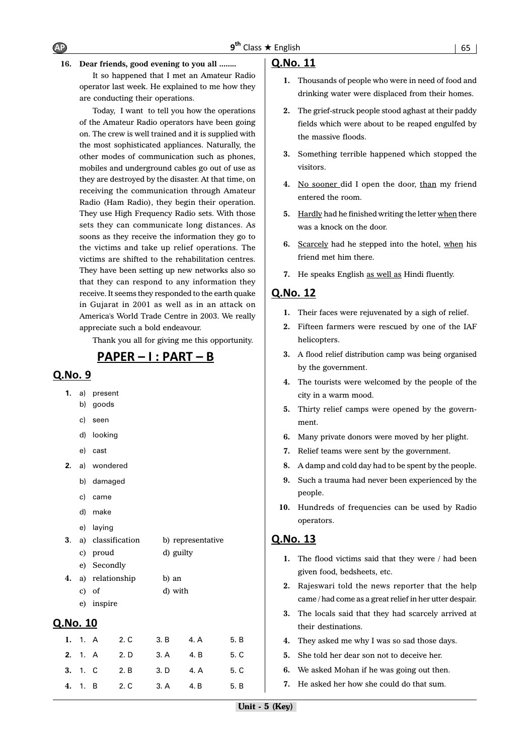**16. Dear friends, good evening to you all ........**

It so happened that I met an Amateur Radio operator last week. He explained to me how they are conducting their operations.

Today, I want to tell you how the operations of the Amateur Radio operators have been going on. The crew is well trained and it is supplied with the most sophisticated appliances. Naturally, the other modes of communication such as phones, mobiles and underground cables go out of use as they are destroyed by the disaster. At that time, on receiving the communication through Amateur Radio (Ham Radio), they begin their operation. They use High Frequency Radio sets. With those sets they can communicate long distances. As soons as they receive the information they go to the victims and take up relief operations. The victims are shifted to the rehabilitation centres. They have been setting up new networks also so that they can respond to any information they receive. It seems they responded to the earth quake in Gujarat in 2001 as well as in an attack on America's World Trade Centre in 2003. We really appreciate such a bold endeavour.

Thank you all for giving me this opportunity.

## PAPER – I : PART – B

### Q.No. 9

**1.** a) present
b) goods
c) seen
d) looking
e) cast

**2.** a) wondered
b) damaged
c) came
d) make
e) laying

**3.** a) classification b) representative
c) proud d) guilty
e) Secondly

**4.** a) relationship b) an
c) of d) with
e) inspire

### Q.No. 10

| | | | | | |
|---|---|---|---|---|---|
| **1.** | 1. A | 2. C | 3. B | 4. A | 5. B |
| **2.** | 1. A | 2. D | 3. A | 4. B | 5. C |
| **3.** | 1. C | 2. B | 3. D | 4. A | 5. C |
| **4.** | 1. B | 2. C | 3. A | 4. B | 5. B |

### Q.No. 11

1. Thousands of people who were in need of food and drinking water were displaced from their homes.
2. The grief-struck people stood aghast at their paddy fields which were about to be reaped engulfed by the massive floods.
3. Something terrible happened which stopped the visitors.
4. No sooner did I open the door, than my friend entered the room.
5. Hardly had he finished writing the letter when there was a knock on the door.
6. Scarcely had he stepped into the hotel, when his friend met him there.
7. He speaks English as well as Hindi fluently.

### Q.No. 12

1. Their faces were rejuvenated by a sigh of relief.
2. Fifteen farmers were rescued by one of the IAF helicopters.
3. A flood relief distribution camp was being organised by the government.
4. The tourists were welcomed by the people of the city in a warm mood.
5. Thirty relief camps were opened by the government.
6. Many private donors were moved by her plight.
7. Relief teams were sent by the government.
8. A damp and cold day had to be spent by the people.
9. Such a trauma had never been experienced by the people.
10. Hundreds of frequencies can be used by Radio operators.

### Q.No. 13

1. The flood victims said that they were / had been given food, bedsheets, etc.
2. Rajeswari told the news reporter that the help came / had come as a great relief in her utter despair.
3. The locals said that they had scarcely arrived at their destinations.
4. They asked me why I was so sad those days.
5. She told her dear son not to deceive her.
6. We asked Mohan if he was going out then.
7. He asked her how she could do that sum.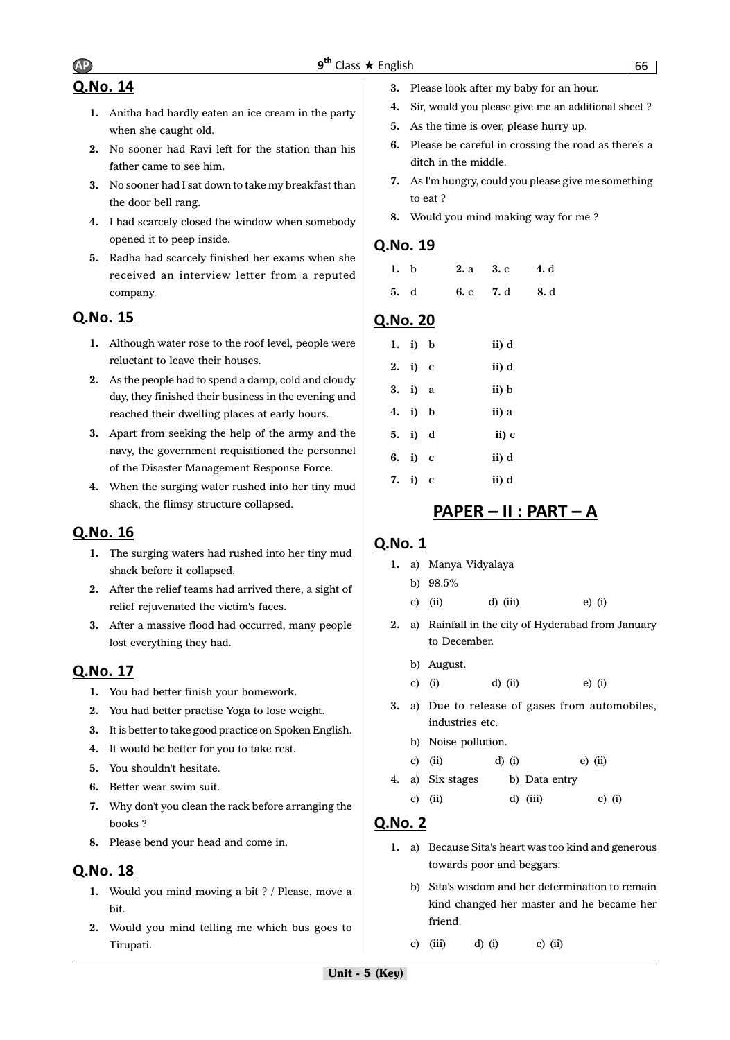## Q.No. 14

1. Anitha had hardly eaten an ice cream in the party when she caught old.
2. No sooner had Ravi left for the station than his father came to see him.
3. No sooner had I sat down to take my breakfast than the door bell rang.
4. I had scarcely closed the window when somebody opened it to peep inside.
5. Radha had scarcely finished her exams when she received an interview letter from a reputed company.

## Q.No. 15

1. Although water rose to the roof level, people were reluctant to leave their houses.
2. As the people had to spend a damp, cold and cloudy day, they finished their business in the evening and reached their dwelling places at early hours.
3. Apart from seeking the help of the army and the navy, the government requisitioned the personnel of the Disaster Management Response Force.
4. When the surging water rushed into her tiny mud shack, the flimsy structure collapsed.

## Q.No. 16

1. The surging waters had rushed into her tiny mud shack before it collapsed.
2. After the relief teams had arrived there, a sight of relief rejuvenated the victim's faces.
3. After a massive flood had occurred, many people lost everything they had.

## Q.No. 17

1. You had better finish your homework.
2. You had better practise Yoga to lose weight.
3. It is better to take good practice on Spoken English.
4. It would be better for you to take rest.
5. You shouldn't hesitate.
6. Better wear swim suit.
7. Why don't you clean the rack before arranging the books ?
8. Please bend your head and come in.

## Q.No. 18

1. Would you mind moving a bit ? / Please, move a bit.
2. Would you mind telling me which bus goes to Tirupati.
3. Please look after my baby for an hour.
4. Sir, would you please give me an additional sheet ?
5. As the time is over, please hurry up.
6. Please be careful in crossing the road as there's a ditch in the middle.
7. As I'm hungry, could you please give me something to eat ?
8. Would you mind making way for me ?

## Q.No. 19

**1.** b  **2.** a  **3.** c  **4.** d

**5.** d  **6.** c  **7.** d  **8.** d

## Q.No. 20

1. **i)** b  **ii)** d
2. **i)** c  **ii)** d
3. **i)** a  **ii)** b
4. **i)** b  **ii)** a
5. **i)** d  **ii)** c
6. **i)** c  **ii)** d
7. **i)** c  **ii)** d

# PAPER – II : PART – A

## Q.No. 1

1. a) Manya Vidyalaya
   b) 98.5%
   c) (ii)  d) (iii)  e) (i)
2. a) Rainfall in the city of Hyderabad from January to December.
   b) August.
   c) (i)  d) (ii)  e) (i)
3. a) Due to release of gases from automobiles, industries etc.
   b) Noise pollution.
   c) (ii)  d) (i)  e) (ii)
4. a) Six stages  b) Data entry
   c) (ii)  d) (iii)  e) (i)

## Q.No. 2

1. a) Because Sita's heart was too kind and generous towards poor and beggars.
   b) Sita's wisdom and her determination to remain kind changed her master and he became her friend.
   c) (iii)  d) (i)  e) (ii)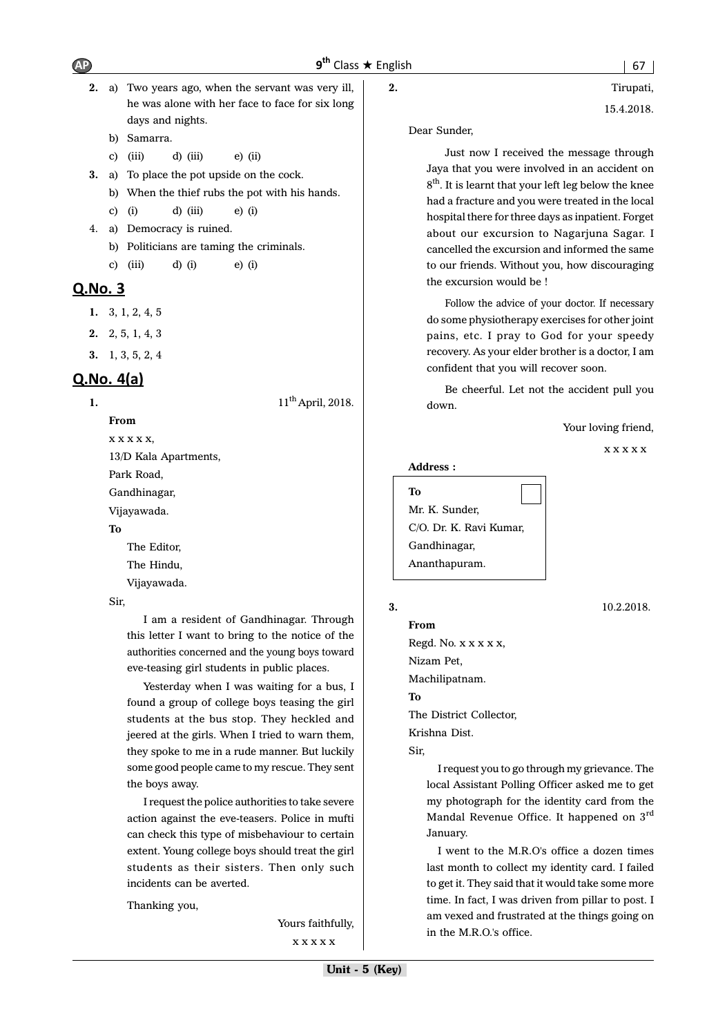2. a) Two years ago, when the servant was very ill, he was alone with her face to face for six long days and nights.
   b) Samarra.
   c) (iii)   d) (iii)   e) (ii)

3. a) To place the pot upside on the cock.
   b) When the thief rubs the pot with his hands.
   c) (i)   d) (iii)   e) (i)

4. a) Democracy is ruined.
   b) Politicians are taming the criminals.
   c) (iii)   d) (i)   e) (i)

## Q.No. 3

1. 3, 1, 2, 4, 5
2. 2, 5, 1, 4, 3
3. 1, 3, 5, 2, 4

## Q.No. 4(a)

**1.**

11th April, 2018.

**From**

x x x x x,
13/D Kala Apartments,
Park Road,
Gandhinagar,
Vijayawada.

**To**

The Editor,
The Hindu,
Vijayawada.

Sir,

I am a resident of Gandhinagar. Through this letter I want to bring to the notice of the authorities concerned and the young boys toward eve-teasing girl students in public places.

Yesterday when I was waiting for a bus, I found a group of college boys teasing the girl students at the bus stop. They heckled and jeered at the girls. When I tried to warn them, they spoke to me in a rude manner. But luckily some good people came to my rescue. They sent the boys away.

I request the police authorities to take severe action against the eve-teasers. Police in mufti can check this type of misbehaviour to certain extent. Young college boys should treat the girl students as their sisters. Then only such incidents can be averted.

Thanking you,

Yours faithfully,
x x x x x

**2.**

Tirupati,
15.4.2018.

Dear Sunder,

Just now I received the message through Jaya that you were involved in an accident on 8th. It is learnt that your left leg below the knee had a fracture and you were treated in the local hospital there for three days as inpatient. Forget about our excursion to Nagarjuna Sagar. I cancelled the excursion and informed the same to our friends. Without you, how discouraging the excursion would be !

Follow the advice of your doctor. If necessary do some physiotherapy exercises for other joint pains, etc. I pray to God for your speedy recovery. As your elder brother is a doctor, I am confident that you will recover soon.

Be cheerful. Let not the accident pull you down.

Your loving friend,
x x x x x

**Address :**

**To**
Mr. K. Sunder,
C/O. Dr. K. Ravi Kumar,
Gandhinagar,
Ananthapuram.

**3.**

10.2.2018.

**From**

Regd. No. x x x x x,
Nizam Pet,
Machilipatnam.

**To**

The District Collector,
Krishna Dist.

Sir,

I request you to go through my grievance. The local Assistant Polling Officer asked me to get my photograph for the identity card from the Mandal Revenue Office. It happened on 3rd January.

I went to the M.R.O's office a dozen times last month to collect my identity card. I failed to get it. They said that it would take some more time. In fact, I was driven from pillar to post. I am vexed and frustrated at the things going on in the M.R.O.'s office.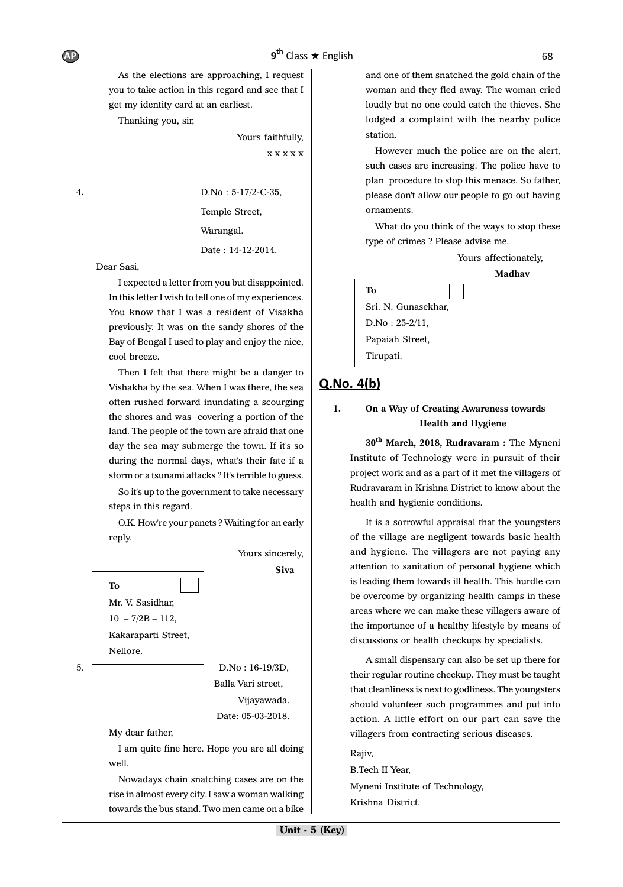As the elections are approaching, I request you to take action in this regard and see that I get my identity card at an earliest.

Thanking you, sir,

Yours faithfully,

x x x x x

**4.**

D.No : 5-17/2-C-35,

Temple Street,

Warangal.

Date : 14-12-2014.

Dear Sasi,

I expected a letter from you but disappointed. In this letter I wish to tell one of my experiences. You know that I was a resident of Visakha previously. It was on the sandy shores of the Bay of Bengal I used to play and enjoy the nice, cool breeze.

Then I felt that there might be a danger to Vishakha by the sea. When I was there, the sea often rushed forward inundating a scourging the shores and was covering a portion of the land. The people of the town are afraid that one day the sea may submerge the town. If it's so during the normal days, what's their fate if a storm or a tsunami attacks ? It's terrible to guess.

So it's up to the government to take necessary steps in this regard.

O.K. How're your panets ? Waiting for an early reply.

Yours sincerely,

**Siva**

**To**
Mr. V. Sasidhar,
10 – 7/2B – 112,
Kakaraparti Street,
Nellore.

5.

D.No : 16-19/3D,

Balla Vari street,

Vijayawada.

Date: 05-03-2018.

My dear father,

I am quite fine here. Hope you are all doing well.

Nowadays chain snatching cases are on the rise in almost every city. I saw a woman walking towards the bus stand. Two men came on a bike and one of them snatched the gold chain of the woman and they fled away. The woman cried loudly but no one could catch the thieves. She lodged a complaint with the nearby police station.

However much the police are on the alert, such cases are increasing. The police have to plan procedure to stop this menace. So father, please don't allow our people to go out having ornaments.

What do you think of the ways to stop these type of crimes ? Please advise me.

Yours affectionately,

**Madhav**

**To**
Sri. N. Gunasekhar,
D.No : 25-2/11,
Papaiah Street,
Tirupati.

## Q.No. 4(b)

**1. On a Way of Creating Awareness towards Health and Hygiene**

**30th March, 2018, Rudravaram :** The Myneni Institute of Technology were in pursuit of their project work and as a part of it met the villagers of Rudravaram in Krishna District to know about the health and hygienic conditions.

It is a sorrowful appraisal that the youngsters of the village are negligent towards basic health and hygiene. The villagers are not paying any attention to sanitation of personal hygiene which is leading them towards ill health. This hurdle can be overcome by organizing health camps in these areas where we can make these villagers aware of the importance of a healthy lifestyle by means of discussions or health checkups by specialists.

A small dispensary can also be set up there for their regular routine checkup. They must be taught that cleanliness is next to godliness. The youngsters should volunteer such programmes and put into action. A little effort on our part can save the villagers from contracting serious diseases.

Rajiv,
B.Tech II Year,
Myneni Institute of Technology,
Krishna District.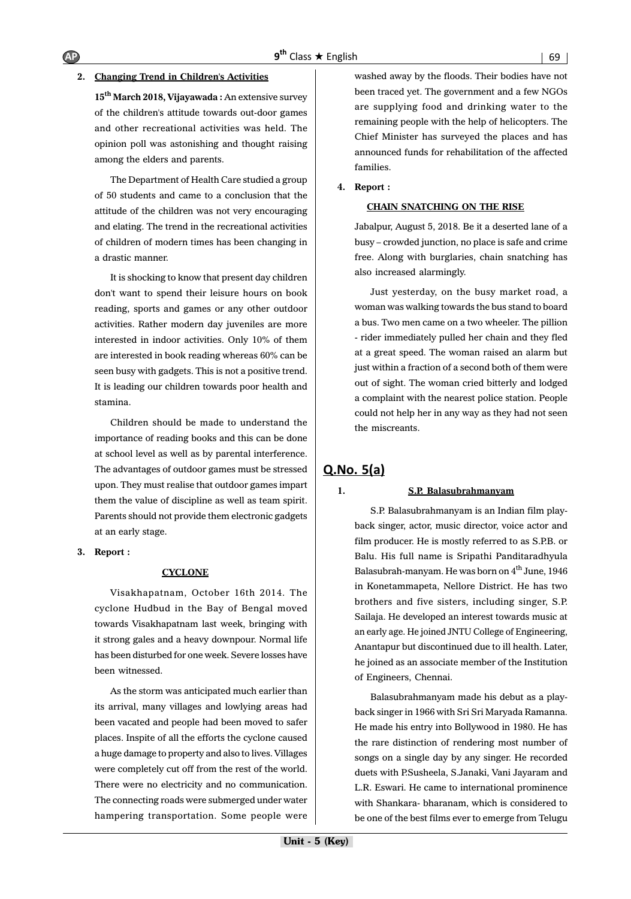2. **Changing Trend in Children's Activities**

**15th March 2018, Vijayawada :** An extensive survey of the children's attitude towards out-door games and other recreational activities was held. The opinion poll was astonishing and thought raising among the elders and parents.

The Department of Health Care studied a group of 50 students and came to a conclusion that the attitude of the children was not very encouraging and elating. The trend in the recreational activities of children of modern times has been changing in a drastic manner.

It is shocking to know that present day children don't want to spend their leisure hours on book reading, sports and games or any other outdoor activities. Rather modern day juveniles are more interested in indoor activities. Only 10% of them are interested in book reading whereas 60% can be seen busy with gadgets. This is not a positive trend. It is leading our children towards poor health and stamina.

Children should be made to understand the importance of reading books and this can be done at school level as well as by parental interference. The advantages of outdoor games must be stressed upon. They must realise that outdoor games impart them the value of discipline as well as team spirit. Parents should not provide them electronic gadgets at an early stage.

3. **Report :**

**CYCLONE**

Visakhapatnam, October 16th 2014. The cyclone Hudbud in the Bay of Bengal moved towards Visakhapatnam last week, bringing with it strong gales and a heavy downpour. Normal life has been disturbed for one week. Severe losses have been witnessed.

As the storm was anticipated much earlier than its arrival, many villages and lowlying areas had been vacated and people had been moved to safer places. Inspite of all the efforts the cyclone caused a huge damage to property and also to lives. Villages were completely cut off from the rest of the world. There were no electricity and no communication. The connecting roads were submerged under water hampering transportation. Some people were washed away by the floods. Their bodies have not been traced yet. The government and a few NGOs are supplying food and drinking water to the remaining people with the help of helicopters. The Chief Minister has surveyed the places and has announced funds for rehabilitation of the affected families.

4. **Report :**

**CHAIN SNATCHING ON THE RISE**

Jabalpur, August 5, 2018. Be it a deserted lane of a busy – crowded junction, no place is safe and crime free. Along with burglaries, chain snatching has also increased alarmingly.

Just yesterday, on the busy market road, a woman was walking towards the bus stand to board a bus. Two men came on a two wheeler. The pillion - rider immediately pulled her chain and they fled at a great speed. The woman raised an alarm but just within a fraction of a second both of them were out of sight. The woman cried bitterly and lodged a complaint with the nearest police station. People could not help her in any way as they had not seen the miscreants.

## Q.No. 5(a)

1. **S.P. Balasubrahmanyam**

S.P. Balasubrahmanyam is an Indian film play-back singer, actor, music director, voice actor and film producer. He is mostly referred to as S.P.B. or Balu. His full name is Sripathi Panditaradhyula Balasubrah-manyam. He was born on 4th June, 1946 in Konetammapeta, Nellore District. He has two brothers and five sisters, including singer, S.P. Sailaja. He developed an interest towards music at an early age. He joined JNTU College of Engineering, Anantapur but discontinued due to ill health. Later, he joined as an associate member of the Institution of Engineers, Chennai.

Balasubrahmanyam made his debut as a play-back singer in 1966 with Sri Sri Maryada Ramanna. He made his entry into Bollywood in 1980. He has the rare distinction of rendering most number of songs on a single day by any singer. He recorded duets with P.Susheela, S.Janaki, Vani Jayaram and L.R. Eswari. He came to international prominence with Shankara- bharanam, which is considered to be one of the best films ever to emerge from Telugu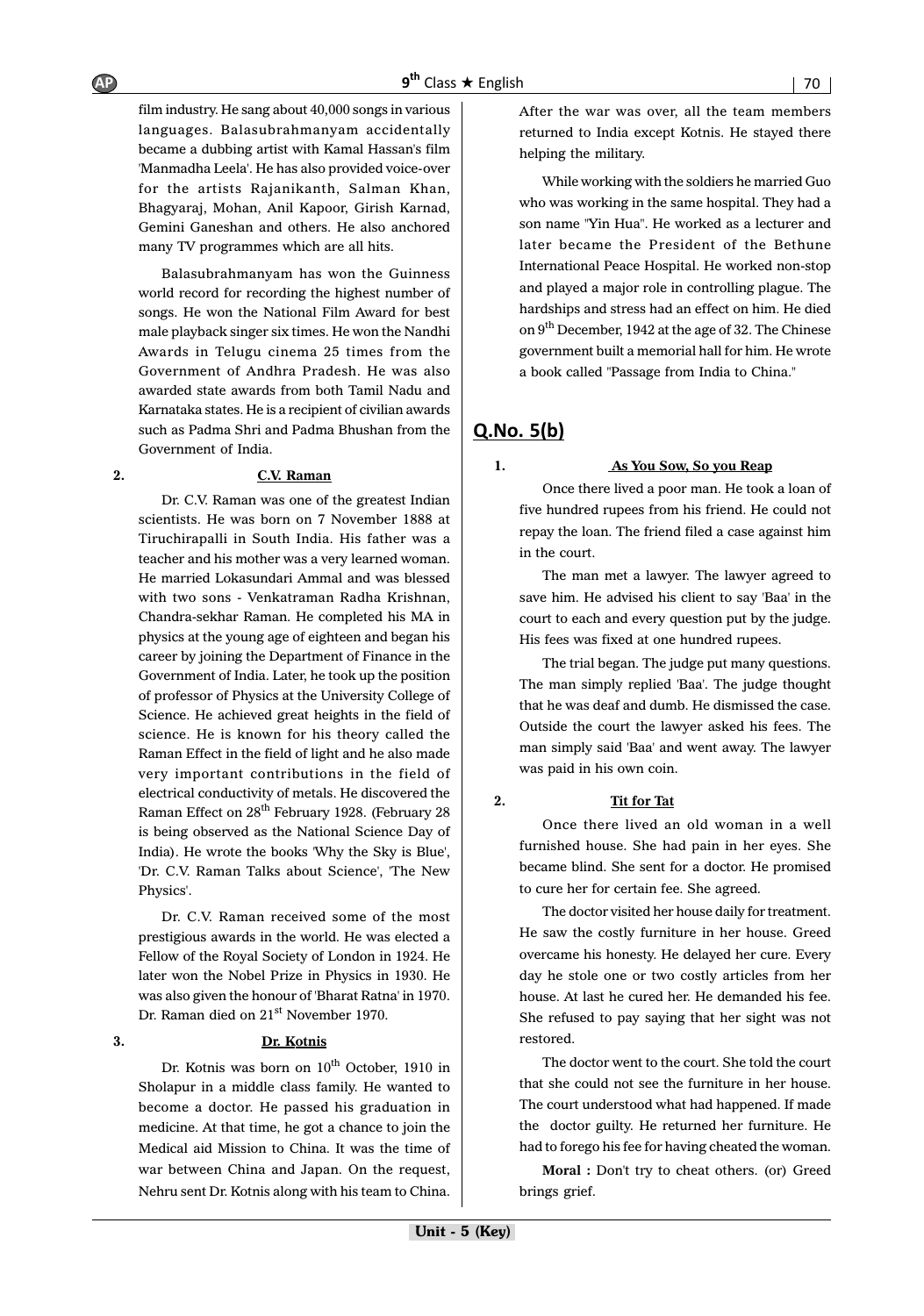film industry. He sang about 40,000 songs in various languages. Balasubrahmanyam accidentally became a dubbing artist with Kamal Hassan's film 'Manmadha Leela'. He has also provided voice-over for the artists Rajanikanth, Salman Khan, Bhagyaraj, Mohan, Anil Kapoor, Girish Karnad, Gemini Ganeshan and others. He also anchored many TV programmes which are all hits.

Balasubrahmanyam has won the Guinness world record for recording the highest number of songs. He won the National Film Award for best male playback singer six times. He won the Nandhi Awards in Telugu cinema 25 times from the Government of Andhra Pradesh. He was also awarded state awards from both Tamil Nadu and Karnataka states. He is a recipient of civilian awards such as Padma Shri and Padma Bhushan from the Government of India.

**2. C.V. Raman**

Dr. C.V. Raman was one of the greatest Indian scientists. He was born on 7 November 1888 at Tiruchirapalli in South India. His father was a teacher and his mother was a very learned woman. He married Lokasundari Ammal and was blessed with two sons - Venkatraman Radha Krishnan, Chandra-sekhar Raman. He completed his MA in physics at the young age of eighteen and began his career by joining the Department of Finance in the Government of India. Later, he took up the position of professor of Physics at the University College of Science. He achieved great heights in the field of science. He is known for his theory called the Raman Effect in the field of light and he also made very important contributions in the field of electrical conductivity of metals. He discovered the Raman Effect on 28th February 1928. (February 28 is being observed as the National Science Day of India). He wrote the books 'Why the Sky is Blue', 'Dr. C.V. Raman Talks about Science', 'The New Physics'.

Dr. C.V. Raman received some of the most prestigious awards in the world. He was elected a Fellow of the Royal Society of London in 1924. He later won the Nobel Prize in Physics in 1930. He was also given the honour of 'Bharat Ratna' in 1970. Dr. Raman died on 21st November 1970.

**3. Dr. Kotnis**

Dr. Kotnis was born on 10th October, 1910 in Sholapur in a middle class family. He wanted to become a doctor. He passed his graduation in medicine. At that time, he got a chance to join the Medical aid Mission to China. It was the time of war between China and Japan. On the request, Nehru sent Dr. Kotnis along with his team to China. After the war was over, all the team members returned to India except Kotnis. He stayed there helping the military.

While working with the soldiers he married Guo who was working in the same hospital. They had a son name "Yin Hua". He worked as a lecturer and later became the President of the Bethune International Peace Hospital. He worked non-stop and played a major role in controlling plague. The hardships and stress had an effect on him. He died on 9th December, 1942 at the age of 32. The Chinese government built a memorial hall for him. He wrote a book called "Passage from India to China."

## Q.No. 5(b)

**1. As You Sow, So you Reap**

Once there lived a poor man. He took a loan of five hundred rupees from his friend. He could not repay the loan. The friend filed a case against him in the court.

The man met a lawyer. The lawyer agreed to save him. He advised his client to say 'Baa' in the court to each and every question put by the judge. His fees was fixed at one hundred rupees.

The trial began. The judge put many questions. The man simply replied 'Baa'. The judge thought that he was deaf and dumb. He dismissed the case. Outside the court the lawyer asked his fees. The man simply said 'Baa' and went away. The lawyer was paid in his own coin.

**2. Tit for Tat**

Once there lived an old woman in a well furnished house. She had pain in her eyes. She became blind. She sent for a doctor. He promised to cure her for certain fee. She agreed.

The doctor visited her house daily for treatment. He saw the costly furniture in her house. Greed overcame his honesty. He delayed her cure. Every day he stole one or two costly articles from her house. At last he cured her. He demanded his fee. She refused to pay saying that her sight was not restored.

The doctor went to the court. She told the court that she could not see the furniture in her house. The court understood what had happened. If made the doctor guilty. He returned her furniture. He had to forego his fee for having cheated the woman.

**Moral :** Don't try to cheat others. (or) Greed brings grief.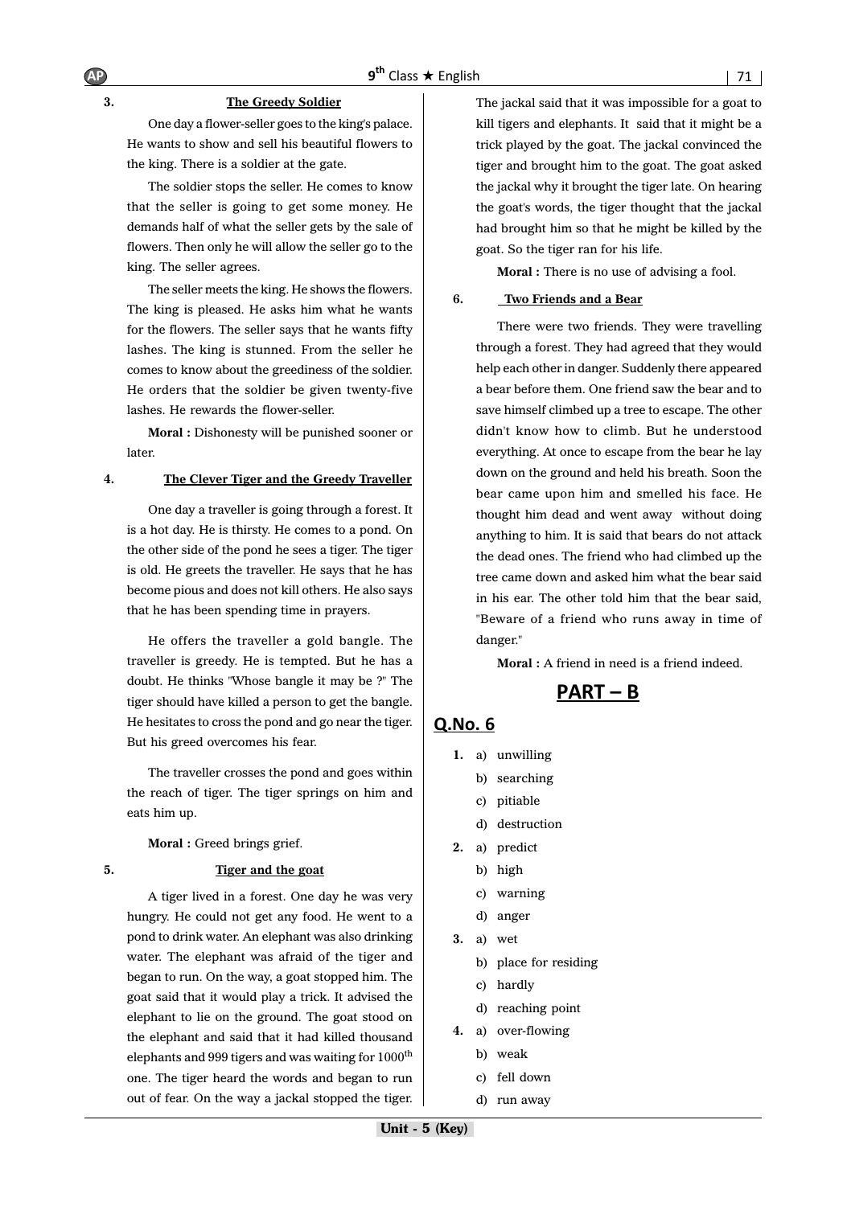3. **The Greedy Soldier**

One day a flower-seller goes to the king's palace. He wants to show and sell his beautiful flowers to the king. There is a soldier at the gate.

The soldier stops the seller. He comes to know that the seller is going to get some money. He demands half of what the seller gets by the sale of flowers. Then only he will allow the seller go to the king. The seller agrees.

The seller meets the king. He shows the flowers. The king is pleased. He asks him what he wants for the flowers. The seller says that he wants fifty lashes. The king is stunned. From the seller he comes to know about the greediness of the soldier. He orders that the soldier be given twenty-five lashes. He rewards the flower-seller.

**Moral :** Dishonesty will be punished sooner or later.

4. **The Clever Tiger and the Greedy Traveller**

One day a traveller is going through a forest. It is a hot day. He is thirsty. He comes to a pond. On the other side of the pond he sees a tiger. The tiger is old. He greets the traveller. He says that he has become pious and does not kill others. He also says that he has been spending time in prayers.

He offers the traveller a gold bangle. The traveller is greedy. He is tempted. But he has a doubt. He thinks "Whose bangle it may be ?" The tiger should have killed a person to get the bangle. He hesitates to cross the pond and go near the tiger. But his greed overcomes his fear.

The traveller crosses the pond and goes within the reach of tiger. The tiger springs on him and eats him up.

**Moral :** Greed brings grief.

5. **Tiger and the goat**

A tiger lived in a forest. One day he was very hungry. He could not get any food. He went to a pond to drink water. An elephant was also drinking water. The elephant was afraid of the tiger and began to run. On the way, a goat stopped him. The goat said that it would play a trick. It advised the elephant to lie on the ground. The goat stood on the elephant and said that it had killed thousand elephants and 999 tigers and was waiting for 1000th one. The tiger heard the words and began to run out of fear. On the way a jackal stopped the tiger. The jackal said that it was impossible for a goat to kill tigers and elephants. It said that it might be a trick played by the goat. The jackal convinced the tiger and brought him to the goat. The goat asked the jackal why it brought the tiger late. On hearing the goat's words, the tiger thought that the jackal had brought him so that he might be killed by the goat. So the tiger ran for his life.

**Moral :** There is no use of advising a fool.

6. **Two Friends and a Bear**

There were two friends. They were travelling through a forest. They had agreed that they would help each other in danger. Suddenly there appeared a bear before them. One friend saw the bear and to save himself climbed up a tree to escape. The other didn't know how to climb. But he understood everything. At once to escape from the bear he lay down on the ground and held his breath. Soon the bear came upon him and smelled his face. He thought him dead and went away without doing anything to him. It is said that bears do not attack the dead ones. The friend who had climbed up the tree came down and asked him what the bear said in his ear. The other told him that the bear said, "Beware of a friend who runs away in time of danger."

**Moral :** A friend in need is a friend indeed.

## PART – B

### Q.No. 6

1. a) unwilling
   b) searching
   c) pitiable
   d) destruction
2. a) predict
   b) high
   c) warning
   d) anger
3. a) wet
   b) place for residing
   c) hardly
   d) reaching point
4. a) over-flowing
   b) weak
   c) fell down
   d) run away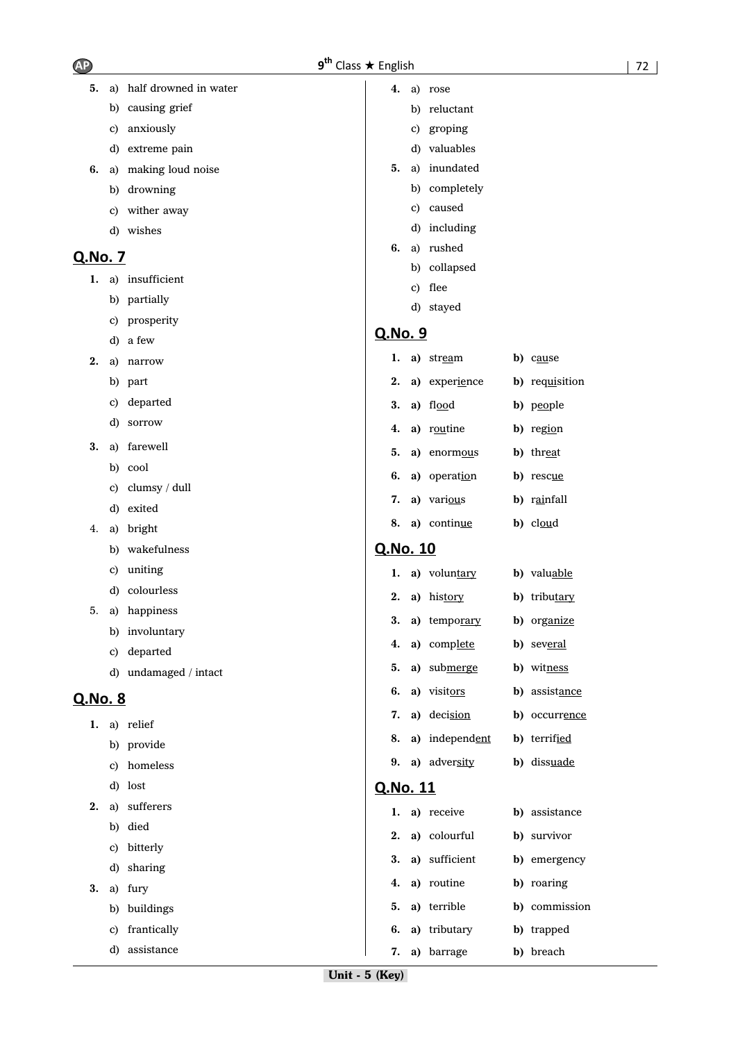5. a) half drowned in water
   b) causing grief
   c) anxiously
   d) extreme pain
6. a) making loud noise
   b) drowning
   c) wither away
   d) wishes

## Q.No. 7

1. a) insufficient
   b) partially
   c) prosperity
   d) a few
2. a) narrow
   b) part
   c) departed
   d) sorrow
3. a) farewell
   b) cool
   c) clumsy / dull
   d) exited
4. a) bright
   b) wakefulness
   c) uniting
   d) colourless
5. a) happiness
   b) involuntary
   c) departed
   d) undamaged / intact

## Q.No. 8

1. a) relief
   b) provide
   c) homeless
   d) lost
2. a) sufferers
   b) died
   c) bitterly
   d) sharing
3. a) fury
   b) buildings
   c) frantically
   d) assistance
4. a) rose
   b) reluctant
   c) groping
   d) valuables
5. a) inundated
   b) completely
   c) caused
   d) including
6. a) rushed
   b) collapsed
   c) flee
   d) stayed

## Q.No. 9

1. **a)** str<u>ea</u>m **b)** c<u>au</u>se
2. **a)** exper<u>ie</u>nce **b)** req<u>ui</u>sition
3. **a)** fl<u>oo</u>d **b)** p<u>eo</u>ple
4. **a)** r<u>ou</u>tine **b)** reg<u>io</u>n
5. **a)** enorm<u>ou</u>s **b)** thr<u>ea</u>t
6. **a)** operat<u>io</u>n **b)** resc<u>ue</u>
7. **a)** vari<u>ou</u>s **b)** r<u>ai</u>nfall
8. **a)** contin<u>ue</u> **b)** cl<u>ou</u>d

## Q.No. 10

1. **a)** volun<u>tary</u> **b)** valu<u>able</u>
2. **a)** his<u>tory</u> **b)** tribu<u>tary</u>
3. **a)** tempo<u>rary</u> **b)** or<u>ganize</u>
4. **a)** comp<u>lete</u> **b)** sev<u>eral</u>
5. **a)** sub<u>merge</u> **b)** wit<u>ness</u>
6. **a)** visit<u>ors</u> **b)** assist<u>ance</u>
7. **a)** deci<u>sion</u> **b)** occurr<u>ence</u>
8. **a)** independ<u>ent</u> **b)** terrif<u>ied</u>
9. **a)** adver<u>sity</u> **b)** diss<u>uade</u>

## Q.No. 11

1. **a)** receive **b)** assistance
2. **a)** colourful **b)** survivor
3. **a)** sufficient **b)** emergency
4. **a)** routine **b)** roaring
5. **a)** terrible **b)** commission
6. **a)** tributary **b)** trapped
7. **a)** barrage **b)** breach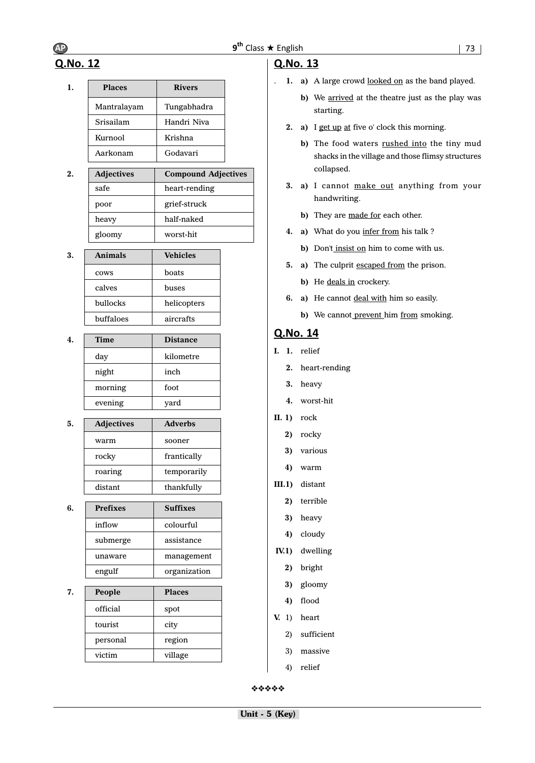## Q.No. 12

1.

| Places | Rivers |
|---|---|
| Mantralayam | Tungabhadra |
| Srisailam | Handri Niva |
| Kurnool | Krishna |
| Aarkonam | Godavari |

2.

| Adjectives | Compound Adjectives |
|---|---|
| safe | heart-rending |
| poor | grief-struck |
| heavy | half-naked |
| gloomy | worst-hit |

3.

| Animals | Vehicles |
|---|---|
| cows | boats |
| calves | buses |
| bullocks | helicopters |
| buffaloes | aircrafts |

4.

| Time | Distance |
|---|---|
| day | kilometre |
| night | inch |
| morning | foot |
| evening | yard |

5.

| Adjectives | Adverbs |
|---|---|
| warm | sooner |
| rocky | frantically |
| roaring | temporarily |
| distant | thankfully |

6.

| Prefixes | Suffixes |
|---|---|
| inflow | colourful |
| submerge | assistance |
| unaware | management |
| engulf | organization |

7.

| People | Places |
|---|---|
| official | spot |
| tourist | city |
| personal | region |
| victim | village |

## Q.No. 13

1. a) A large crowd <u>looked on</u> as the band played.
   b) We <u>arrived</u> at the theatre just as the play was starting.
2. a) I <u>get up</u> <u>at</u> five o' clock this morning.
   b) The food waters <u>rushed into</u> the tiny mud shacks in the village and those flimsy structures collapsed.
3. a) I cannot <u>make out</u> anything from your handwriting.
   b) They are <u>made for</u> each other.
4. a) What do you <u>infer from</u> his talk ?
   b) Don't <u>insist on</u> him to come with us.
5. a) The culprit <u>escaped from</u> the prison.
   b) He <u>deals in</u> crockery.
6. a) He cannot <u>deal with</u> him so easily.
   b) We cannot <u>prevent</u> him <u>from</u> smoking.

## Q.No. 14

I.
1. relief
2. heart-rending
3. heavy
4. worst-hit

II.
1) rock
2) rocky
3) various
4) warm

III.
1) distant
2) terrible
3) heavy
4) cloudy

IV.
1) dwelling
2) bright
3) gloomy
4) flood

V.
1) heart
2) sufficient
3) massive
4) relief

❖❖❖❖❖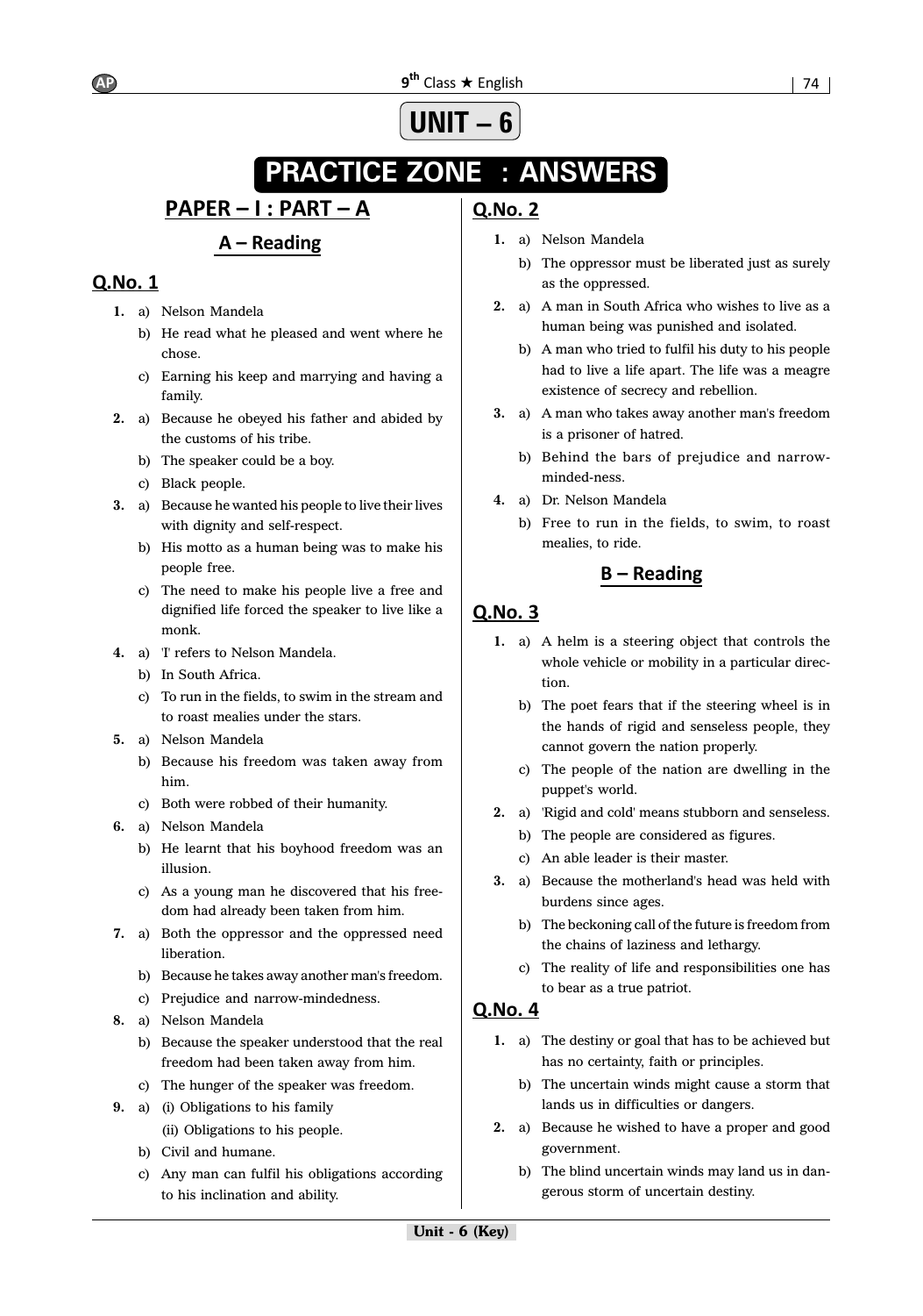# UNIT – 6

# PRACTICE ZONE : ANSWERS

## PAPER – I : PART – A

### A – Reading

### Q.No. 1

1. a) Nelson Mandela
   b) He read what he pleased and went where he chose.
   c) Earning his keep and marrying and having a family.
2. a) Because he obeyed his father and abided by the customs of his tribe.
   b) The speaker could be a boy.
   c) Black people.
3. a) Because he wanted his people to live their lives with dignity and self-respect.
   b) His motto as a human being was to make his people free.
   c) The need to make his people live a free and dignified life forced the speaker to live like a monk.
4. a) 'I' refers to Nelson Mandela.
   b) In South Africa.
   c) To run in the fields, to swim in the stream and to roast mealies under the stars.
5. a) Nelson Mandela
   b) Because his freedom was taken away from him.
   c) Both were robbed of their humanity.
6. a) Nelson Mandela
   b) He learnt that his boyhood freedom was an illusion.
   c) As a young man he discovered that his freedom had already been taken from him.
7. a) Both the oppressor and the oppressed need liberation.
   b) Because he takes away another man's freedom.
   c) Prejudice and narrow-mindedness.
8. a) Nelson Mandela
   b) Because the speaker understood that the real freedom had been taken away from him.
   c) The hunger of the speaker was freedom.
9. a) (i) Obligations to his family
   (ii) Obligations to his people.
   b) Civil and humane.
   c) Any man can fulfil his obligations according to his inclination and ability.

### Q.No. 2

1. a) Nelson Mandela
   b) The oppressor must be liberated just as surely as the oppressed.
2. a) A man in South Africa who wishes to live as a human being was punished and isolated.
   b) A man who tried to fulfil his duty to his people had to live a life apart. The life was a meagre existence of secrecy and rebellion.
3. a) A man who takes away another man's freedom is a prisoner of hatred.
   b) Behind the bars of prejudice and narrow-minded-ness.
4. a) Dr. Nelson Mandela
   b) Free to run in the fields, to swim, to roast mealies, to ride.

### B – Reading

### Q.No. 3

1. a) A helm is a steering object that controls the whole vehicle or mobility in a particular direction.
   b) The poet fears that if the steering wheel is in the hands of rigid and senseless people, they cannot govern the nation properly.
   c) The people of the nation are dwelling in the puppet's world.
2. a) 'Rigid and cold' means stubborn and senseless.
   b) The people are considered as figures.
   c) An able leader is their master.
3. a) Because the motherland's head was held with burdens since ages.
   b) The beckoning call of the future is freedom from the chains of laziness and lethargy.
   c) The reality of life and responsibilities one has to bear as a true patriot.

### Q.No. 4

1. a) The destiny or goal that has to be achieved but has no certainty, faith or principles.
   b) The uncertain winds might cause a storm that lands us in difficulties or dangers.
2. a) Because he wished to have a proper and good government.
   b) The blind uncertain winds may land us in dangerous storm of uncertain destiny.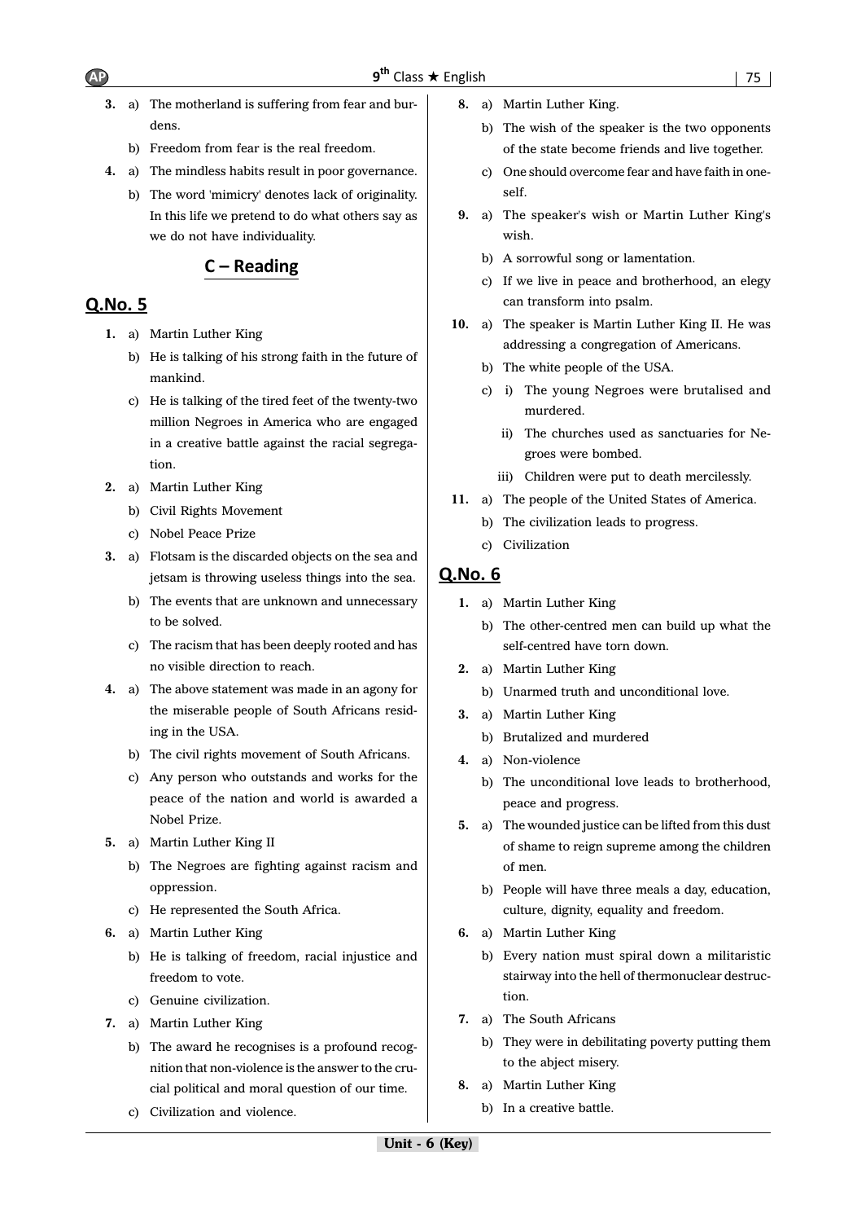3. a) The motherland is suffering from fear and burdens.
   b) Freedom from fear is the real freedom.
4. a) The mindless habits result in poor governance.
   b) The word 'mimicry' denotes lack of originality. In this life we pretend to do what others say as we do not have individuality.

## C – Reading

## Q.No. 5

1. a) Martin Luther King
   b) He is talking of his strong faith in the future of mankind.
   c) He is talking of the tired feet of the twenty-two million Negroes in America who are engaged in a creative battle against the racial segregation.
2. a) Martin Luther King
   b) Civil Rights Movement
   c) Nobel Peace Prize
3. a) Flotsam is the discarded objects on the sea and jetsam is throwing useless things into the sea.
   b) The events that are unknown and unnecessary to be solved.
   c) The racism that has been deeply rooted and has no visible direction to reach.
4. a) The above statement was made in an agony for the miserable people of South Africans residing in the USA.
   b) The civil rights movement of South Africans.
   c) Any person who outstands and works for the peace of the nation and world is awarded a Nobel Prize.
5. a) Martin Luther King II
   b) The Negroes are fighting against racism and oppression.
   c) He represented the South Africa.
6. a) Martin Luther King
   b) He is talking of freedom, racial injustice and freedom to vote.
   c) Genuine civilization.
7. a) Martin Luther King
   b) The award he recognises is a profound recognition that non-violence is the answer to the crucial political and moral question of our time.
   c) Civilization and violence.
8. a) Martin Luther King.
   b) The wish of the speaker is the two opponents of the state become friends and live together.
   c) One should overcome fear and have faith in oneself.
9. a) The speaker's wish or Martin Luther King's wish.
   b) A sorrowful song or lamentation.
   c) If we live in peace and brotherhood, an elegy can transform into psalm.
10. a) The speaker is Martin Luther King II. He was addressing a congregation of Americans.
    b) The white people of the USA.
    c) i) The young Negroes were brutalised and murdered.
       ii) The churches used as sanctuaries for Negroes were bombed.
       iii) Children were put to death mercilessly.
11. a) The people of the United States of America.
    b) The civilization leads to progress.
    c) Civilization

## Q.No. 6

1. a) Martin Luther King
   b) The other-centred men can build up what the self-centred have torn down.
2. a) Martin Luther King
   b) Unarmed truth and unconditional love.
3. a) Martin Luther King
   b) Brutalized and murdered
4. a) Non-violence
   b) The unconditional love leads to brotherhood, peace and progress.
5. a) The wounded justice can be lifted from this dust of shame to reign supreme among the children of men.
   b) People will have three meals a day, education, culture, dignity, equality and freedom.
6. a) Martin Luther King
   b) Every nation must spiral down a militaristic stairway into the hell of thermonuclear destruction.
7. a) The South Africans
   b) They were in debilitating poverty putting them to the abject misery.
8. a) Martin Luther King
   b) In a creative battle.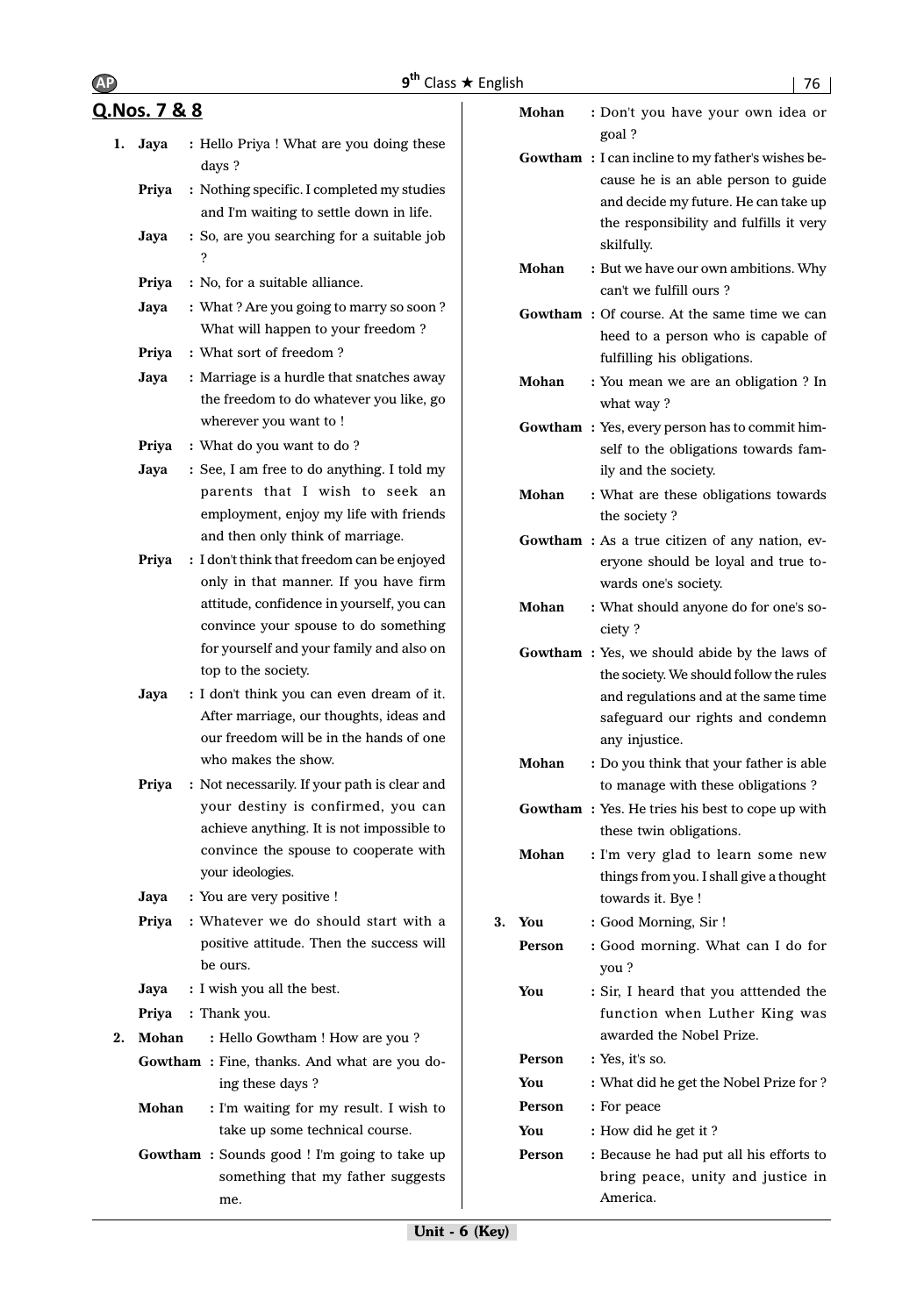## Q.Nos. 7 & 8

1. **Jaya** : Hello Priya ! What are you doing these days ?

   **Priya** : Nothing specific. I completed my studies and I'm waiting to settle down in life.

   **Jaya** : So, are you searching for a suitable job ?

   **Priya** : No, for a suitable alliance.

   **Jaya** : What ? Are you going to marry so soon ? What will happen to your freedom ?

   **Priya** : What sort of freedom ?

   **Jaya** : Marriage is a hurdle that snatches away the freedom to do whatever you like, go wherever you want to !

   **Priya** : What do you want to do ?

   **Jaya** : See, I am free to do anything. I told my parents that I wish to seek an employment, enjoy my life with friends and then only think of marriage.

   **Priya** : I don't think that freedom can be enjoyed only in that manner. If you have firm attitude, confidence in yourself, you can convince your spouse to do something for yourself and your family and also on top to the society.

   **Jaya** : I don't think you can even dream of it. After marriage, our thoughts, ideas and our freedom will be in the hands of one who makes the show.

   **Priya** : Not necessarily. If your path is clear and your destiny is confirmed, you can achieve anything. It is not impossible to convince the spouse to cooperate with your ideologies.

   **Jaya** : You are very positive !

   **Priya** : Whatever we do should start with a positive attitude. Then the success will be ours.

   **Jaya** : I wish you all the best.

   **Priya** : Thank you.

2. **Mohan** : Hello Gowtham ! How are you ?

   **Gowtham** : Fine, thanks. And what are you doing these days ?

   **Mohan** : I'm waiting for my result. I wish to take up some technical course.

   **Gowtham** : Sounds good ! I'm going to take up something that my father suggests me.

   **Mohan** : Don't you have your own idea or goal ?

   **Gowtham** : I can incline to my father's wishes because he is an able person to guide and decide my future. He can take up the responsibility and fulfills it very skilfully.

   **Mohan** : But we have our own ambitions. Why can't we fulfill ours ?

   **Gowtham** : Of course. At the same time we can heed to a person who is capable of fulfilling his obligations.

   **Mohan** : You mean we are an obligation ? In what way ?

   **Gowtham** : Yes, every person has to commit himself to the obligations towards family and the society.

   **Mohan** : What are these obligations towards the society ?

   **Gowtham** : As a true citizen of any nation, everyone should be loyal and true towards one's society.

   **Mohan** : What should anyone do for one's society ?

   **Gowtham** : Yes, we should abide by the laws of the society. We should follow the rules and regulations and at the same time safeguard our rights and condemn any injustice.

   **Mohan** : Do you think that your father is able to manage with these obligations ?

   **Gowtham** : Yes. He tries his best to cope up with these twin obligations.

   **Mohan** : I'm very glad to learn some new things from you. I shall give a thought towards it. Bye !

3. **You** : Good Morning, Sir !

   **Person** : Good morning. What can I do for you ?

   **You** : Sir, I heard that you atttended the function when Luther King was awarded the Nobel Prize.

   **Person** : Yes, it's so.

   **You** : What did he get the Nobel Prize for ?

   **Person** : For peace

   **You** : How did he get it ?

   **Person** : Because he had put all his efforts to bring peace, unity and justice in America.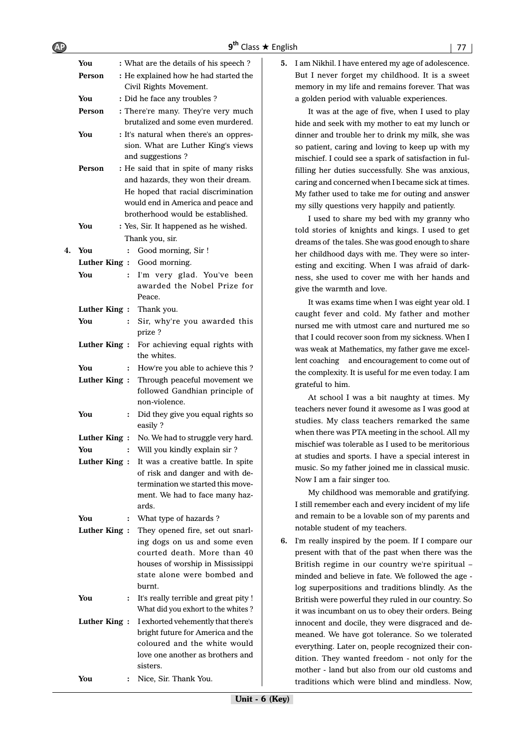**You** : What are the details of his speech ?

**Person** : He explained how he had started the Civil Rights Movement.

**You** : Did he face any troubles ?

**Person** : There're many. They're very much brutalized and some even murdered.

**You** : It's natural when there's an oppression. What are Luther King's views and suggestions ?

**Person** : He said that in spite of many risks and hazards, they won their dream. He hoped that racial discrimination would end in America and peace and brotherhood would be established.

**You** : Yes, Sir. It happened as he wished. Thank you, sir.

4. **You** : Good morning, Sir !

**Luther King** : Good morning.

**You** : I'm very glad. You've been awarded the Nobel Prize for Peace.

**Luther King** : Thank you.

**You** : Sir, why're you awarded this prize ?

**Luther King** : For achieving equal rights with the whites.

**You** : How're you able to achieve this ?

**Luther King** : Through peaceful movement we followed Gandhian principle of non-violence.

**You** : Did they give you equal rights so easily ?

**Luther King** : No. We had to struggle very hard.

**You** : Will you kindly explain sir ?

**Luther King** : It was a creative battle. In spite of risk and danger and with determination we started this movement. We had to face many hazards.

**You** : What type of hazards ?

**Luther King** : They opened fire, set out snarling dogs on us and some even courted death. More than 40 houses of worship in Mississippi state alone were bombed and burnt.

**You** : It's really terrible and great pity ! What did you exhort to the whites ?

**Luther King** : I exhorted vehemently that there's bright future for America and the coloured and the white would love one another as brothers and sisters.

**You** : Nice, Sir. Thank You.

5. I am Nikhil. I have entered my age of adolescence. But I never forget my childhood. It is a sweet memory in my life and remains forever. That was a golden period with valuable experiences.

It was at the age of five, when I used to play hide and seek with my mother to eat my lunch or dinner and trouble her to drink my milk, she was so patient, caring and loving to keep up with my mischief. I could see a spark of satisfaction in fulfilling her duties successfully. She was anxious, caring and concerned when I became sick at times. My father used to take me for outing and answer my silly questions very happily and patiently.

I used to share my bed with my granny who told stories of knights and kings. I used to get dreams of the tales. She was good enough to share her childhood days with me. They were so interesting and exciting. When I was afraid of darkness, she used to cover me with her hands and give the warmth and love.

It was exams time when I was eight year old. I caught fever and cold. My father and mother nursed me with utmost care and nurtured me so that I could recover soon from my sickness. When I was weak at Mathematics, my father gave me excellent coaching and encouragement to come out of the complexity. It is useful for me even today. I am grateful to him.

At school I was a bit naughty at times. My teachers never found it awesome as I was good at studies. My class teachers remarked the same when there was PTA meeting in the school. All my mischief was tolerable as I used to be meritorious at studies and sports. I have a special interest in music. So my father joined me in classical music. Now I am a fair singer too.

My childhood was memorable and gratifying. I still remember each and every incident of my life and remain to be a lovable son of my parents and notable student of my teachers.

6. I'm really inspired by the poem. If I compare our present with that of the past when there was the British regime in our country we're spiritual – minded and believe in fate. We followed the age - log superpositions and traditions blindly. As the British were powerful they ruled in our country. So it was incumbant on us to obey their orders. Being innocent and docile, they were disgraced and demeaned. We have got tolerance. So we tolerated everything. Later on, people recognized their condition. They wanted freedom - not only for the mother - land but also from our old customs and traditions which were blind and mindless. Now,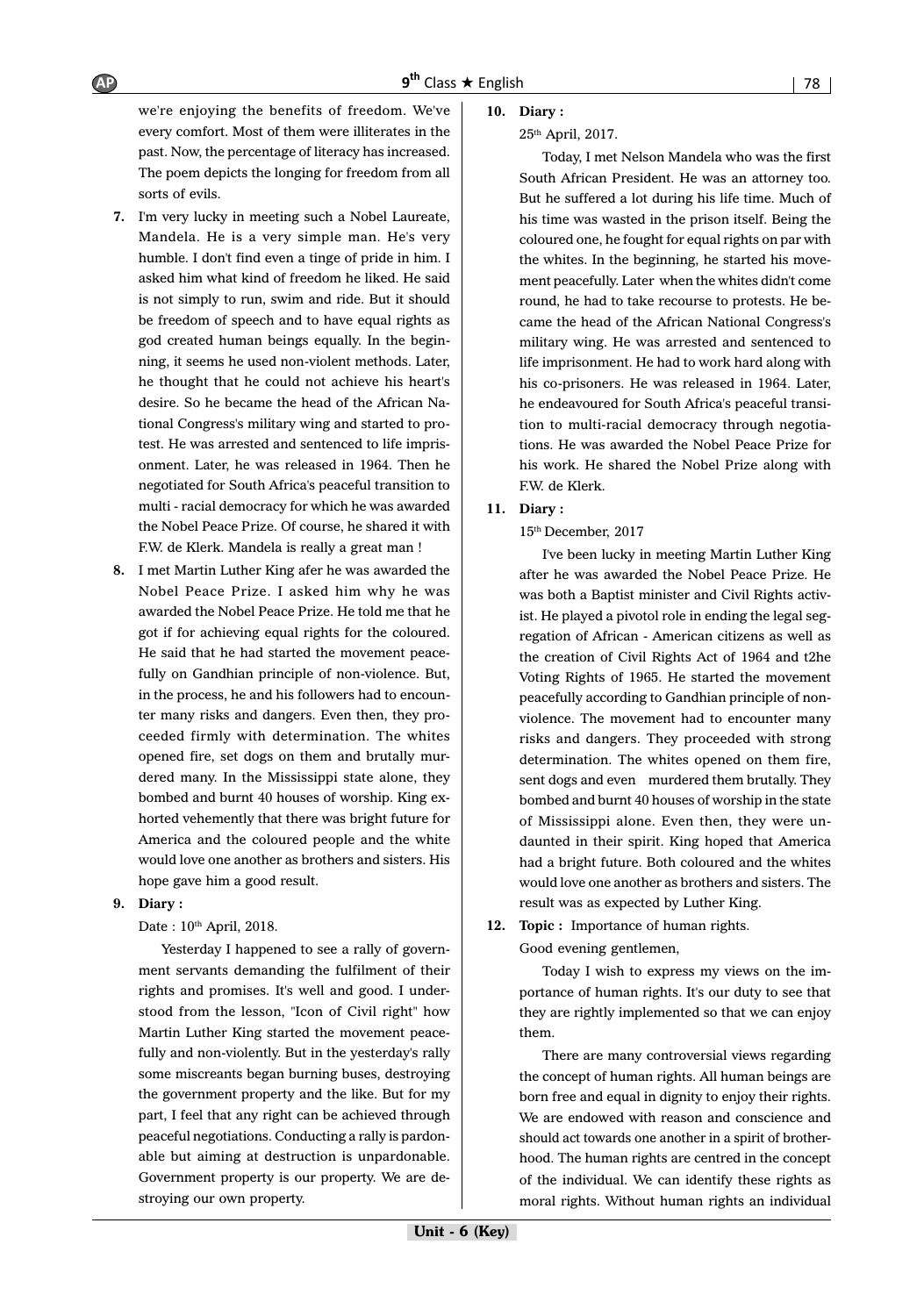we're enjoying the benefits of freedom. We've every comfort. Most of them were illiterates in the past. Now, the percentage of literacy has increased. The poem depicts the longing for freedom from all sorts of evils.

**7.** I'm very lucky in meeting such a Nobel Laureate, Mandela. He is a very simple man. He's very humble. I don't find even a tinge of pride in him. I asked him what kind of freedom he liked. He said is not simply to run, swim and ride. But it should be freedom of speech and to have equal rights as god created human beings equally. In the beginning, it seems he used non-violent methods. Later, he thought that he could not achieve his heart's desire. So he became the head of the African National Congress's military wing and started to protest. He was arrested and sentenced to life imprisonment. Later, he was released in 1964. Then he negotiated for South Africa's peaceful transition to multi - racial democracy for which he was awarded the Nobel Peace Prize. Of course, he shared it with F.W. de Klerk. Mandela is really a great man !

**8.** I met Martin Luther King afer he was awarded the Nobel Peace Prize. I asked him why he was awarded the Nobel Peace Prize. He told me that he got if for achieving equal rights for the coloured. He said that he had started the movement peacefully on Gandhian principle of non-violence. But, in the process, he and his followers had to encounter many risks and dangers. Even then, they proceeded firmly with determination. The whites opened fire, set dogs on them and brutally murdered many. In the Mississippi state alone, they bombed and burnt 40 houses of worship. King exhorted vehemently that there was bright future for America and the coloured people and the white would love one another as brothers and sisters. His hope gave him a good result.

**9. Diary :**

Date : 10th April, 2018.

Yesterday I happened to see a rally of government servants demanding the fulfilment of their rights and promises. It's well and good. I understood from the lesson, "Icon of Civil right" how Martin Luther King started the movement peacefully and non-violently. But in the yesterday's rally some miscreants began burning buses, destroying the government property and the like. But for my part, I feel that any right can be achieved through peaceful negotiations. Conducting a rally is pardonable but aiming at destruction is unpardonable. Government property is our property. We are destroying our own property.

**10. Diary :**

25th April, 2017.

Today, I met Nelson Mandela who was the first South African President. He was an attorney too. But he suffered a lot during his life time. Much of his time was wasted in the prison itself. Being the coloured one, he fought for equal rights on par with the whites. In the beginning, he started his movement peacefully. Later when the whites didn't come round, he had to take recourse to protests. He became the head of the African National Congress's military wing. He was arrested and sentenced to life imprisonment. He had to work hard along with his co-prisoners. He was released in 1964. Later, he endeavoured for South Africa's peaceful transition to multi-racial democracy through negotiations. He was awarded the Nobel Peace Prize for his work. He shared the Nobel Prize along with F.W. de Klerk.

**11. Diary :**

15th December, 2017

I've been lucky in meeting Martin Luther King after he was awarded the Nobel Peace Prize. He was both a Baptist minister and Civil Rights activist. He played a pivotol role in ending the legal segregation of African - American citizens as well as the creation of Civil Rights Act of 1964 and t2he Voting Rights of 1965. He started the movement peacefully according to Gandhian principle of non-violence. The movement had to encounter many risks and dangers. They proceeded with strong determination. The whites opened on them fire, sent dogs and even murdered them brutally. They bombed and burnt 40 houses of worship in the state of Mississippi alone. Even then, they were undaunted in their spirit. King hoped that America had a bright future. Both coloured and the whites would love one another as brothers and sisters. The result was as expected by Luther King.

**12. Topic :** Importance of human rights.

Good evening gentlemen,

Today I wish to express my views on the importance of human rights. It's our duty to see that they are rightly implemented so that we can enjoy them.

There are many controversial views regarding the concept of human rights. All human beings are born free and equal in dignity to enjoy their rights. We are endowed with reason and conscience and should act towards one another in a spirit of brotherhood. The human rights are centred in the concept of the individual. We can identify these rights as moral rights. Without human rights an individual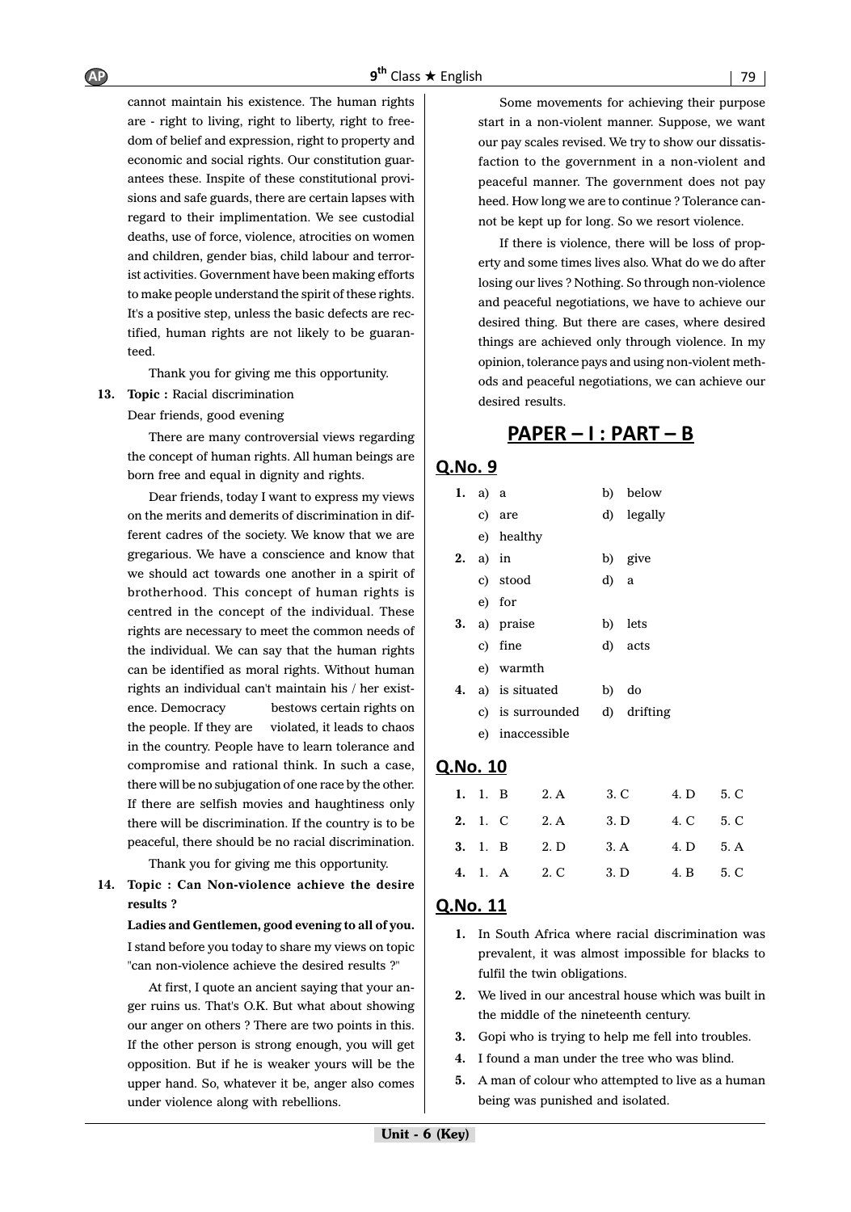cannot maintain his existence. The human rights are - right to living, right to liberty, right to freedom of belief and expression, right to property and economic and social rights. Our constitution guarantees these. Inspite of these constitutional provisions and safe guards, there are certain lapses with regard to their implimentation. We see custodial deaths, use of force, violence, atrocities on women and children, gender bias, child labour and terrorist activities. Government have been making efforts to make people understand the spirit of these rights. It's a positive step, unless the basic defects are rectified, human rights are not likely to be guaranteed.

Thank you for giving me this opportunity.

**13. Topic :** Racial discrimination

Dear friends, good evening

There are many controversial views regarding the concept of human rights. All human beings are born free and equal in dignity and rights.

Dear friends, today I want to express my views on the merits and demerits of discrimination in different cadres of the society. We know that we are gregarious. We have a conscience and know that we should act towards one another in a spirit of brotherhood. This concept of human rights is centred in the concept of the individual. These rights are necessary to meet the common needs of the individual. We can say that the human rights can be identified as moral rights. Without human rights an individual can't maintain his / her existence. Democracy bestows certain rights on the people. If they are violated, it leads to chaos in the country. People have to learn tolerance and compromise and rational think. In such a case, there will be no subjugation of one race by the other. If there are selfish movies and haughtiness only there will be discrimination. If the country is to be peaceful, there should be no racial discrimination.

Thank you for giving me this opportunity.

**14. Topic : Can Non-violence achieve the desire results ?**

**Ladies and Gentlemen, good evening to all of you.**

I stand before you today to share my views on topic "can non-violence achieve the desired results ?"

At first, I quote an ancient saying that your anger ruins us. That's O.K. But what about showing our anger on others ? There are two points in this. If the other person is strong enough, you will get opposition. But if he is weaker yours will be the upper hand. So, whatever it be, anger also comes under violence along with rebellions.

Some movements for achieving their purpose start in a non-violent manner. Suppose, we want our pay scales revised. We try to show our dissatisfaction to the government in a non-violent and peaceful manner. The government does not pay heed. How long we are to continue ? Tolerance cannot be kept up for long. So we resort violence.

If there is violence, there will be loss of property and some times lives also. What do we do after losing our lives ? Nothing. So through non-violence and peaceful negotiations, we have to achieve our desired thing. But there are cases, where desired things are achieved only through violence. In my opinion, tolerance pays and using non-violent methods and peaceful negotiations, we can achieve our desired results.

## PAPER – I : PART – B

### Q.No. 9

**1.** a) a  b) below  c) are  d) legally  e) healthy

**2.** a) in  b) give  c) stood  d) a  e) for

**3.** a) praise  b) lets  c) fine  d) acts  e) warmth

**4.** a) is situated  b) do  c) is surrounded  d) drifting  e) inaccessible

### Q.No. 10

| | | | | | |
|---|---|---|---|---|---|
| **1.** | 1. B | 2. A | 3. C | 4. D | 5. C |
| **2.** | 1. C | 2. A | 3. D | 4. C | 5. C |
| **3.** | 1. B | 2. D | 3. A | 4. D | 5. A |
| **4.** | 1. A | 2. C | 3. D | 4. B | 5. C |

### Q.No. 11

1. In South Africa where racial discrimination was prevalent, it was almost impossible for blacks to fulfil the twin obligations.
2. We lived in our ancestral house which was built in the middle of the nineteenth century.
3. Gopi who is trying to help me fell into troubles.
4. I found a man under the tree who was blind.
5. A man of colour who attempted to live as a human being was punished and isolated.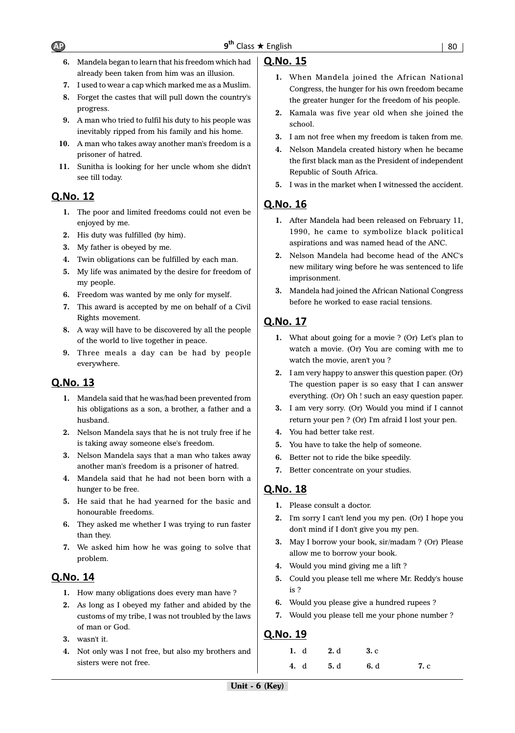6. Mandela began to learn that his freedom which had already been taken from him was an illusion.
7. I used to wear a cap which marked me as a Muslim.
8. Forget the castes that will pull down the country's progress.
9. A man who tried to fulfil his duty to his people was inevitably ripped from his family and his home.
10. A man who takes away another man's freedom is a prisoner of hatred.
11. Sunitha is looking for her uncle whom she didn't see till today.

## Q.No. 12

1. The poor and limited freedoms could not even be enjoyed by me.
2. His duty was fulfilled (by him).
3. My father is obeyed by me.
4. Twin obligations can be fulfilled by each man.
5. My life was animated by the desire for freedom of my people.
6. Freedom was wanted by me only for myself.
7. This award is accepted by me on behalf of a Civil Rights movement.
8. A way will have to be discovered by all the people of the world to live together in peace.
9. Three meals a day can be had by people everywhere.

## Q.No. 13

1. Mandela said that he was/had been prevented from his obligations as a son, a brother, a father and a husband.
2. Nelson Mandela says that he is not truly free if he is taking away someone else's freedom.
3. Nelson Mandela says that a man who takes away another man's freedom is a prisoner of hatred.
4. Mandela said that he had not been born with a hunger to be free.
5. He said that he had yearned for the basic and honourable freedoms.
6. They asked me whether I was trying to run faster than they.
7. We asked him how he was going to solve that problem.

## Q.No. 14

1. How many obligations does every man have ?
2. As long as I obeyed my father and abided by the customs of my tribe, I was not troubled by the laws of man or God.
3. wasn't it.
4. Not only was I not free, but also my brothers and sisters were not free.

## Q.No. 15

1. When Mandela joined the African National Congress, the hunger for his own freedom became the greater hunger for the freedom of his people.
2. Kamala was five year old when she joined the school.
3. I am not free when my freedom is taken from me.
4. Nelson Mandela created history when he became the first black man as the President of independent Republic of South Africa.
5. I was in the market when I witnessed the accident.

## Q.No. 16

1. After Mandela had been released on February 11, 1990, he came to symbolize black political aspirations and was named head of the ANC.
2. Nelson Mandela had become head of the ANC's new military wing before he was sentenced to life imprisonment.
3. Mandela had joined the African National Congress before he worked to ease racial tensions.

## Q.No. 17

1. What about going for a movie ? (Or) Let's plan to watch a movie. (Or) You are coming with me to watch the movie, aren't you ?
2. I am very happy to answer this question paper. (Or) The question paper is so easy that I can answer everything. (Or) Oh ! such an easy question paper.
3. I am very sorry. (Or) Would you mind if I cannot return your pen ? (Or) I'm afraid I lost your pen.
4. You had better take rest.
5. You have to take the help of someone.
6. Better not to ride the bike speedily.
7. Better concentrate on your studies.

## Q.No. 18

1. Please consult a doctor.
2. I'm sorry I can't lend you my pen. (Or) I hope you don't mind if I don't give you my pen.
3. May I borrow your book, sir/madam ? (Or) Please allow me to borrow your book.
4. Would you mind giving me a lift ?
5. Could you please tell me where Mr. Reddy's house is ?
6. Would you please give a hundred rupees ?
7. Would you please tell me your phone number ?

## Q.No. 19

**1.** d **2.** d **3.** c

**4.** d **5.** d **6.** d **7.** c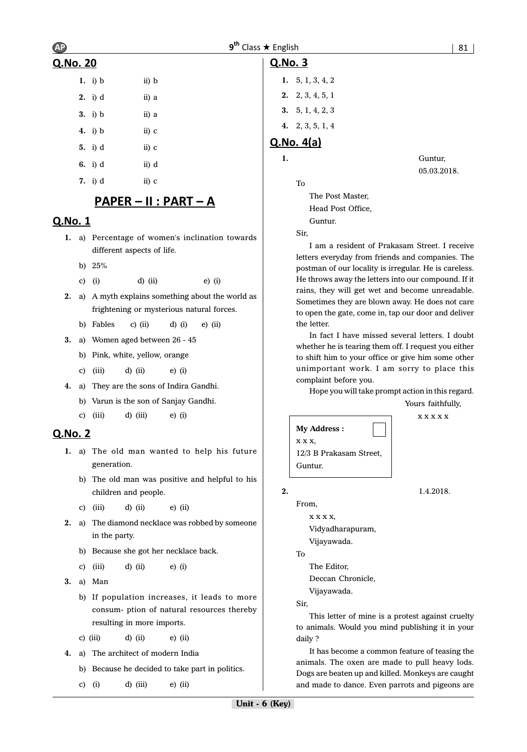## Q.No. 20

1. i) b ii) b
2. i) d ii) a
3. i) b ii) a
4. i) b ii) c
5. i) d ii) c
6. i) d ii) d
7. i) d ii) c

# PAPER – II : PART – A

## Q.No. 1

1. a) Percentage of women's inclination towards different aspects of life.
   b) 25%
   c) (i) d) (ii) e) (i)
2. a) A myth explains something about the world as frightening or mysterious natural forces.
   b) Fables c) (ii) d) (i) e) (ii)
3. a) Women aged between 26 - 45
   b) Pink, white, yellow, orange
   c) (iii) d) (ii) e) (i)
4. a) They are the sons of Indira Gandhi.
   b) Varun is the son of Sanjay Gandhi.
   c) (iii) d) (iii) e) (i)

## Q.No. 2

1. a) The old man wanted to help his future generation.
   b) The old man was positive and helpful to his children and people.
   c) (iii) d) (ii) e) (ii)
2. a) The diamond necklace was robbed by someone in the party.
   b) Because she got her necklace back.
   c) (iii) d) (ii) e) (i)
3. a) Man
   b) If population increases, it leads to more consum- ption of natural resources thereby resulting in more imports.
   c) (iii) d) (ii) e) (ii)
4. a) The architect of modern India
   b) Because he decided to take part in politics.
   c) (i) d) (iii) e) (ii)

## Q.No. 3

1. 5, 1, 3, 4, 2
2. 2, 3, 4, 5, 1
3. 5, 1, 4, 2, 3
4. 2, 3, 5, 1, 4

## Q.No. 4(a)

**1.**

Guntur,
05.03.2018.

To

The Post Master,
Head Post Office,
Guntur.

Sir,

I am a resident of Prakasam Street. I receive letters everyday from friends and companies. The postman of our locality is irregular. He is careless. He throws away the letters into our compound. If it rains, they will get wet and become unreadable. Sometimes they are blown away. He does not care to open the gate, come in, tap our door and deliver the letter.

In fact I have missed several letters. I doubt whether he is tearing them off. I request you either to shift him to your office or give him some other unimportant work. I am sorry to place this complaint before you.

Hope you will take prompt action in this regard.

Yours faithfully,
x x x x x

**My Address :**
x x x,
12/3 B Prakasam Street,
Guntur.

**2.**

1.4.2018.

From,

x x x x,
Vidyadharapuram,
Vijayawada.

To

The Editor,
Deccan Chronicle,
Vijayawada.

Sir,

This letter of mine is a protest against cruelty to animals. Would you mind publishing it in your daily ?

It has become a common feature of teasing the animals. The oxen are made to pull heavy lods. Dogs are beaten up and killed. Monkeys are caught and made to dance. Even parrots and pigeons are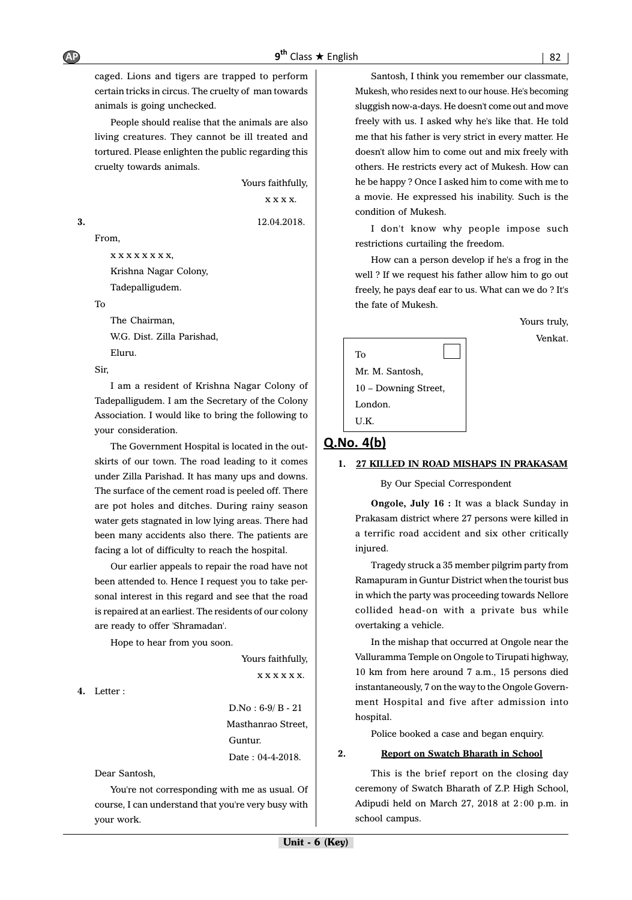caged. Lions and tigers are trapped to perform certain tricks in circus. The cruelty of man towards animals is going unchecked.

People should realise that the animals are also living creatures. They cannot be ill treated and tortured. Please enlighten the public regarding this cruelty towards animals.

Yours faithfully,

x x x x.

**3.** 12.04.2018.

From,

x x x x x x x x,
Krishna Nagar Colony,
Tadepalligudem.

To

The Chairman,
W.G. Dist. Zilla Parishad,
Eluru.

Sir,

I am a resident of Krishna Nagar Colony of Tadepalligudem. I am the Secretary of the Colony Association. I would like to bring the following to your consideration.

The Government Hospital is located in the out-skirts of our town. The road leading to it comes under Zilla Parishad. It has many ups and downs. The surface of the cement road is peeled off. There are pot holes and ditches. During rainy season water gets stagnated in low lying areas. There had been many accidents also there. The patients are facing a lot of difficulty to reach the hospital.

Our earlier appeals to repair the road have not been attended to. Hence I request you to take personal interest in this regard and see that the road is repaired at an earliest. The residents of our colony are ready to offer 'Shramadan'.

Hope to hear from you soon.

Yours faithfully,

x x x x x x.

**4.** Letter :

D.No : 6-9/ B - 21
Masthanrao Street,
Guntur.
Date : 04-4-2018.

Dear Santosh,

You're not corresponding with me as usual. Of course, I can understand that you're very busy with your work.

Santosh, I think you remember our classmate, Mukesh, who resides next to our house. He's becoming sluggish now-a-days. He doesn't come out and move freely with us. I asked why he's like that. He told me that his father is very strict in every matter. He doesn't allow him to come out and mix freely with others. He restricts every act of Mukesh. How can he be happy ? Once I asked him to come with me to a movie. He expressed his inability. Such is the condition of Mukesh.

I don't know why people impose such restrictions curtailing the freedom.

How can a person develop if he's a frog in the well ? If we request his father allow him to go out freely, he pays deaf ear to us. What can we do ? It's the fate of Mukesh.

Yours truly,

Venkat.

To
Mr. M. Santosh,
10 – Downing Street,
London.
U.K.

## Q.No. 4(b)

**1. 27 KILLED IN ROAD MISHAPS IN PRAKASAM**

By Our Special Correspondent

**Ongole, July 16 :** It was a black Sunday in Prakasam district where 27 persons were killed in a terrific road accident and six other critically injured.

Tragedy struck a 35 member pilgrim party from Ramapuram in Guntur District when the tourist bus in which the party was proceeding towards Nellore collided head-on with a private bus while overtaking a vehicle.

In the mishap that occurred at Ongole near the Valluramma Temple on Ongole to Tirupati highway, 10 km from here around 7 a.m., 15 persons died instantaneously, 7 on the way to the Ongole Government Hospital and five after admission into hospital.

Police booked a case and began enquiry.

**2. Report on Swatch Bharath in School**

This is the brief report on the closing day ceremony of Swatch Bharath of Z.P. High School, Adipudi held on March 27, 2018 at 2:00 p.m. in school campus.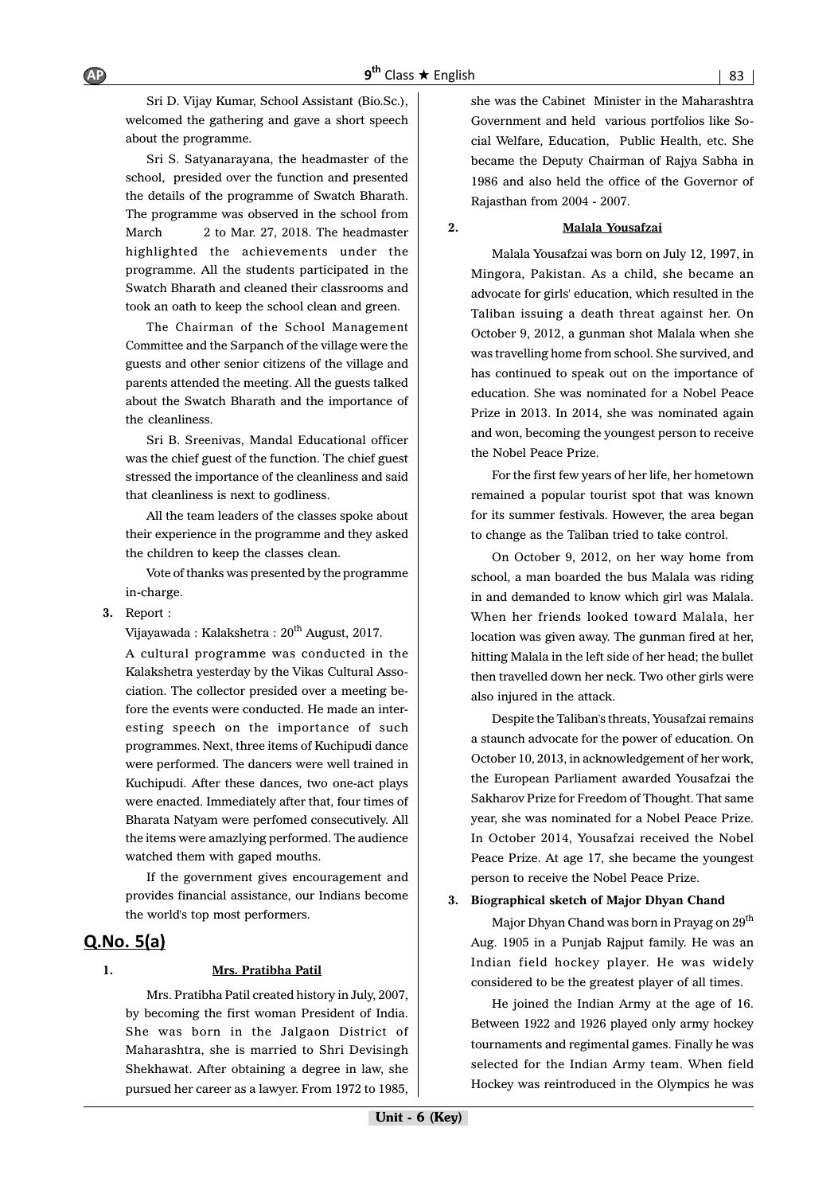Sri D. Vijay Kumar, School Assistant (Bio.Sc.), welcomed the gathering and gave a short speech about the programme.

Sri S. Satyanarayana, the headmaster of the school, presided over the function and presented the details of the programme of Swatch Bharath. The programme was observed in the school from March 2 to Mar. 27, 2018. The headmaster highlighted the achievements under the programme. All the students participated in the Swatch Bharath and cleaned their classrooms and took an oath to keep the school clean and green.

The Chairman of the School Management Committee and the Sarpanch of the village were the guests and other senior citizens of the village and parents attended the meeting. All the guests talked about the Swatch Bharath and the importance of the cleanliness.

Sri B. Sreenivas, Mandal Educational officer was the chief guest of the function. The chief guest stressed the importance of the cleanliness and said that cleanliness is next to godliness.

All the team leaders of the classes spoke about their experience in the programme and they asked the children to keep the classes clean.

Vote of thanks was presented by the programme in-charge.

**3.** Report :

Vijayawada : Kalakshetra : 20th August, 2017.

A cultural programme was conducted in the Kalakshetra yesterday by the Vikas Cultural Association. The collector presided over a meeting before the events were conducted. He made an interesting speech on the importance of such programmes. Next, three items of Kuchipudi dance were performed. The dancers were well trained in Kuchipudi. After these dances, two one-act plays were enacted. Immediately after that, four times of Bharata Natyam were perfomed consecutively. All the items were amazlying performed. The audience watched them with gaped mouths.

If the government gives encouragement and provides financial assistance, our Indians become the world's top most performers.

## Q.No. 5(a)

**1.** **Mrs. Pratibha Patil**

Mrs. Pratibha Patil created history in July, 2007, by becoming the first woman President of India. She was born in the Jalgaon District of Maharashtra, she is married to Shri Devisingh Shekhawat. After obtaining a degree in law, she pursued her career as a lawyer. From 1972 to 1985, she was the Cabinet Minister in the Maharashtra Government and held various portfolios like Social Welfare, Education, Public Health, etc. She became the Deputy Chairman of Rajya Sabha in 1986 and also held the office of the Governor of Rajasthan from 2004 - 2007.

**2.** **Malala Yousafzai**

Malala Yousafzai was born on July 12, 1997, in Mingora, Pakistan. As a child, she became an advocate for girls' education, which resulted in the Taliban issuing a death threat against her. On October 9, 2012, a gunman shot Malala when she was travelling home from school. She survived, and has continued to speak out on the importance of education. She was nominated for a Nobel Peace Prize in 2013. In 2014, she was nominated again and won, becoming the youngest person to receive the Nobel Peace Prize.

For the first few years of her life, her hometown remained a popular tourist spot that was known for its summer festivals. However, the area began to change as the Taliban tried to take control.

On October 9, 2012, on her way home from school, a man boarded the bus Malala was riding in and demanded to know which girl was Malala. When her friends looked toward Malala, her location was given away. The gunman fired at her, hitting Malala in the left side of her head; the bullet then travelled down her neck. Two other girls were also injured in the attack.

Despite the Taliban's threats, Yousafzai remains a staunch advocate for the power of education. On October 10, 2013, in acknowledgement of her work, the European Parliament awarded Yousafzai the Sakharov Prize for Freedom of Thought. That same year, she was nominated for a Nobel Peace Prize. In October 2014, Yousafzai received the Nobel Peace Prize. At age 17, she became the youngest person to receive the Nobel Peace Prize.

**3.** **Biographical sketch of Major Dhyan Chand**

Major Dhyan Chand was born in Prayag on 29th Aug. 1905 in a Punjab Rajput family. He was an Indian field hockey player. He was widely considered to be the greatest player of all times.

He joined the Indian Army at the age of 16. Between 1922 and 1926 played only army hockey tournaments and regimental games. Finally he was selected for the Indian Army team. When field Hockey was reintroduced in the Olympics he was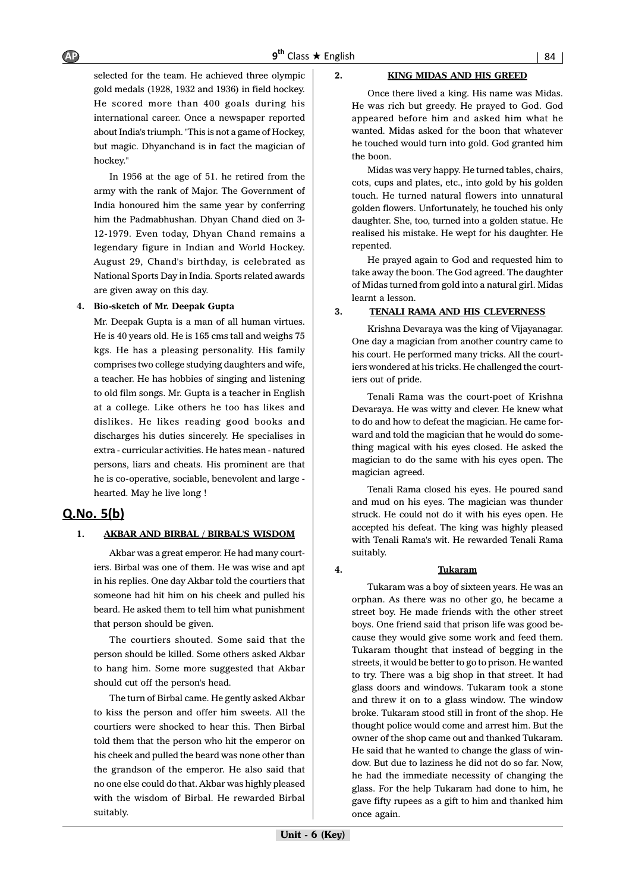selected for the team. He achieved three olympic gold medals (1928, 1932 and 1936) in field hockey. He scored more than 400 goals during his international career. Once a newspaper reported about India's triumph. "This is not a game of Hockey, but magic. Dhyanchand is in fact the magician of hockey."

In 1956 at the age of 51. he retired from the army with the rank of Major. The Government of India honoured him the same year by conferring him the Padmabhushan. Dhyan Chand died on 3-12-1979. Even today, Dhyan Chand remains a legendary figure in Indian and World Hockey. August 29, Chand's birthday, is celebrated as National Sports Day in India. Sports related awards are given away on this day.

**4. Bio-sketch of Mr. Deepak Gupta**

Mr. Deepak Gupta is a man of all human virtues. He is 40 years old. He is 165 cms tall and weighs 75 kgs. He has a pleasing personality. His family comprises two college studying daughters and wife, a teacher. He has hobbies of singing and listening to old film songs. Mr. Gupta is a teacher in English at a college. Like others he too has likes and dislikes. He likes reading good books and discharges his duties sincerely. He specialises in extra - curricular activities. He hates mean - natured persons, liars and cheats. His prominent are that he is co-operative, sociable, benevolent and large - hearted. May he live long !

## Q.No. 5(b)

**1. AKBAR AND BIRBAL / BIRBAL'S WISDOM**

Akbar was a great emperor. He had many courtiers. Birbal was one of them. He was wise and apt in his replies. One day Akbar told the courtiers that someone had hit him on his cheek and pulled his beard. He asked them to tell him what punishment that person should be given.

The courtiers shouted. Some said that the person should be killed. Some others asked Akbar to hang him. Some more suggested that Akbar should cut off the person's head.

The turn of Birbal came. He gently asked Akbar to kiss the person and offer him sweets. All the courtiers were shocked to hear this. Then Birbal told them that the person who hit the emperor on his cheek and pulled the beard was none other than the grandson of the emperor. He also said that no one else could do that. Akbar was highly pleased with the wisdom of Birbal. He rewarded Birbal suitably.

**2. KING MIDAS AND HIS GREED**

Once there lived a king. His name was Midas. He was rich but greedy. He prayed to God. God appeared before him and asked him what he wanted. Midas asked for the boon that whatever he touched would turn into gold. God granted him the boon.

Midas was very happy. He turned tables, chairs, cots, cups and plates, etc., into gold by his golden touch. He turned natural flowers into unnatural golden flowers. Unfortunately, he touched his only daughter. She, too, turned into a golden statue. He realised his mistake. He wept for his daughter. He repented.

He prayed again to God and requested him to take away the boon. The God agreed. The daughter of Midas turned from gold into a natural girl. Midas learnt a lesson.

**3. TENALI RAMA AND HIS CLEVERNESS**

Krishna Devaraya was the king of Vijayanagar. One day a magician from another country came to his court. He performed many tricks. All the courtiers wondered at his tricks. He challenged the courtiers out of pride.

Tenali Rama was the court-poet of Krishna Devaraya. He was witty and clever. He knew what to do and how to defeat the magician. He came forward and told the magician that he would do something magical with his eyes closed. He asked the magician to do the same with his eyes open. The magician agreed.

Tenali Rama closed his eyes. He poured sand and mud on his eyes. The magician was thunder struck. He could not do it with his eyes open. He accepted his defeat. The king was highly pleased with Tenali Rama's wit. He rewarded Tenali Rama suitably.

**4. Tukaram**

Tukaram was a boy of sixteen years. He was an orphan. As there was no other go, he became a street boy. He made friends with the other street boys. One friend said that prison life was good because they would give some work and feed them. Tukaram thought that instead of begging in the streets, it would be better to go to prison. He wanted to try. There was a big shop in that street. It had glass doors and windows. Tukaram took a stone and threw it on to a glass window. The window broke. Tukaram stood still in front of the shop. He thought police would come and arrest him. But the owner of the shop came out and thanked Tukaram. He said that he wanted to change the glass of window. But due to laziness he did not do so far. Now, he had the immediate necessity of changing the glass. For the help Tukaram had done to him, he gave fifty rupees as a gift to him and thanked him once again.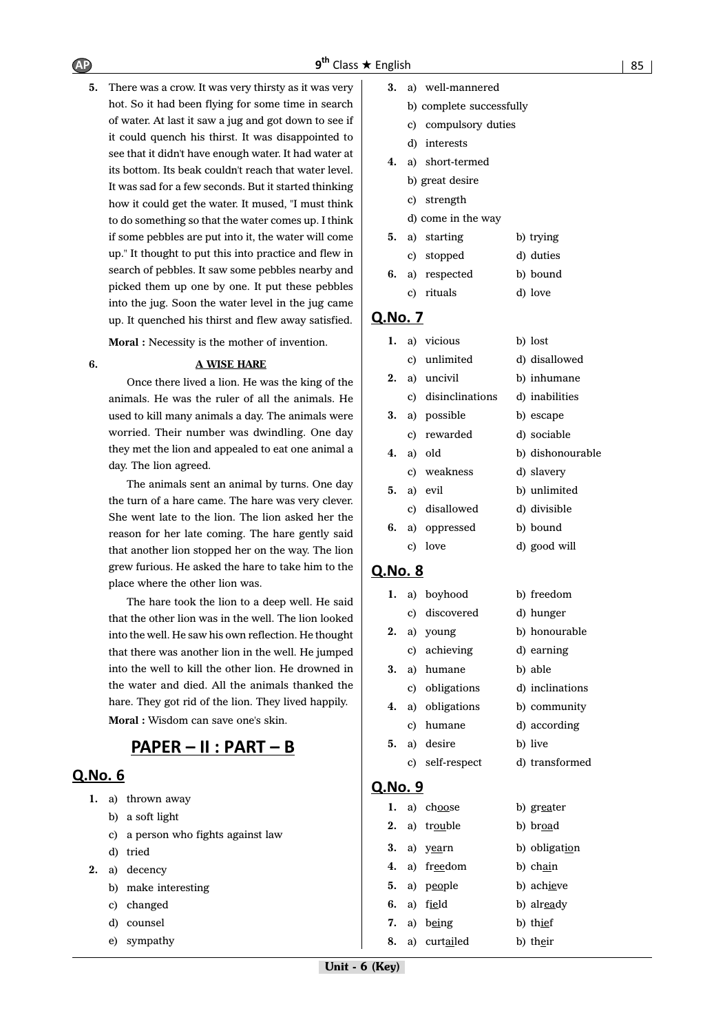**5.** There was a crow. It was very thirsty as it was very hot. So it had been flying for some time in search of water. At last it saw a jug and got down to see if it could quench his thirst. It was disappointed to see that it didn't have enough water. It had water at its bottom. Its beak couldn't reach that water level. It was sad for a few seconds. But it started thinking how it could get the water. It mused, "I must think to do something so that the water comes up. I think if some pebbles are put into it, the water will come up." It thought to put this into practice and flew in search of pebbles. It saw some pebbles nearby and picked them up one by one. It put these pebbles into the jug. Soon the water level in the jug came up. It quenched his thirst and flew away satisfied.

**Moral :** Necessity is the mother of invention.

**6.** **A WISE HARE**

Once there lived a lion. He was the king of the animals. He was the ruler of all the animals. He used to kill many animals a day. The animals were worried. Their number was dwindling. One day they met the lion and appealed to eat one animal a day. The lion agreed.

The animals sent an animal by turns. One day the turn of a hare came. The hare was very clever. She went late to the lion. The lion asked her the reason for her late coming. The hare gently said that another lion stopped her on the way. The lion grew furious. He asked the hare to take him to the place where the other lion was.

The hare took the lion to a deep well. He said that the other lion was in the well. The lion looked into the well. He saw his own reflection. He thought that there was another lion in the well. He jumped into the well to kill the other lion. He drowned in the water and died. All the animals thanked the hare. They got rid of the lion. They lived happily.

**Moral :** Wisdom can save one's skin.

# PAPER – II : PART – B

## Q.No. 6

**1.** a) thrown away
b) a soft light
c) a person who fights against law
d) tried

**2.** a) decency
b) make interesting
c) changed
d) counsel
e) sympathy

**3.** a) well-mannered
b) complete successfully
c) compulsory duties
d) interests

**4.** a) short-termed
b) great desire
c) strength
d) come in the way

**5.** a) starting b) trying
c) stopped d) duties

**6.** a) respected b) bound
c) rituals d) love

## Q.No. 7

**1.** a) vicious b) lost
c) unlimited d) disallowed

**2.** a) uncivil b) inhumane
c) disinclinations d) inabilities

**3.** a) possible b) escape
c) rewarded d) sociable

**4.** a) old b) dishonourable
c) weakness d) slavery

**5.** a) evil b) unlimited
c) disallowed d) divisible

**6.** a) oppressed b) bound
c) love d) good will

## Q.No. 8

**1.** a) boyhood b) freedom
c) discovered d) hunger

**2.** a) young b) honourable
c) achieving d) earning

**3.** a) humane b) able
c) obligations d) inclinations

**4.** a) obligations b) community
c) humane d) according

**5.** a) desire b) live
c) self-respect d) transformed

## Q.No. 9

**1.** a) ch<u>oo</u>se b) gr<u>ea</u>ter

**2.** a) tr<u>ou</u>ble b) br<u>oa</u>d

**3.** a) <u>yea</u>rn b) obligat<u>io</u>n

**4.** a) fr<u>ee</u>dom b) ch<u>ai</u>n

**5.** a) p<u>eo</u>ple b) ach<u>ie</u>ve

**6.** a) f<u>ie</u>ld b) alr<u>ea</u>dy

**7.** a) b<u>ei</u>ng b) th<u>ie</u>f

**8.** a) curt<u>ai</u>led b) th<u>ei</u>r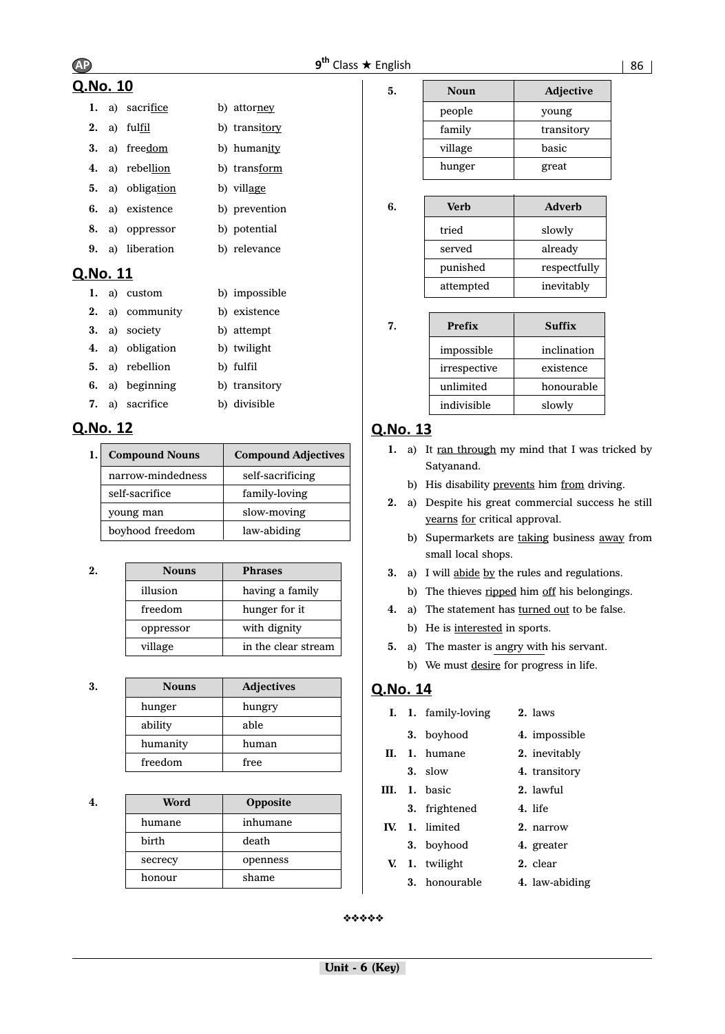## Q.No. 10

1. a) sacrifice b) attorney
2. a) fulfil b) transitory
3. a) freedom b) humanity
4. a) rebellion b) transform
5. a) obligation b) village
6. a) existence b) prevention
8. a) oppressor b) potential
9. a) liberation b) relevance

## Q.No. 11

1. a) custom b) impossible
2. a) community b) existence
3. a) society b) attempt
4. a) obligation b) twilight
5. a) rebellion b) fulfil
6. a) beginning b) transitory
7. a) sacrifice b) divisible

## Q.No. 12

1.

| Compound Nouns | Compound Adjectives |
|---|---|
| narrow-mindedness | self-sacrificing |
| self-sacrifice | family-loving |
| young man | slow-moving |
| boyhood freedom | law-abiding |

2.

| Nouns | Phrases |
|---|---|
| illusion | having a family |
| freedom | hunger for it |
| oppressor | with dignity |
| village | in the clear stream |

3.

| Nouns | Adjectives |
|---|---|
| hunger | hungry |
| ability | able |
| humanity | human |
| freedom | free |

4.

| Word | Opposite |
|---|---|
| humane | inhumane |
| birth | death |
| secrecy | openness |
| honour | shame |

5.

| Noun | Adjective |
|---|---|
| people | young |
| family | transitory |
| village | basic |
| hunger | great |

6.

| Verb | Adverb |
|---|---|
| tried | slowly |
| served | already |
| punished | respectfully |
| attempted | inevitably |

7.

| Prefix | Suffix |
|---|---|
| impossible | inclination |
| irrespective | existence |
| unlimited | honourable |
| indivisible | slowly |

## Q.No. 13

1. a) It ran through my mind that I was tricked by Satyanand.
   b) His disability prevents him from driving.
2. a) Despite his great commercial success he still yearns for critical approval.
   b) Supermarkets are taking business away from small local shops.
3. a) I will abide by the rules and regulations.
   b) The thieves ripped him off his belongings.
4. a) The statement has turned out to be false.
   b) He is interested in sports.
5. a) The master is angry with his servant.
   b) We must desire for progress in life.

## Q.No. 14

I. 1. family-loving 2. laws 3. boyhood 4. impossible

II. 1. humane 2. inevitably 3. slow 4. transitory

III. 1. basic 2. lawful 3. frightened 4. life

IV. 1. limited 2. narrow 3. boyhood 4. greater

V. 1. twilight 2. clear 3. honourable 4. law-abiding

❖❖❖❖❖